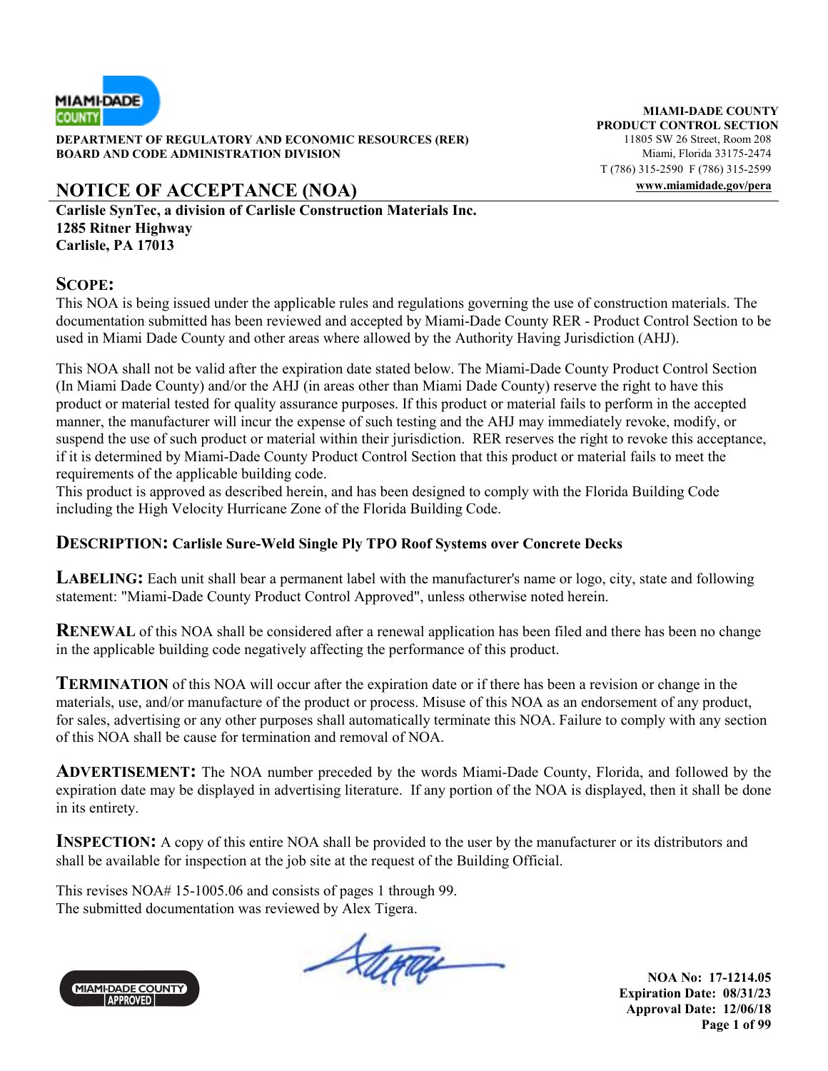**MIAMI-DADE COUNTY**
**PRODUCT CONTROL SECTION**
11805 SW 26 Street, Room 208
Miami, Florida 33175-2474
T (786) 315-2590 F (786) 315-2599
**www.miamidade.gov/pera**

**DEPARTMENT OF REGULATORY AND ECONOMIC RESOURCES (RER)**
**BOARD AND CODE ADMINISTRATION DIVISION**

# NOTICE OF ACCEPTANCE (NOA)

**Carlisle SynTec, a division of Carlisle Construction Materials Inc.**
**1285 Ritner Highway**
**Carlisle, PA 17013**

## SCOPE:

This NOA is being issued under the applicable rules and regulations governing the use of construction materials. The documentation submitted has been reviewed and accepted by Miami-Dade County RER - Product Control Section to be used in Miami Dade County and other areas where allowed by the Authority Having Jurisdiction (AHJ).

This NOA shall not be valid after the expiration date stated below. The Miami-Dade County Product Control Section (In Miami Dade County) and/or the AHJ (in areas other than Miami Dade County) reserve the right to have this product or material tested for quality assurance purposes. If this product or material fails to perform in the accepted manner, the manufacturer will incur the expense of such testing and the AHJ may immediately revoke, modify, or suspend the use of such product or material within their jurisdiction. RER reserves the right to revoke this acceptance, if it is determined by Miami-Dade County Product Control Section that this product or material fails to meet the requirements of the applicable building code.
This product is approved as described herein, and has been designed to comply with the Florida Building Code including the High Velocity Hurricane Zone of the Florida Building Code.

**DESCRIPTION: Carlisle Sure-Weld Single Ply TPO Roof Systems over Concrete Decks**

**LABELING:** Each unit shall bear a permanent label with the manufacturer's name or logo, city, state and following statement: "Miami-Dade County Product Control Approved", unless otherwise noted herein.

**RENEWAL** of this NOA shall be considered after a renewal application has been filed and there has been no change in the applicable building code negatively affecting the performance of this product.

**TERMINATION** of this NOA will occur after the expiration date or if there has been a revision or change in the materials, use, and/or manufacture of the product or process. Misuse of this NOA as an endorsement of any product, for sales, advertising or any other purposes shall automatically terminate this NOA. Failure to comply with any section of this NOA shall be cause for termination and removal of NOA.

**ADVERTISEMENT:** The NOA number preceded by the words Miami-Dade County, Florida, and followed by the expiration date may be displayed in advertising literature. If any portion of the NOA is displayed, then it shall be done in its entirety.

**INSPECTION:** A copy of this entire NOA shall be provided to the user by the manufacturer or its distributors and shall be available for inspection at the job site at the request of the Building Official.

This revises NOA# 15-1005.06 and consists of pages 1 through 99.
The submitted documentation was reviewed by Alex Tigera.

**NOA No: 17-1214.05**
**Expiration Date: 08/31/23**
**Approval Date: 12/06/18**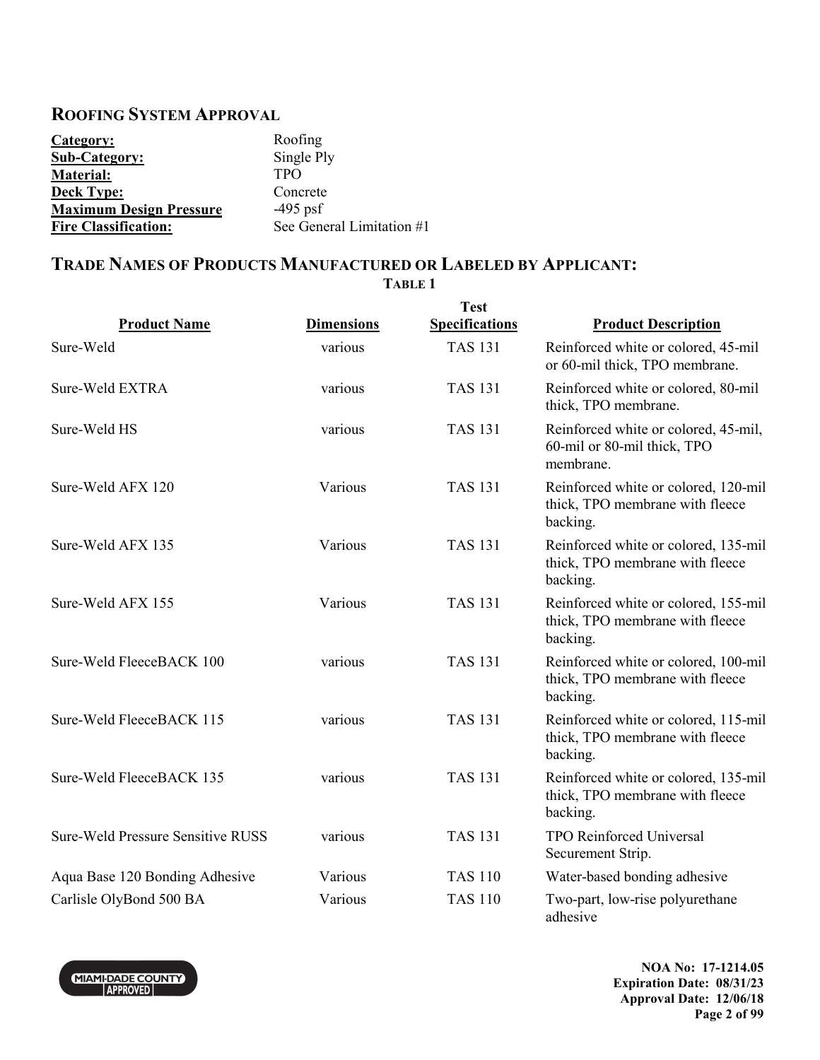## ROOFING SYSTEM APPROVAL

| | |
|---|---|
| **Category:** | Roofing |
| **Sub-Category:** | Single Ply |
| **Material:** | TPO |
| **Deck Type:** | Concrete |
| **Maximum Design Pressure** | -495 psf |
| **Fire Classification:** | See General Limitation #1 |

## TRADE NAMES OF PRODUCTS MANUFACTURED OR LABELED BY APPLICANT:

**TABLE 1**

| Product Name | Dimensions | Test Specifications | Product Description |
|---|---|---|---|
| Sure-Weld | various | TAS 131 | Reinforced white or colored, 45-mil or 60-mil thick, TPO membrane. |
| Sure-Weld EXTRA | various | TAS 131 | Reinforced white or colored, 80-mil thick, TPO membrane. |
| Sure-Weld HS | various | TAS 131 | Reinforced white or colored, 45-mil, 60-mil or 80-mil thick, TPO membrane. |
| Sure-Weld AFX 120 | Various | TAS 131 | Reinforced white or colored, 120-mil thick, TPO membrane with fleece backing. |
| Sure-Weld AFX 135 | Various | TAS 131 | Reinforced white or colored, 135-mil thick, TPO membrane with fleece backing. |
| Sure-Weld AFX 155 | Various | TAS 131 | Reinforced white or colored, 155-mil thick, TPO membrane with fleece backing. |
| Sure-Weld FleeceBACK 100 | various | TAS 131 | Reinforced white or colored, 100-mil thick, TPO membrane with fleece backing. |
| Sure-Weld FleeceBACK 115 | various | TAS 131 | Reinforced white or colored, 115-mil thick, TPO membrane with fleece backing. |
| Sure-Weld FleeceBACK 135 | various | TAS 131 | Reinforced white or colored, 135-mil thick, TPO membrane with fleece backing. |
| Sure-Weld Pressure Sensitive RUSS | various | TAS 131 | TPO Reinforced Universal Securement Strip. |
| Aqua Base 120 Bonding Adhesive | Various | TAS 110 | Water-based bonding adhesive |
| Carlisle OlyBond 500 BA | Various | TAS 110 | Two-part, low-rise polyurethane adhesive |

**NOA No: 17-1214.05**
**Expiration Date: 08/31/23**
**Approval Date: 12/06/18**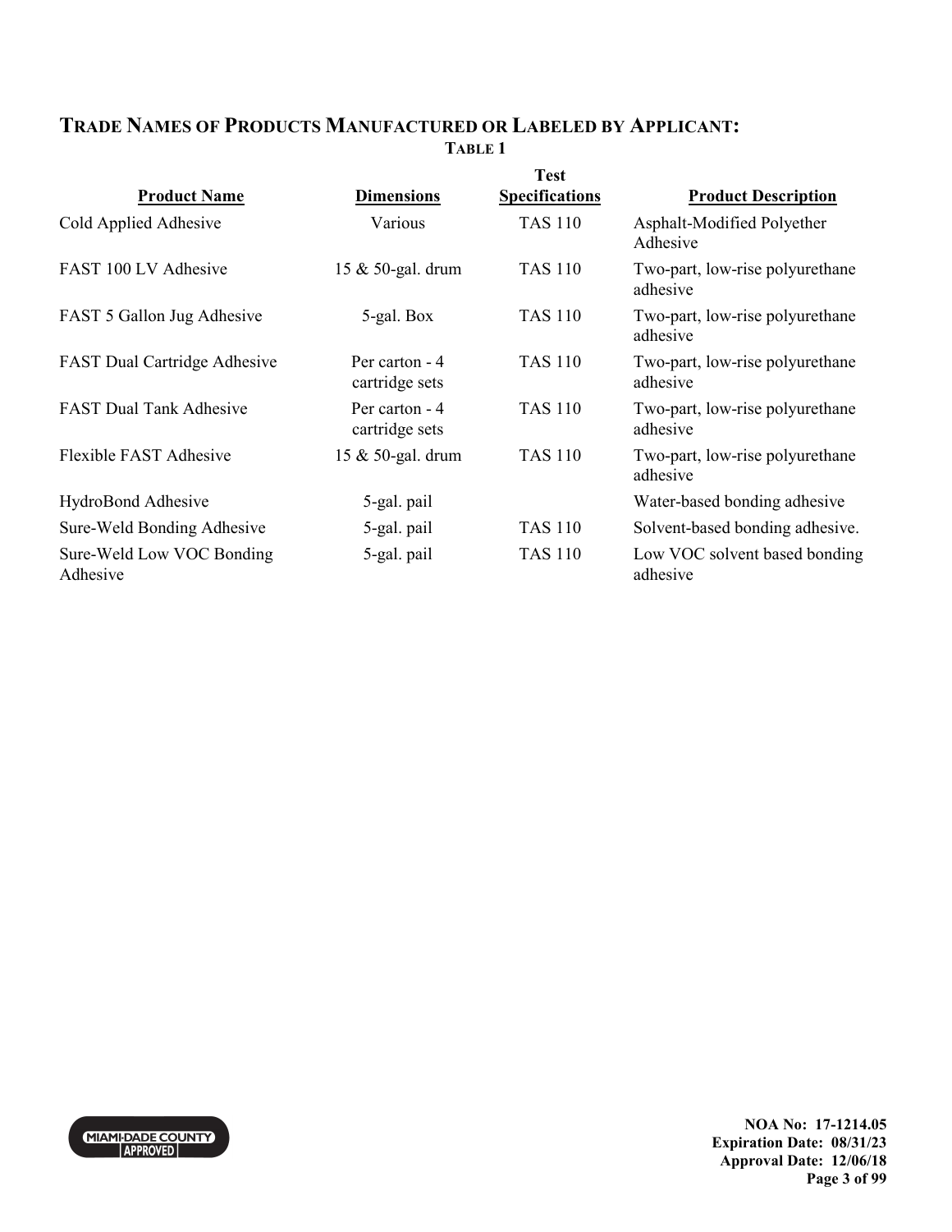## TRADE NAMES OF PRODUCTS MANUFACTURED OR LABELED BY APPLICANT:

**TABLE 1**

| Product Name | Dimensions | Test Specifications | Product Description |
|---|---|---|---|
| Cold Applied Adhesive | Various | TAS 110 | Asphalt-Modified Polyether Adhesive |
| FAST 100 LV Adhesive | 15 & 50-gal. drum | TAS 110 | Two-part, low-rise polyurethane adhesive |
| FAST 5 Gallon Jug Adhesive | 5-gal. Box | TAS 110 | Two-part, low-rise polyurethane adhesive |
| FAST Dual Cartridge Adhesive | Per carton - 4 cartridge sets | TAS 110 | Two-part, low-rise polyurethane adhesive |
| FAST Dual Tank Adhesive | Per carton - 4 cartridge sets | TAS 110 | Two-part, low-rise polyurethane adhesive |
| Flexible FAST Adhesive | 15 & 50-gal. drum | TAS 110 | Two-part, low-rise polyurethane adhesive |
| HydroBond Adhesive | 5-gal. pail | | Water-based bonding adhesive |
| Sure-Weld Bonding Adhesive | 5-gal. pail | TAS 110 | Solvent-based bonding adhesive. |
| Sure-Weld Low VOC Bonding Adhesive | 5-gal. pail | TAS 110 | Low VOC solvent based bonding adhesive |

NOA No: 17-1214.05
Expiration Date: 08/31/23
Approval Date: 12/06/18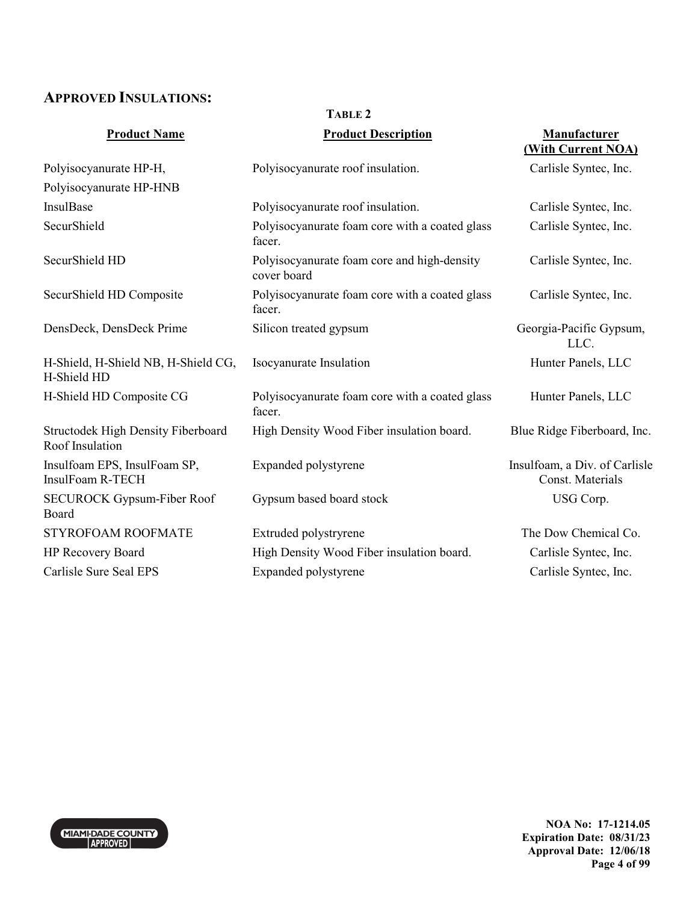## APPROVED INSULATIONS:

**TABLE 2**

| Product Name | Product Description | Manufacturer (With Current NOA) |
|---|---|---|
| Polyisocyanurate HP-H, Polyisocyanurate HP-HNB | Polyisocyanurate roof insulation. | Carlisle Syntec, Inc. |
| InsulBase | Polyisocyanurate roof insulation. | Carlisle Syntec, Inc. |
| SecurShield | Polyisocyanurate foam core with a coated glass facer. | Carlisle Syntec, Inc. |
| SecurShield HD | Polyisocyanurate foam core and high-density cover board | Carlisle Syntec, Inc. |
| SecurShield HD Composite | Polyisocyanurate foam core with a coated glass facer. | Carlisle Syntec, Inc. |
| DensDeck, DensDeck Prime | Silicon treated gypsum | Georgia-Pacific Gypsum, LLC. |
| H-Shield, H-Shield NB, H-Shield CG, H-Shield HD | Isocyanurate Insulation | Hunter Panels, LLC |
| H-Shield HD Composite CG | Polyisocyanurate foam core with a coated glass facer. | Hunter Panels, LLC |
| Structodek High Density Fiberboard Roof Insulation | High Density Wood Fiber insulation board. | Blue Ridge Fiberboard, Inc. |
| Insulfoam EPS, InsulFoam SP, InsulFoam R-TECH | Expanded polystyrene | Insulfoam, a Div. of Carlisle Const. Materials |
| SECUROCK Gypsum-Fiber Roof Board | Gypsum based board stock | USG Corp. |
| STYROFOAM ROOFMATE | Extruded polystryrene | The Dow Chemical Co. |
| HP Recovery Board | High Density Wood Fiber insulation board. | Carlisle Syntec, Inc. |
| Carlisle Sure Seal EPS | Expanded polystyrene | Carlisle Syntec, Inc. |

**NOA No: 17-1214.05**
**Expiration Date: 08/31/23**
**Approval Date: 12/06/18**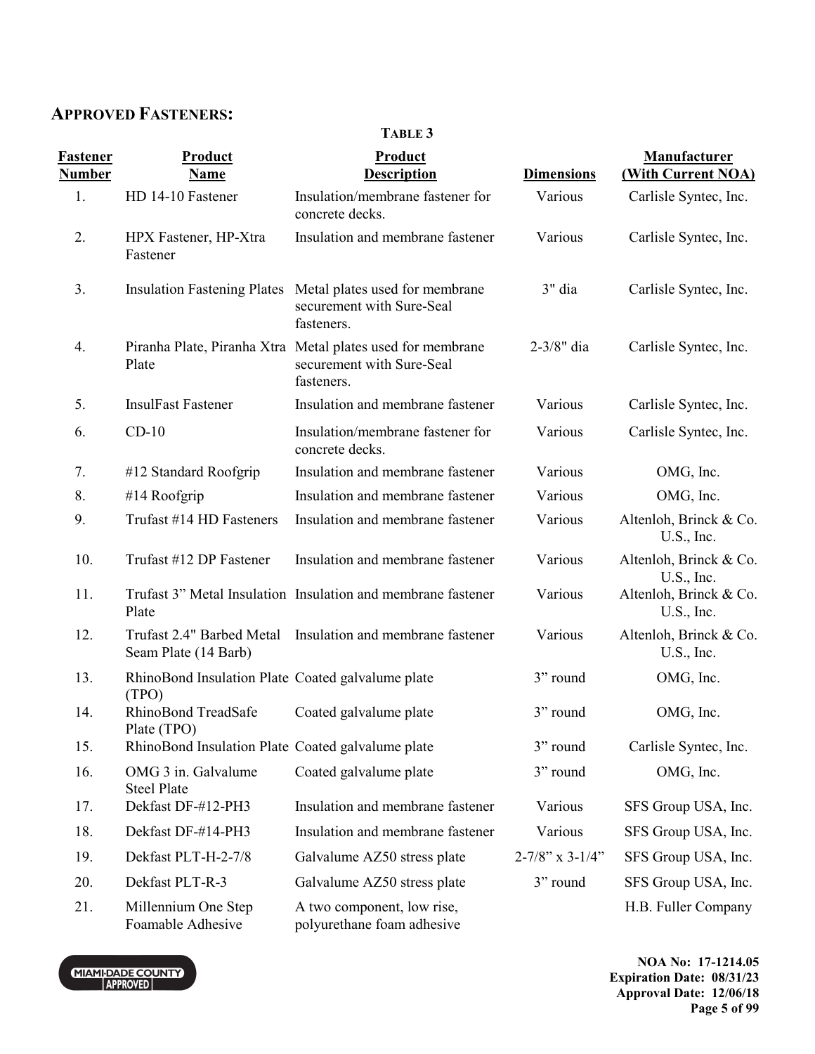## APPROVED FASTENERS:

**TABLE 3**

| Fastener Number | Product Name | Product Description | Dimensions | Manufacturer (With Current NOA) |
|---|---|---|---|---|
| 1. | HD 14-10 Fastener | Insulation/membrane fastener for concrete decks. | Various | Carlisle Syntec, Inc. |
| 2. | HPX Fastener, HP-Xtra Fastener | Insulation and membrane fastener | Various | Carlisle Syntec, Inc. |
| 3. | Insulation Fastening Plates | Metal plates used for membrane securement with Sure-Seal fasteners. | 3" dia | Carlisle Syntec, Inc. |
| 4. | Piranha Plate, Piranha Xtra Plate | Metal plates used for membrane securement with Sure-Seal fasteners. | 2-3/8" dia | Carlisle Syntec, Inc. |
| 5. | InsulFast Fastener | Insulation and membrane fastener | Various | Carlisle Syntec, Inc. |
| 6. | CD-10 | Insulation/membrane fastener for concrete decks. | Various | Carlisle Syntec, Inc. |
| 7. | #12 Standard Roofgrip | Insulation and membrane fastener | Various | OMG, Inc. |
| 8. | #14 Roofgrip | Insulation and membrane fastener | Various | OMG, Inc. |
| 9. | Trufast #14 HD Fasteners | Insulation and membrane fastener | Various | Altenloh, Brinck & Co. U.S., Inc. |
| 10. | Trufast #12 DP Fastener | Insulation and membrane fastener | Various | Altenloh, Brinck & Co. U.S., Inc. |
| 11. | Trufast 3" Metal Insulation Plate | Insulation and membrane fastener | Various | Altenloh, Brinck & Co. U.S., Inc. |
| 12. | Trufast 2.4" Barbed Metal Seam Plate (14 Barb) | Insulation and membrane fastener | Various | Altenloh, Brinck & Co. U.S., Inc. |
| 13. | RhinoBond Insulation Plate (TPO) | Coated galvalume plate | 3" round | OMG, Inc. |
| 14. | RhinoBond TreadSafe Plate (TPO) | Coated galvalume plate | 3" round | OMG, Inc. |
| 15. | RhinoBond Insulation Plate | Coated galvalume plate | 3" round | Carlisle Syntec, Inc. |
| 16. | OMG 3 in. Galvalume Steel Plate | Coated galvalume plate | 3" round | OMG, Inc. |
| 17. | Dekfast DF-#12-PH3 | Insulation and membrane fastener | Various | SFS Group USA, Inc. |
| 18. | Dekfast DF-#14-PH3 | Insulation and membrane fastener | Various | SFS Group USA, Inc. |
| 19. | Dekfast PLT-H-2-7/8 | Galvalume AZ50 stress plate | 2-7/8" x 3-1/4" | SFS Group USA, Inc. |
| 20. | Dekfast PLT-R-3 | Galvalume AZ50 stress plate | 3" round | SFS Group USA, Inc. |
| 21. | Millennium One Step Foamable Adhesive | A two component, low rise, polyurethane foam adhesive | | H.B. Fuller Company |

MIAMI-DADE COUNTY APPROVED

**NOA No: 17-1214.05**
**Expiration Date: 08/31/23**
**Approval Date: 12/06/18**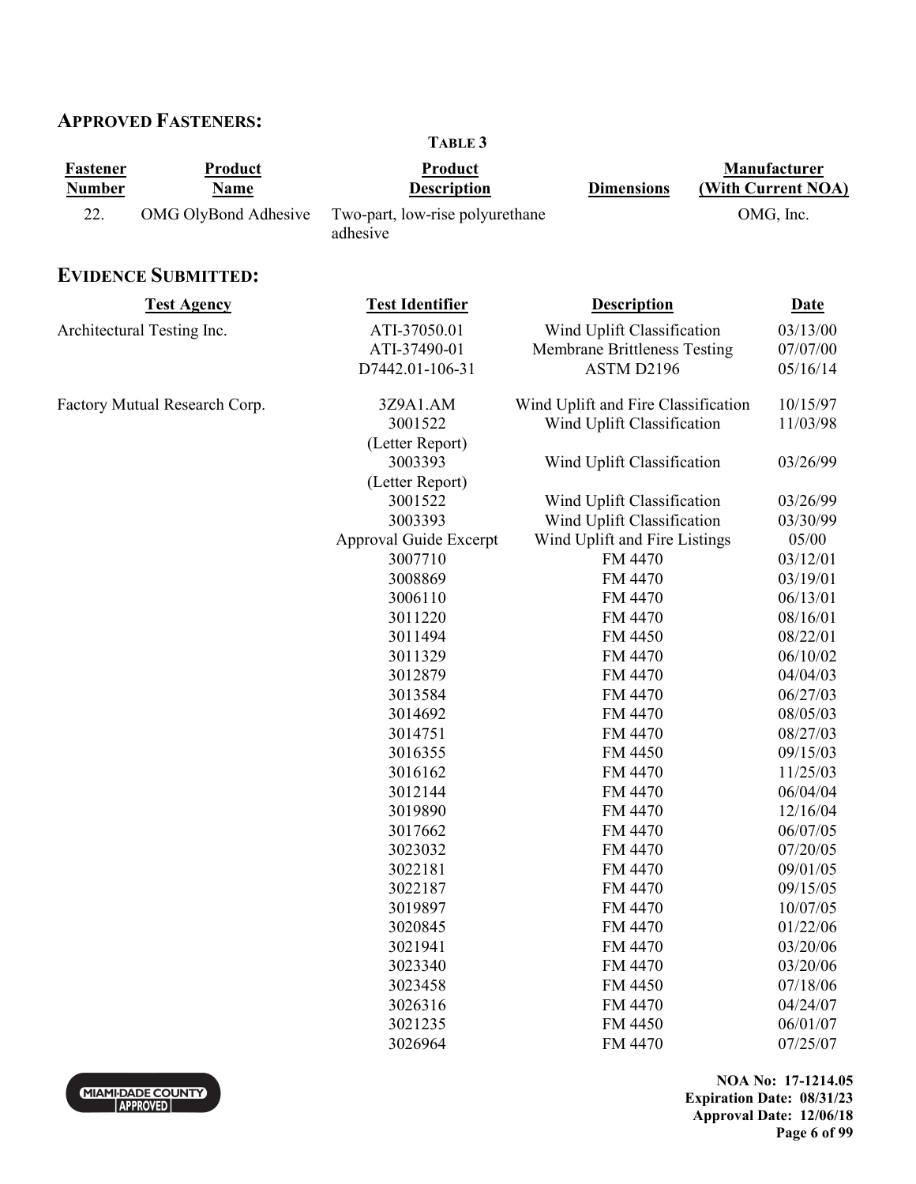## APPROVED FASTENERS:

**TABLE 3**

| Fastener Number | Product Name | Product Description | Dimensions | Manufacturer (With Current NOA) |
|---|---|---|---|---|
| 22. | OMG OlyBond Adhesive | Two-part, low-rise polyurethane adhesive | | OMG, Inc. |

## EVIDENCE SUBMITTED:

| Test Agency | Test Identifier | Description | Date |
|---|---|---|---|
| Architectural Testing Inc. | ATI-37050.01 | Wind Uplift Classification | 03/13/00 |
| | ATI-37490-01 | Membrane Brittleness Testing | 07/07/00 |
| | D7442.01-106-31 | ASTM D2196 | 05/16/14 |
| Factory Mutual Research Corp. | 3Z9A1.AM | Wind Uplift and Fire Classification | 10/15/97 |
| | 3001522 (Letter Report) | Wind Uplift Classification | 11/03/98 |
| | 3003393 (Letter Report) | Wind Uplift Classification | 03/26/99 |
| | 3001522 | Wind Uplift Classification | 03/26/99 |
| | 3003393 | Wind Uplift Classification | 03/30/99 |
| | Approval Guide Excerpt | Wind Uplift and Fire Listings | 05/00 |
| | 3007710 | FM 4470 | 03/12/01 |
| | 3008869 | FM 4470 | 03/19/01 |
| | 3006110 | FM 4470 | 06/13/01 |
| | 3011220 | FM 4470 | 08/16/01 |
| | 3011494 | FM 4450 | 08/22/01 |
| | 3011329 | FM 4470 | 06/10/02 |
| | 3012879 | FM 4470 | 04/04/03 |
| | 3013584 | FM 4470 | 06/27/03 |
| | 3014692 | FM 4470 | 08/05/03 |
| | 3014751 | FM 4470 | 08/27/03 |
| | 3016355 | FM 4450 | 09/15/03 |
| | 3016162 | FM 4470 | 11/25/03 |
| | 3012144 | FM 4470 | 06/04/04 |
| | 3019890 | FM 4470 | 12/16/04 |
| | 3017662 | FM 4470 | 06/07/05 |
| | 3023032 | FM 4470 | 07/20/05 |
| | 3022181 | FM 4470 | 09/01/05 |
| | 3022187 | FM 4470 | 09/15/05 |
| | 3019897 | FM 4470 | 10/07/05 |
| | 3020845 | FM 4470 | 01/22/06 |
| | 3021941 | FM 4470 | 03/20/06 |
| | 3023340 | FM 4470 | 03/20/06 |
| | 3023458 | FM 4450 | 07/18/06 |
| | 3026316 | FM 4470 | 04/24/07 |
| | 3021235 | FM 4450 | 06/01/07 |
| | 3026964 | FM 4470 | 07/25/07 |

NOA No: 17-1214.05
Expiration Date: 08/31/23
Approval Date: 12/06/18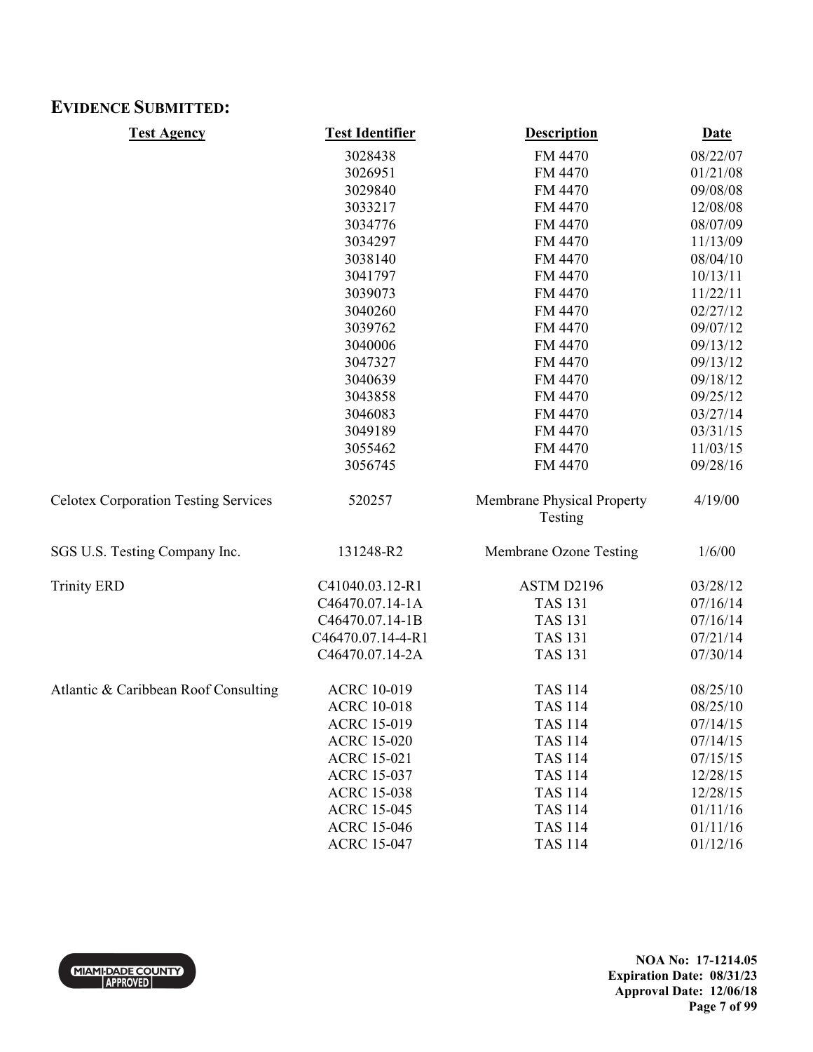## EVIDENCE SUBMITTED:

| Test Agency | Test Identifier | Description | Date |
|---|---|---|---|
| | 3028438 | FM 4470 | 08/22/07 |
| | 3026951 | FM 4470 | 01/21/08 |
| | 3029840 | FM 4470 | 09/08/08 |
| | 3033217 | FM 4470 | 12/08/08 |
| | 3034776 | FM 4470 | 08/07/09 |
| | 3034297 | FM 4470 | 11/13/09 |
| | 3038140 | FM 4470 | 08/04/10 |
| | 3041797 | FM 4470 | 10/13/11 |
| | 3039073 | FM 4470 | 11/22/11 |
| | 3040260 | FM 4470 | 02/27/12 |
| | 3039762 | FM 4470 | 09/07/12 |
| | 3040006 | FM 4470 | 09/13/12 |
| | 3047327 | FM 4470 | 09/13/12 |
| | 3040639 | FM 4470 | 09/18/12 |
| | 3043858 | FM 4470 | 09/25/12 |
| | 3046083 | FM 4470 | 03/27/14 |
| | 3049189 | FM 4470 | 03/31/15 |
| | 3055462 | FM 4470 | 11/03/15 |
| | 3056745 | FM 4470 | 09/28/16 |
| Celotex Corporation Testing Services | 520257 | Membrane Physical Property Testing | 4/19/00 |
| SGS U.S. Testing Company Inc. | 131248-R2 | Membrane Ozone Testing | 1/6/00 |
| Trinity ERD | C41040.03.12-R1 | ASTM D2196 | 03/28/12 |
| | C46470.07.14-1A | TAS 131 | 07/16/14 |
| | C46470.07.14-1B | TAS 131 | 07/16/14 |
| | C46470.07.14-4-R1 | TAS 131 | 07/21/14 |
| | C46470.07.14-2A | TAS 131 | 07/30/14 |
| Atlantic & Caribbean Roof Consulting | ACRC 10-019 | TAS 114 | 08/25/10 |
| | ACRC 10-018 | TAS 114 | 08/25/10 |
| | ACRC 15-019 | TAS 114 | 07/14/15 |
| | ACRC 15-020 | TAS 114 | 07/14/15 |
| | ACRC 15-021 | TAS 114 | 07/15/15 |
| | ACRC 15-037 | TAS 114 | 12/28/15 |
| | ACRC 15-038 | TAS 114 | 12/28/15 |
| | ACRC 15-045 | TAS 114 | 01/11/16 |
| | ACRC 15-046 | TAS 114 | 01/11/16 |
| | ACRC 15-047 | TAS 114 | 01/12/16 |

**NOA No: 17-1214.05**
**Expiration Date: 08/31/23**
**Approval Date: 12/06/18**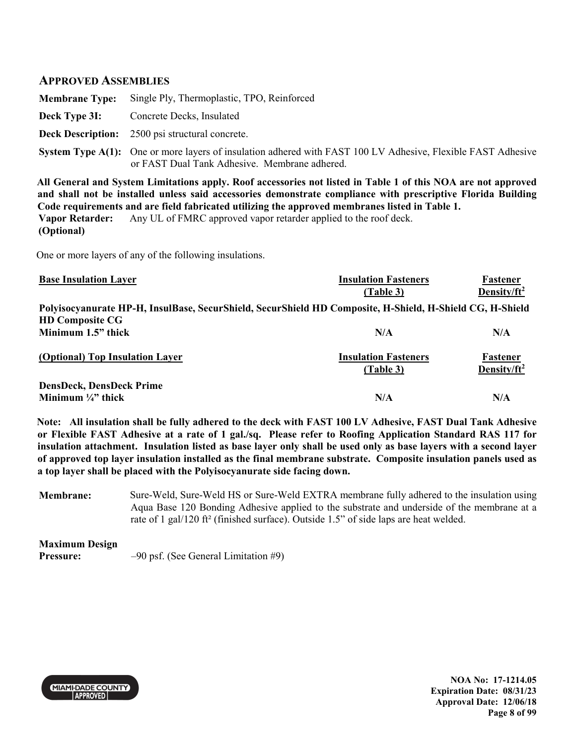## APPROVED ASSEMBLIES

**Membrane Type:** Single Ply, Thermoplastic, TPO, Reinforced

**Deck Type 3I:** Concrete Decks, Insulated

**Deck Description:** 2500 psi structural concrete.

**System Type A(1):** One or more layers of insulation adhered with FAST 100 LV Adhesive, Flexible FAST Adhesive or FAST Dual Tank Adhesive. Membrane adhered.

**All General and System Limitations apply. Roof accessories not listed in Table 1 of this NOA are not approved and shall not be installed unless said accessories demonstrate compliance with prescriptive Florida Building Code requirements and are field fabricated utilizing the approved membranes listed in Table 1.**

**Vapor Retarder: (Optional)** Any UL of FMRC approved vapor retarder applied to the roof deck.

One or more layers of any of the following insulations.

| Base Insulation Layer | Insulation Fasteners (Table 3) | Fastener Density/ft$^2$ |
|---|---|---|
| **Polyisocyanurate HP-H, InsulBase, SecurShield, SecurShield HD Composite, H-Shield, H-Shield CG, H-Shield HD Composite CG** | | |
| **Minimum 1.5" thick** | **N/A** | **N/A** |

| (Optional) Top Insulation Layer | Insulation Fasteners (Table 3) | Fastener Density/ft$^2$ |
|---|---|---|
| **DensDeck, DensDeck Prime** | | |
| **Minimum ¼" thick** | **N/A** | **N/A** |

**Note: All insulation shall be fully adhered to the deck with FAST 100 LV Adhesive, FAST Dual Tank Adhesive or Flexible FAST Adhesive at a rate of 1 gal./sq. Please refer to Roofing Application Standard RAS 117 for insulation attachment. Insulation listed as base layer only shall be used only as base layers with a second layer of approved top layer insulation installed as the final membrane substrate. Composite insulation panels used as a top layer shall be placed with the Polyisocyanurate side facing down.**

**Membrane:** Sure-Weld, Sure-Weld HS or Sure-Weld EXTRA membrane fully adhered to the insulation using Aqua Base 120 Bonding Adhesive applied to the substrate and underside of the membrane at a rate of 1 gal/120 ft² (finished surface). Outside 1.5" of side laps are heat welded.

**Maximum Design Pressure:** –90 psf. (See General Limitation #9)

NOA No: 17-1214.05
Expiration Date: 08/31/23
Approval Date: 12/06/18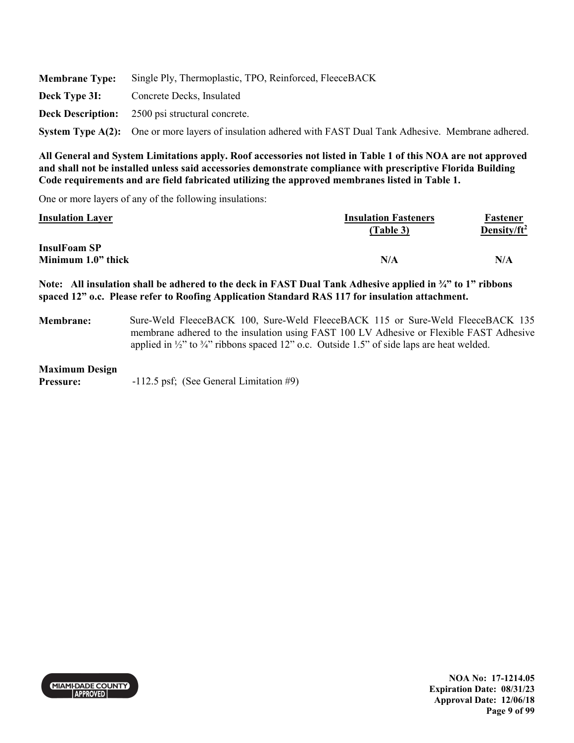**Membrane Type:** Single Ply, Thermoplastic, TPO, Reinforced, FleeceBACK

**Deck Type 3I:** Concrete Decks, Insulated

**Deck Description:** 2500 psi structural concrete.

**System Type A(2):** One or more layers of insulation adhered with FAST Dual Tank Adhesive. Membrane adhered.

**All General and System Limitations apply. Roof accessories not listed in Table 1 of this NOA are not approved and shall not be installed unless said accessories demonstrate compliance with prescriptive Florida Building Code requirements and are field fabricated utilizing the approved membranes listed in Table 1.**

One or more layers of any of the following insulations:

| Insulation Layer | Insulation Fasteners (Table 3) | Fastener Density/ft$^2$ |
|---|---|---|
| **InsulFoam SP Minimum 1.0" thick** | **N/A** | **N/A** |

**Note: All insulation shall be adhered to the deck in FAST Dual Tank Adhesive applied in ¾" to 1" ribbons spaced 12" o.c. Please refer to Roofing Application Standard RAS 117 for insulation attachment.**

**Membrane:** Sure-Weld FleeceBACK 100, Sure-Weld FleeceBACK 115 or Sure-Weld FleeceBACK 135 membrane adhered to the insulation using FAST 100 LV Adhesive or Flexible FAST Adhesive applied in ½" to ¾" ribbons spaced 12" o.c. Outside 1.5" of side laps are heat welded.

**Maximum Design Pressure:** -112.5 psf; (See General Limitation #9)

NOA No: 17-1214.05
Expiration Date: 08/31/23
Approval Date: 12/06/18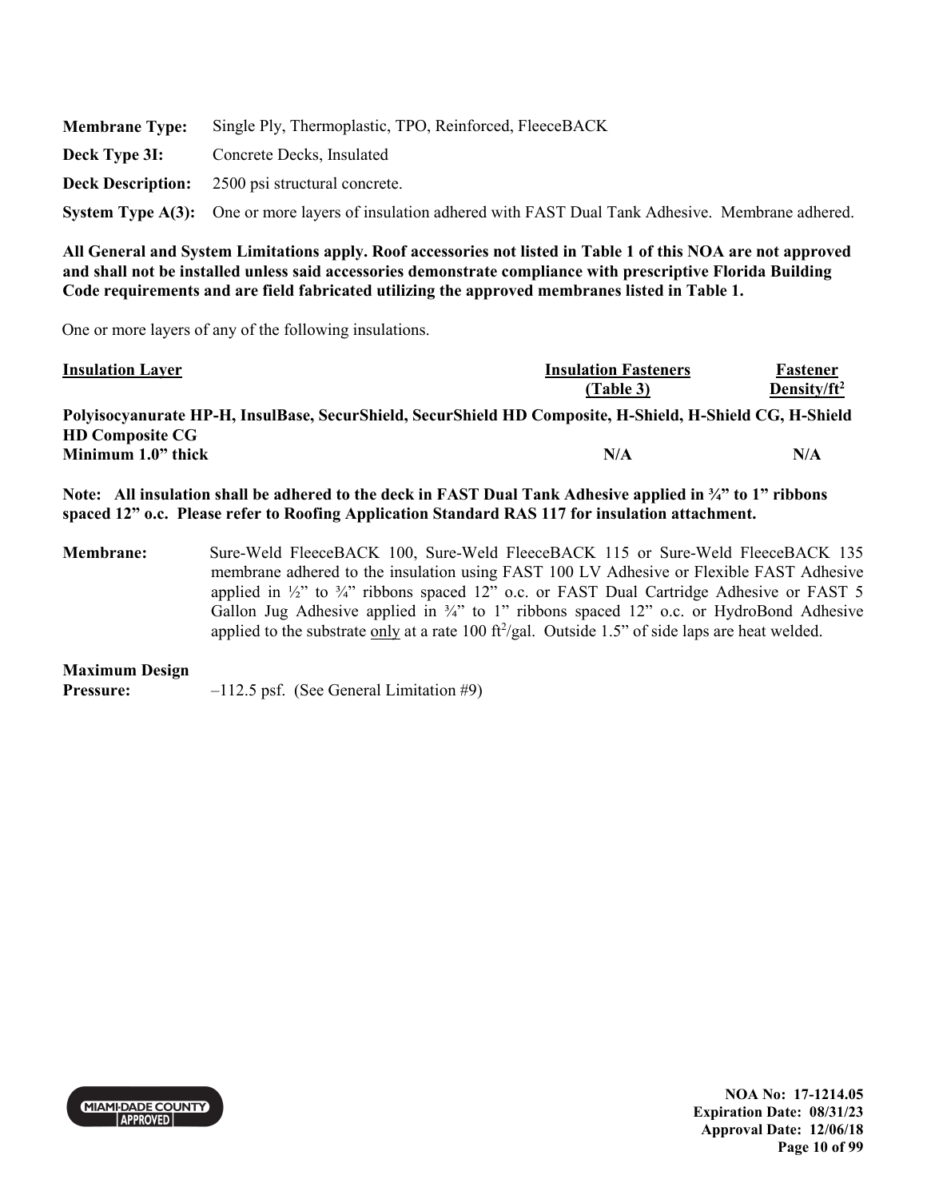**Membrane Type:** Single Ply, Thermoplastic, TPO, Reinforced, FleeceBACK

**Deck Type 3I:** Concrete Decks, Insulated

**Deck Description:** 2500 psi structural concrete.

**System Type A(3):** One or more layers of insulation adhered with FAST Dual Tank Adhesive. Membrane adhered.

**All General and System Limitations apply. Roof accessories not listed in Table 1 of this NOA are not approved and shall not be installed unless said accessories demonstrate compliance with prescriptive Florida Building Code requirements and are field fabricated utilizing the approved membranes listed in Table 1.**

One or more layers of any of the following insulations.

| Insulation Layer | Insulation Fasteners (Table 3) | Fastener Density/ft$^2$ |
|---|---|---|
| **Polyisocyanurate HP-H, InsulBase, SecurShield, SecurShield HD Composite, H-Shield, H-Shield CG, H-Shield HD Composite CG** | | |
| **Minimum 1.0" thick** | **N/A** | **N/A** |

**Note: All insulation shall be adhered to the deck in FAST Dual Tank Adhesive applied in ¾" to 1" ribbons spaced 12" o.c. Please refer to Roofing Application Standard RAS 117 for insulation attachment.**

**Membrane:** Sure-Weld FleeceBACK 100, Sure-Weld FleeceBACK 115 or Sure-Weld FleeceBACK 135 membrane adhered to the insulation using FAST 100 LV Adhesive or Flexible FAST Adhesive applied in ½" to ¾" ribbons spaced 12" o.c. or FAST Dual Cartridge Adhesive or FAST 5 Gallon Jug Adhesive applied in ¾" to 1" ribbons spaced 12" o.c. or HydroBond Adhesive applied to the substrate only at a rate 100 ft$^2$/gal. Outside 1.5" of side laps are heat welded.

**Maximum Design Pressure:** –112.5 psf. (See General Limitation #9)

NOA No: 17-1214.05
Expiration Date: 08/31/23
Approval Date: 12/06/18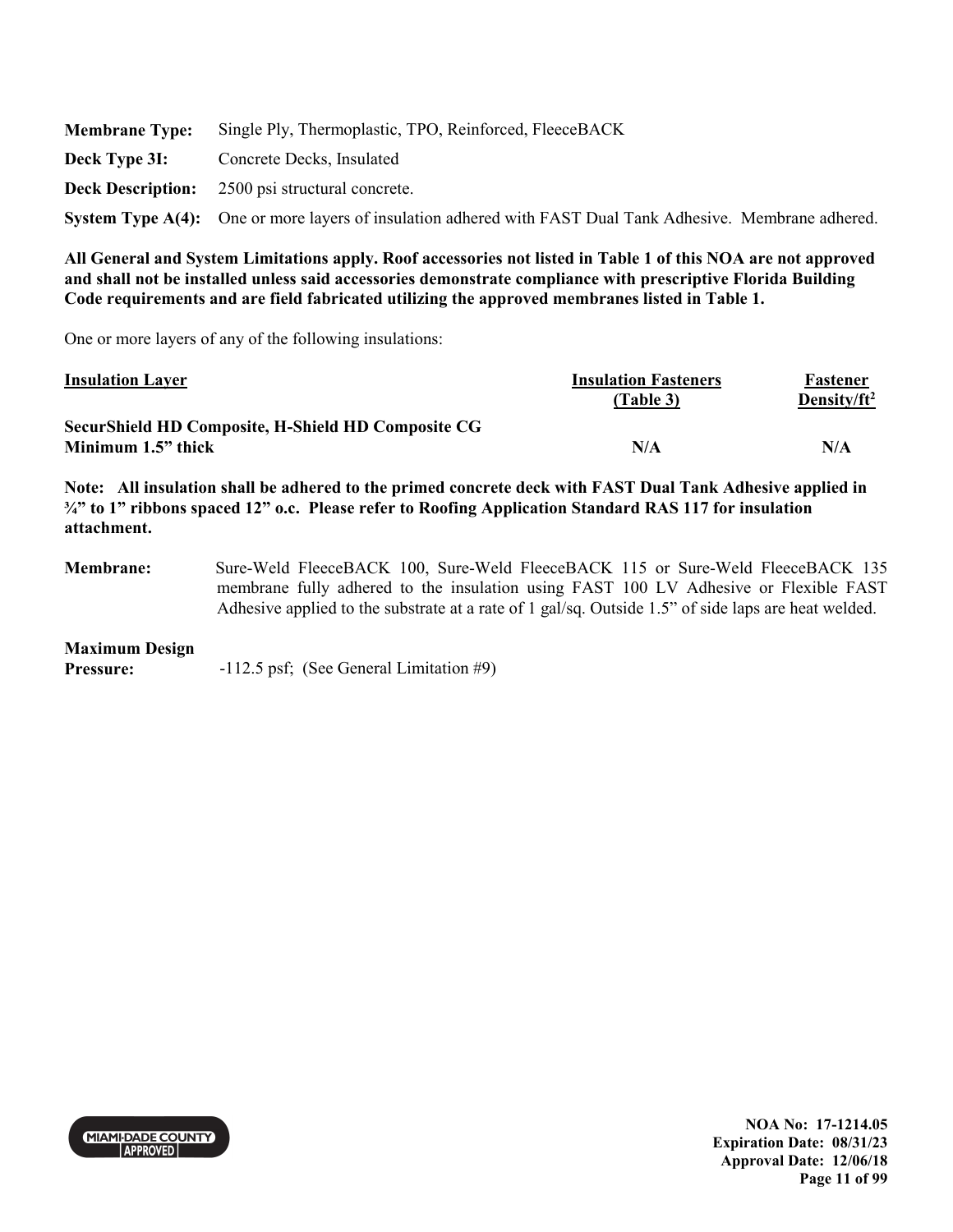**Membrane Type:** Single Ply, Thermoplastic, TPO, Reinforced, FleeceBACK

**Deck Type 3I:** Concrete Decks, Insulated

**Deck Description:** 2500 psi structural concrete.

**System Type A(4):** One or more layers of insulation adhered with FAST Dual Tank Adhesive. Membrane adhered.

**All General and System Limitations apply. Roof accessories not listed in Table 1 of this NOA are not approved and shall not be installed unless said accessories demonstrate compliance with prescriptive Florida Building Code requirements and are field fabricated utilizing the approved membranes listed in Table 1.**

One or more layers of any of the following insulations:

| Insulation Layer | Insulation Fasteners (Table 3) | Fastener Density/ft² |
|---|---|---|
| **SecurShield HD Composite, H-Shield HD Composite CG Minimum 1.5" thick** | **N/A** | **N/A** |

**Note: All insulation shall be adhered to the primed concrete deck with FAST Dual Tank Adhesive applied in ¾" to 1" ribbons spaced 12" o.c. Please refer to Roofing Application Standard RAS 117 for insulation attachment.**

**Membrane:** Sure-Weld FleeceBACK 100, Sure-Weld FleeceBACK 115 or Sure-Weld FleeceBACK 135 membrane fully adhered to the insulation using FAST 100 LV Adhesive or Flexible FAST Adhesive applied to the substrate at a rate of 1 gal/sq. Outside 1.5" of side laps are heat welded.

**Maximum Design Pressure:** -112.5 psf; (See General Limitation #9)

NOA No: 17-1214.05
Expiration Date: 08/31/23
Approval Date: 12/06/18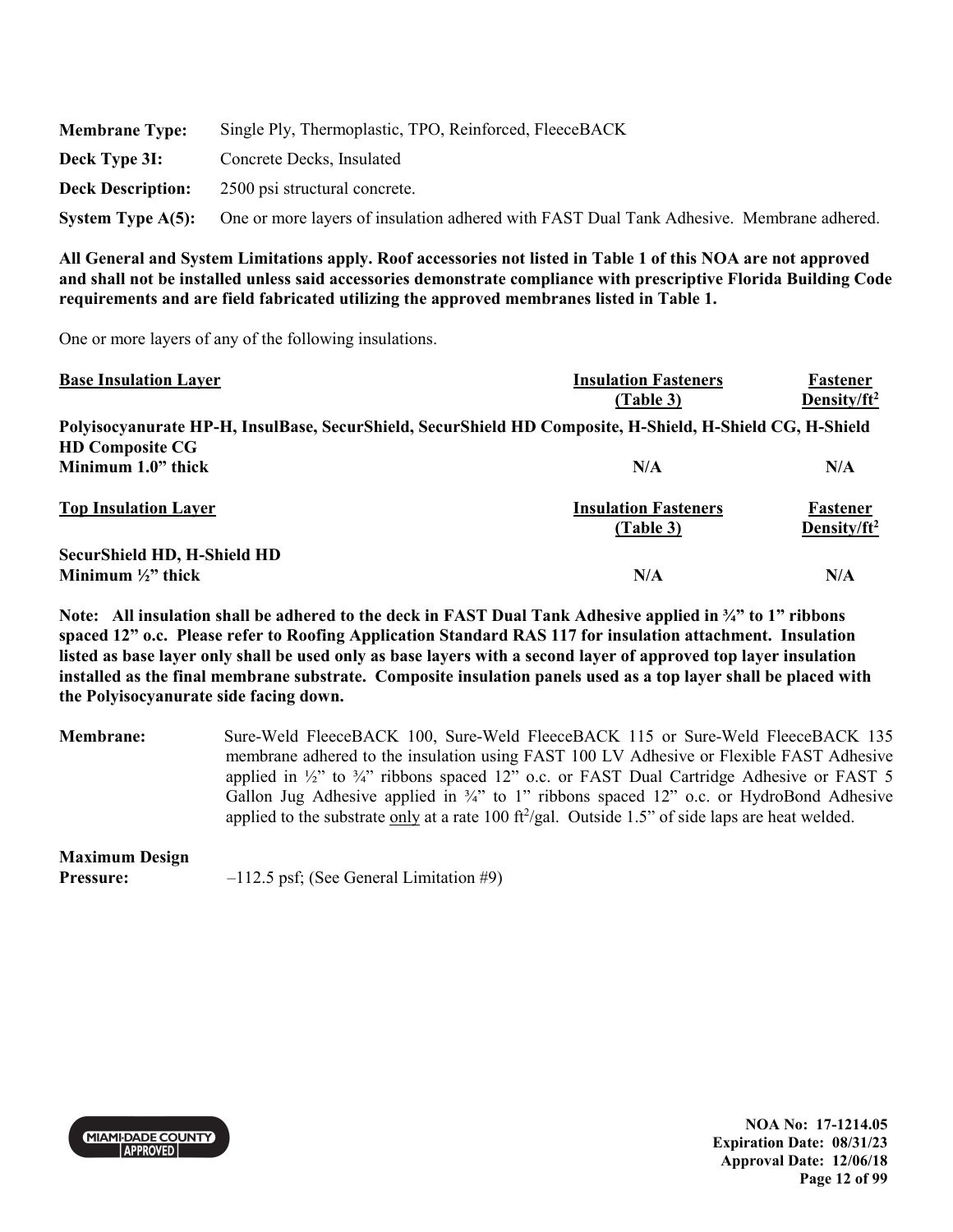**Membrane Type:** Single Ply, Thermoplastic, TPO, Reinforced, FleeceBACK

**Deck Type 3I:** Concrete Decks, Insulated

**Deck Description:** 2500 psi structural concrete.

**System Type A(5):** One or more layers of insulation adhered with FAST Dual Tank Adhesive. Membrane adhered.

**All General and System Limitations apply. Roof accessories not listed in Table 1 of this NOA are not approved and shall not be installed unless said accessories demonstrate compliance with prescriptive Florida Building Code requirements and are field fabricated utilizing the approved membranes listed in Table 1.**

One or more layers of any of the following insulations.

| Base Insulation Layer | Insulation Fasteners (Table 3) | Fastener Density/ft² |
|---|---|---|
| **Polyisocyanurate HP-H, InsulBase, SecurShield, SecurShield HD Composite, H-Shield, H-Shield CG, H-Shield HD Composite CG** | | |
| **Minimum 1.0" thick** | **N/A** | **N/A** |

| Top Insulation Layer | Insulation Fasteners (Table 3) | Fastener Density/ft² |
|---|---|---|
| **SecurShield HD, H-Shield HD** | | |
| **Minimum ½" thick** | **N/A** | **N/A** |

**Note: All insulation shall be adhered to the deck in FAST Dual Tank Adhesive applied in ¾" to 1" ribbons spaced 12" o.c. Please refer to Roofing Application Standard RAS 117 for insulation attachment. Insulation listed as base layer only shall be used only as base layers with a second layer of approved top layer insulation installed as the final membrane substrate. Composite insulation panels used as a top layer shall be placed with the Polyisocyanurate side facing down.**

**Membrane:** Sure-Weld FleeceBACK 100, Sure-Weld FleeceBACK 115 or Sure-Weld FleeceBACK 135 membrane adhered to the insulation using FAST 100 LV Adhesive or Flexible FAST Adhesive applied in ½" to ¾" ribbons spaced 12" o.c. or FAST Dual Cartridge Adhesive or FAST 5 Gallon Jug Adhesive applied in ¾" to 1" ribbons spaced 12" o.c. or HydroBond Adhesive applied to the substrate only at a rate 100 ft²/gal. Outside 1.5" of side laps are heat welded.

**Maximum Design Pressure:** –112.5 psf; (See General Limitation #9)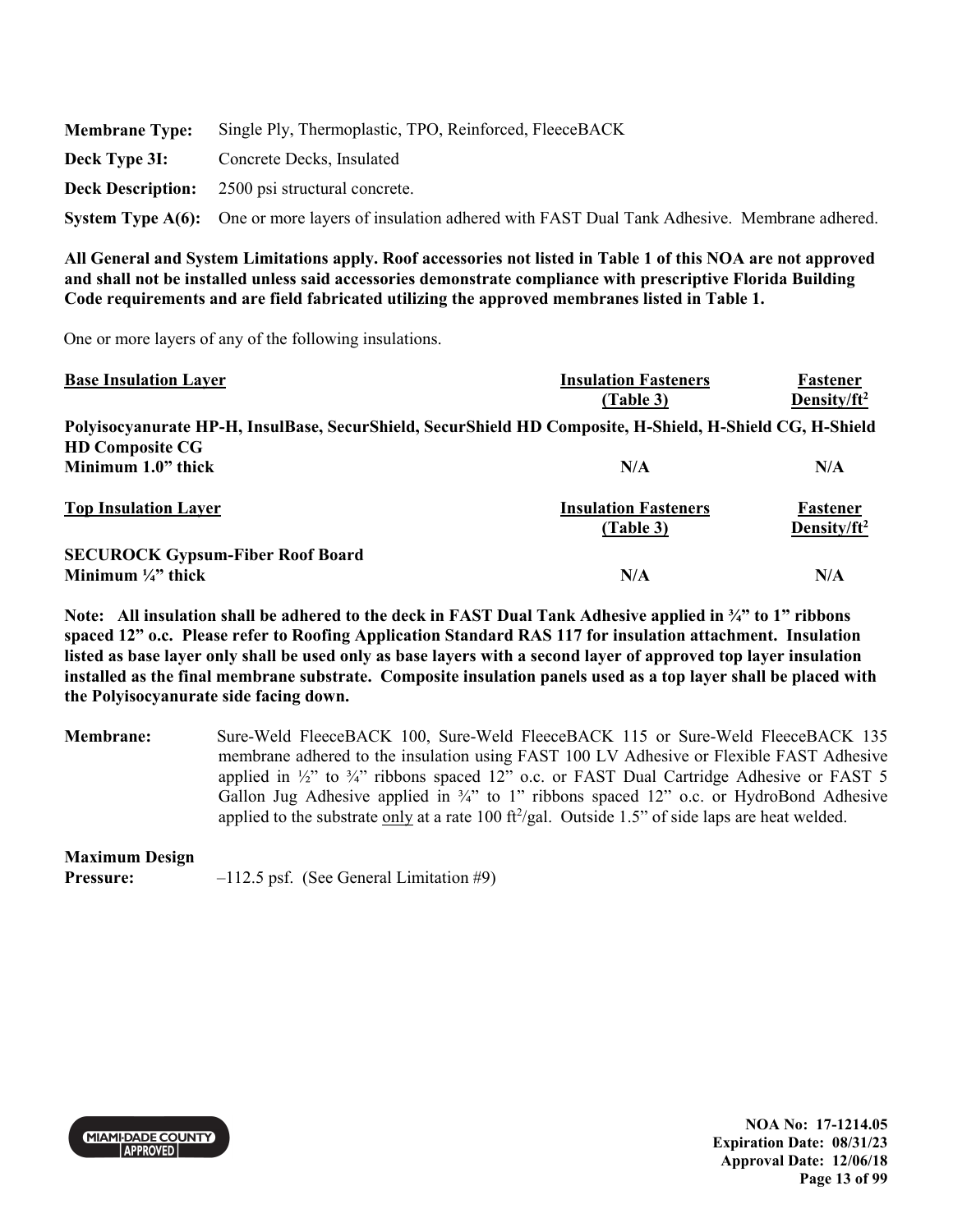**Membrane Type:** Single Ply, Thermoplastic, TPO, Reinforced, FleeceBACK

**Deck Type 3I:** Concrete Decks, Insulated

**Deck Description:** 2500 psi structural concrete.

**System Type A(6):** One or more layers of insulation adhered with FAST Dual Tank Adhesive. Membrane adhered.

**All General and System Limitations apply. Roof accessories not listed in Table 1 of this NOA are not approved and shall not be installed unless said accessories demonstrate compliance with prescriptive Florida Building Code requirements and are field fabricated utilizing the approved membranes listed in Table 1.**

One or more layers of any of the following insulations.

| Base Insulation Layer | Insulation Fasteners (Table 3) | Fastener Density/ft² |
|---|---|---|
| **Polyisocyanurate HP-H, InsulBase, SecurShield, SecurShield HD Composite, H-Shield, H-Shield CG, H-Shield HD Composite CG** | | |
| **Minimum 1.0" thick** | **N/A** | **N/A** |

| Top Insulation Layer | Insulation Fasteners (Table 3) | Fastener Density/ft² |
|---|---|---|
| **SECUROCK Gypsum-Fiber Roof Board** | | |
| **Minimum ¼" thick** | **N/A** | **N/A** |

**Note: All insulation shall be adhered to the deck in FAST Dual Tank Adhesive applied in ¾" to 1" ribbons spaced 12" o.c. Please refer to Roofing Application Standard RAS 117 for insulation attachment. Insulation listed as base layer only shall be used only as base layers with a second layer of approved top layer insulation installed as the final membrane substrate. Composite insulation panels used as a top layer shall be placed with the Polyisocyanurate side facing down.**

**Membrane:** Sure-Weld FleeceBACK 100, Sure-Weld FleeceBACK 115 or Sure-Weld FleeceBACK 135 membrane adhered to the insulation using FAST 100 LV Adhesive or Flexible FAST Adhesive applied in ½" to ¾" ribbons spaced 12" o.c. or FAST Dual Cartridge Adhesive or FAST 5 Gallon Jug Adhesive applied in ¾" to 1" ribbons spaced 12" o.c. or HydroBond Adhesive applied to the substrate only at a rate 100 ft²/gal. Outside 1.5" of side laps are heat welded.

**Maximum Design Pressure:** –112.5 psf. (See General Limitation #9)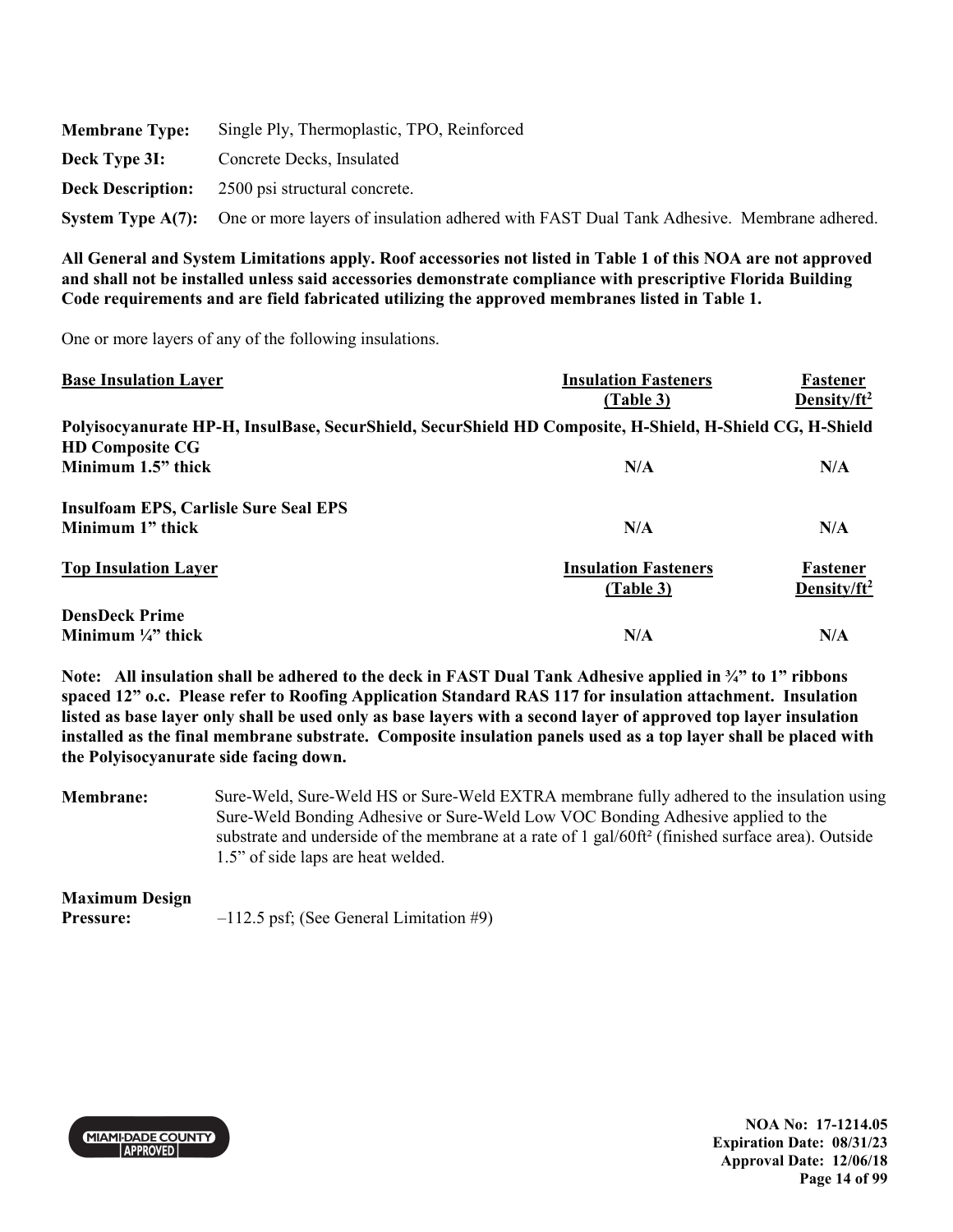**Membrane Type:** Single Ply, Thermoplastic, TPO, Reinforced

**Deck Type 3I:** Concrete Decks, Insulated

**Deck Description:** 2500 psi structural concrete.

**System Type A(7):** One or more layers of insulation adhered with FAST Dual Tank Adhesive. Membrane adhered.

**All General and System Limitations apply. Roof accessories not listed in Table 1 of this NOA are not approved and shall not be installed unless said accessories demonstrate compliance with prescriptive Florida Building Code requirements and are field fabricated utilizing the approved membranes listed in Table 1.**

One or more layers of any of the following insulations.

| Base Insulation Layer | Insulation Fasteners (Table 3) | Fastener Density/ft² |
|---|---|---|
| **Polyisocyanurate HP-H, InsulBase, SecurShield, SecurShield HD Composite, H-Shield, H-Shield CG, H-Shield HD Composite CG** **Minimum 1.5" thick** | **N/A** | **N/A** |
| **Insulfoam EPS, Carlisle Sure Seal EPS** **Minimum 1" thick** | **N/A** | **N/A** |

| Top Insulation Layer | Insulation Fasteners (Table 3) | Fastener Density/ft² |
|---|---|---|
| **DensDeck Prime** **Minimum ¼" thick** | **N/A** | **N/A** |

**Note: All insulation shall be adhered to the deck in FAST Dual Tank Adhesive applied in ¾" to 1" ribbons spaced 12" o.c. Please refer to Roofing Application Standard RAS 117 for insulation attachment. Insulation listed as base layer only shall be used only as base layers with a second layer of approved top layer insulation installed as the final membrane substrate. Composite insulation panels used as a top layer shall be placed with the Polyisocyanurate side facing down.**

**Membrane:** Sure-Weld, Sure-Weld HS or Sure-Weld EXTRA membrane fully adhered to the insulation using Sure-Weld Bonding Adhesive or Sure-Weld Low VOC Bonding Adhesive applied to the substrate and underside of the membrane at a rate of 1 gal/60ft² (finished surface area). Outside 1.5" of side laps are heat welded.

**Maximum Design Pressure:** –112.5 psf; (See General Limitation #9)

NOA No: 17-1214.05
Expiration Date: 08/31/23
Approval Date: 12/06/18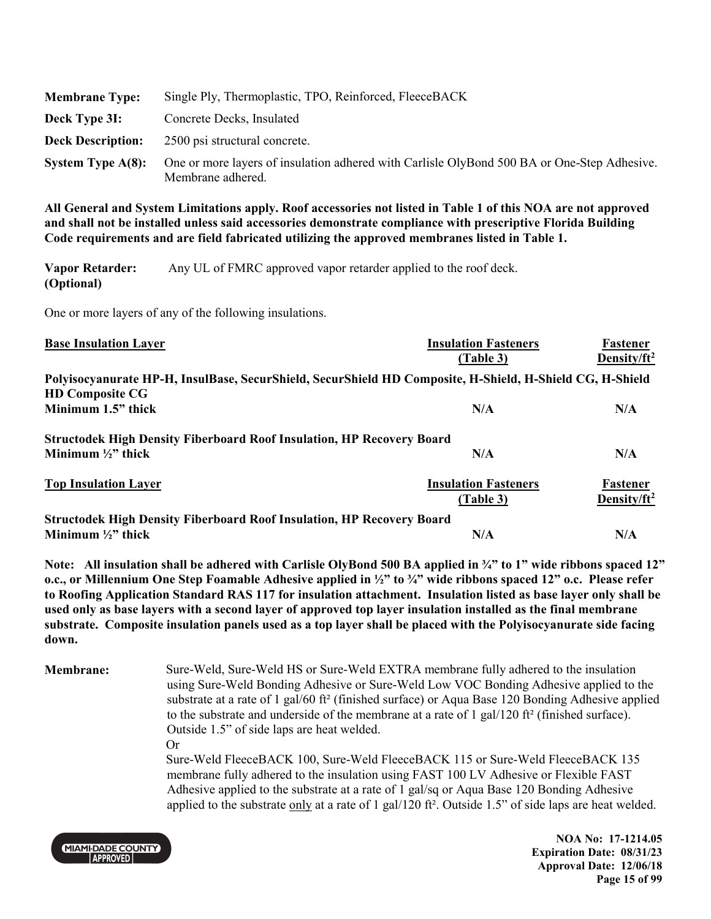| | |
|---|---|
| **Membrane Type:** | Single Ply, Thermoplastic, TPO, Reinforced, FleeceBACK |
| **Deck Type 3I:** | Concrete Decks, Insulated |
| **Deck Description:** | 2500 psi structural concrete. |
| **System Type A(8):** | One or more layers of insulation adhered with Carlisle OlyBond 500 BA or One-Step Adhesive. Membrane adhered. |

**All General and System Limitations apply. Roof accessories not listed in Table 1 of this NOA are not approved and shall not be installed unless said accessories demonstrate compliance with prescriptive Florida Building Code requirements and are field fabricated utilizing the approved membranes listed in Table 1.**

**Vapor Retarder: (Optional)** Any UL of FMRC approved vapor retarder applied to the roof deck.

One or more layers of any of the following insulations.

| Base Insulation Layer | Insulation Fasteners (Table 3) | Fastener Density/ft² |
|---|---|---|
| **Polyisocyanurate HP-H, InsulBase, SecurShield, SecurShield HD Composite, H-Shield, H-Shield CG, H-Shield HD Composite CG** | | |
| **Minimum 1.5" thick** | **N/A** | **N/A** |
| **Structodek High Density Fiberboard Roof Insulation, HP Recovery Board** | | |
| **Minimum ½" thick** | **N/A** | **N/A** |

| Top Insulation Layer | Insulation Fasteners (Table 3) | Fastener Density/ft² |
|---|---|---|
| **Structodek High Density Fiberboard Roof Insulation, HP Recovery Board** | | |
| **Minimum ½" thick** | **N/A** | **N/A** |

**Note: All insulation shall be adhered with Carlisle OlyBond 500 BA applied in ¾" to 1" wide ribbons spaced 12" o.c., or Millennium One Step Foamable Adhesive applied in ½" to ¾" wide ribbons spaced 12" o.c. Please refer to Roofing Application Standard RAS 117 for insulation attachment. Insulation listed as base layer only shall be used only as base layers with a second layer of approved top layer insulation installed as the final membrane substrate. Composite insulation panels used as a top layer shall be placed with the Polyisocyanurate side facing down.**

**Membrane:** Sure-Weld, Sure-Weld HS or Sure-Weld EXTRA membrane fully adhered to the insulation using Sure-Weld Bonding Adhesive or Sure-Weld Low VOC Bonding Adhesive applied to the substrate at a rate of 1 gal/60 ft² (finished surface) or Aqua Base 120 Bonding Adhesive applied to the substrate and underside of the membrane at a rate of 1 gal/120 ft² (finished surface). Outside 1.5" of side laps are heat welded.

Or

Sure-Weld FleeceBACK 100, Sure-Weld FleeceBACK 115 or Sure-Weld FleeceBACK 135 membrane fully adhered to the insulation using FAST 100 LV Adhesive or Flexible FAST Adhesive applied to the substrate at a rate of 1 gal/sq or Aqua Base 120 Bonding Adhesive applied to the substrate only at a rate of 1 gal/120 ft². Outside 1.5" of side laps are heat welded.

**NOA No: 17-1214.05**
**Expiration Date: 08/31/23**
**Approval Date: 12/06/18**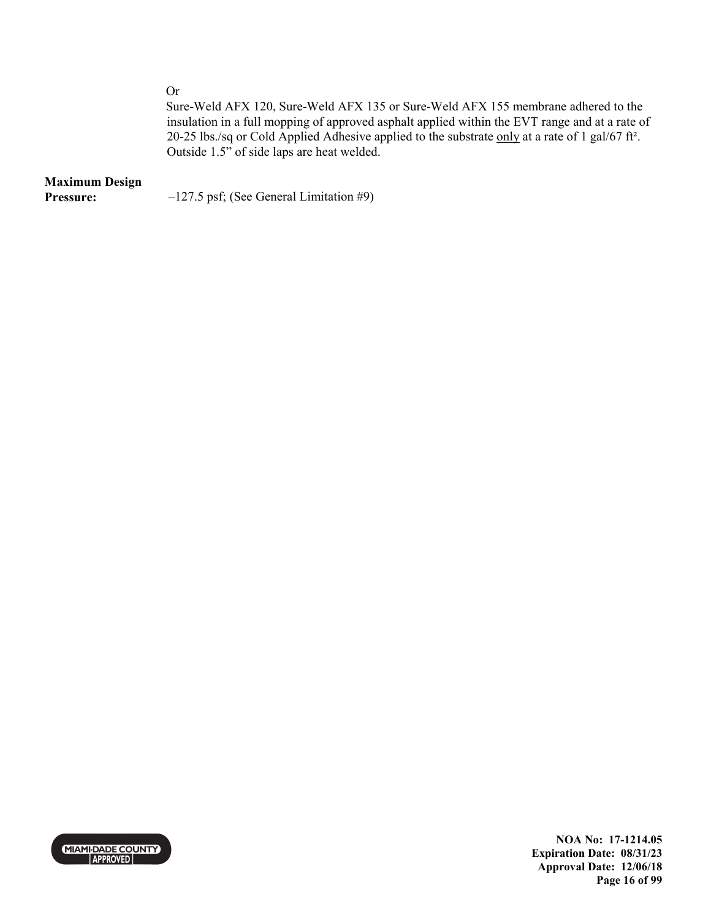Or

Sure-Weld AFX 120, Sure-Weld AFX 135 or Sure-Weld AFX 155 membrane adhered to the insulation in a full mopping of approved asphalt applied within the EVT range and at a rate of 20-25 lbs./sq or Cold Applied Adhesive applied to the substrate only at a rate of 1 gal/67 ft². Outside 1.5" of side laps are heat welded.

**Maximum Design Pressure:** –127.5 psf; (See General Limitation #9)

**NOA No: 17-1214.05**
**Expiration Date: 08/31/23**
**Approval Date: 12/06/18**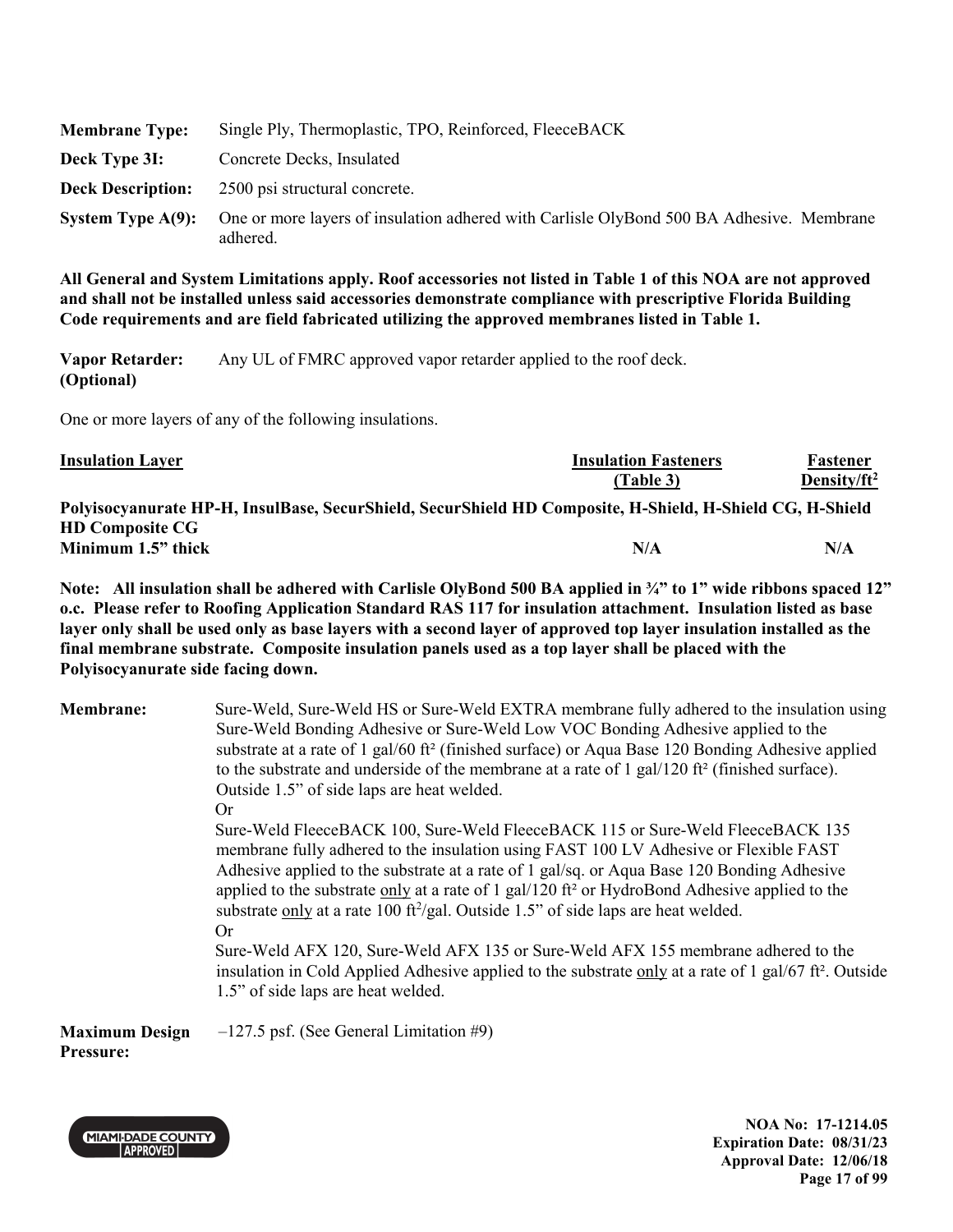**Membrane Type:** Single Ply, Thermoplastic, TPO, Reinforced, FleeceBACK

**Deck Type 3I:** Concrete Decks, Insulated

**Deck Description:** 2500 psi structural concrete.

**System Type A(9):** One or more layers of insulation adhered with Carlisle OlyBond 500 BA Adhesive. Membrane adhered.

**All General and System Limitations apply. Roof accessories not listed in Table 1 of this NOA are not approved and shall not be installed unless said accessories demonstrate compliance with prescriptive Florida Building Code requirements and are field fabricated utilizing the approved membranes listed in Table 1.**

**Vapor Retarder: (Optional)** Any UL of FMRC approved vapor retarder applied to the roof deck.

One or more layers of any of the following insulations.

| Insulation Layer | Insulation Fasteners (Table 3) | Fastener Density/ft² |
|---|---|---|
| **Polyisocyanurate HP-H, InsulBase, SecurShield, SecurShield HD Composite, H-Shield, H-Shield CG, H-Shield HD Composite CG** | | |
| **Minimum 1.5" thick** | **N/A** | **N/A** |

**Note: All insulation shall be adhered with Carlisle OlyBond 500 BA applied in ¾" to 1" wide ribbons spaced 12" o.c. Please refer to Roofing Application Standard RAS 117 for insulation attachment. Insulation listed as base layer only shall be used only as base layers with a second layer of approved top layer insulation installed as the final membrane substrate. Composite insulation panels used as a top layer shall be placed with the Polyisocyanurate side facing down.**

**Membrane:** Sure-Weld, Sure-Weld HS or Sure-Weld EXTRA membrane fully adhered to the insulation using Sure-Weld Bonding Adhesive or Sure-Weld Low VOC Bonding Adhesive applied to the substrate at a rate of 1 gal/60 ft² (finished surface) or Aqua Base 120 Bonding Adhesive applied to the substrate and underside of the membrane at a rate of 1 gal/120 ft² (finished surface). Outside 1.5" of side laps are heat welded.

Or

Sure-Weld FleeceBACK 100, Sure-Weld FleeceBACK 115 or Sure-Weld FleeceBACK 135 membrane fully adhered to the insulation using FAST 100 LV Adhesive or Flexible FAST Adhesive applied to the substrate at a rate of 1 gal/sq. or Aqua Base 120 Bonding Adhesive applied to the substrate only at a rate of 1 gal/120 ft² or HydroBond Adhesive applied to the substrate only at a rate 100 ft²/gal. Outside 1.5" of side laps are heat welded.

Or

Sure-Weld AFX 120, Sure-Weld AFX 135 or Sure-Weld AFX 155 membrane adhered to the insulation in Cold Applied Adhesive applied to the substrate only at a rate of 1 gal/67 ft². Outside 1.5" of side laps are heat welded.

**Maximum Design Pressure:** –127.5 psf. (See General Limitation #9)

NOA No: 17-1214.05
Expiration Date: 08/31/23
Approval Date: 12/06/18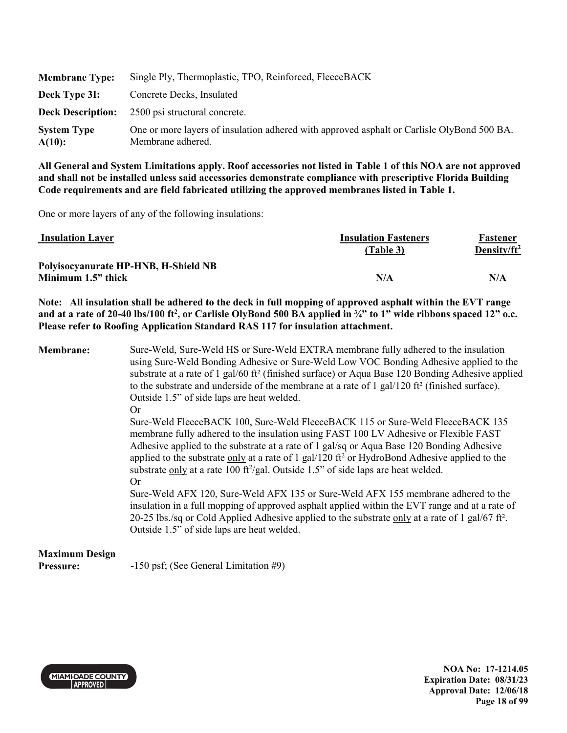| | |
|---|---|
| **Membrane Type:** | Single Ply, Thermoplastic, TPO, Reinforced, FleeceBACK |
| **Deck Type 3I:** | Concrete Decks, Insulated |
| **Deck Description:** | 2500 psi structural concrete. |
| **System Type A(10):** | One or more layers of insulation adhered with approved asphalt or Carlisle OlyBond 500 BA. Membrane adhered. |

**All General and System Limitations apply. Roof accessories not listed in Table 1 of this NOA are not approved and shall not be installed unless said accessories demonstrate compliance with prescriptive Florida Building Code requirements and are field fabricated utilizing the approved membranes listed in Table 1.**

One or more layers of any of the following insulations:

| Insulation Layer | Insulation Fasteners (Table 3) | Fastener Density/ft$^2$ |
|---|---|---|
| **Polyisocyanurate HP-HNB, H-Shield NB Minimum 1.5" thick** | **N/A** | **N/A** |

**Note: All insulation shall be adhered to the deck in full mopping of approved asphalt within the EVT range and at a rate of 20-40 lbs/100 ft$^2$, or Carlisle OlyBond 500 BA applied in ¾" to 1" wide ribbons spaced 12" o.c. Please refer to Roofing Application Standard RAS 117 for insulation attachment.**

**Membrane:** Sure-Weld, Sure-Weld HS or Sure-Weld EXTRA membrane fully adhered to the insulation using Sure-Weld Bonding Adhesive or Sure-Weld Low VOC Bonding Adhesive applied to the substrate at a rate of 1 gal/60 ft² (finished surface) or Aqua Base 120 Bonding Adhesive applied to the substrate and underside of the membrane at a rate of 1 gal/120 ft² (finished surface). Outside 1.5" of side laps are heat welded.

Or

Sure-Weld FleeceBACK 100, Sure-Weld FleeceBACK 115 or Sure-Weld FleeceBACK 135 membrane fully adhered to the insulation using FAST 100 LV Adhesive or Flexible FAST Adhesive applied to the substrate at a rate of 1 gal/sq or Aqua Base 120 Bonding Adhesive applied to the substrate only at a rate of 1 gal/120 ft$^2$ or HydroBond Adhesive applied to the substrate only at a rate 100 ft$^2$/gal. Outside 1.5" of side laps are heat welded.

Or

Sure-Weld AFX 120, Sure-Weld AFX 135 or Sure-Weld AFX 155 membrane adhered to the insulation in a full mopping of approved asphalt applied within the EVT range and at a rate of 20-25 lbs./sq or Cold Applied Adhesive applied to the substrate only at a rate of 1 gal/67 ft². Outside 1.5" of side laps are heat welded.

**Maximum Design Pressure:** -150 psf; (See General Limitation #9)

NOA No: 17-1214.05
Expiration Date: 08/31/23
Approval Date: 12/06/18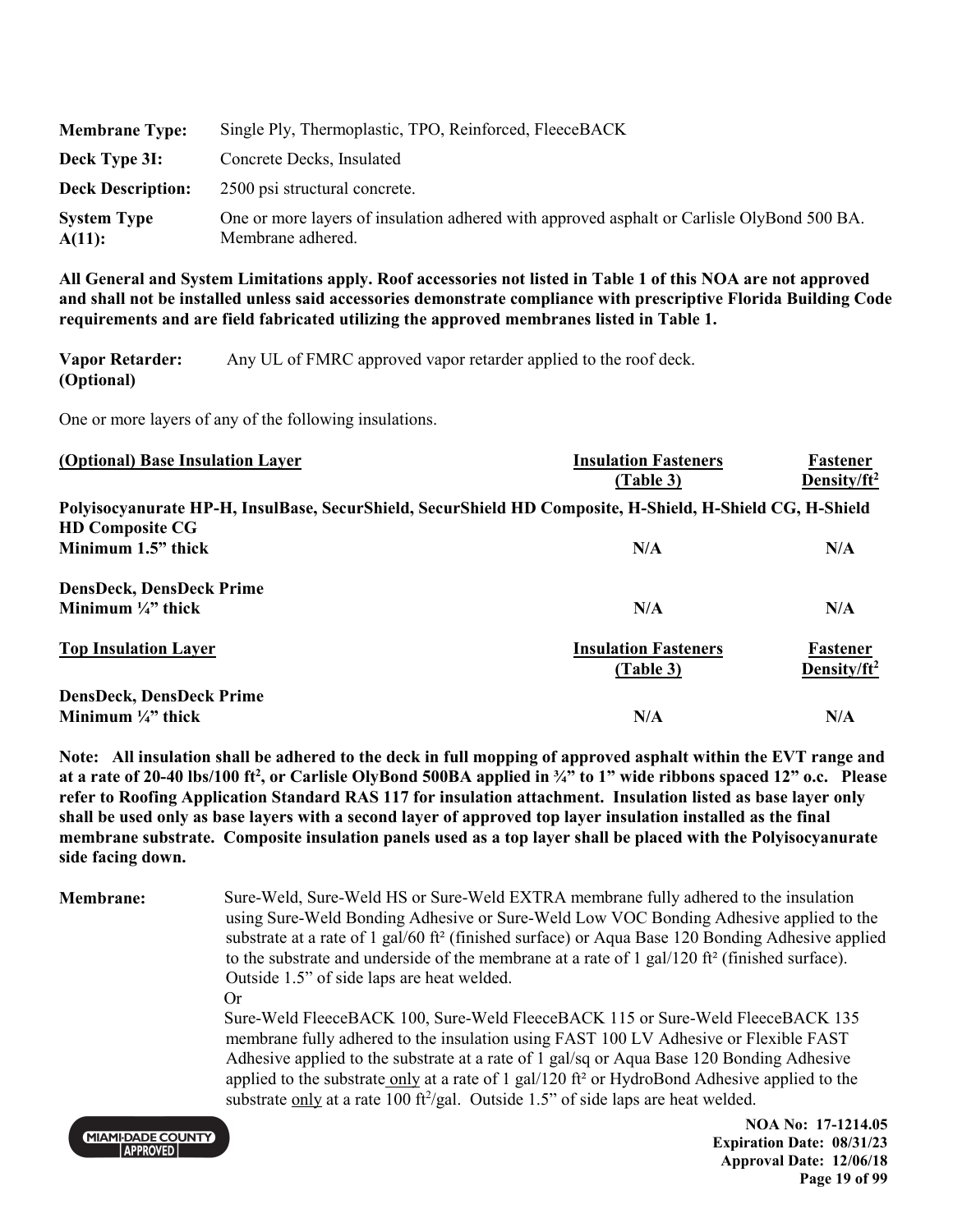| | |
|---|---|
| **Membrane Type:** | Single Ply, Thermoplastic, TPO, Reinforced, FleeceBACK |
| **Deck Type 3I:** | Concrete Decks, Insulated |
| **Deck Description:** | 2500 psi structural concrete. |
| **System Type A(11):** | One or more layers of insulation adhered with approved asphalt or Carlisle OlyBond 500 BA. Membrane adhered. |

**All General and System Limitations apply. Roof accessories not listed in Table 1 of this NOA are not approved and shall not be installed unless said accessories demonstrate compliance with prescriptive Florida Building Code requirements and are field fabricated utilizing the approved membranes listed in Table 1.**

**Vapor Retarder: (Optional)** Any UL of FMRC approved vapor retarder applied to the roof deck.

One or more layers of any of the following insulations.

| <u>(Optional) Base Insulation Layer</u> | <u>Insulation Fasteners (Table 3)</u> | <u>Fastener Density/ft²</u> |
|---|---|---|
| **Polyisocyanurate HP-H, InsulBase, SecurShield, SecurShield HD Composite, H-Shield, H-Shield CG, H-Shield HD Composite CG** | | |
| **Minimum 1.5" thick** | **N/A** | **N/A** |
| **DensDeck, DensDeck Prime** | | |
| **Minimum ¼" thick** | **N/A** | **N/A** |

| <u>Top Insulation Layer</u> | <u>Insulation Fasteners (Table 3)</u> | <u>Fastener Density/ft²</u> |
|---|---|---|
| **DensDeck, DensDeck Prime** | | |
| **Minimum ¼" thick** | **N/A** | **N/A** |

**Note: All insulation shall be adhered to the deck in full mopping of approved asphalt within the EVT range and at a rate of 20-40 lbs/100 ft², or Carlisle OlyBond 500BA applied in ¾" to 1" wide ribbons spaced 12" o.c. Please refer to Roofing Application Standard RAS 117 for insulation attachment. Insulation listed as base layer only shall be used only as base layers with a second layer of approved top layer insulation installed as the final membrane substrate. Composite insulation panels used as a top layer shall be placed with the Polyisocyanurate side facing down.**

**Membrane:** Sure-Weld, Sure-Weld HS or Sure-Weld EXTRA membrane fully adhered to the insulation using Sure-Weld Bonding Adhesive or Sure-Weld Low VOC Bonding Adhesive applied to the substrate at a rate of 1 gal/60 ft² (finished surface) or Aqua Base 120 Bonding Adhesive applied to the substrate and underside of the membrane at a rate of 1 gal/120 ft² (finished surface). Outside 1.5" of side laps are heat welded.

Or

Sure-Weld FleeceBACK 100, Sure-Weld FleeceBACK 115 or Sure-Weld FleeceBACK 135 membrane fully adhered to the insulation using FAST 100 LV Adhesive or Flexible FAST Adhesive applied to the substrate at a rate of 1 gal/sq or Aqua Base 120 Bonding Adhesive applied to the substrate <u>only</u> at a rate of 1 gal/120 ft² or HydroBond Adhesive applied to the substrate <u>only</u> at a rate 100 ft²/gal. Outside 1.5" of side laps are heat welded.

NOA No: 17-1214.05
Expiration Date: 08/31/23
Approval Date: 12/06/18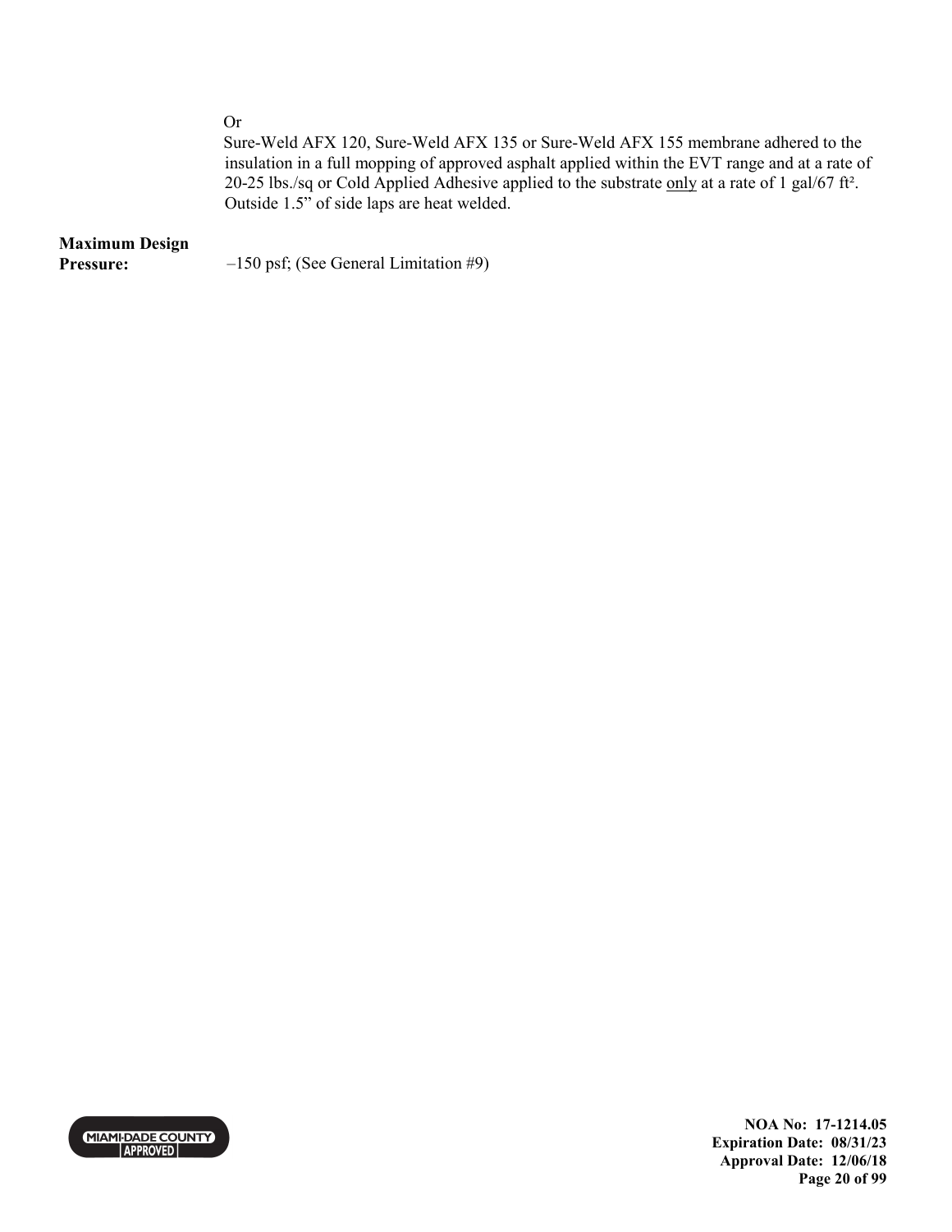Or

Sure-Weld AFX 120, Sure-Weld AFX 135 or Sure-Weld AFX 155 membrane adhered to the insulation in a full mopping of approved asphalt applied within the EVT range and at a rate of 20-25 lbs./sq or Cold Applied Adhesive applied to the substrate only at a rate of 1 gal/67 ft². Outside 1.5" of side laps are heat welded.

**Maximum Design Pressure:** –150 psf; (See General Limitation #9)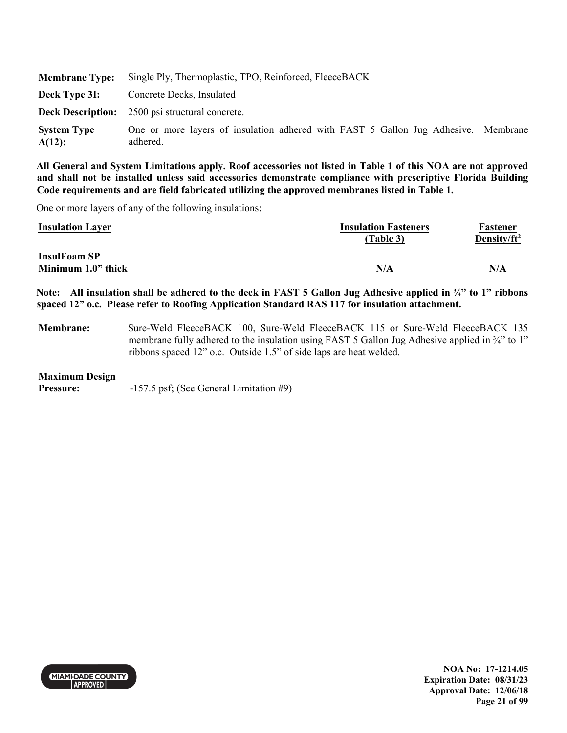| | |
|---|---|
| **Membrane Type:** | Single Ply, Thermoplastic, TPO, Reinforced, FleeceBACK |
| **Deck Type 3I:** | Concrete Decks, Insulated |
| **Deck Description:** | 2500 psi structural concrete. |
| **System Type A(12):** | One or more layers of insulation adhered with FAST 5 Gallon Jug Adhesive. Membrane adhered. |

**All General and System Limitations apply. Roof accessories not listed in Table 1 of this NOA are not approved and shall not be installed unless said accessories demonstrate compliance with prescriptive Florida Building Code requirements and are field fabricated utilizing the approved membranes listed in Table 1.**

One or more layers of any of the following insulations:

| Insulation Layer | Insulation Fasteners (Table 3) | Fastener Density/ft² |
|---|---|---|
| **InsulFoam SP Minimum 1.0" thick** | **N/A** | **N/A** |

**Note: All insulation shall be adhered to the deck in FAST 5 Gallon Jug Adhesive applied in ¾" to 1" ribbons spaced 12" o.c. Please refer to Roofing Application Standard RAS 117 for insulation attachment.**

**Membrane:** Sure-Weld FleeceBACK 100, Sure-Weld FleeceBACK 115 or Sure-Weld FleeceBACK 135 membrane fully adhered to the insulation using FAST 5 Gallon Jug Adhesive applied in ¾" to 1" ribbons spaced 12" o.c. Outside 1.5" of side laps are heat welded.

**Maximum Design Pressure:** -157.5 psf; (See General Limitation #9)

**NOA No: 17-1214.05**
**Expiration Date: 08/31/23**
**Approval Date: 12/06/18**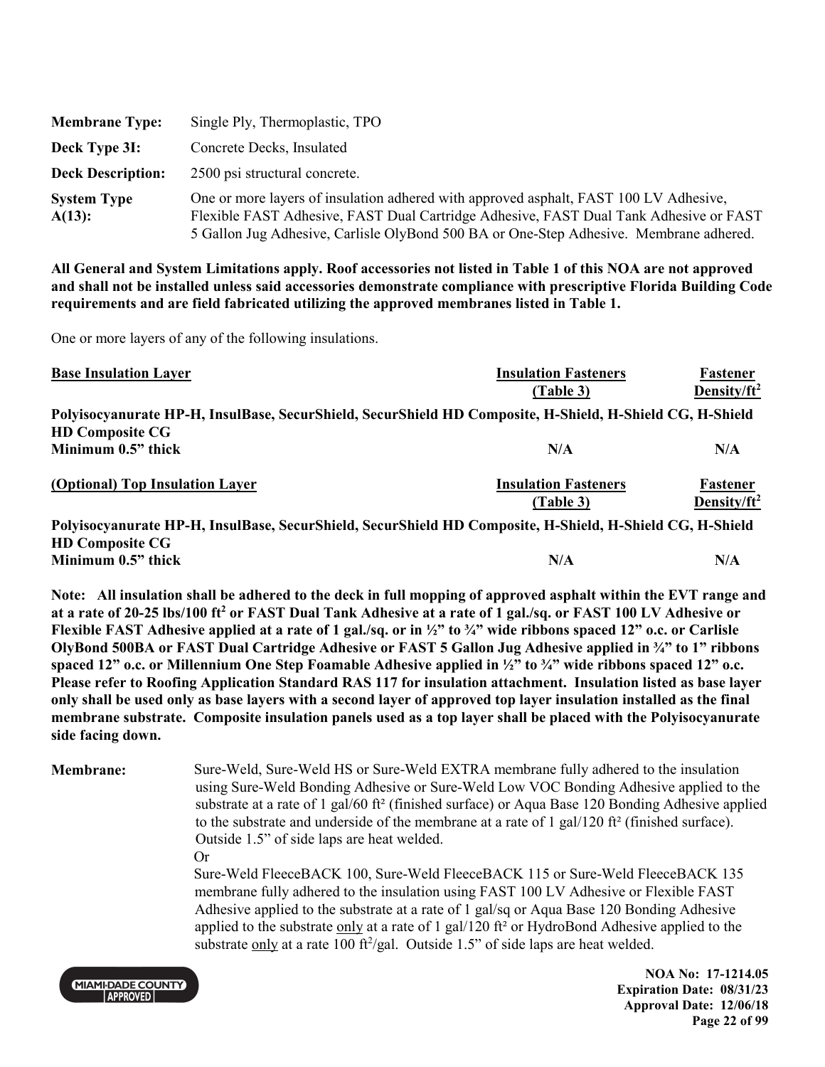| | |
|---|---|
| **Membrane Type:** | Single Ply, Thermoplastic, TPO |
| **Deck Type 3I:** | Concrete Decks, Insulated |
| **Deck Description:** | 2500 psi structural concrete. |
| **System Type A(13):** | One or more layers of insulation adhered with approved asphalt, FAST 100 LV Adhesive, Flexible FAST Adhesive, FAST Dual Cartridge Adhesive, FAST Dual Tank Adhesive or FAST 5 Gallon Jug Adhesive, Carlisle OlyBond 500 BA or One-Step Adhesive. Membrane adhered. |

**All General and System Limitations apply. Roof accessories not listed in Table 1 of this NOA are not approved and shall not be installed unless said accessories demonstrate compliance with prescriptive Florida Building Code requirements and are field fabricated utilizing the approved membranes listed in Table 1.**

One or more layers of any of the following insulations.

| <u>**Base Insulation Layer**</u> | <u>**Insulation Fasteners (Table 3)**</u> | <u>**Fastener Density/ft²**</u> |
|---|---|---|
| **Polyisocyanurate HP-H, InsulBase, SecurShield, SecurShield HD Composite, H-Shield, H-Shield CG, H-Shield HD Composite CG** | | |
| **Minimum 0.5" thick** | **N/A** | **N/A** |

| <u>**(Optional) Top Insulation Layer**</u> | <u>**Insulation Fasteners (Table 3)**</u> | <u>**Fastener Density/ft²**</u> |
|---|---|---|
| **Polyisocyanurate HP-H, InsulBase, SecurShield, SecurShield HD Composite, H-Shield, H-Shield CG, H-Shield HD Composite CG** | | |
| **Minimum 0.5" thick** | **N/A** | **N/A** |

**Note: All insulation shall be adhered to the deck in full mopping of approved asphalt within the EVT range and at a rate of 20-25 lbs/100 ft² or FAST Dual Tank Adhesive at a rate of 1 gal./sq. or FAST 100 LV Adhesive or Flexible FAST Adhesive applied at a rate of 1 gal./sq. or in ½" to ¾" wide ribbons spaced 12" o.c. or Carlisle OlyBond 500BA or FAST Dual Cartridge Adhesive or FAST 5 Gallon Jug Adhesive applied in ¾" to 1" ribbons spaced 12" o.c. or Millennium One Step Foamable Adhesive applied in ½" to ¾" wide ribbons spaced 12" o.c. Please refer to Roofing Application Standard RAS 117 for insulation attachment. Insulation listed as base layer only shall be used only as base layers with a second layer of approved top layer insulation installed as the final membrane substrate. Composite insulation panels used as a top layer shall be placed with the Polyisocyanurate side facing down.**

**Membrane:** Sure-Weld, Sure-Weld HS or Sure-Weld EXTRA membrane fully adhered to the insulation using Sure-Weld Bonding Adhesive or Sure-Weld Low VOC Bonding Adhesive applied to the substrate at a rate of 1 gal/60 ft² (finished surface) or Aqua Base 120 Bonding Adhesive applied to the substrate and underside of the membrane at a rate of 1 gal/120 ft² (finished surface). Outside 1.5" of side laps are heat welded.

Or

Sure-Weld FleeceBACK 100, Sure-Weld FleeceBACK 115 or Sure-Weld FleeceBACK 135 membrane fully adhered to the insulation using FAST 100 LV Adhesive or Flexible FAST Adhesive applied to the substrate at a rate of 1 gal/sq or Aqua Base 120 Bonding Adhesive applied to the substrate <u>only</u> at a rate of 1 gal/120 ft² or HydroBond Adhesive applied to the substrate <u>only</u> at a rate 100 ft²/gal. Outside 1.5" of side laps are heat welded.

**NOA No: 17-1214.05**
**Expiration Date: 08/31/23**
**Approval Date: 12/06/18**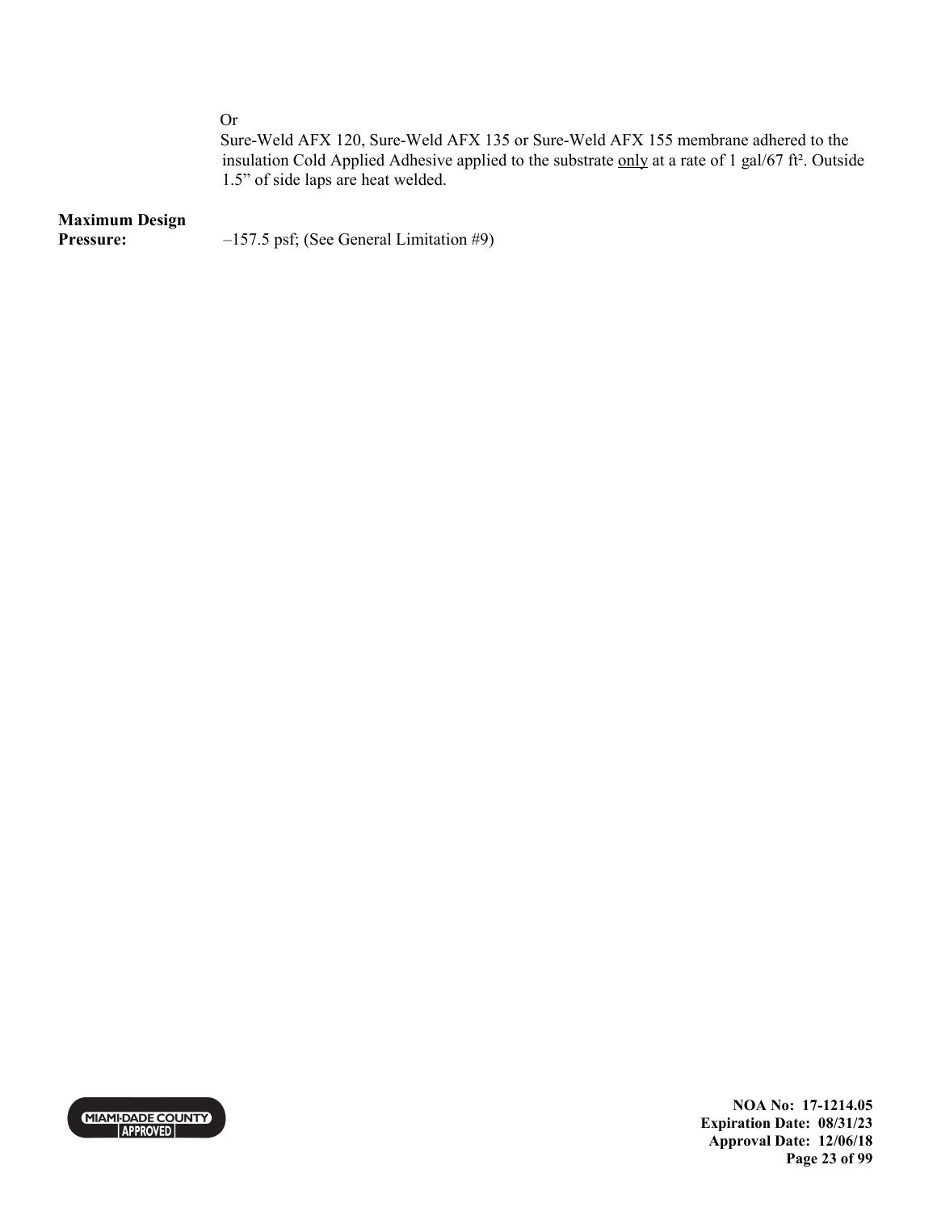Or

Sure-Weld AFX 120, Sure-Weld AFX 135 or Sure-Weld AFX 155 membrane adhered to the insulation Cold Applied Adhesive applied to the substrate only at a rate of 1 gal/67 ft². Outside 1.5" of side laps are heat welded.

**Maximum Design Pressure:** –157.5 psf; (See General Limitation #9)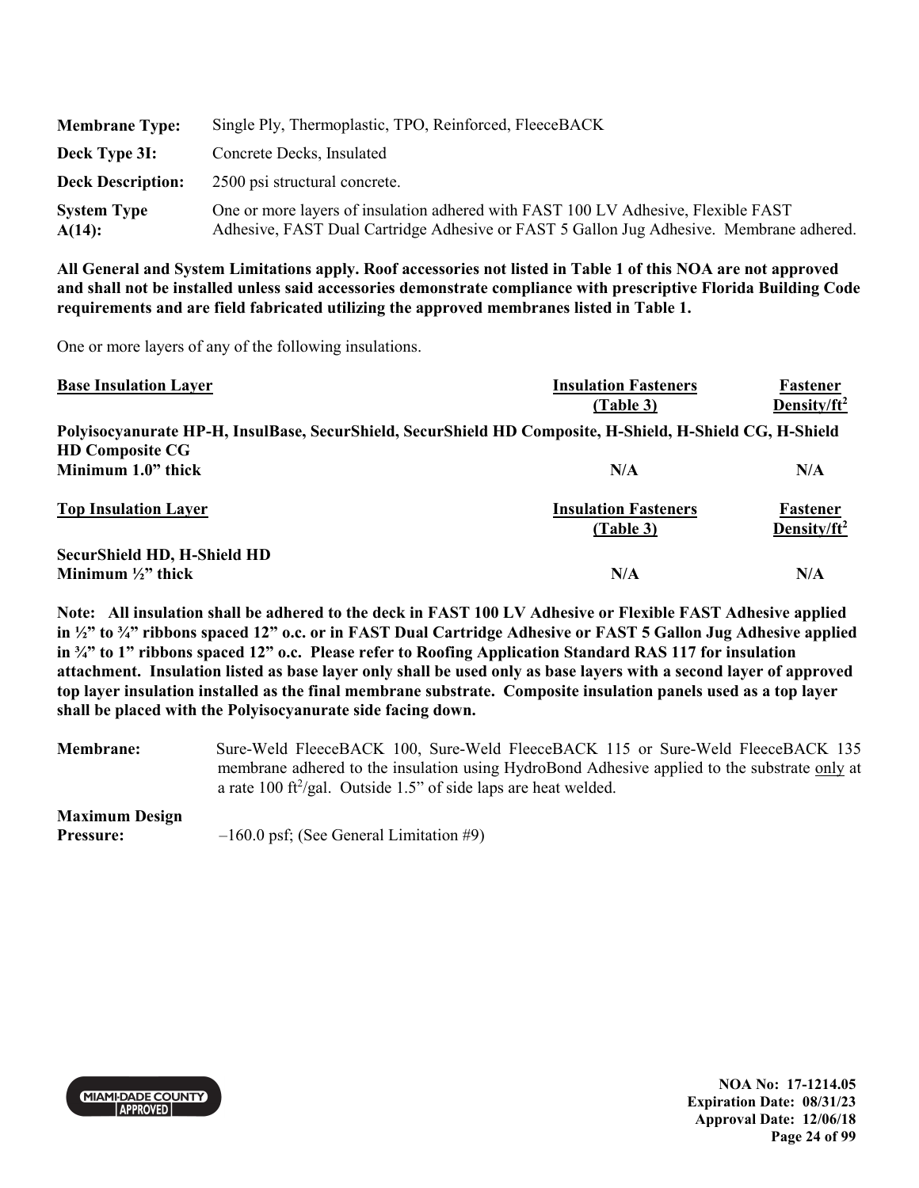| | |
|---|---|
| **Membrane Type:** | Single Ply, Thermoplastic, TPO, Reinforced, FleeceBACK |
| **Deck Type 3I:** | Concrete Decks, Insulated |
| **Deck Description:** | 2500 psi structural concrete. |
| **System Type A(14):** | One or more layers of insulation adhered with FAST 100 LV Adhesive, Flexible FAST Adhesive, FAST Dual Cartridge Adhesive or FAST 5 Gallon Jug Adhesive. Membrane adhered. |

**All General and System Limitations apply. Roof accessories not listed in Table 1 of this NOA are not approved and shall not be installed unless said accessories demonstrate compliance with prescriptive Florida Building Code requirements and are field fabricated utilizing the approved membranes listed in Table 1.**

One or more layers of any of the following insulations.

| <u>Base Insulation Layer</u> | <u>Insulation Fasteners (Table 3)</u> | <u>Fastener Density/ft$^2$</u> |
|---|---|---|
| **Polyisocyanurate HP-H, InsulBase, SecurShield, SecurShield HD Composite, H-Shield, H-Shield CG, H-Shield HD Composite CG** | | |
| **Minimum 1.0" thick** | **N/A** | **N/A** |

| <u>Top Insulation Layer</u> | <u>Insulation Fasteners (Table 3)</u> | <u>Fastener Density/ft$^2$</u> |
|---|---|---|
| **SecurShield HD, H-Shield HD** | | |
| **Minimum ½" thick** | **N/A** | **N/A** |

**Note: All insulation shall be adhered to the deck in FAST 100 LV Adhesive or Flexible FAST Adhesive applied in ½" to ¾" ribbons spaced 12" o.c. or in FAST Dual Cartridge Adhesive or FAST 5 Gallon Jug Adhesive applied in ¾" to 1" ribbons spaced 12" o.c. Please refer to Roofing Application Standard RAS 117 for insulation attachment. Insulation listed as base layer only shall be used only as base layers with a second layer of approved top layer insulation installed as the final membrane substrate. Composite insulation panels used as a top layer shall be placed with the Polyisocyanurate side facing down.**

| | |
|---|---|
| **Membrane:** | Sure-Weld FleeceBACK 100, Sure-Weld FleeceBACK 115 or Sure-Weld FleeceBACK 135 membrane adhered to the insulation using HydroBond Adhesive applied to the substrate <u>only</u> at a rate 100 ft$^2$/gal. Outside 1.5" of side laps are heat welded. |
| **Maximum Design Pressure:** | –160.0 psf; (See General Limitation #9) |

NOA No: 17-1214.05
Expiration Date: 08/31/23
Approval Date: 12/06/18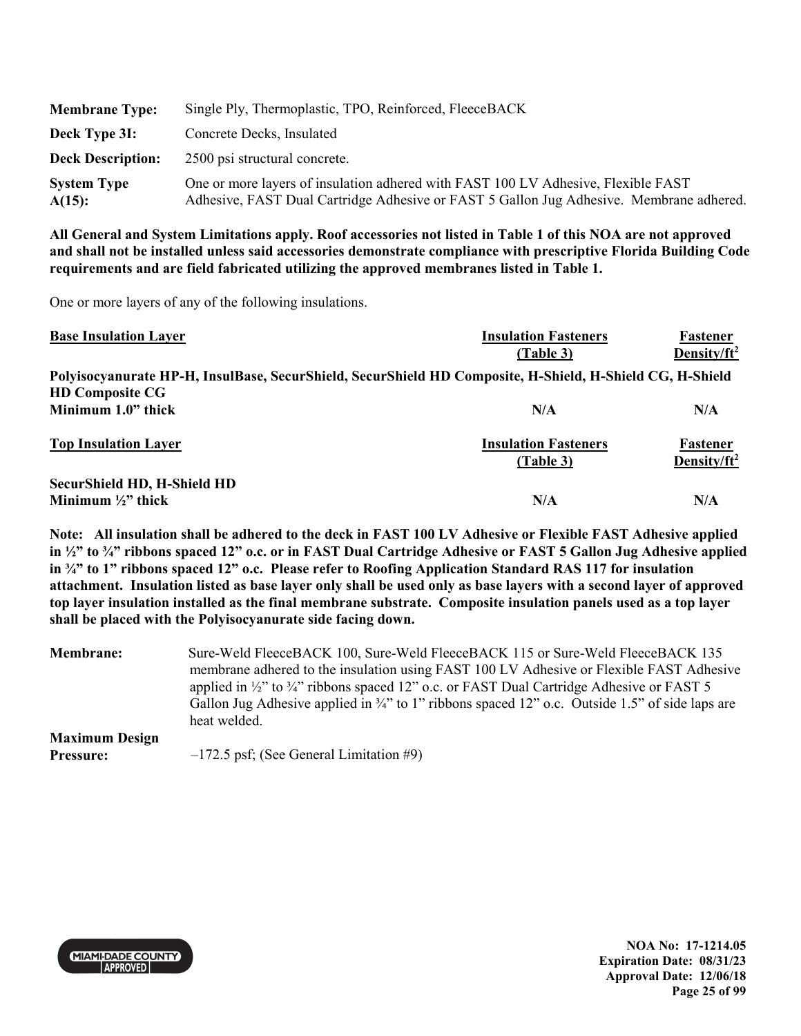| | |
|---|---|
| **Membrane Type:** | Single Ply, Thermoplastic, TPO, Reinforced, FleeceBACK |
| **Deck Type 3I:** | Concrete Decks, Insulated |
| **Deck Description:** | 2500 psi structural concrete. |
| **System Type A(15):** | One or more layers of insulation adhered with FAST 100 LV Adhesive, Flexible FAST Adhesive, FAST Dual Cartridge Adhesive or FAST 5 Gallon Jug Adhesive. Membrane adhered. |

**All General and System Limitations apply. Roof accessories not listed in Table 1 of this NOA are not approved and shall not be installed unless said accessories demonstrate compliance with prescriptive Florida Building Code requirements and are field fabricated utilizing the approved membranes listed in Table 1.**

One or more layers of any of the following insulations.

| Base Insulation Layer | Insulation Fasteners (Table 3) | Fastener Density/ft$^2$ |
|---|---|---|
| **Polyisocyanurate HP-H, InsulBase, SecurShield, SecurShield HD Composite, H-Shield, H-Shield CG, H-Shield HD Composite CG** | | |
| **Minimum 1.0" thick** | **N/A** | **N/A** |

| Top Insulation Layer | Insulation Fasteners (Table 3) | Fastener Density/ft$^2$ |
|---|---|---|
| **SecurShield HD, H-Shield HD** | | |
| **Minimum ½" thick** | **N/A** | **N/A** |

**Note: All insulation shall be adhered to the deck in FAST 100 LV Adhesive or Flexible FAST Adhesive applied in ½" to ¾" ribbons spaced 12" o.c. or in FAST Dual Cartridge Adhesive or FAST 5 Gallon Jug Adhesive applied in ¾" to 1" ribbons spaced 12" o.c. Please refer to Roofing Application Standard RAS 117 for insulation attachment. Insulation listed as base layer only shall be used only as base layers with a second layer of approved top layer insulation installed as the final membrane substrate. Composite insulation panels used as a top layer shall be placed with the Polyisocyanurate side facing down.**

| | |
|---|---|
| **Membrane:** | Sure-Weld FleeceBACK 100, Sure-Weld FleeceBACK 115 or Sure-Weld FleeceBACK 135 membrane adhered to the insulation using FAST 100 LV Adhesive or Flexible FAST Adhesive applied in ½" to ¾" ribbons spaced 12" o.c. or FAST Dual Cartridge Adhesive or FAST 5 Gallon Jug Adhesive applied in ¾" to 1" ribbons spaced 12" o.c. Outside 1.5" of side laps are heat welded. |
| **Maximum Design Pressure:** | –172.5 psf; (See General Limitation #9) |

NOA No: 17-1214.05
Expiration Date: 08/31/23
Approval Date: 12/06/18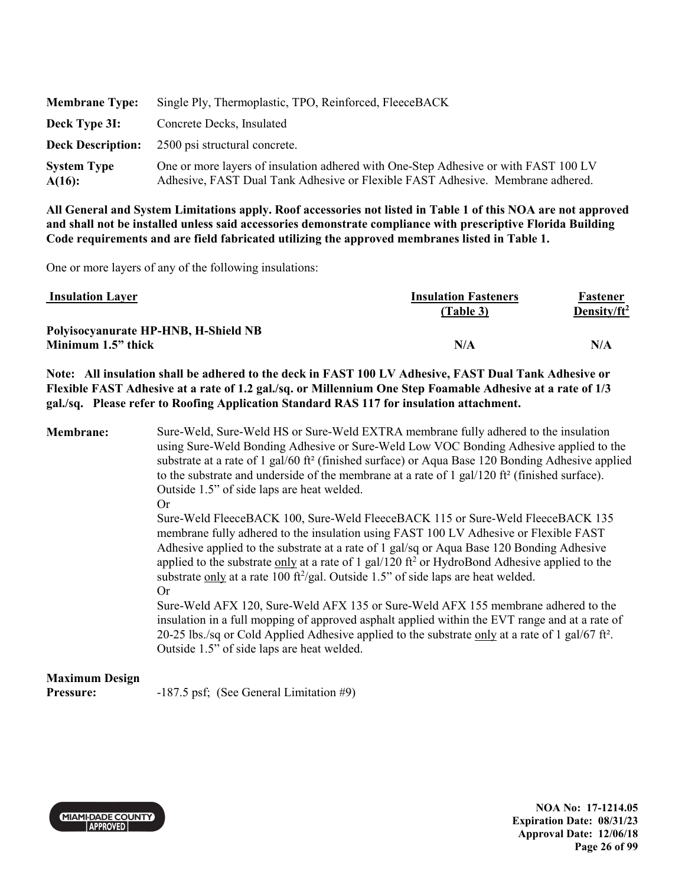| | |
|---|---|
| **Membrane Type:** | Single Ply, Thermoplastic, TPO, Reinforced, FleeceBACK |
| **Deck Type 3I:** | Concrete Decks, Insulated |
| **Deck Description:** | 2500 psi structural concrete. |
| **System Type A(16):** | One or more layers of insulation adhered with One-Step Adhesive or with FAST 100 LV Adhesive, FAST Dual Tank Adhesive or Flexible FAST Adhesive. Membrane adhered. |

**All General and System Limitations apply. Roof accessories not listed in Table 1 of this NOA are not approved and shall not be installed unless said accessories demonstrate compliance with prescriptive Florida Building Code requirements and are field fabricated utilizing the approved membranes listed in Table 1.**

One or more layers of any of the following insulations:

| Insulation Layer | Insulation Fasteners (Table 3) | Fastener Density/ft$^2$ |
|---|---|---|
| **Polyisocyanurate HP-HNB, H-Shield NB Minimum 1.5" thick** | **N/A** | **N/A** |

**Note: All insulation shall be adhered to the deck in FAST 100 LV Adhesive, FAST Dual Tank Adhesive or Flexible FAST Adhesive at a rate of 1.2 gal./sq. or Millennium One Step Foamable Adhesive at a rate of 1/3 gal./sq. Please refer to Roofing Application Standard RAS 117 for insulation attachment.**

**Membrane:** Sure-Weld, Sure-Weld HS or Sure-Weld EXTRA membrane fully adhered to the insulation using Sure-Weld Bonding Adhesive or Sure-Weld Low VOC Bonding Adhesive applied to the substrate at a rate of 1 gal/60 ft² (finished surface) or Aqua Base 120 Bonding Adhesive applied to the substrate and underside of the membrane at a rate of 1 gal/120 ft² (finished surface). Outside 1.5" of side laps are heat welded.

Or

Sure-Weld FleeceBACK 100, Sure-Weld FleeceBACK 115 or Sure-Weld FleeceBACK 135 membrane fully adhered to the insulation using FAST 100 LV Adhesive or Flexible FAST Adhesive applied to the substrate at a rate of 1 gal/sq or Aqua Base 120 Bonding Adhesive applied to the substrate <u>only</u> at a rate of 1 gal/120 ft$^2$ or HydroBond Adhesive applied to the substrate <u>only</u> at a rate 100 ft$^2$/gal. Outside 1.5" of side laps are heat welded.

Or

Sure-Weld AFX 120, Sure-Weld AFX 135 or Sure-Weld AFX 155 membrane adhered to the insulation in a full mopping of approved asphalt applied within the EVT range and at a rate of 20-25 lbs./sq or Cold Applied Adhesive applied to the substrate <u>only</u> at a rate of 1 gal/67 ft².
Outside 1.5" of side laps are heat welded.

**Maximum Design Pressure:** -187.5 psf; (See General Limitation #9)

NOA No: 17-1214.05
Expiration Date: 08/31/23
Approval Date: 12/06/18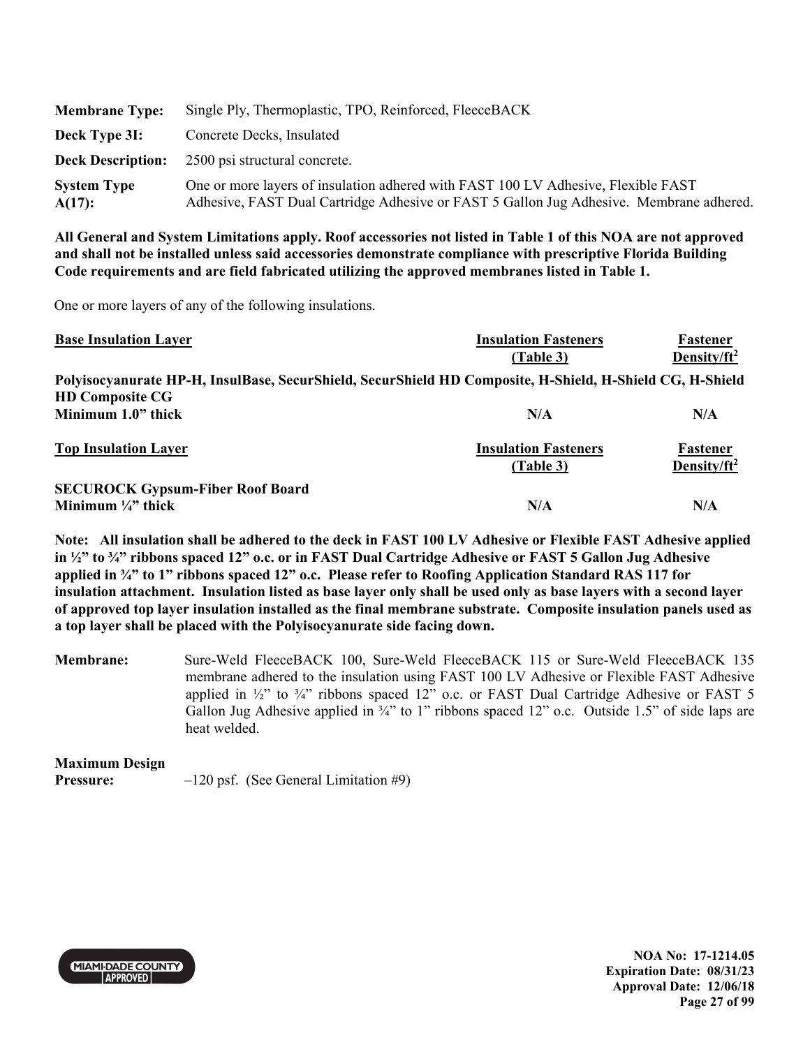| | |
|---|---|
| **Membrane Type:** | Single Ply, Thermoplastic, TPO, Reinforced, FleeceBACK |
| **Deck Type 3I:** | Concrete Decks, Insulated |
| **Deck Description:** | 2500 psi structural concrete. |
| **System Type A(17):** | One or more layers of insulation adhered with FAST 100 LV Adhesive, Flexible FAST Adhesive, FAST Dual Cartridge Adhesive or FAST 5 Gallon Jug Adhesive. Membrane adhered. |

**All General and System Limitations apply. Roof accessories not listed in Table 1 of this NOA are not approved and shall not be installed unless said accessories demonstrate compliance with prescriptive Florida Building Code requirements and are field fabricated utilizing the approved membranes listed in Table 1.**

One or more layers of any of the following insulations.

| Base Insulation Layer | Insulation Fasteners (Table 3) | Fastener Density/ft² |
|---|---|---|
| **Polyisocyanurate HP-H, InsulBase, SecurShield, SecurShield HD Composite, H-Shield, H-Shield CG, H-Shield HD Composite CG** | | |
| **Minimum 1.0" thick** | **N/A** | **N/A** |

| Top Insulation Layer | Insulation Fasteners (Table 3) | Fastener Density/ft² |
|---|---|---|
| **SECUROCK Gypsum-Fiber Roof Board** | | |
| **Minimum ¼" thick** | **N/A** | **N/A** |

**Note: All insulation shall be adhered to the deck in FAST 100 LV Adhesive or Flexible FAST Adhesive applied in ½" to ¾" ribbons spaced 12" o.c. or in FAST Dual Cartridge Adhesive or FAST 5 Gallon Jug Adhesive applied in ¾" to 1" ribbons spaced 12" o.c. Please refer to Roofing Application Standard RAS 117 for insulation attachment. Insulation listed as base layer only shall be used only as base layers with a second layer of approved top layer insulation installed as the final membrane substrate. Composite insulation panels used as a top layer shall be placed with the Polyisocyanurate side facing down.**

**Membrane:** Sure-Weld FleeceBACK 100, Sure-Weld FleeceBACK 115 or Sure-Weld FleeceBACK 135 membrane adhered to the insulation using FAST 100 LV Adhesive or Flexible FAST Adhesive applied in ½" to ¾" ribbons spaced 12" o.c. or FAST Dual Cartridge Adhesive or FAST 5 Gallon Jug Adhesive applied in ¾" to 1" ribbons spaced 12" o.c. Outside 1.5" of side laps are heat welded.

**Maximum Design Pressure:** –120 psf. (See General Limitation #9)

NOA No: 17-1214.05
Expiration Date: 08/31/23
Approval Date: 12/06/18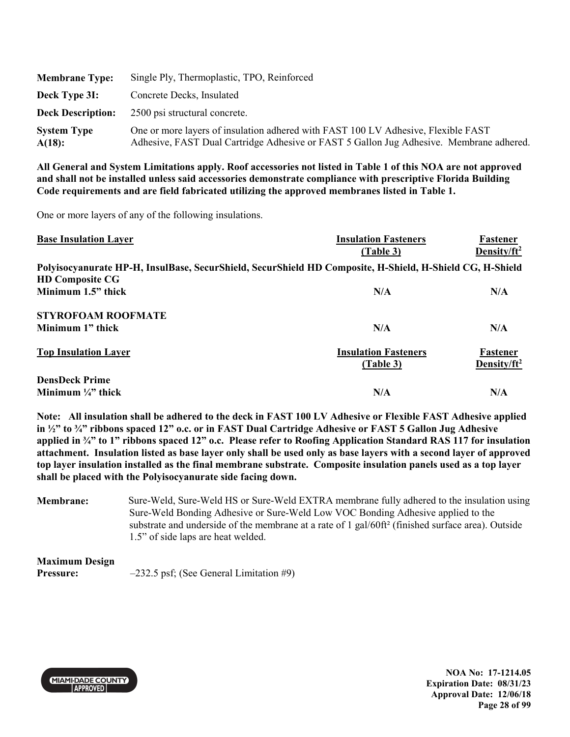| | |
|---|---|
| **Membrane Type:** | Single Ply, Thermoplastic, TPO, Reinforced |
| **Deck Type 3I:** | Concrete Decks, Insulated |
| **Deck Description:** | 2500 psi structural concrete. |
| **System Type A(18):** | One or more layers of insulation adhered with FAST 100 LV Adhesive, Flexible FAST Adhesive, FAST Dual Cartridge Adhesive or FAST 5 Gallon Jug Adhesive. Membrane adhered. |

**All General and System Limitations apply. Roof accessories not listed in Table 1 of this NOA are not approved and shall not be installed unless said accessories demonstrate compliance with prescriptive Florida Building Code requirements and are field fabricated utilizing the approved membranes listed in Table 1.**

One or more layers of any of the following insulations.

| Base Insulation Layer | Insulation Fasteners (Table 3) | Fastener Density/ft² |
|---|---|---|
| **Polyisocyanurate HP-H, InsulBase, SecurShield, SecurShield HD Composite, H-Shield, H-Shield CG, H-Shield HD Composite CG** | | |
| **Minimum 1.5" thick** | **N/A** | **N/A** |
| **STYROFOAM ROOFMATE** | | |
| **Minimum 1" thick** | **N/A** | **N/A** |

| Top Insulation Layer | Insulation Fasteners (Table 3) | Fastener Density/ft² |
|---|---|---|
| **DensDeck Prime** | | |
| **Minimum ¼" thick** | **N/A** | **N/A** |

**Note: All insulation shall be adhered to the deck in FAST 100 LV Adhesive or Flexible FAST Adhesive applied in ½" to ¾" ribbons spaced 12" o.c. or in FAST Dual Cartridge Adhesive or FAST 5 Gallon Jug Adhesive applied in ¾" to 1" ribbons spaced 12" o.c. Please refer to Roofing Application Standard RAS 117 for insulation attachment. Insulation listed as base layer only shall be used only as base layers with a second layer of approved top layer insulation installed as the final membrane substrate. Composite insulation panels used as a top layer shall be placed with the Polyisocyanurate side facing down.**

**Membrane:** Sure-Weld, Sure-Weld HS or Sure-Weld EXTRA membrane fully adhered to the insulation using Sure-Weld Bonding Adhesive or Sure-Weld Low VOC Bonding Adhesive applied to the substrate and underside of the membrane at a rate of 1 gal/60ft² (finished surface area). Outside 1.5" of side laps are heat welded.

**Maximum Design Pressure:** –232.5 psf; (See General Limitation #9)

NOA No: 17-1214.05
Expiration Date: 08/31/23
Approval Date: 12/06/18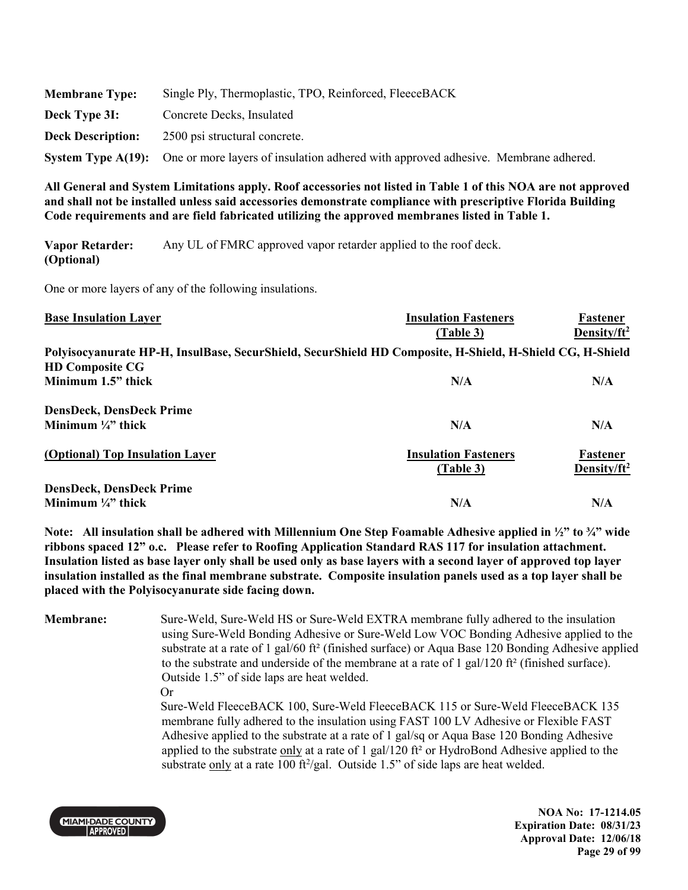**Membrane Type:** Single Ply, Thermoplastic, TPO, Reinforced, FleeceBACK

**Deck Type 3I:** Concrete Decks, Insulated

**Deck Description:** 2500 psi structural concrete.

**System Type A(19):** One or more layers of insulation adhered with approved adhesive. Membrane adhered.

**All General and System Limitations apply. Roof accessories not listed in Table 1 of this NOA are not approved and shall not be installed unless said accessories demonstrate compliance with prescriptive Florida Building Code requirements and are field fabricated utilizing the approved membranes listed in Table 1.**

**Vapor Retarder: (Optional)** Any UL of FMRC approved vapor retarder applied to the roof deck.

One or more layers of any of the following insulations.

| Base Insulation Layer | Insulation Fasteners (Table 3) | Fastener Density/ft² |
|---|---|---|
| **Polyisocyanurate HP-H, InsulBase, SecurShield, SecurShield HD Composite, H-Shield, H-Shield CG, H-Shield HD Composite CG** | | |
| **Minimum 1.5" thick** | **N/A** | **N/A** |
| **DensDeck, DensDeck Prime** | | |
| **Minimum ¼" thick** | **N/A** | **N/A** |

| (Optional) Top Insulation Layer | Insulation Fasteners (Table 3) | Fastener Density/ft² |
|---|---|---|
| **DensDeck, DensDeck Prime** | | |
| **Minimum ¼" thick** | **N/A** | **N/A** |

**Note: All insulation shall be adhered with Millennium One Step Foamable Adhesive applied in ½" to ¾" wide ribbons spaced 12" o.c. Please refer to Roofing Application Standard RAS 117 for insulation attachment. Insulation listed as base layer only shall be used only as base layers with a second layer of approved top layer insulation installed as the final membrane substrate. Composite insulation panels used as a top layer shall be placed with the Polyisocyanurate side facing down.**

**Membrane:** Sure-Weld, Sure-Weld HS or Sure-Weld EXTRA membrane fully adhered to the insulation using Sure-Weld Bonding Adhesive or Sure-Weld Low VOC Bonding Adhesive applied to the substrate at a rate of 1 gal/60 ft² (finished surface) or Aqua Base 120 Bonding Adhesive applied to the substrate and underside of the membrane at a rate of 1 gal/120 ft² (finished surface). Outside 1.5" of side laps are heat welded.

Or

Sure-Weld FleeceBACK 100, Sure-Weld FleeceBACK 115 or Sure-Weld FleeceBACK 135 membrane fully adhered to the insulation using FAST 100 LV Adhesive or Flexible FAST Adhesive applied to the substrate at a rate of 1 gal/sq or Aqua Base 120 Bonding Adhesive applied to the substrate only at a rate of 1 gal/120 ft² or HydroBond Adhesive applied to the substrate only at a rate 100 ft²/gal. Outside 1.5" of side laps are heat welded.

NOA No: 17-1214.05
Expiration Date: 08/31/23
Approval Date: 12/06/18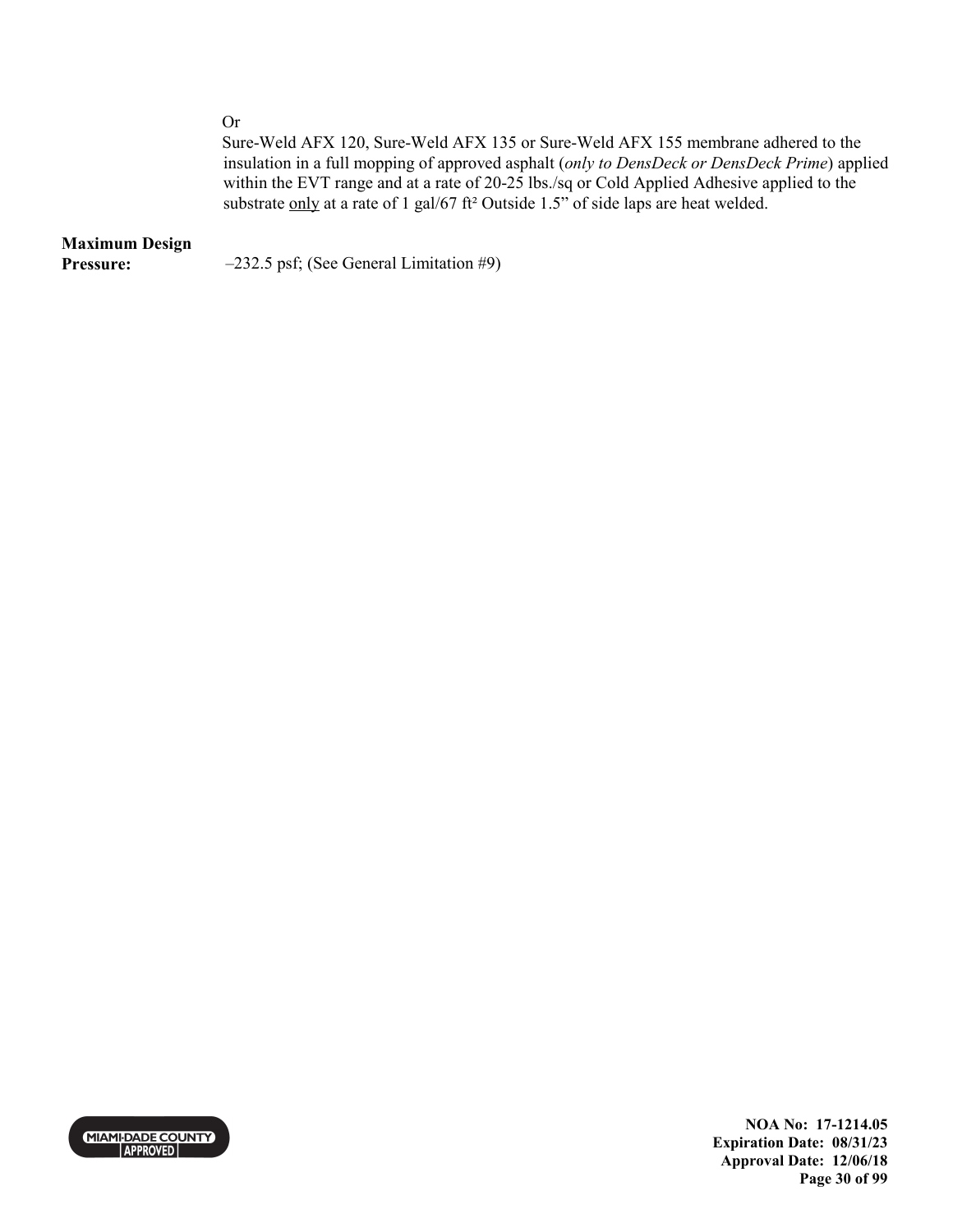Or

Sure-Weld AFX 120, Sure-Weld AFX 135 or Sure-Weld AFX 155 membrane adhered to the insulation in a full mopping of approved asphalt (*only to DensDeck or DensDeck Prime*) applied within the EVT range and at a rate of 20-25 lbs./sq or Cold Applied Adhesive applied to the substrate <u>only</u> at a rate of 1 gal/67 ft² Outside 1.5” of side laps are heat welded.

**Maximum Design Pressure:** –232.5 psf; (See General Limitation #9)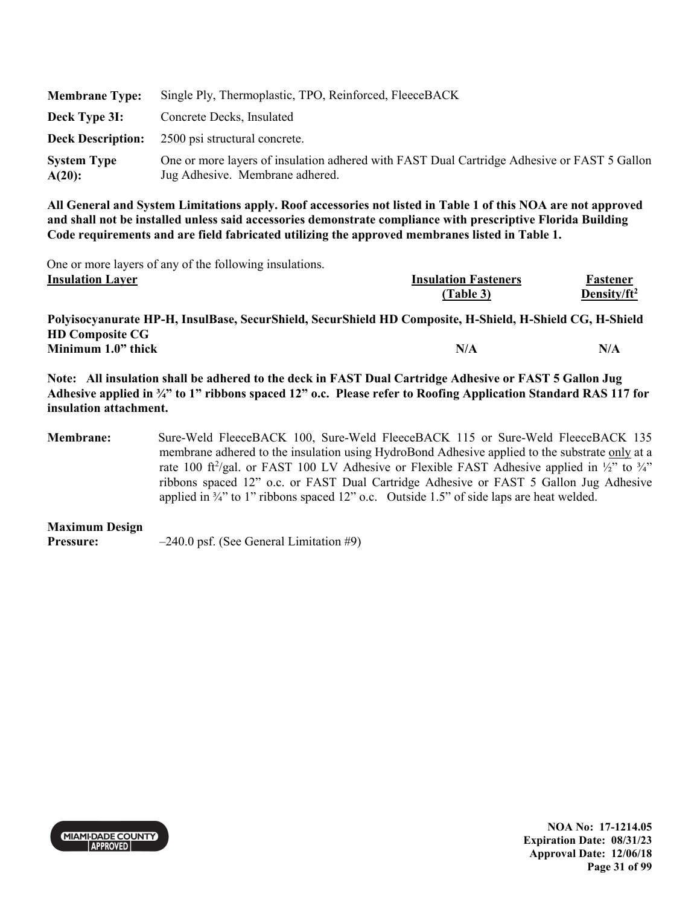| | |
|---|---|
| **Membrane Type:** | Single Ply, Thermoplastic, TPO, Reinforced, FleeceBACK |
| **Deck Type 3I:** | Concrete Decks, Insulated |
| **Deck Description:** | 2500 psi structural concrete. |
| **System Type A(20):** | One or more layers of insulation adhered with FAST Dual Cartridge Adhesive or FAST 5 Gallon Jug Adhesive. Membrane adhered. |

**All General and System Limitations apply. Roof accessories not listed in Table 1 of this NOA are not approved and shall not be installed unless said accessories demonstrate compliance with prescriptive Florida Building Code requirements and are field fabricated utilizing the approved membranes listed in Table 1.**

One or more layers of any of the following insulations.

| Insulation Layer | Insulation Fasteners (Table 3) | Fastener Density/ft² |
|---|---|---|
| **Polyisocyanurate HP-H, InsulBase, SecurShield, SecurShield HD Composite, H-Shield, H-Shield CG, H-Shield HD Composite CG** | | |
| **Minimum 1.0" thick** | **N/A** | **N/A** |

**Note: All insulation shall be adhered to the deck in FAST Dual Cartridge Adhesive or FAST 5 Gallon Jug Adhesive applied in ¾" to 1" ribbons spaced 12" o.c. Please refer to Roofing Application Standard RAS 117 for insulation attachment.**

**Membrane:** Sure-Weld FleeceBACK 100, Sure-Weld FleeceBACK 115 or Sure-Weld FleeceBACK 135 membrane adhered to the insulation using HydroBond Adhesive applied to the substrate only at a rate 100 $ft^2$/gal. or FAST 100 LV Adhesive or Flexible FAST Adhesive applied in ½" to ¾" ribbons spaced 12" o.c. or FAST Dual Cartridge Adhesive or FAST 5 Gallon Jug Adhesive applied in ¾" to 1" ribbons spaced 12" o.c. Outside 1.5" of side laps are heat welded.

**Maximum Design Pressure:** –240.0 psf. (See General Limitation #9)

NOA No: 17-1214.05
Expiration Date: 08/31/23
Approval Date: 12/06/18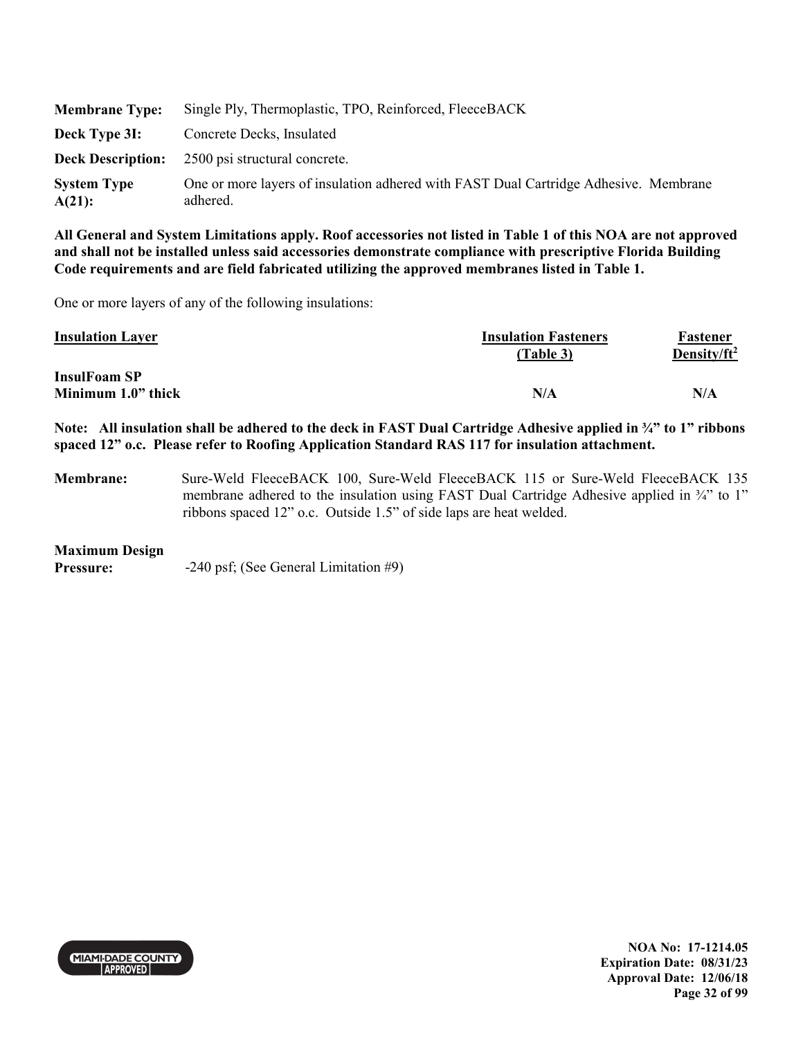| | |
|---|---|
| **Membrane Type:** | Single Ply, Thermoplastic, TPO, Reinforced, FleeceBACK |
| **Deck Type 3I:** | Concrete Decks, Insulated |
| **Deck Description:** | 2500 psi structural concrete. |
| **System Type A(21):** | One or more layers of insulation adhered with FAST Dual Cartridge Adhesive. Membrane adhered. |

**All General and System Limitations apply. Roof accessories not listed in Table 1 of this NOA are not approved and shall not be installed unless said accessories demonstrate compliance with prescriptive Florida Building Code requirements and are field fabricated utilizing the approved membranes listed in Table 1.**

One or more layers of any of the following insulations:

| Insulation Layer | Insulation Fasteners (Table 3) | Fastener Density/ft$^2$ |
|---|---|---|
| **InsulFoam SP Minimum 1.0" thick** | **N/A** | **N/A** |

**Note: All insulation shall be adhered to the deck in FAST Dual Cartridge Adhesive applied in ¾" to 1" ribbons spaced 12" o.c. Please refer to Roofing Application Standard RAS 117 for insulation attachment.**

**Membrane:** Sure-Weld FleeceBACK 100, Sure-Weld FleeceBACK 115 or Sure-Weld FleeceBACK 135 membrane adhered to the insulation using FAST Dual Cartridge Adhesive applied in ¾" to 1" ribbons spaced 12" o.c. Outside 1.5" of side laps are heat welded.

**Maximum Design Pressure:** -240 psf; (See General Limitation #9)

**NOA No: 17-1214.05**
**Expiration Date: 08/31/23**
**Approval Date: 12/06/18**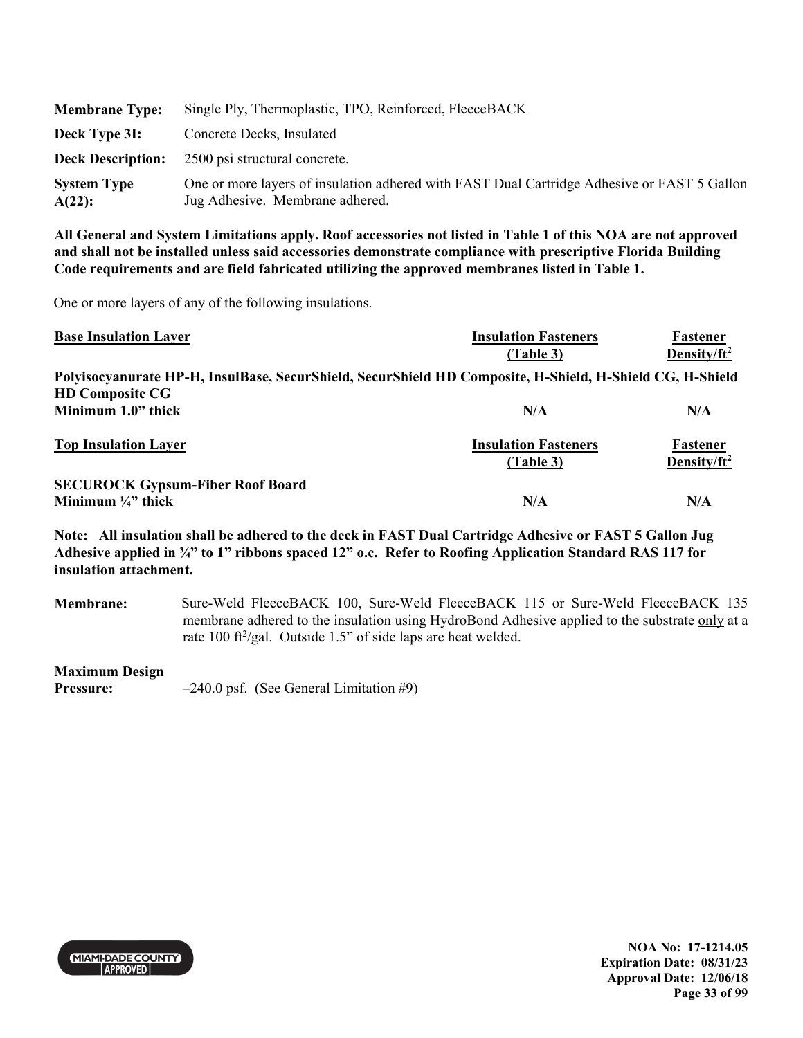| | |
|---|---|
| **Membrane Type:** | Single Ply, Thermoplastic, TPO, Reinforced, FleeceBACK |
| **Deck Type 3I:** | Concrete Decks, Insulated |
| **Deck Description:** | 2500 psi structural concrete. |
| **System Type A(22):** | One or more layers of insulation adhered with FAST Dual Cartridge Adhesive or FAST 5 Gallon Jug Adhesive. Membrane adhered. |

**All General and System Limitations apply. Roof accessories not listed in Table 1 of this NOA are not approved and shall not be installed unless said accessories demonstrate compliance with prescriptive Florida Building Code requirements and are field fabricated utilizing the approved membranes listed in Table 1.**

One or more layers of any of the following insulations.

| **Base Insulation Layer** | **Insulation Fasteners (Table 3)** | **Fastener Density/ft²** |
|---|---|---|
| **Polyisocyanurate HP-H, InsulBase, SecurShield, SecurShield HD Composite, H-Shield, H-Shield CG, H-Shield HD Composite CG** | | |
| **Minimum 1.0" thick** | **N/A** | **N/A** |

| **Top Insulation Layer** | **Insulation Fasteners (Table 3)** | **Fastener Density/ft²** |
|---|---|---|
| **SECUROCK Gypsum-Fiber Roof Board** | | |
| **Minimum ¼" thick** | **N/A** | **N/A** |

**Note: All insulation shall be adhered to the deck in FAST Dual Cartridge Adhesive or FAST 5 Gallon Jug Adhesive applied in ¾" to 1" ribbons spaced 12" o.c. Refer to Roofing Application Standard RAS 117 for insulation attachment.**

**Membrane:** Sure-Weld FleeceBACK 100, Sure-Weld FleeceBACK 115 or Sure-Weld FleeceBACK 135 membrane adhered to the insulation using HydroBond Adhesive applied to the substrate only at a rate 100 ft²/gal. Outside 1.5" of side laps are heat welded.

**Maximum Design Pressure:** –240.0 psf. (See General Limitation #9)

NOA No: 17-1214.05
Expiration Date: 08/31/23
Approval Date: 12/06/18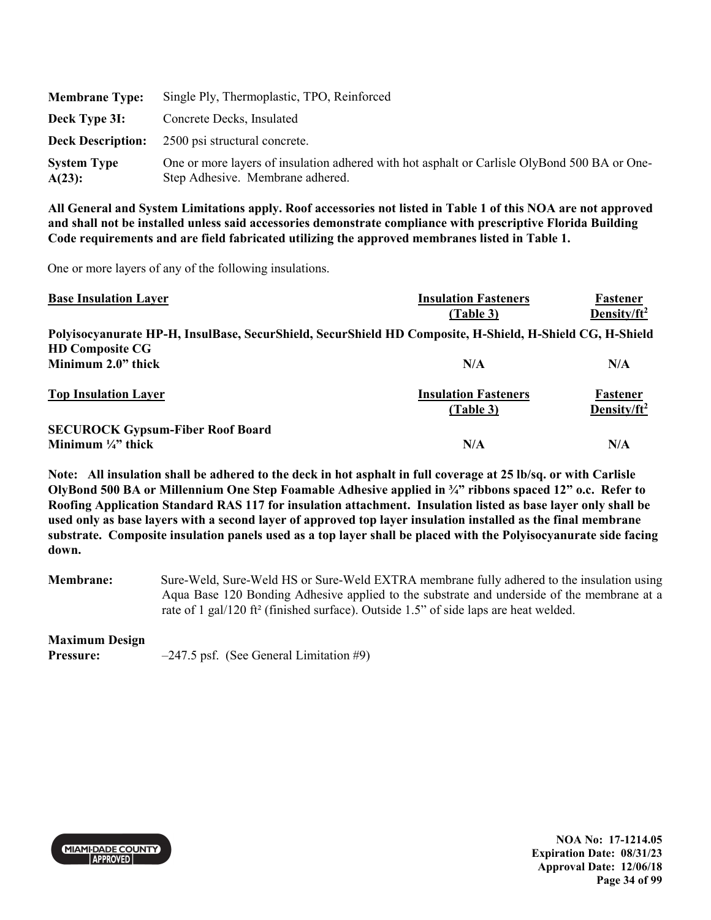**Membrane Type:** Single Ply, Thermoplastic, TPO, Reinforced

**Deck Type 3I:** Concrete Decks, Insulated

**Deck Description:** 2500 psi structural concrete.

**System Type A(23):** One or more layers of insulation adhered with hot asphalt or Carlisle OlyBond 500 BA or One-Step Adhesive. Membrane adhered.

**All General and System Limitations apply. Roof accessories not listed in Table 1 of this NOA are not approved and shall not be installed unless said accessories demonstrate compliance with prescriptive Florida Building Code requirements and are field fabricated utilizing the approved membranes listed in Table 1.**

One or more layers of any of the following insulations.

| Base Insulation Layer | Insulation Fasteners (Table 3) | Fastener Density/ft² |
|---|---|---|
| **Polyisocyanurate HP-H, InsulBase, SecurShield, SecurShield HD Composite, H-Shield, H-Shield CG, H-Shield HD Composite CG** | | |
| **Minimum 2.0" thick** | **N/A** | **N/A** |

| Top Insulation Layer | Insulation Fasteners (Table 3) | Fastener Density/ft² |
|---|---|---|
| **SECUROCK Gypsum-Fiber Roof Board** | | |
| **Minimum ¼" thick** | **N/A** | **N/A** |

**Note: All insulation shall be adhered to the deck in hot asphalt in full coverage at 25 lb/sq. or with Carlisle OlyBond 500 BA or Millennium One Step Foamable Adhesive applied in ¾" ribbons spaced 12" o.c. Refer to Roofing Application Standard RAS 117 for insulation attachment. Insulation listed as base layer only shall be used only as base layers with a second layer of approved top layer insulation installed as the final membrane substrate. Composite insulation panels used as a top layer shall be placed with the Polyisocyanurate side facing down.**

**Membrane:** Sure-Weld, Sure-Weld HS or Sure-Weld EXTRA membrane fully adhered to the insulation using Aqua Base 120 Bonding Adhesive applied to the substrate and underside of the membrane at a rate of 1 gal/120 ft² (finished surface). Outside 1.5" of side laps are heat welded.

**Maximum Design Pressure:** –247.5 psf. (See General Limitation #9)

NOA No: 17-1214.05
Expiration Date: 08/31/23
Approval Date: 12/06/18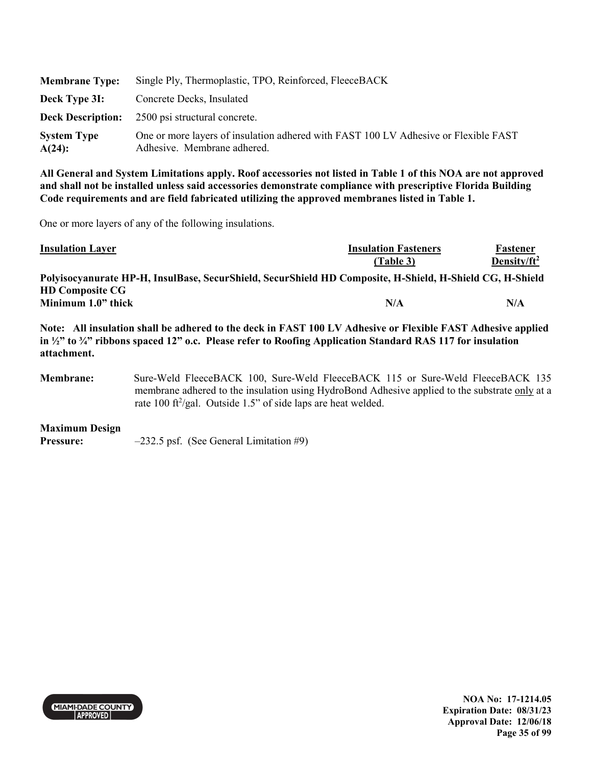**Membrane Type:** Single Ply, Thermoplastic, TPO, Reinforced, FleeceBACK

**Deck Type 3I:** Concrete Decks, Insulated

**Deck Description:** 2500 psi structural concrete.

**System Type A(24):** One or more layers of insulation adhered with FAST 100 LV Adhesive or Flexible FAST Adhesive. Membrane adhered.

**All General and System Limitations apply. Roof accessories not listed in Table 1 of this NOA are not approved and shall not be installed unless said accessories demonstrate compliance with prescriptive Florida Building Code requirements and are field fabricated utilizing the approved membranes listed in Table 1.**

One or more layers of any of the following insulations.

| Insulation Layer | Insulation Fasteners (Table 3) | Fastener Density/ft$^2$ |
| --- | --- | --- |
| **Polyisocyanurate HP-H, InsulBase, SecurShield, SecurShield HD Composite, H-Shield, H-Shield CG, H-Shield HD Composite CG** | | |
| **Minimum 1.0" thick** | **N/A** | **N/A** |

**Note: All insulation shall be adhered to the deck in FAST 100 LV Adhesive or Flexible FAST Adhesive applied in ½" to ¾" ribbons spaced 12" o.c. Please refer to Roofing Application Standard RAS 117 for insulation attachment.**

**Membrane:** Sure-Weld FleeceBACK 100, Sure-Weld FleeceBACK 115 or Sure-Weld FleeceBACK 135 membrane adhered to the insulation using HydroBond Adhesive applied to the substrate only at a rate 100 ft$^2$/gal. Outside 1.5" of side laps are heat welded.

**Maximum Design Pressure:** –232.5 psf. (See General Limitation #9)

NOA No: 17-1214.05
Expiration Date: 08/31/23
Approval Date: 12/06/18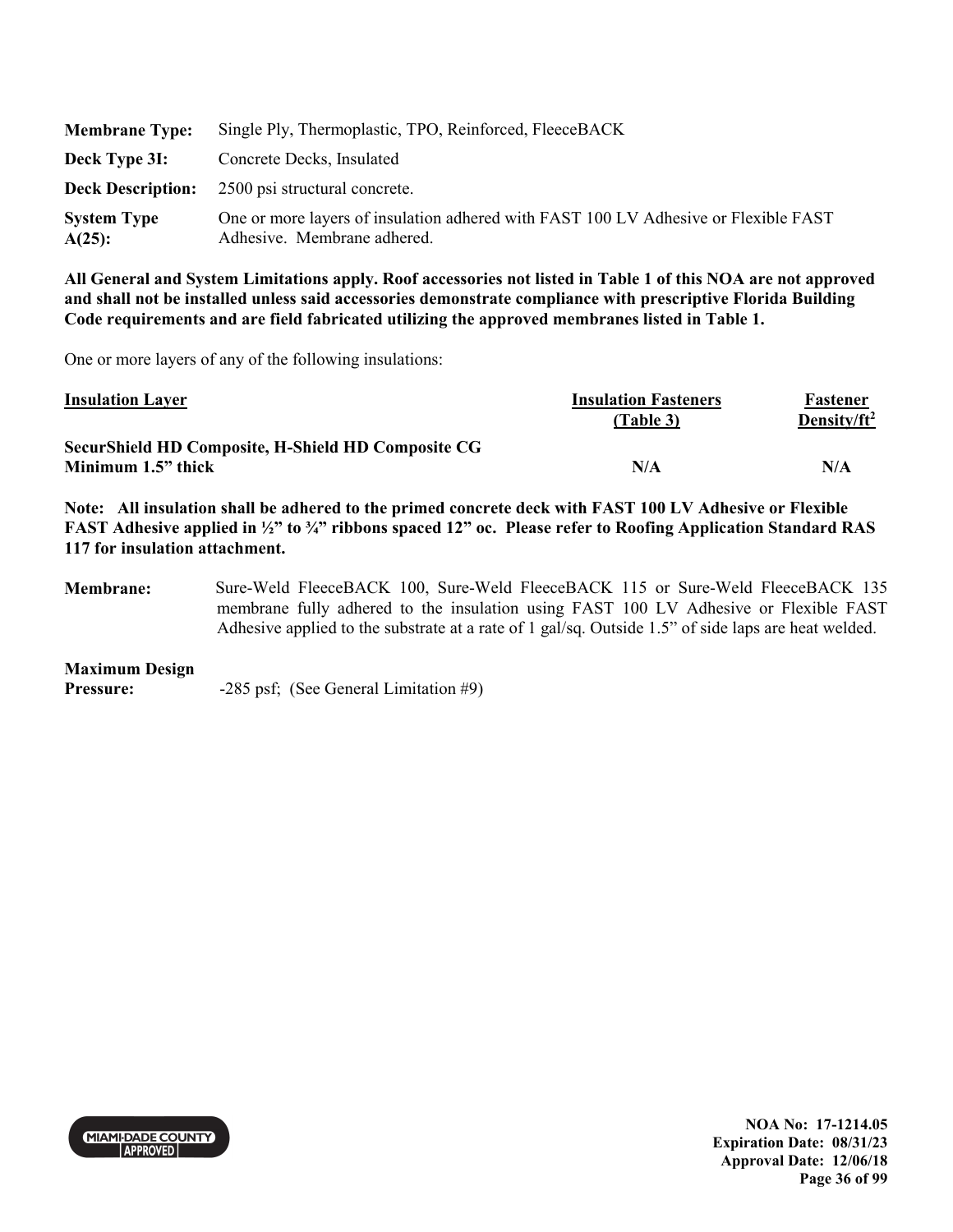**Membrane Type:** Single Ply, Thermoplastic, TPO, Reinforced, FleeceBACK

**Deck Type 3I:** Concrete Decks, Insulated

**Deck Description:** 2500 psi structural concrete.

**System Type A(25):** One or more layers of insulation adhered with FAST 100 LV Adhesive or Flexible FAST Adhesive. Membrane adhered.

**All General and System Limitations apply. Roof accessories not listed in Table 1 of this NOA are not approved and shall not be installed unless said accessories demonstrate compliance with prescriptive Florida Building Code requirements and are field fabricated utilizing the approved membranes listed in Table 1.**

One or more layers of any of the following insulations:

| Insulation Layer | Insulation Fasteners (Table 3) | Fastener Density/ft$^2$ |
|---|---|---|
| **SecurShield HD Composite, H-Shield HD Composite CG Minimum 1.5" thick** | **N/A** | **N/A** |

**Note: All insulation shall be adhered to the primed concrete deck with FAST 100 LV Adhesive or Flexible FAST Adhesive applied in ½" to ¾" ribbons spaced 12" oc. Please refer to Roofing Application Standard RAS 117 for insulation attachment.**

**Membrane:** Sure-Weld FleeceBACK 100, Sure-Weld FleeceBACK 115 or Sure-Weld FleeceBACK 135 membrane fully adhered to the insulation using FAST 100 LV Adhesive or Flexible FAST Adhesive applied to the substrate at a rate of 1 gal/sq. Outside 1.5" of side laps are heat welded.

**Maximum Design Pressure:** -285 psf; (See General Limitation #9)

NOA No: 17-1214.05
Expiration Date: 08/31/23
Approval Date: 12/06/18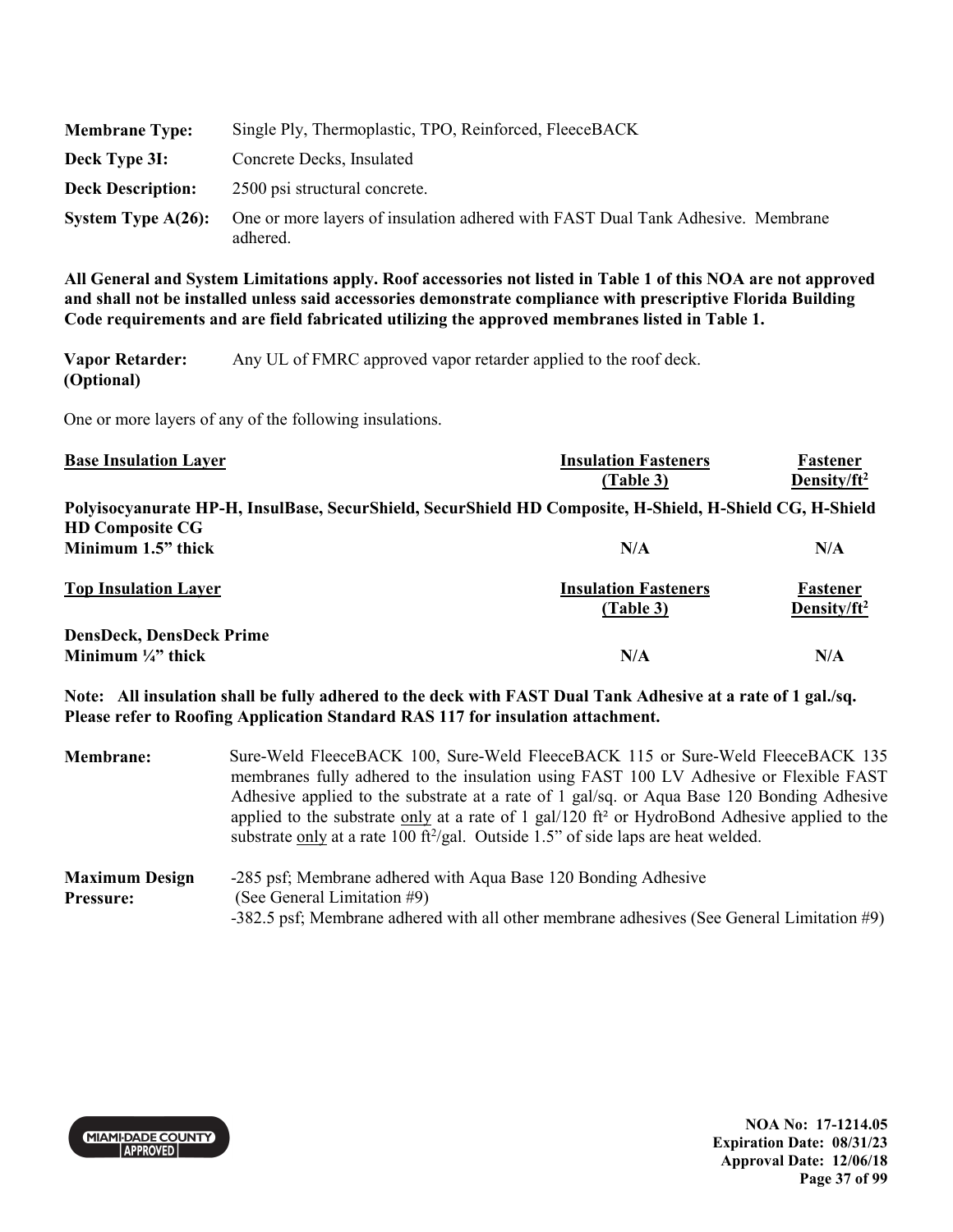| | |
|---|---|
| **Membrane Type:** | Single Ply, Thermoplastic, TPO, Reinforced, FleeceBACK |
| **Deck Type 3I:** | Concrete Decks, Insulated |
| **Deck Description:** | 2500 psi structural concrete. |
| **System Type A(26):** | One or more layers of insulation adhered with FAST Dual Tank Adhesive. Membrane adhered. |

**All General and System Limitations apply. Roof accessories not listed in Table 1 of this NOA are not approved and shall not be installed unless said accessories demonstrate compliance with prescriptive Florida Building Code requirements and are field fabricated utilizing the approved membranes listed in Table 1.**

**Vapor Retarder: (Optional)** Any UL of FMRC approved vapor retarder applied to the roof deck.

One or more layers of any of the following insulations.

| Base Insulation Layer | Insulation Fasteners (Table 3) | Fastener Density/ft$^2$ |
|---|---|---|
| **Polyisocyanurate HP-H, InsulBase, SecurShield, SecurShield HD Composite, H-Shield, H-Shield CG, H-Shield HD Composite CG** | | |
| **Minimum 1.5" thick** | **N/A** | **N/A** |

| Top Insulation Layer | Insulation Fasteners (Table 3) | Fastener Density/ft$^2$ |
|---|---|---|
| **DensDeck, DensDeck Prime** | | |
| **Minimum ¼" thick** | **N/A** | **N/A** |

**Note: All insulation shall be fully adhered to the deck with FAST Dual Tank Adhesive at a rate of 1 gal./sq. Please refer to Roofing Application Standard RAS 117 for insulation attachment.**

**Membrane:** Sure-Weld FleeceBACK 100, Sure-Weld FleeceBACK 115 or Sure-Weld FleeceBACK 135 membranes fully adhered to the insulation using FAST 100 LV Adhesive or Flexible FAST Adhesive applied to the substrate at a rate of 1 gal/sq. or Aqua Base 120 Bonding Adhesive applied to the substrate only at a rate of 1 gal/120 ft² or HydroBond Adhesive applied to the substrate only at a rate 100 ft$^2$/gal. Outside 1.5" of side laps are heat welded.

**Maximum Design Pressure:**
-285 psf; Membrane adhered with Aqua Base 120 Bonding Adhesive (See General Limitation #9)
-382.5 psf; Membrane adhered with all other membrane adhesives (See General Limitation #9)

NOA No: 17-1214.05
Expiration Date: 08/31/23
Approval Date: 12/06/18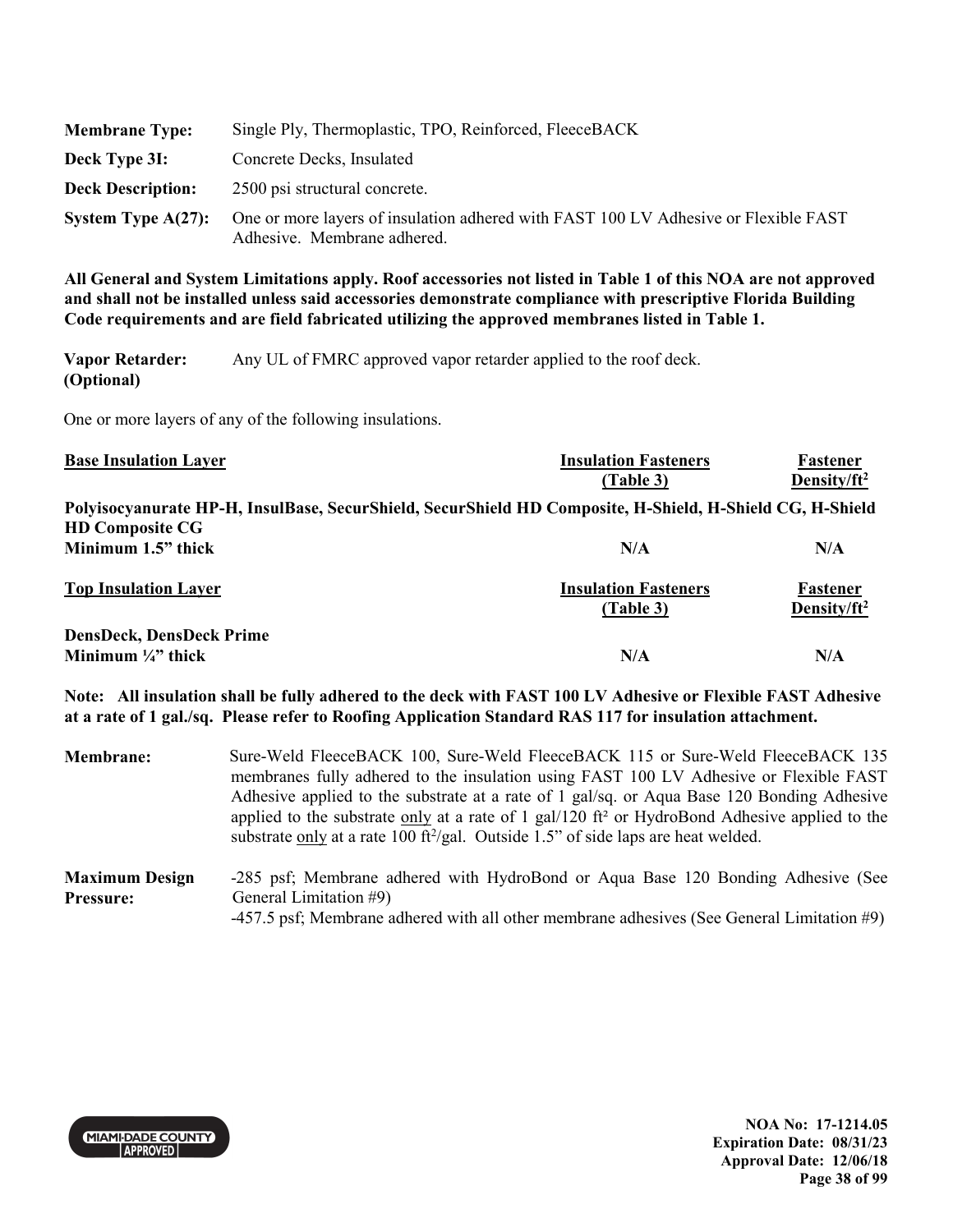| | |
|---|---|
| **Membrane Type:** | Single Ply, Thermoplastic, TPO, Reinforced, FleeceBACK |
| **Deck Type 3I:** | Concrete Decks, Insulated |
| **Deck Description:** | 2500 psi structural concrete. |
| **System Type A(27):** | One or more layers of insulation adhered with FAST 100 LV Adhesive or Flexible FAST Adhesive. Membrane adhered. |

**All General and System Limitations apply. Roof accessories not listed in Table 1 of this NOA are not approved and shall not be installed unless said accessories demonstrate compliance with prescriptive Florida Building Code requirements and are field fabricated utilizing the approved membranes listed in Table 1.**

**Vapor Retarder: (Optional)** Any UL of FMRC approved vapor retarder applied to the roof deck.

One or more layers of any of the following insulations.

| Base Insulation Layer | Insulation Fasteners (Table 3) | Fastener Density/ft² |
|---|---|---|
| **Polyisocyanurate HP-H, InsulBase, SecurShield, SecurShield HD Composite, H-Shield, H-Shield CG, H-Shield HD Composite CG** | | |
| **Minimum 1.5" thick** | **N/A** | **N/A** |

| Top Insulation Layer | Insulation Fasteners (Table 3) | Fastener Density/ft² |
|---|---|---|
| **DensDeck, DensDeck Prime** | | |
| **Minimum ¼" thick** | **N/A** | **N/A** |

**Note: All insulation shall be fully adhered to the deck with FAST 100 LV Adhesive or Flexible FAST Adhesive at a rate of 1 gal./sq. Please refer to Roofing Application Standard RAS 117 for insulation attachment.**

**Membrane:** Sure-Weld FleeceBACK 100, Sure-Weld FleeceBACK 115 or Sure-Weld FleeceBACK 135 membranes fully adhered to the insulation using FAST 100 LV Adhesive or Flexible FAST Adhesive applied to the substrate at a rate of 1 gal/sq. or Aqua Base 120 Bonding Adhesive applied to the substrate only at a rate of 1 gal/120 ft² or HydroBond Adhesive applied to the substrate only at a rate 100 ft²/gal. Outside 1.5" of side laps are heat welded.

**Maximum Design Pressure:**
-285 psf; Membrane adhered with HydroBond or Aqua Base 120 Bonding Adhesive (See General Limitation #9)
-457.5 psf; Membrane adhered with all other membrane adhesives (See General Limitation #9)

NOA No: 17-1214.05
Expiration Date: 08/31/23
Approval Date: 12/06/18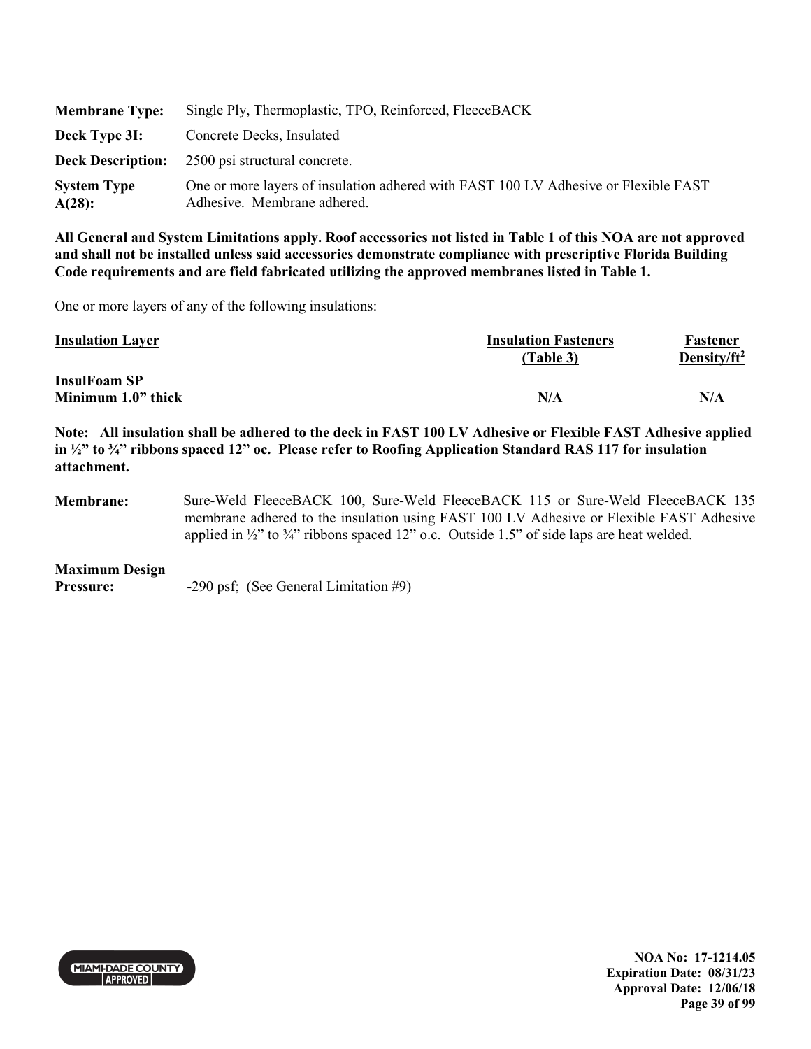| | |
|---|---|
| **Membrane Type:** | Single Ply, Thermoplastic, TPO, Reinforced, FleeceBACK |
| **Deck Type 3I:** | Concrete Decks, Insulated |
| **Deck Description:** | 2500 psi structural concrete. |
| **System Type A(28):** | One or more layers of insulation adhered with FAST 100 LV Adhesive or Flexible FAST Adhesive. Membrane adhered. |

**All General and System Limitations apply. Roof accessories not listed in Table 1 of this NOA are not approved and shall not be installed unless said accessories demonstrate compliance with prescriptive Florida Building Code requirements and are field fabricated utilizing the approved membranes listed in Table 1.**

One or more layers of any of the following insulations:

| Insulation Layer | Insulation Fasteners (Table 3) | Fastener Density/ft$^2$ |
|---|---|---|
| **InsulFoam SP Minimum 1.0" thick** | **N/A** | **N/A** |

**Note: All insulation shall be adhered to the deck in FAST 100 LV Adhesive or Flexible FAST Adhesive applied in ½" to ¾" ribbons spaced 12" oc. Please refer to Roofing Application Standard RAS 117 for insulation attachment.**

**Membrane:** Sure-Weld FleeceBACK 100, Sure-Weld FleeceBACK 115 or Sure-Weld FleeceBACK 135 membrane adhered to the insulation using FAST 100 LV Adhesive or Flexible FAST Adhesive applied in ½" to ¾" ribbons spaced 12" o.c. Outside 1.5" of side laps are heat welded.

**Maximum Design Pressure:** -290 psf; (See General Limitation #9)

**NOA No: 17-1214.05**
**Expiration Date: 08/31/23**
**Approval Date: 12/06/18**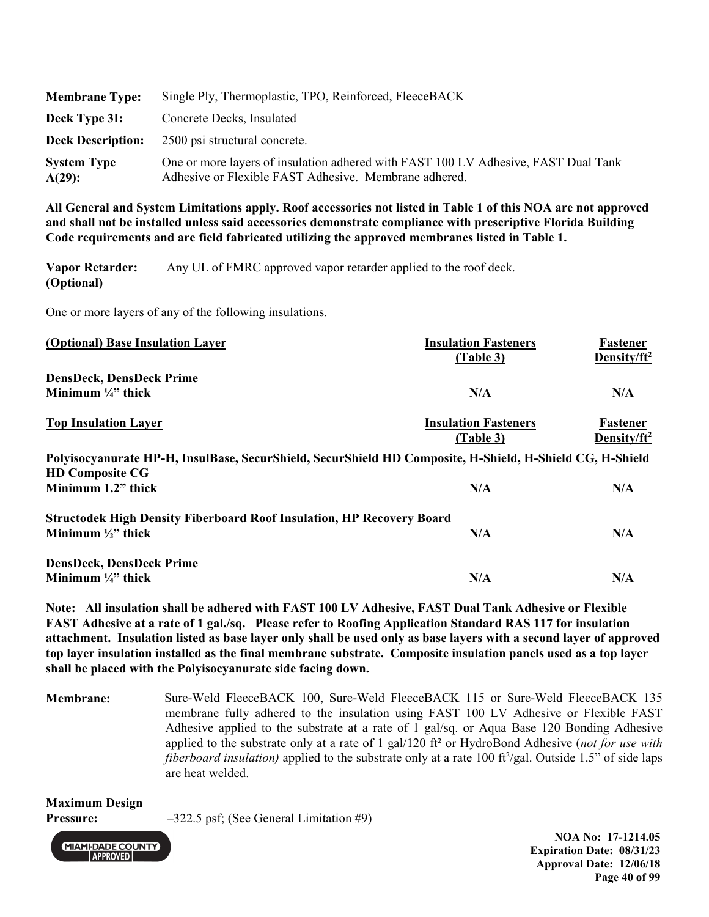| | |
|---|---|
| **Membrane Type:** | Single Ply, Thermoplastic, TPO, Reinforced, FleeceBACK |
| **Deck Type 3I:** | Concrete Decks, Insulated |
| **Deck Description:** | 2500 psi structural concrete. |
| **System Type A(29):** | One or more layers of insulation adhered with FAST 100 LV Adhesive, FAST Dual Tank Adhesive or Flexible FAST Adhesive. Membrane adhered. |

**All General and System Limitations apply. Roof accessories not listed in Table 1 of this NOA are not approved and shall not be installed unless said accessories demonstrate compliance with prescriptive Florida Building Code requirements and are field fabricated utilizing the approved membranes listed in Table 1.**

**Vapor Retarder: (Optional)** Any UL of FMRC approved vapor retarder applied to the roof deck.

One or more layers of any of the following insulations.

| **(Optional) Base Insulation Layer** | **Insulation Fasteners (Table 3)** | **Fastener Density/ft²** |
|---|---|---|
| **DensDeck, DensDeck Prime**<br>**Minimum ¼" thick** | **N/A** | **N/A** |

| **Top Insulation Layer** | **Insulation Fasteners (Table 3)** | **Fastener Density/ft²** |
|---|---|---|
| **Polyisocyanurate HP-H, InsulBase, SecurShield, SecurShield HD Composite, H-Shield, H-Shield CG, H-Shield HD Composite CG**<br>**Minimum 1.2" thick** | **N/A** | **N/A** |
| **Structodek High Density Fiberboard Roof Insulation, HP Recovery Board**<br>**Minimum ½" thick** | **N/A** | **N/A** |
| **DensDeck, DensDeck Prime**<br>**Minimum ¼" thick** | **N/A** | **N/A** |

**Note: All insulation shall be adhered with FAST 100 LV Adhesive, FAST Dual Tank Adhesive or Flexible FAST Adhesive at a rate of 1 gal./sq. Please refer to Roofing Application Standard RAS 117 for insulation attachment. Insulation listed as base layer only shall be used only as base layers with a second layer of approved top layer insulation installed as the final membrane substrate. Composite insulation panels used as a top layer shall be placed with the Polyisocyanurate side facing down.**

**Membrane:** Sure-Weld FleeceBACK 100, Sure-Weld FleeceBACK 115 or Sure-Weld FleeceBACK 135 membrane fully adhered to the insulation using FAST 100 LV Adhesive or Flexible FAST Adhesive applied to the substrate at a rate of 1 gal/sq. or Aqua Base 120 Bonding Adhesive applied to the substrate only at a rate of 1 gal/120 ft² or HydroBond Adhesive (*not for use with fiberboard insulation)* applied to the substrate only at a rate 100 ft²/gal. Outside 1.5" of side laps are heat welded.

**Maximum Design Pressure:** –322.5 psf; (See General Limitation #9)

NOA No: 17-1214.05
Expiration Date: 08/31/23
Approval Date: 12/06/18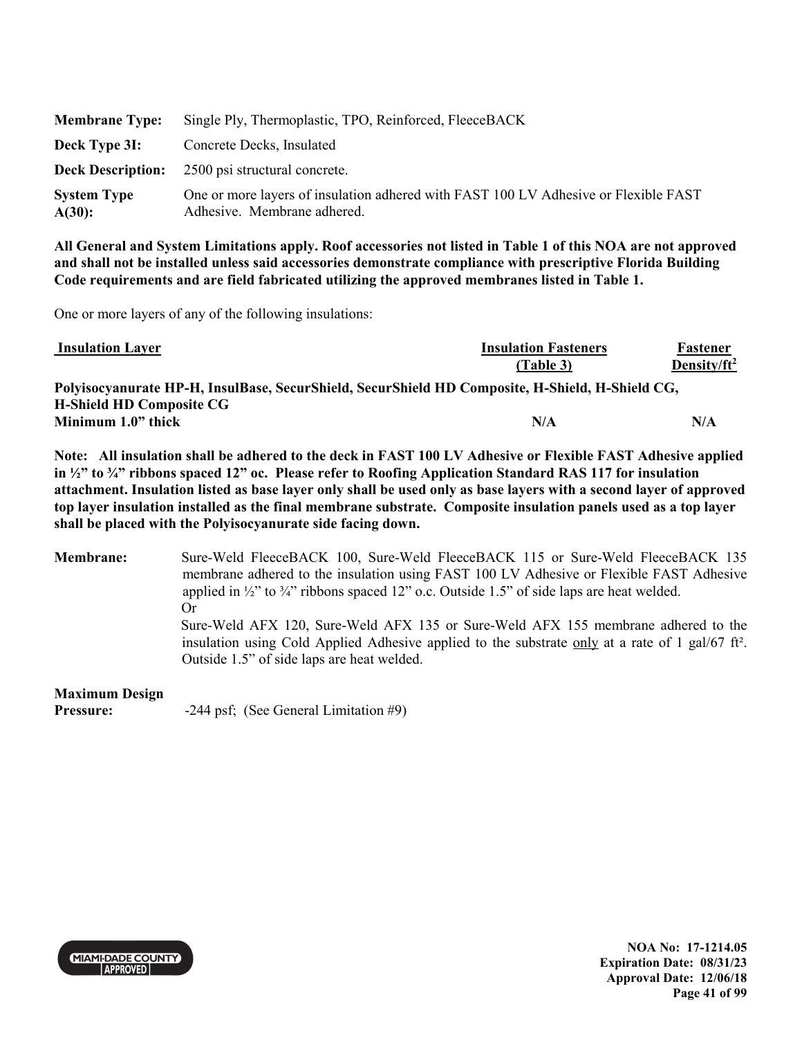**Membrane Type:** Single Ply, Thermoplastic, TPO, Reinforced, FleeceBACK

**Deck Type 3I:** Concrete Decks, Insulated

**Deck Description:** 2500 psi structural concrete.

**System Type A(30):** One or more layers of insulation adhered with FAST 100 LV Adhesive or Flexible FAST Adhesive. Membrane adhered.

**All General and System Limitations apply. Roof accessories not listed in Table 1 of this NOA are not approved and shall not be installed unless said accessories demonstrate compliance with prescriptive Florida Building Code requirements and are field fabricated utilizing the approved membranes listed in Table 1.**

One or more layers of any of the following insulations:

| Insulation Layer | Insulation Fasteners (Table 3) | Fastener Density/ft² |
|---|---|---|
| **Polyisocyanurate HP-H, InsulBase, SecurShield, SecurShield HD Composite, H-Shield, H-Shield CG, H-Shield HD Composite CG** | | |
| **Minimum 1.0" thick** | **N/A** | **N/A** |

**Note: All insulation shall be adhered to the deck in FAST 100 LV Adhesive or Flexible FAST Adhesive applied in ½" to ¾" ribbons spaced 12" oc. Please refer to Roofing Application Standard RAS 117 for insulation attachment. Insulation listed as base layer only shall be used only as base layers with a second layer of approved top layer insulation installed as the final membrane substrate. Composite insulation panels used as a top layer shall be placed with the Polyisocyanurate side facing down.**

**Membrane:** Sure-Weld FleeceBACK 100, Sure-Weld FleeceBACK 115 or Sure-Weld FleeceBACK 135 membrane adhered to the insulation using FAST 100 LV Adhesive or Flexible FAST Adhesive applied in ½" to ¾" ribbons spaced 12" o.c. Outside 1.5" of side laps are heat welded.
Or
Sure-Weld AFX 120, Sure-Weld AFX 135 or Sure-Weld AFX 155 membrane adhered to the insulation using Cold Applied Adhesive applied to the substrate <u>only</u> at a rate of 1 gal/67 ft². Outside 1.5" of side laps are heat welded.

**Maximum Design Pressure:** -244 psf; (See General Limitation #9)

NOA No: 17-1214.05
Expiration Date: 08/31/23
Approval Date: 12/06/18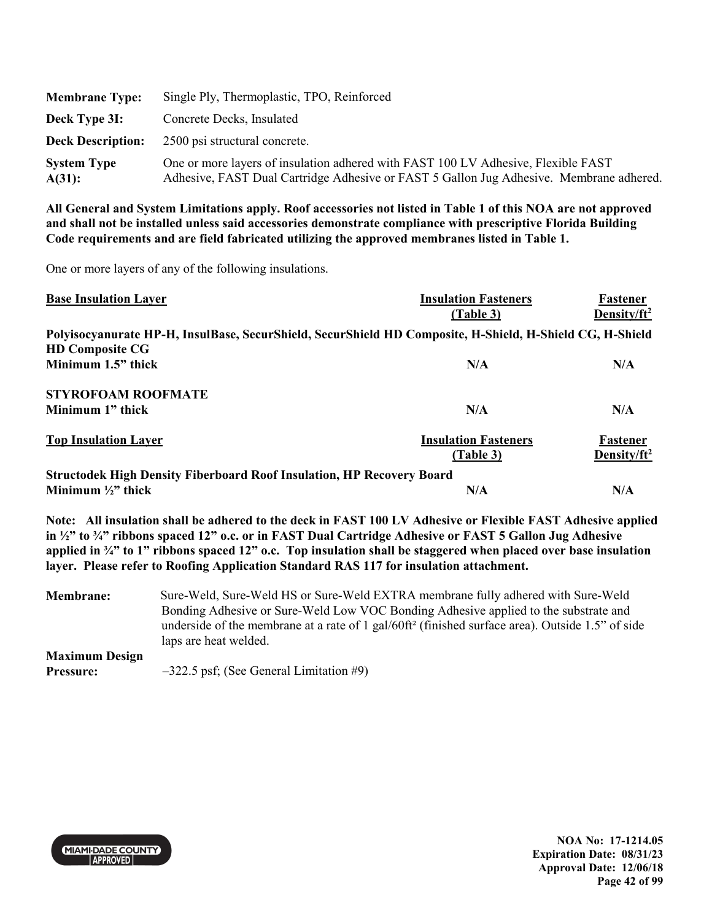| | |
|---|---|
| **Membrane Type:** | Single Ply, Thermoplastic, TPO, Reinforced |
| **Deck Type 3I:** | Concrete Decks, Insulated |
| **Deck Description:** | 2500 psi structural concrete. |
| **System Type A(31):** | One or more layers of insulation adhered with FAST 100 LV Adhesive, Flexible FAST Adhesive, FAST Dual Cartridge Adhesive or FAST 5 Gallon Jug Adhesive. Membrane adhered. |

**All General and System Limitations apply. Roof accessories not listed in Table 1 of this NOA are not approved and shall not be installed unless said accessories demonstrate compliance with prescriptive Florida Building Code requirements and are field fabricated utilizing the approved membranes listed in Table 1.**

One or more layers of any of the following insulations.

| **Base Insulation Layer** | **Insulation Fasteners (Table 3)** | **Fastener Density/ft²** |
|---|---|---|
| **Polyisocyanurate HP-H, InsulBase, SecurShield, SecurShield HD Composite, H-Shield, H-Shield CG, H-Shield HD Composite CG** | | |
| **Minimum 1.5" thick** | **N/A** | **N/A** |
| **STYROFOAM ROOFMATE** | | |
| **Minimum 1" thick** | **N/A** | **N/A** |

| **Top Insulation Layer** | **Insulation Fasteners (Table 3)** | **Fastener Density/ft²** |
|---|---|---|
| **Structodek High Density Fiberboard Roof Insulation, HP Recovery Board** | | |
| **Minimum ½" thick** | **N/A** | **N/A** |

**Note: All insulation shall be adhered to the deck in FAST 100 LV Adhesive or Flexible FAST Adhesive applied in ½" to ¾" ribbons spaced 12" o.c. or in FAST Dual Cartridge Adhesive or FAST 5 Gallon Jug Adhesive applied in ¾" to 1" ribbons spaced 12" o.c. Top insulation shall be staggered when placed over base insulation layer. Please refer to Roofing Application Standard RAS 117 for insulation attachment.**

| | |
|---|---|
| **Membrane:** | Sure-Weld, Sure-Weld HS or Sure-Weld EXTRA membrane fully adhered with Sure-Weld Bonding Adhesive or Sure-Weld Low VOC Bonding Adhesive applied to the substrate and underside of the membrane at a rate of 1 gal/60ft² (finished surface area). Outside 1.5" of side laps are heat welded. |
| **Maximum Design Pressure:** | –322.5 psf; (See General Limitation #9) |

NOA No: 17-1214.05
Expiration Date: 08/31/23
Approval Date: 12/06/18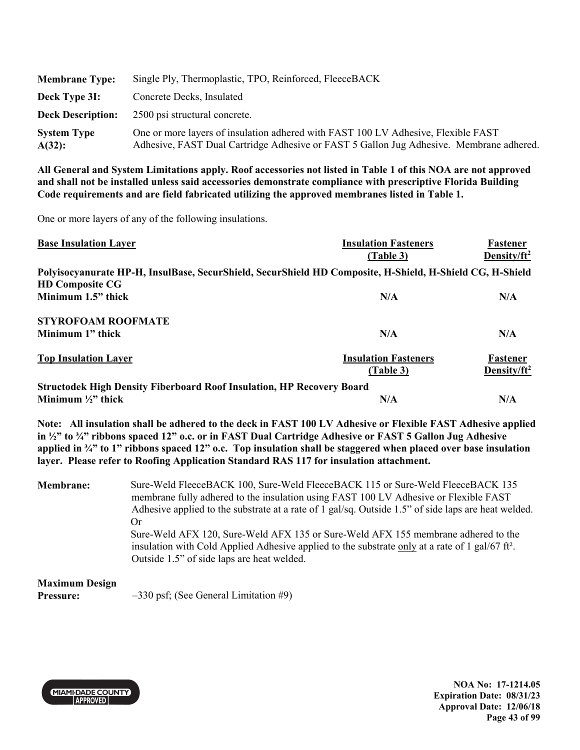**Membrane Type:** Single Ply, Thermoplastic, TPO, Reinforced, FleeceBACK

**Deck Type 3I:** Concrete Decks, Insulated

**Deck Description:** 2500 psi structural concrete.

**System Type A(32):** One or more layers of insulation adhered with FAST 100 LV Adhesive, Flexible FAST Adhesive, FAST Dual Cartridge Adhesive or FAST 5 Gallon Jug Adhesive. Membrane adhered.

**All General and System Limitations apply. Roof accessories not listed in Table 1 of this NOA are not approved and shall not be installed unless said accessories demonstrate compliance with prescriptive Florida Building Code requirements and are field fabricated utilizing the approved membranes listed in Table 1.**

One or more layers of any of the following insulations.

| Base Insulation Layer | Insulation Fasteners (Table 3) | Fastener Density/ft² |
|---|---|---|
| **Polyisocyanurate HP-H, InsulBase, SecurShield, SecurShield HD Composite, H-Shield, H-Shield CG, H-Shield HD Composite CG** | | |
| **Minimum 1.5" thick** | **N/A** | **N/A** |
| **STYROFOAM ROOFMATE** | | |
| **Minimum 1" thick** | **N/A** | **N/A** |

| Top Insulation Layer | Insulation Fasteners (Table 3) | Fastener Density/ft² |
|---|---|---|
| **Structodek High Density Fiberboard Roof Insulation, HP Recovery Board** | | |
| **Minimum ½" thick** | **N/A** | **N/A** |

**Note: All insulation shall be adhered to the deck in FAST 100 LV Adhesive or Flexible FAST Adhesive applied in ½" to ¾" ribbons spaced 12" o.c. or in FAST Dual Cartridge Adhesive or FAST 5 Gallon Jug Adhesive applied in ¾" to 1" ribbons spaced 12" o.c. Top insulation shall be staggered when placed over base insulation layer. Please refer to Roofing Application Standard RAS 117 for insulation attachment.**

**Membrane:** Sure-Weld FleeceBACK 100, Sure-Weld FleeceBACK 115 or Sure-Weld FleeceBACK 135 membrane fully adhered to the insulation using FAST 100 LV Adhesive or Flexible FAST Adhesive applied to the substrate at a rate of 1 gal/sq. Outside 1.5" of side laps are heat welded.
Or
Sure-Weld AFX 120, Sure-Weld AFX 135 or Sure-Weld AFX 155 membrane adhered to the insulation with Cold Applied Adhesive applied to the substrate only at a rate of 1 gal/67 ft². Outside 1.5" of side laps are heat welded.

**Maximum Design Pressure:** –330 psf; (See General Limitation #9)

NOA No: 17-1214.05
Expiration Date: 08/31/23
Approval Date: 12/06/18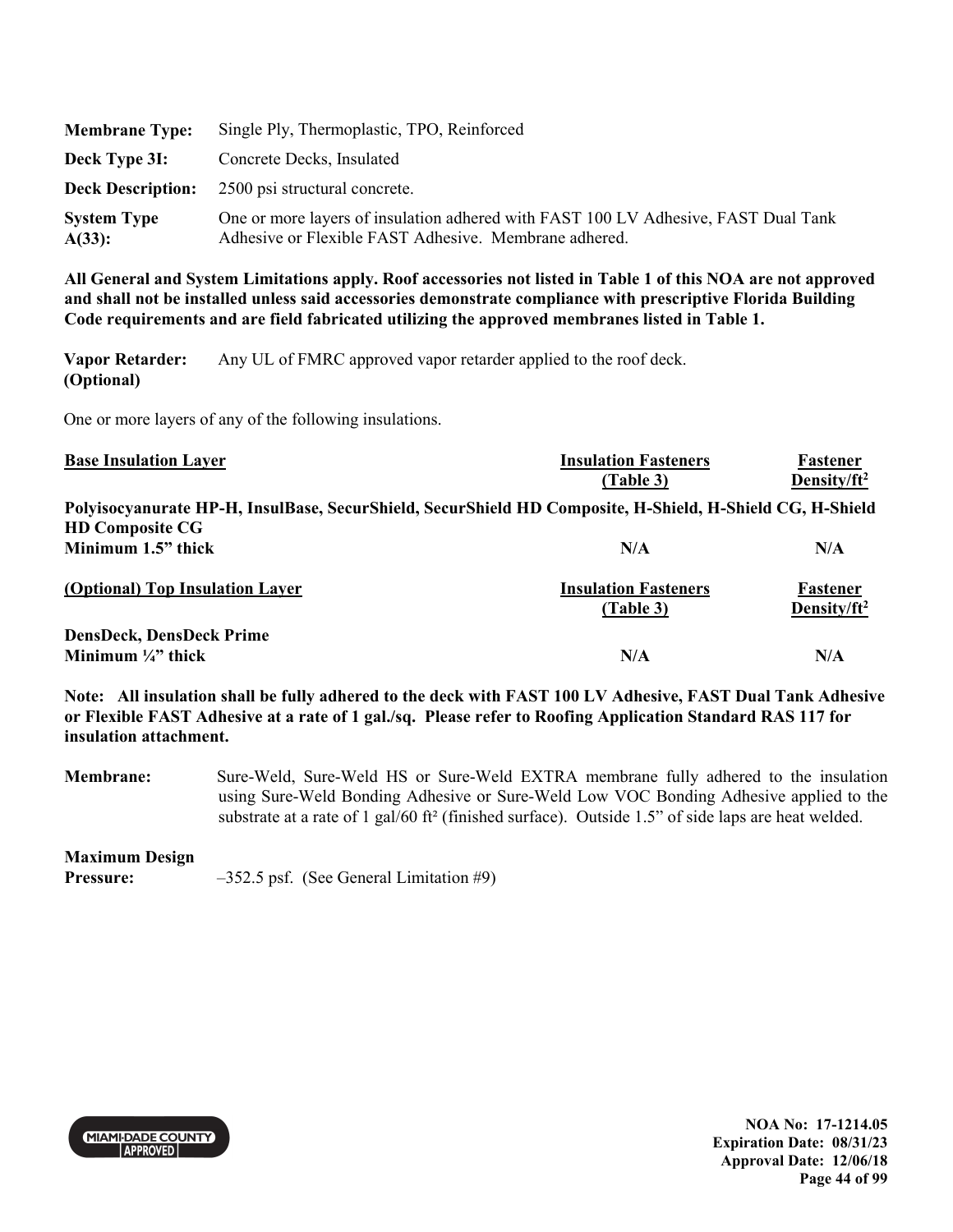| | |
|---|---|
| **Membrane Type:** | Single Ply, Thermoplastic, TPO, Reinforced |
| **Deck Type 3I:** | Concrete Decks, Insulated |
| **Deck Description:** | 2500 psi structural concrete. |
| **System Type A(33):** | One or more layers of insulation adhered with FAST 100 LV Adhesive, FAST Dual Tank Adhesive or Flexible FAST Adhesive. Membrane adhered. |

**All General and System Limitations apply. Roof accessories not listed in Table 1 of this NOA are not approved and shall not be installed unless said accessories demonstrate compliance with prescriptive Florida Building Code requirements and are field fabricated utilizing the approved membranes listed in Table 1.**

**Vapor Retarder: (Optional)** Any UL of FMRC approved vapor retarder applied to the roof deck.

One or more layers of any of the following insulations.

| **Base Insulation Layer** | **Insulation Fasteners (Table 3)** | **Fastener Density/ft²** |
|---|---|---|
| **Polyisocyanurate HP-H, InsulBase, SecurShield, SecurShield HD Composite, H-Shield, H-Shield CG, H-Shield HD Composite CG** | | |
| **Minimum 1.5" thick** | **N/A** | **N/A** |

| **(Optional) Top Insulation Layer** | **Insulation Fasteners (Table 3)** | **Fastener Density/ft²** |
|---|---|---|
| **DensDeck, DensDeck Prime** | | |
| **Minimum ¼" thick** | **N/A** | **N/A** |

**Note: All insulation shall be fully adhered to the deck with FAST 100 LV Adhesive, FAST Dual Tank Adhesive or Flexible FAST Adhesive at a rate of 1 gal./sq. Please refer to Roofing Application Standard RAS 117 for insulation attachment.**

**Membrane:** Sure-Weld, Sure-Weld HS or Sure-Weld EXTRA membrane fully adhered to the insulation using Sure-Weld Bonding Adhesive or Sure-Weld Low VOC Bonding Adhesive applied to the substrate at a rate of 1 gal/60 ft² (finished surface). Outside 1.5" of side laps are heat welded.

**Maximum Design Pressure:** –352.5 psf. (See General Limitation #9)

NOA No: 17-1214.05
Expiration Date: 08/31/23
Approval Date: 12/06/18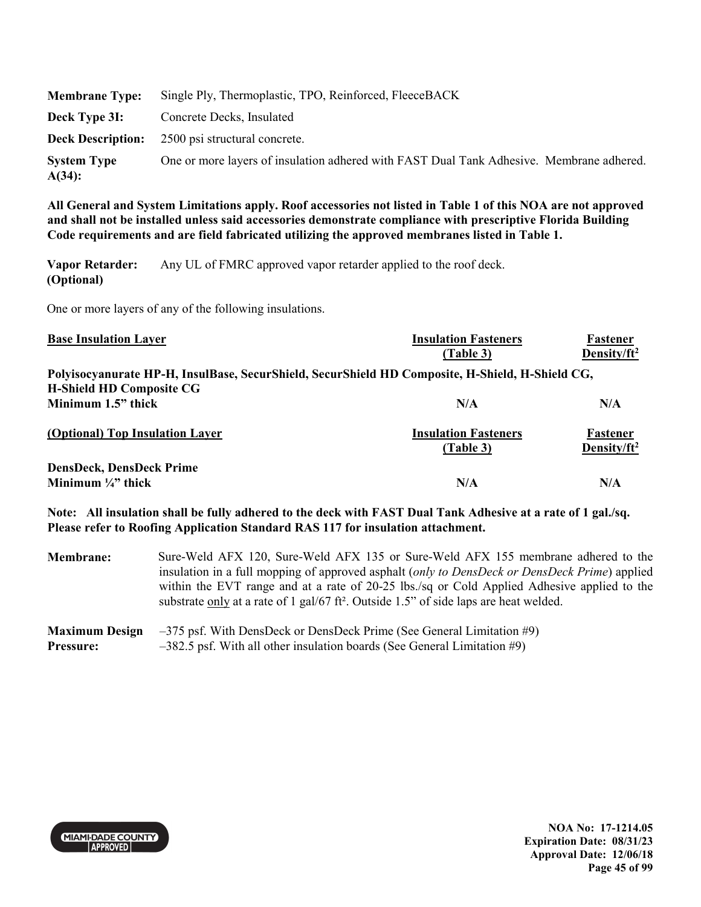| | |
|---|---|
| **Membrane Type:** | Single Ply, Thermoplastic, TPO, Reinforced, FleeceBACK |
| **Deck Type 3I:** | Concrete Decks, Insulated |
| **Deck Description:** | 2500 psi structural concrete. |
| **System Type A(34):** | One or more layers of insulation adhered with FAST Dual Tank Adhesive. Membrane adhered. |

**All General and System Limitations apply. Roof accessories not listed in Table 1 of this NOA are not approved and shall not be installed unless said accessories demonstrate compliance with prescriptive Florida Building Code requirements and are field fabricated utilizing the approved membranes listed in Table 1.**

**Vapor Retarder: (Optional)** Any UL of FMRC approved vapor retarder applied to the roof deck.

One or more layers of any of the following insulations.

| Base Insulation Layer | Insulation Fasteners (Table 3) | Fastener Density/ft² |
|---|---|---|
| **Polyisocyanurate HP-H, InsulBase, SecurShield, SecurShield HD Composite, H-Shield, H-Shield CG, H-Shield HD Composite CG** | | |
| **Minimum 1.5" thick** | N/A | N/A |

| (Optional) Top Insulation Layer | Insulation Fasteners (Table 3) | Fastener Density/ft² |
|---|---|---|
| **DensDeck, DensDeck Prime** | | |
| **Minimum ¼" thick** | N/A | N/A |

**Note: All insulation shall be fully adhered to the deck with FAST Dual Tank Adhesive at a rate of 1 gal./sq. Please refer to Roofing Application Standard RAS 117 for insulation attachment.**

**Membrane:** Sure-Weld AFX 120, Sure-Weld AFX 135 or Sure-Weld AFX 155 membrane adhered to the insulation in a full mopping of approved asphalt (*only to DensDeck or DensDeck Prime*) applied within the EVT range and at a rate of 20-25 lbs./sq or Cold Applied Adhesive applied to the substrate only at a rate of 1 gal/67 ft². Outside 1.5" of side laps are heat welded.

**Maximum Design Pressure:** –375 psf. With DensDeck or DensDeck Prime (See General Limitation #9)
–382.5 psf. With all other insulation boards (See General Limitation #9)

**NOA No: 17-1214.05**
**Expiration Date: 08/31/23**
**Approval Date: 12/06/18**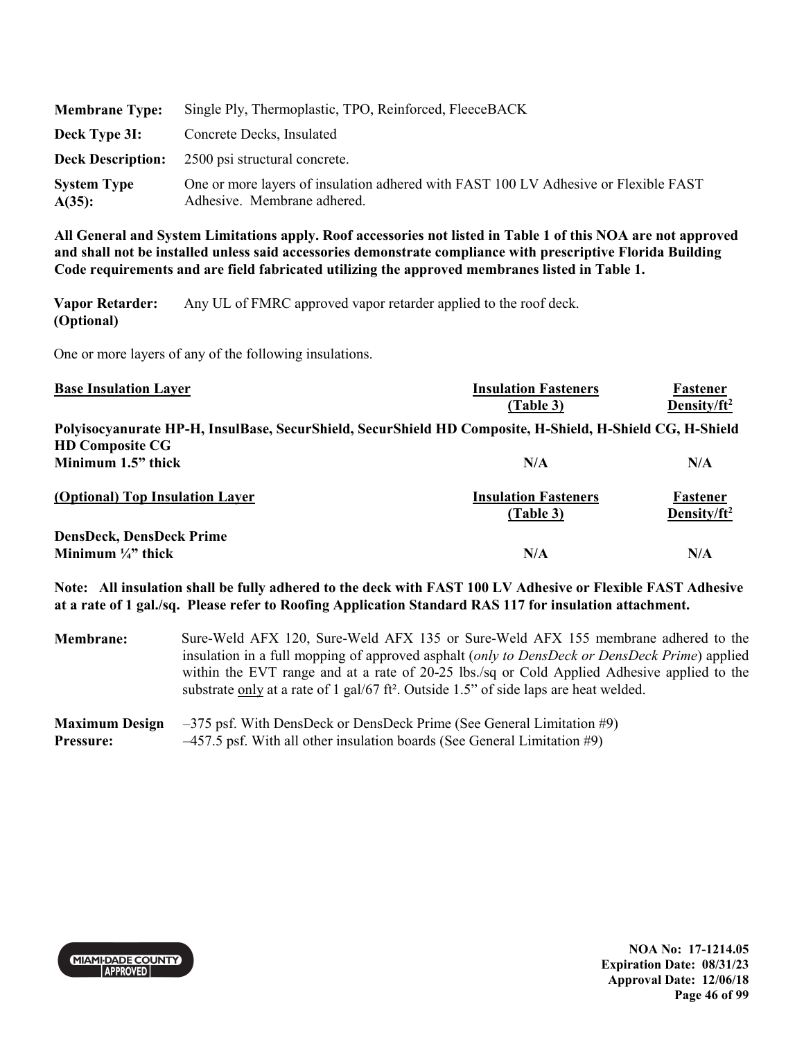**Membrane Type:** Single Ply, Thermoplastic, TPO, Reinforced, FleeceBACK

**Deck Type 3I:** Concrete Decks, Insulated

**Deck Description:** 2500 psi structural concrete.

**System Type A(35):** One or more layers of insulation adhered with FAST 100 LV Adhesive or Flexible FAST Adhesive. Membrane adhered.

**All General and System Limitations apply. Roof accessories not listed in Table 1 of this NOA are not approved and shall not be installed unless said accessories demonstrate compliance with prescriptive Florida Building Code requirements and are field fabricated utilizing the approved membranes listed in Table 1.**

**Vapor Retarder: (Optional)** Any UL of FMRC approved vapor retarder applied to the roof deck.

One or more layers of any of the following insulations.

| Base Insulation Layer | Insulation Fasteners (Table 3) | Fastener Density/ft² |
|---|---|---|
| **Polyisocyanurate HP-H, InsulBase, SecurShield, SecurShield HD Composite, H-Shield, H-Shield CG, H-Shield HD Composite CG** | | |
| **Minimum 1.5" thick** | **N/A** | **N/A** |

| (Optional) Top Insulation Layer | Insulation Fasteners (Table 3) | Fastener Density/ft² |
|---|---|---|
| **DensDeck, DensDeck Prime** | | |
| **Minimum ¼" thick** | **N/A** | **N/A** |

**Note: All insulation shall be fully adhered to the deck with FAST 100 LV Adhesive or Flexible FAST Adhesive at a rate of 1 gal./sq. Please refer to Roofing Application Standard RAS 117 for insulation attachment.**

**Membrane:** Sure-Weld AFX 120, Sure-Weld AFX 135 or Sure-Weld AFX 155 membrane adhered to the insulation in a full mopping of approved asphalt (*only to DensDeck or DensDeck Prime*) applied within the EVT range and at a rate of 20-25 lbs./sq or Cold Applied Adhesive applied to the substrate only at a rate of 1 gal/67 ft². Outside 1.5" of side laps are heat welded.

**Maximum Design Pressure:** –375 psf. With DensDeck or DensDeck Prime (See General Limitation #9)
–457.5 psf. With all other insulation boards (See General Limitation #9)

NOA No: 17-1214.05
Expiration Date: 08/31/23
Approval Date: 12/06/18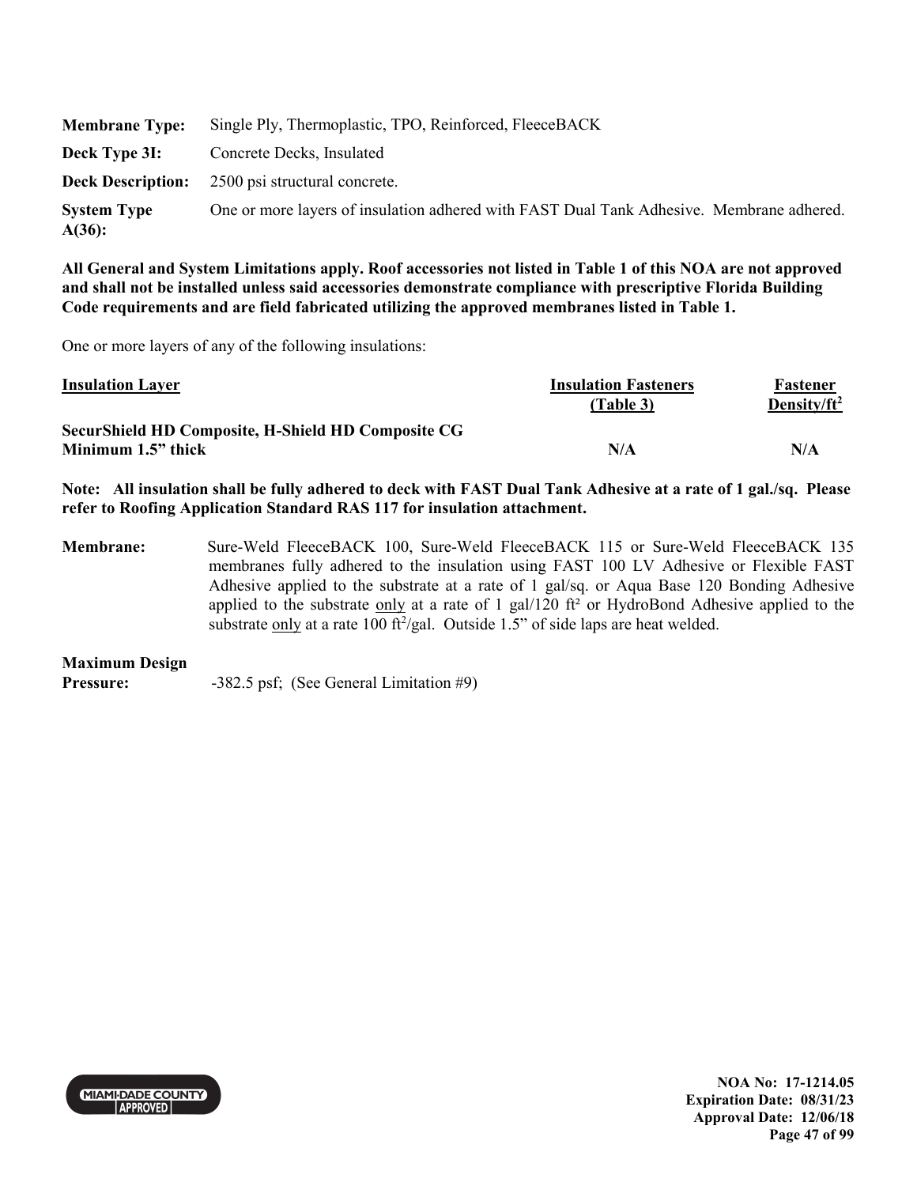**Membrane Type:** Single Ply, Thermoplastic, TPO, Reinforced, FleeceBACK

**Deck Type 3I:** Concrete Decks, Insulated

**Deck Description:** 2500 psi structural concrete.

**System Type A(36):** One or more layers of insulation adhered with FAST Dual Tank Adhesive. Membrane adhered.

**All General and System Limitations apply. Roof accessories not listed in Table 1 of this NOA are not approved and shall not be installed unless said accessories demonstrate compliance with prescriptive Florida Building Code requirements and are field fabricated utilizing the approved membranes listed in Table 1.**

One or more layers of any of the following insulations:

| Insulation Layer | Insulation Fasteners (Table 3) | Fastener Density/ft$^2$ |
|---|---|---|
| **SecurShield HD Composite, H-Shield HD Composite CG Minimum 1.5" thick** | **N/A** | **N/A** |

**Note: All insulation shall be fully adhered to deck with FAST Dual Tank Adhesive at a rate of 1 gal./sq. Please refer to Roofing Application Standard RAS 117 for insulation attachment.**

**Membrane:** Sure-Weld FleeceBACK 100, Sure-Weld FleeceBACK 115 or Sure-Weld FleeceBACK 135 membranes fully adhered to the insulation using FAST 100 LV Adhesive or Flexible FAST Adhesive applied to the substrate at a rate of 1 gal/sq. or Aqua Base 120 Bonding Adhesive applied to the substrate only at a rate of 1 gal/120 ft$^2$ or HydroBond Adhesive applied to the substrate only at a rate 100 ft$^2$/gal. Outside 1.5" of side laps are heat welded.

**Maximum Design Pressure:** -382.5 psf; (See General Limitation #9)

NOA No: 17-1214.05
Expiration Date: 08/31/23
Approval Date: 12/06/18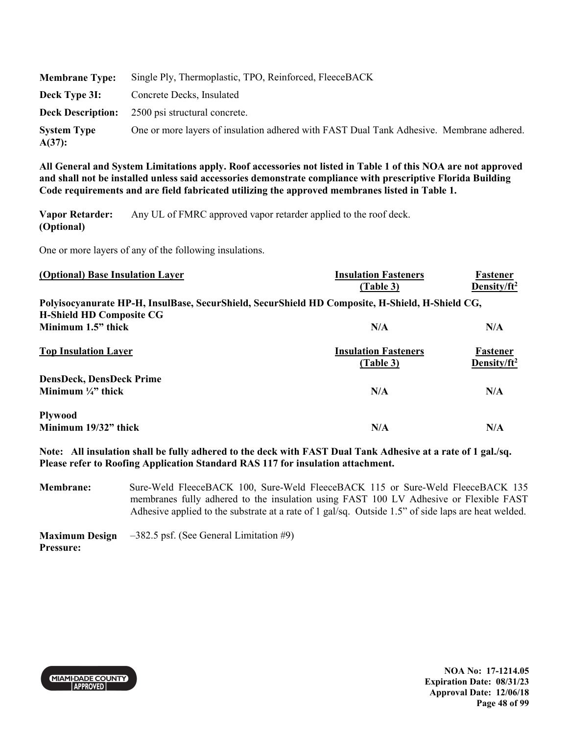**Membrane Type:** Single Ply, Thermoplastic, TPO, Reinforced, FleeceBACK

**Deck Type 3I:** Concrete Decks, Insulated

**Deck Description:** 2500 psi structural concrete.

**System Type A(37):** One or more layers of insulation adhered with FAST Dual Tank Adhesive. Membrane adhered.

**All General and System Limitations apply. Roof accessories not listed in Table 1 of this NOA are not approved and shall not be installed unless said accessories demonstrate compliance with prescriptive Florida Building Code requirements and are field fabricated utilizing the approved membranes listed in Table 1.**

**Vapor Retarder: (Optional)** Any UL of FMRC approved vapor retarder applied to the roof deck.

One or more layers of any of the following insulations.

| (Optional) Base Insulation Layer | Insulation Fasteners (Table 3) | Fastener Density/ft² |
|---|---|---|
| **Polyisocyanurate HP-H, InsulBase, SecurShield, SecurShield HD Composite, H-Shield, H-Shield CG, H-Shield HD Composite CG** | | |
| **Minimum 1.5" thick** | **N/A** | **N/A** |

| Top Insulation Layer | Insulation Fasteners (Table 3) | Fastener Density/ft² |
|---|---|---|
| **DensDeck, DensDeck Prime** | | |
| **Minimum ¼" thick** | **N/A** | **N/A** |
| **Plywood** | | |
| **Minimum 19/32" thick** | **N/A** | **N/A** |

**Note: All insulation shall be fully adhered to the deck with FAST Dual Tank Adhesive at a rate of 1 gal./sq. Please refer to Roofing Application Standard RAS 117 for insulation attachment.**

**Membrane:** Sure-Weld FleeceBACK 100, Sure-Weld FleeceBACK 115 or Sure-Weld FleeceBACK 135 membranes fully adhered to the insulation using FAST 100 LV Adhesive or Flexible FAST Adhesive applied to the substrate at a rate of 1 gal/sq. Outside 1.5" of side laps are heat welded.

**Maximum Design Pressure:** –382.5 psf. (See General Limitation #9)

NOA No: 17-1214.05
Expiration Date: 08/31/23
Approval Date: 12/06/18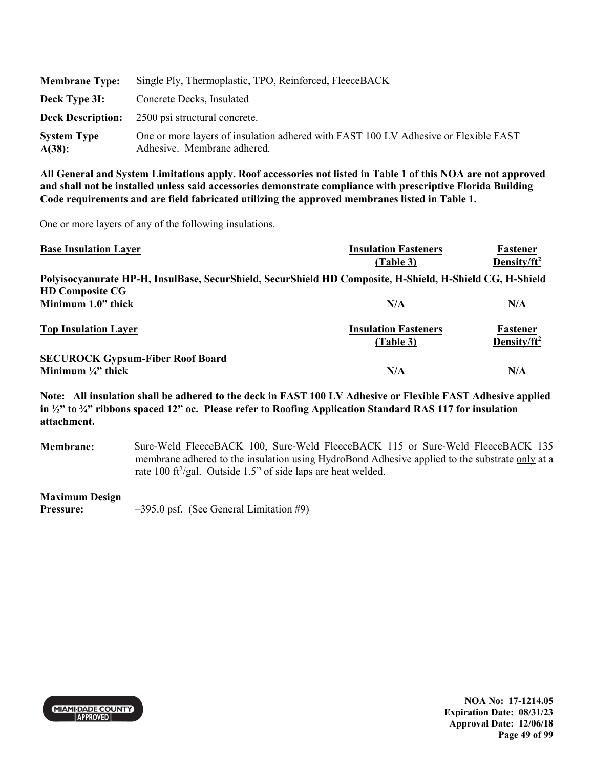| | |
|---|---|
| **Membrane Type:** | Single Ply, Thermoplastic, TPO, Reinforced, FleeceBACK |
| **Deck Type 3I:** | Concrete Decks, Insulated |
| **Deck Description:** | 2500 psi structural concrete. |
| **System Type A(38):** | One or more layers of insulation adhered with FAST 100 LV Adhesive or Flexible FAST Adhesive. Membrane adhered. |

**All General and System Limitations apply. Roof accessories not listed in Table 1 of this NOA are not approved and shall not be installed unless said accessories demonstrate compliance with prescriptive Florida Building Code requirements and are field fabricated utilizing the approved membranes listed in Table 1.**

One or more layers of any of the following insulations.

| <u>Base Insulation Layer</u> | <u>Insulation Fasteners (Table 3)</u> | <u>Fastener Density/ft$^2$</u> |
|---|---|---|
| **Polyisocyanurate HP-H, InsulBase, SecurShield, SecurShield HD Composite, H-Shield, H-Shield CG, H-Shield HD Composite CG** | | |
| **Minimum 1.0" thick** | **N/A** | **N/A** |

| <u>Top Insulation Layer</u> | <u>Insulation Fasteners (Table 3)</u> | <u>Fastener Density/ft$^2$</u> |
|---|---|---|
| **SECUROCK Gypsum-Fiber Roof Board** | | |
| **Minimum ¼" thick** | **N/A** | **N/A** |

**Note: All insulation shall be adhered to the deck in FAST 100 LV Adhesive or Flexible FAST Adhesive applied in ½" to ¾" ribbons spaced 12" oc. Please refer to Roofing Application Standard RAS 117 for insulation attachment.**

**Membrane:** Sure-Weld FleeceBACK 100, Sure-Weld FleeceBACK 115 or Sure-Weld FleeceBACK 135 membrane adhered to the insulation using HydroBond Adhesive applied to the substrate <u>only</u> at a rate 100 ft$^2$/gal. Outside 1.5" of side laps are heat welded.

**Maximum Design Pressure:** –395.0 psf. (See General Limitation #9)

NOA No: 17-1214.05
Expiration Date: 08/31/23
Approval Date: 12/06/18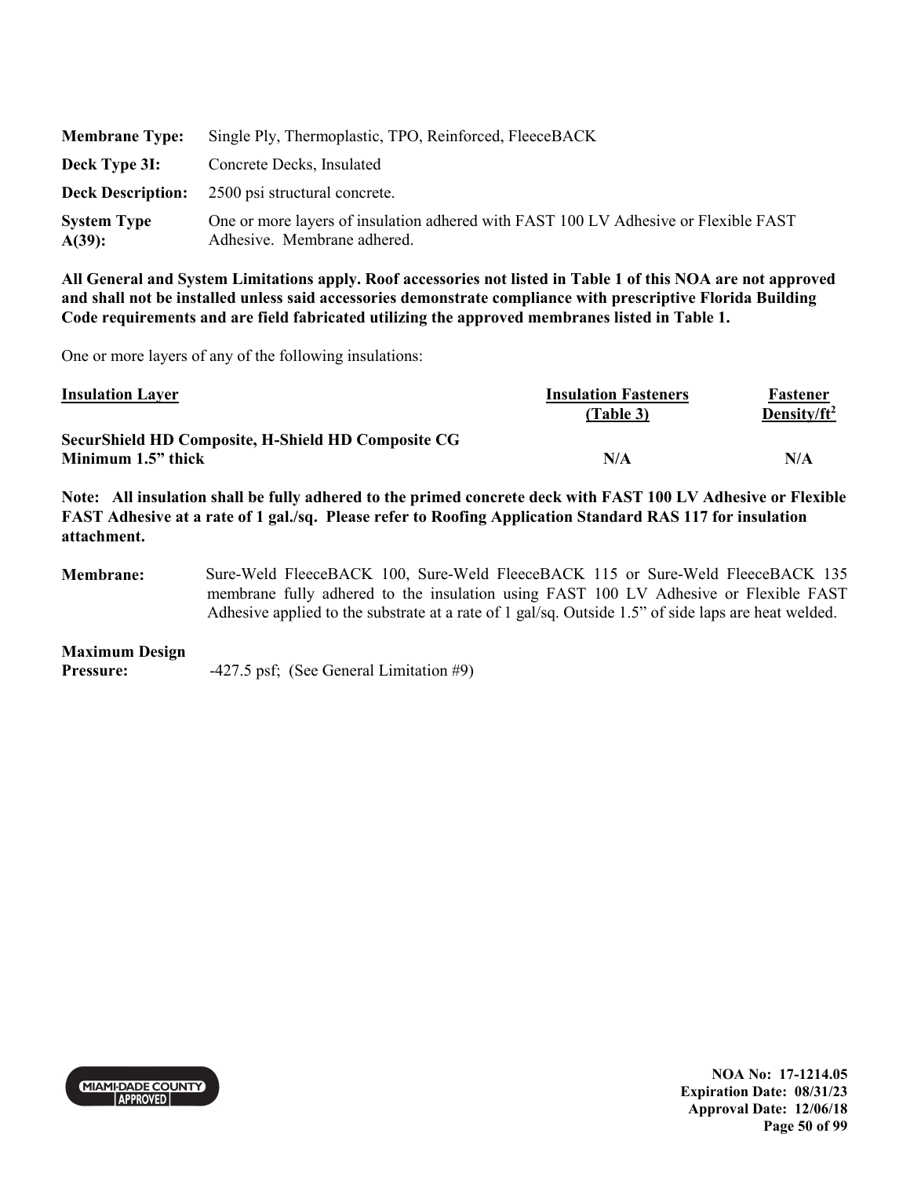**Membrane Type:** Single Ply, Thermoplastic, TPO, Reinforced, FleeceBACK

**Deck Type 3I:** Concrete Decks, Insulated

**Deck Description:** 2500 psi structural concrete.

**System Type A(39):** One or more layers of insulation adhered with FAST 100 LV Adhesive or Flexible FAST Adhesive. Membrane adhered.

**All General and System Limitations apply. Roof accessories not listed in Table 1 of this NOA are not approved and shall not be installed unless said accessories demonstrate compliance with prescriptive Florida Building Code requirements and are field fabricated utilizing the approved membranes listed in Table 1.**

One or more layers of any of the following insulations:

| Insulation Layer | Insulation Fasteners (Table 3) | Fastener Density/ft$^2$ |
|---|---|---|
| **SecurShield HD Composite, H-Shield HD Composite CG Minimum 1.5" thick** | **N/A** | **N/A** |

**Note: All insulation shall be fully adhered to the primed concrete deck with FAST 100 LV Adhesive or Flexible FAST Adhesive at a rate of 1 gal./sq. Please refer to Roofing Application Standard RAS 117 for insulation attachment.**

**Membrane:** Sure-Weld FleeceBACK 100, Sure-Weld FleeceBACK 115 or Sure-Weld FleeceBACK 135 membrane fully adhered to the insulation using FAST 100 LV Adhesive or Flexible FAST Adhesive applied to the substrate at a rate of 1 gal/sq. Outside 1.5" of side laps are heat welded.

**Maximum Design Pressure:** -427.5 psf; (See General Limitation #9)

NOA No: 17-1214.05
Expiration Date: 08/31/23
Approval Date: 12/06/18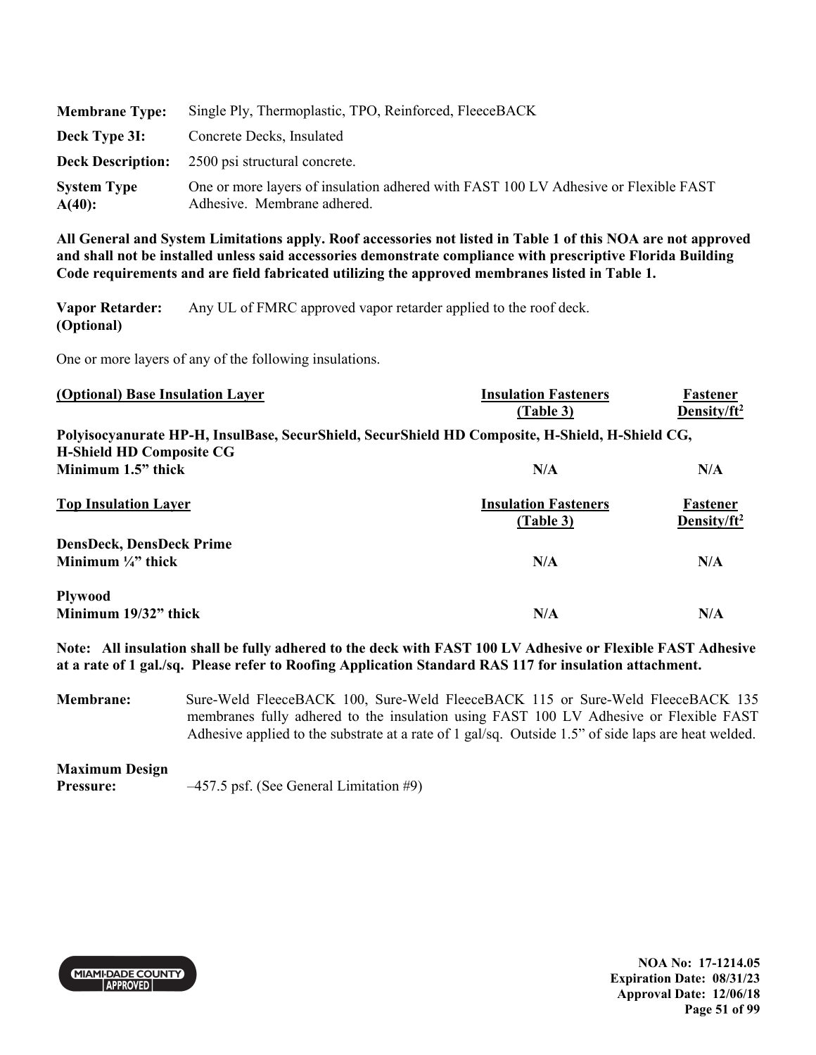| | |
|---|---|
| **Membrane Type:** | Single Ply, Thermoplastic, TPO, Reinforced, FleeceBACK |
| **Deck Type 3I:** | Concrete Decks, Insulated |
| **Deck Description:** | 2500 psi structural concrete. |
| **System Type A(40):** | One or more layers of insulation adhered with FAST 100 LV Adhesive or Flexible FAST Adhesive. Membrane adhered. |

**All General and System Limitations apply. Roof accessories not listed in Table 1 of this NOA are not approved and shall not be installed unless said accessories demonstrate compliance with prescriptive Florida Building Code requirements and are field fabricated utilizing the approved membranes listed in Table 1.**

**Vapor Retarder: (Optional)** Any UL of FMRC approved vapor retarder applied to the roof deck.

One or more layers of any of the following insulations.

| (Optional) Base Insulation Layer | Insulation Fasteners (Table 3) | Fastener Density/ft² |
|---|---|---|
| **Polyisocyanurate HP-H, InsulBase, SecurShield, SecurShield HD Composite, H-Shield, H-Shield CG, H-Shield HD Composite CG** | | |
| **Minimum 1.5" thick** | **N/A** | **N/A** |

| Top Insulation Layer | Insulation Fasteners (Table 3) | Fastener Density/ft² |
|---|---|---|
| **DensDeck, DensDeck Prime** | | |
| **Minimum ¼" thick** | **N/A** | **N/A** |
| **Plywood** | | |
| **Minimum 19/32" thick** | **N/A** | **N/A** |

**Note: All insulation shall be fully adhered to the deck with FAST 100 LV Adhesive or Flexible FAST Adhesive at a rate of 1 gal./sq. Please refer to Roofing Application Standard RAS 117 for insulation attachment.**

**Membrane:** Sure-Weld FleeceBACK 100, Sure-Weld FleeceBACK 115 or Sure-Weld FleeceBACK 135 membranes fully adhered to the insulation using FAST 100 LV Adhesive or Flexible FAST Adhesive applied to the substrate at a rate of 1 gal/sq. Outside 1.5" of side laps are heat welded.

**Maximum Design Pressure:** –457.5 psf. (See General Limitation #9)

**NOA No: 17-1214.05**
**Expiration Date: 08/31/23**
**Approval Date: 12/06/18**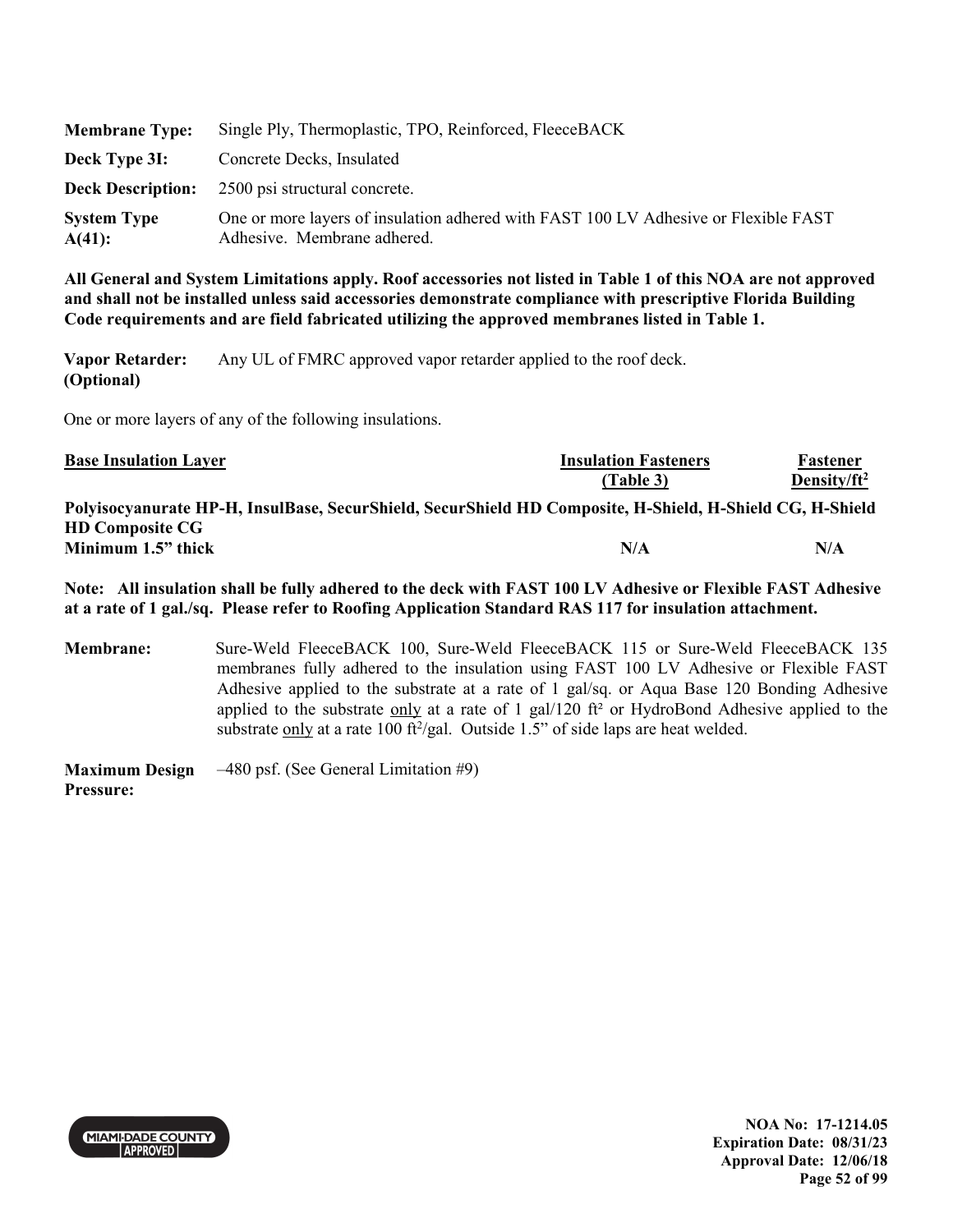| | |
|---|---|
| **Membrane Type:** | Single Ply, Thermoplastic, TPO, Reinforced, FleeceBACK |
| **Deck Type 3I:** | Concrete Decks, Insulated |
| **Deck Description:** | 2500 psi structural concrete. |
| **System Type A(41):** | One or more layers of insulation adhered with FAST 100 LV Adhesive or Flexible FAST Adhesive. Membrane adhered. |

**All General and System Limitations apply. Roof accessories not listed in Table 1 of this NOA are not approved and shall not be installed unless said accessories demonstrate compliance with prescriptive Florida Building Code requirements and are field fabricated utilizing the approved membranes listed in Table 1.**

**Vapor Retarder: (Optional)** Any UL of FMRC approved vapor retarder applied to the roof deck.

One or more layers of any of the following insulations.

| <u>Base Insulation Layer</u> | <u>Insulation Fasteners (Table 3)</u> | <u>Fastener Density/ft²</u> |
|---|---|---|
| **Polyisocyanurate HP-H, InsulBase, SecurShield, SecurShield HD Composite, H-Shield, H-Shield CG, H-Shield HD Composite CG** | | |
| **Minimum 1.5" thick** | **N/A** | **N/A** |

**Note: All insulation shall be fully adhered to the deck with FAST 100 LV Adhesive or Flexible FAST Adhesive at a rate of 1 gal./sq. Please refer to Roofing Application Standard RAS 117 for insulation attachment.**

**Membrane:** Sure-Weld FleeceBACK 100, Sure-Weld FleeceBACK 115 or Sure-Weld FleeceBACK 135 membranes fully adhered to the insulation using FAST 100 LV Adhesive or Flexible FAST Adhesive applied to the substrate at a rate of 1 gal/sq. or Aqua Base 120 Bonding Adhesive applied to the substrate <u>only</u> at a rate of 1 gal/120 ft² or HydroBond Adhesive applied to the substrate <u>only</u> at a rate 100 ft²/gal. Outside 1.5" of side laps are heat welded.

**Maximum Design Pressure:** –480 psf. (See General Limitation #9)

NOA No: 17-1214.05
Expiration Date: 08/31/23
Approval Date: 12/06/18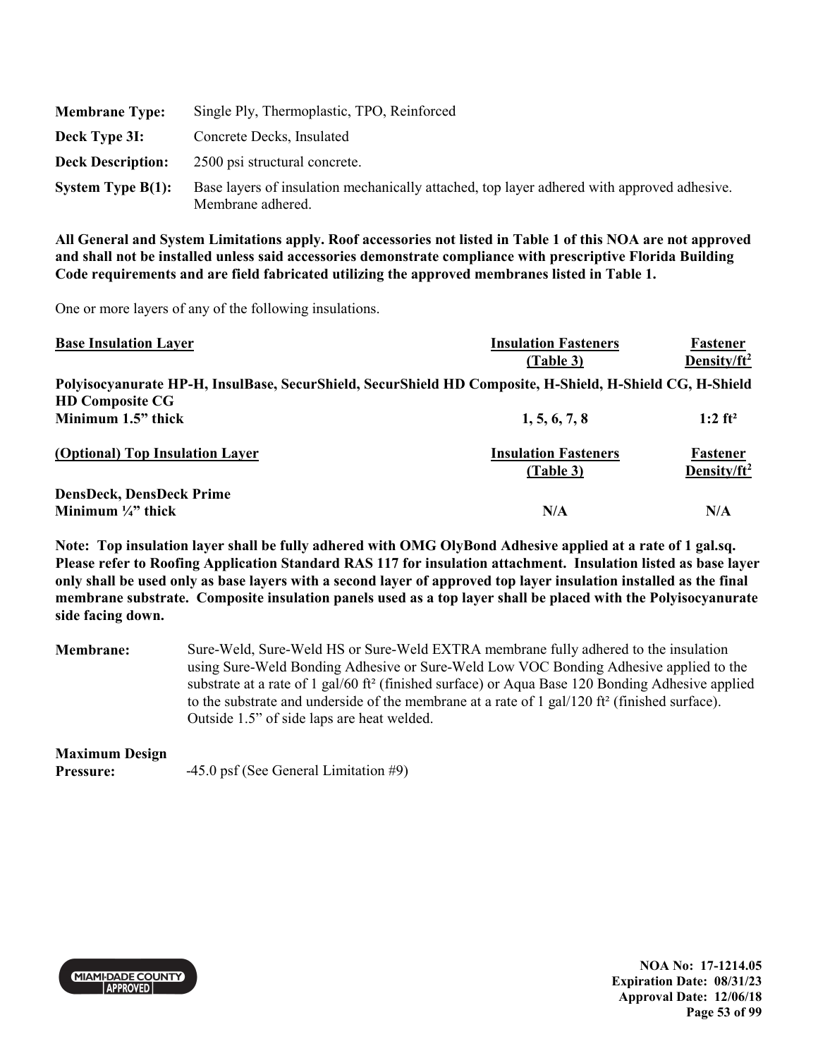| | |
|---|---|
| **Membrane Type:** | Single Ply, Thermoplastic, TPO, Reinforced |
| **Deck Type 3I:** | Concrete Decks, Insulated |
| **Deck Description:** | 2500 psi structural concrete. |
| **System Type B(1):** | Base layers of insulation mechanically attached, top layer adhered with approved adhesive. Membrane adhered. |

**All General and System Limitations apply. Roof accessories not listed in Table 1 of this NOA are not approved and shall not be installed unless said accessories demonstrate compliance with prescriptive Florida Building Code requirements and are field fabricated utilizing the approved membranes listed in Table 1.**

One or more layers of any of the following insulations.

| **Base Insulation Layer** | **Insulation Fasteners (Table 3)** | **Fastener Density/ft²** |
|---|---|---|
| **Polyisocyanurate HP-H, InsulBase, SecurShield, SecurShield HD Composite, H-Shield, H-Shield CG, H-Shield HD Composite CG** | | |
| **Minimum 1.5" thick** | **1, 5, 6, 7, 8** | **1:2 ft²** |

| **(Optional) Top Insulation Layer** | **Insulation Fasteners (Table 3)** | **Fastener Density/ft²** |
|---|---|---|
| **DensDeck, DensDeck Prime** | | |
| **Minimum ¼" thick** | **N/A** | **N/A** |

**Note: Top insulation layer shall be fully adhered with OMG OlyBond Adhesive applied at a rate of 1 gal.sq. Please refer to Roofing Application Standard RAS 117 for insulation attachment. Insulation listed as base layer only shall be used only as base layers with a second layer of approved top layer insulation installed as the final membrane substrate. Composite insulation panels used as a top layer shall be placed with the Polyisocyanurate side facing down.**

**Membrane:** Sure-Weld, Sure-Weld HS or Sure-Weld EXTRA membrane fully adhered to the insulation using Sure-Weld Bonding Adhesive or Sure-Weld Low VOC Bonding Adhesive applied to the substrate at a rate of 1 gal/60 ft² (finished surface) or Aqua Base 120 Bonding Adhesive applied to the substrate and underside of the membrane at a rate of 1 gal/120 ft² (finished surface). Outside 1.5" of side laps are heat welded.

**Maximum Design Pressure:** -45.0 psf (See General Limitation #9)

NOA No: 17-1214.05
Expiration Date: 08/31/23
Approval Date: 12/06/18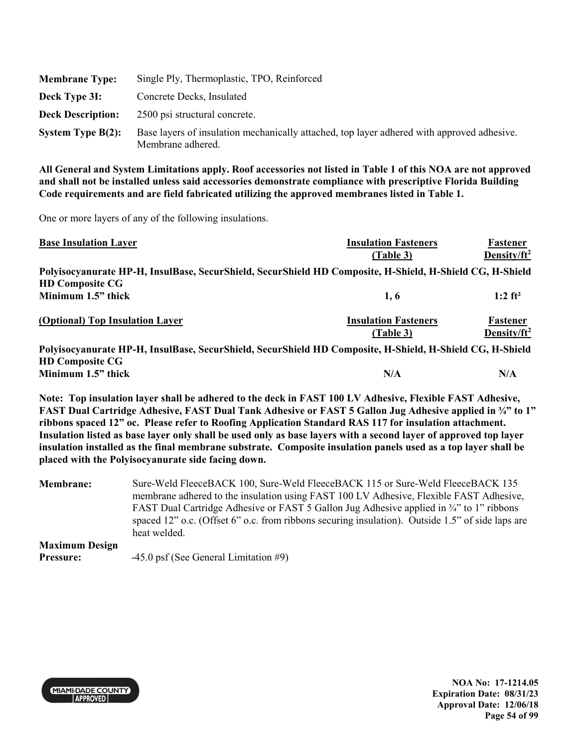| | |
|---|---|
| **Membrane Type:** | Single Ply, Thermoplastic, TPO, Reinforced |
| **Deck Type 3I:** | Concrete Decks, Insulated |
| **Deck Description:** | 2500 psi structural concrete. |
| **System Type B(2):** | Base layers of insulation mechanically attached, top layer adhered with approved adhesive. Membrane adhered. |

**All General and System Limitations apply. Roof accessories not listed in Table 1 of this NOA are not approved and shall not be installed unless said accessories demonstrate compliance with prescriptive Florida Building Code requirements and are field fabricated utilizing the approved membranes listed in Table 1.**

One or more layers of any of the following insulations.

| **Base Insulation Layer** | **Insulation Fasteners (Table 3)** | **Fastener Density/ft²** |
|---|---|---|
| **Polyisocyanurate HP-H, InsulBase, SecurShield, SecurShield HD Composite, H-Shield, H-Shield CG, H-Shield HD Composite CG** | | |
| **Minimum 1.5" thick** | **1, 6** | **1:2 ft²** |

| **(Optional) Top Insulation Layer** | **Insulation Fasteners (Table 3)** | **Fastener Density/ft²** |
|---|---|---|
| **Polyisocyanurate HP-H, InsulBase, SecurShield, SecurShield HD Composite, H-Shield, H-Shield CG, H-Shield HD Composite CG** | | |
| **Minimum 1.5" thick** | **N/A** | **N/A** |

**Note: Top insulation layer shall be adhered to the deck in FAST 100 LV Adhesive, Flexible FAST Adhesive, FAST Dual Cartridge Adhesive, FAST Dual Tank Adhesive or FAST 5 Gallon Jug Adhesive applied in ¾" to 1" ribbons spaced 12" oc. Please refer to Roofing Application Standard RAS 117 for insulation attachment. Insulation listed as base layer only shall be used only as base layers with a second layer of approved top layer insulation installed as the final membrane substrate. Composite insulation panels used as a top layer shall be placed with the Polyisocyanurate side facing down.**

| | |
|---|---|
| **Membrane:** | Sure-Weld FleeceBACK 100, Sure-Weld FleeceBACK 115 or Sure-Weld FleeceBACK 135 membrane adhered to the insulation using FAST 100 LV Adhesive, Flexible FAST Adhesive, FAST Dual Cartridge Adhesive or FAST 5 Gallon Jug Adhesive applied in ¾" to 1" ribbons spaced 12" o.c. (Offset 6" o.c. from ribbons securing insulation). Outside 1.5" of side laps are heat welded. |
| **Maximum Design Pressure:** | -45.0 psf (See General Limitation #9) |

NOA No: 17-1214.05
Expiration Date: 08/31/23
Approval Date: 12/06/18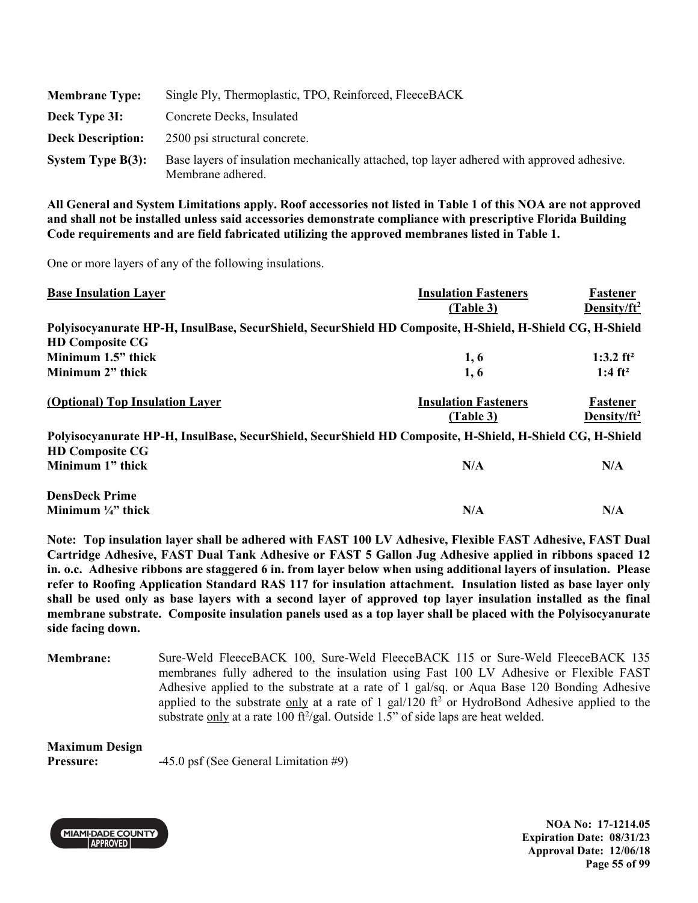**Membrane Type:** Single Ply, Thermoplastic, TPO, Reinforced, FleeceBACK

**Deck Type 3I:** Concrete Decks, Insulated

**Deck Description:** 2500 psi structural concrete.

**System Type B(3):** Base layers of insulation mechanically attached, top layer adhered with approved adhesive. Membrane adhered.

**All General and System Limitations apply. Roof accessories not listed in Table 1 of this NOA are not approved and shall not be installed unless said accessories demonstrate compliance with prescriptive Florida Building Code requirements and are field fabricated utilizing the approved membranes listed in Table 1.**

One or more layers of any of the following insulations.

| <u>Base Insulation Layer</u> | <u>Insulation Fasteners (Table 3)</u> | <u>Fastener Density/ft²</u> |
|---|---|---|
| **Polyisocyanurate HP-H, InsulBase, SecurShield, SecurShield HD Composite, H-Shield, H-Shield CG, H-Shield HD Composite CG** | | |
| **Minimum 1.5" thick** | **1, 6** | **1:3.2 ft²** |
| **Minimum 2" thick** | **1, 6** | **1:4 ft²** |

| <u>(Optional) Top Insulation Layer</u> | <u>Insulation Fasteners (Table 3)</u> | <u>Fastener Density/ft²</u> |
|---|---|---|
| **Polyisocyanurate HP-H, InsulBase, SecurShield, SecurShield HD Composite, H-Shield, H-Shield CG, H-Shield HD Composite CG** | | |
| **Minimum 1" thick** | **N/A** | **N/A** |
| **DensDeck Prime** | | |
| **Minimum ¼" thick** | **N/A** | **N/A** |

**Note: Top insulation layer shall be adhered with FAST 100 LV Adhesive, Flexible FAST Adhesive, FAST Dual Cartridge Adhesive, FAST Dual Tank Adhesive or FAST 5 Gallon Jug Adhesive applied in ribbons spaced 12 in. o.c. Adhesive ribbons are staggered 6 in. from layer below when using additional layers of insulation. Please refer to Roofing Application Standard RAS 117 for insulation attachment. Insulation listed as base layer only shall be used only as base layers with a second layer of approved top layer insulation installed as the final membrane substrate. Composite insulation panels used as a top layer shall be placed with the Polyisocyanurate side facing down.**

**Membrane:** Sure-Weld FleeceBACK 100, Sure-Weld FleeceBACK 115 or Sure-Weld FleeceBACK 135 membranes fully adhered to the insulation using Fast 100 LV Adhesive or Flexible FAST Adhesive applied to the substrate at a rate of 1 gal/sq. or Aqua Base 120 Bonding Adhesive applied to the substrate <u>only</u> at a rate of 1 gal/120 ft² or HydroBond Adhesive applied to the substrate <u>only</u> at a rate 100 ft²/gal. Outside 1.5" of side laps are heat welded.

**Maximum Design Pressure:** -45.0 psf (See General Limitation #9)

NOA No: 17-1214.05
Expiration Date: 08/31/23
Approval Date: 12/06/18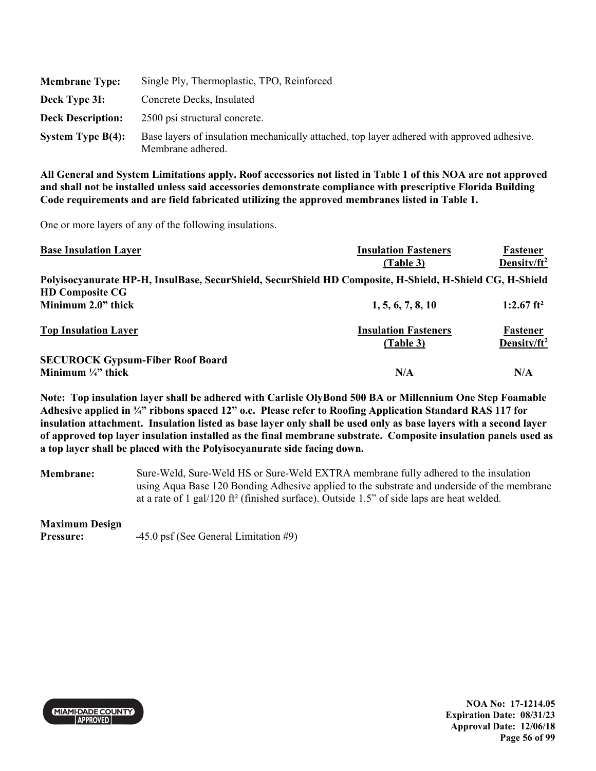| | |
|---|---|
| **Membrane Type:** | Single Ply, Thermoplastic, TPO, Reinforced |
| **Deck Type 3I:** | Concrete Decks, Insulated |
| **Deck Description:** | 2500 psi structural concrete. |
| **System Type B(4):** | Base layers of insulation mechanically attached, top layer adhered with approved adhesive. Membrane adhered. |

**All General and System Limitations apply. Roof accessories not listed in Table 1 of this NOA are not approved and shall not be installed unless said accessories demonstrate compliance with prescriptive Florida Building Code requirements and are field fabricated utilizing the approved membranes listed in Table 1.**

One or more layers of any of the following insulations.

| Base Insulation Layer | Insulation Fasteners (Table 3) | Fastener Density/ft² |
|---|---|---|
| **Polyisocyanurate HP-H, InsulBase, SecurShield, SecurShield HD Composite, H-Shield, H-Shield CG, H-Shield HD Composite CG** | | |
| **Minimum 2.0" thick** | **1, 5, 6, 7, 8, 10** | **1:2.67 ft²** |

| Top Insulation Layer | Insulation Fasteners (Table 3) | Fastener Density/ft² |
|---|---|---|
| **SECUROCK Gypsum-Fiber Roof Board** | | |
| **Minimum ¼" thick** | **N/A** | **N/A** |

**Note: Top insulation layer shall be adhered with Carlisle OlyBond 500 BA or Millennium One Step Foamable Adhesive applied in ¾" ribbons spaced 12" o.c. Please refer to Roofing Application Standard RAS 117 for insulation attachment. Insulation listed as base layer only shall be used only as base layers with a second layer of approved top layer insulation installed as the final membrane substrate. Composite insulation panels used as a top layer shall be placed with the Polyisocyanurate side facing down.**

**Membrane:** Sure-Weld, Sure-Weld HS or Sure-Weld EXTRA membrane fully adhered to the insulation using Aqua Base 120 Bonding Adhesive applied to the substrate and underside of the membrane at a rate of 1 gal/120 ft² (finished surface). Outside 1.5" of side laps are heat welded.

**Maximum Design Pressure:** -45.0 psf (See General Limitation #9)

NOA No: 17-1214.05
Expiration Date: 08/31/23
Approval Date: 12/06/18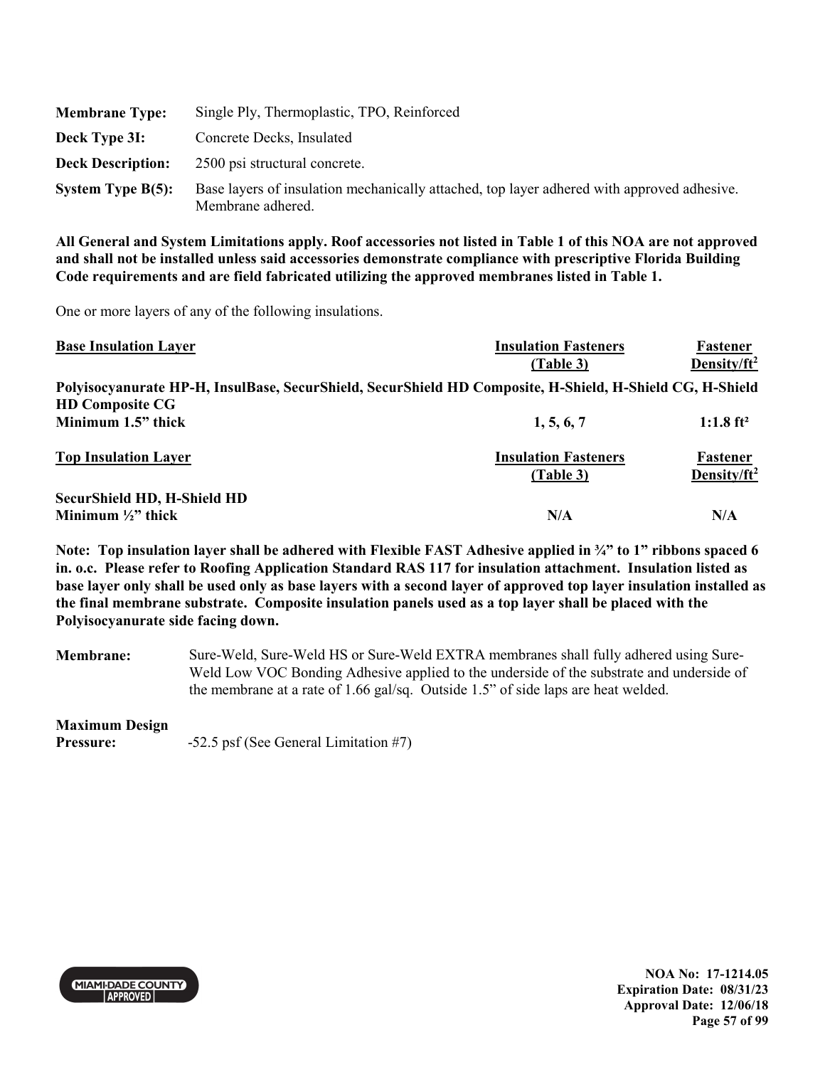| | |
|---|---|
| **Membrane Type:** | Single Ply, Thermoplastic, TPO, Reinforced |
| **Deck Type 3I:** | Concrete Decks, Insulated |
| **Deck Description:** | 2500 psi structural concrete. |
| **System Type B(5):** | Base layers of insulation mechanically attached, top layer adhered with approved adhesive. Membrane adhered. |

**All General and System Limitations apply. Roof accessories not listed in Table 1 of this NOA are not approved and shall not be installed unless said accessories demonstrate compliance with prescriptive Florida Building Code requirements and are field fabricated utilizing the approved membranes listed in Table 1.**

One or more layers of any of the following insulations.

| **Base Insulation Layer** | **Insulation Fasteners (Table 3)** | **Fastener Density/ft$^2$** |
|---|---|---|
| **Polyisocyanurate HP-H, InsulBase, SecurShield, SecurShield HD Composite, H-Shield, H-Shield CG, H-Shield HD Composite CG** | | |
| **Minimum 1.5" thick** | **1, 5, 6, 7** | **1:1.8 ft²** |

| **Top Insulation Layer** | **Insulation Fasteners (Table 3)** | **Fastener Density/ft$^2$** |
|---|---|---|
| **SecurShield HD, H-Shield HD** | | |
| **Minimum ½" thick** | **N/A** | **N/A** |

**Note: Top insulation layer shall be adhered with Flexible FAST Adhesive applied in ¾" to 1" ribbons spaced 6 in. o.c. Please refer to Roofing Application Standard RAS 117 for insulation attachment. Insulation listed as base layer only shall be used only as base layers with a second layer of approved top layer insulation installed as the final membrane substrate. Composite insulation panels used as a top layer shall be placed with the Polyisocyanurate side facing down.**

| | |
|---|---|
| **Membrane:** | Sure-Weld, Sure-Weld HS or Sure-Weld EXTRA membranes shall fully adhered using Sure-Weld Low VOC Bonding Adhesive applied to the underside of the substrate and underside of the membrane at a rate of 1.66 gal/sq. Outside 1.5" of side laps are heat welded. |
| **Maximum Design Pressure:** | -52.5 psf (See General Limitation #7) |

NOA No: 17-1214.05
Expiration Date: 08/31/23
Approval Date: 12/06/18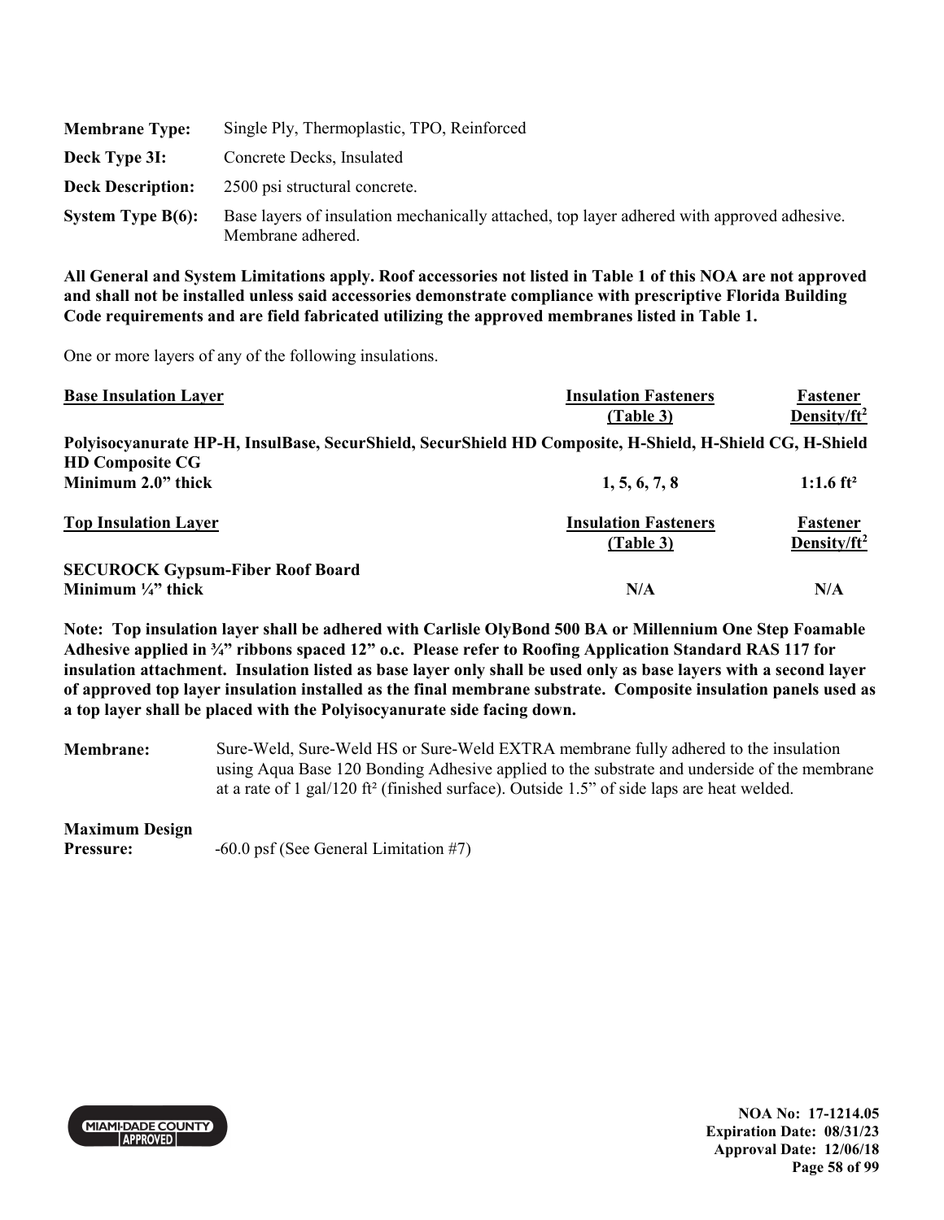| | |
|---|---|
| **Membrane Type:** | Single Ply, Thermoplastic, TPO, Reinforced |
| **Deck Type 3I:** | Concrete Decks, Insulated |
| **Deck Description:** | 2500 psi structural concrete. |
| **System Type B(6):** | Base layers of insulation mechanically attached, top layer adhered with approved adhesive. Membrane adhered. |

**All General and System Limitations apply. Roof accessories not listed in Table 1 of this NOA are not approved and shall not be installed unless said accessories demonstrate compliance with prescriptive Florida Building Code requirements and are field fabricated utilizing the approved membranes listed in Table 1.**

One or more layers of any of the following insulations.

| Base Insulation Layer | Insulation Fasteners (Table 3) | Fastener Density/ft² |
|---|---|---|
| **Polyisocyanurate HP-H, InsulBase, SecurShield, SecurShield HD Composite, H-Shield, H-Shield CG, H-Shield HD Composite CG** | | |
| **Minimum 2.0" thick** | **1, 5, 6, 7, 8** | **1:1.6 ft²** |

| Top Insulation Layer | Insulation Fasteners (Table 3) | Fastener Density/ft² |
|---|---|---|
| **SECUROCK Gypsum-Fiber Roof Board** | | |
| **Minimum ¼" thick** | **N/A** | **N/A** |

**Note: Top insulation layer shall be adhered with Carlisle OlyBond 500 BA or Millennium One Step Foamable Adhesive applied in ¾" ribbons spaced 12" o.c. Please refer to Roofing Application Standard RAS 117 for insulation attachment. Insulation listed as base layer only shall be used only as base layers with a second layer of approved top layer insulation installed as the final membrane substrate. Composite insulation panels used as a top layer shall be placed with the Polyisocyanurate side facing down.**

**Membrane:** Sure-Weld, Sure-Weld HS or Sure-Weld EXTRA membrane fully adhered to the insulation using Aqua Base 120 Bonding Adhesive applied to the substrate and underside of the membrane at a rate of 1 gal/120 ft² (finished surface). Outside 1.5" of side laps are heat welded.

**Maximum Design Pressure:** -60.0 psf (See General Limitation #7)

NOA No: 17-1214.05
Expiration Date: 08/31/23
Approval Date: 12/06/18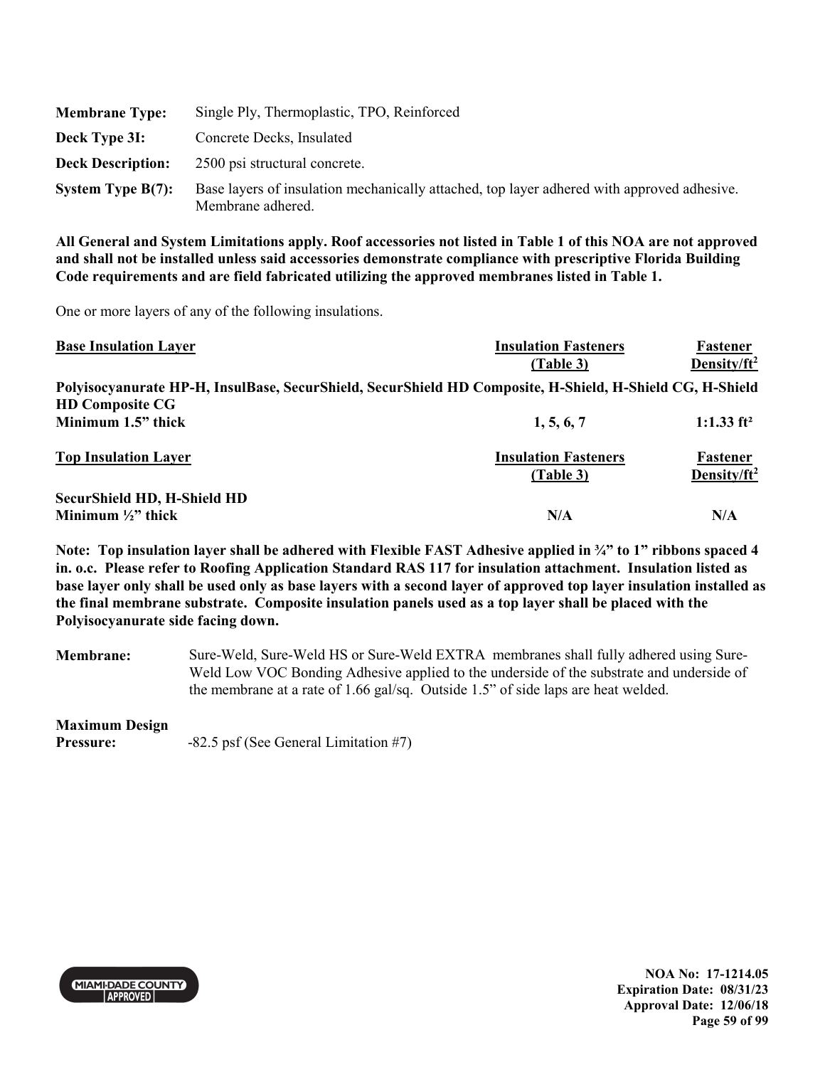| | |
|---|---|
| **Membrane Type:** | Single Ply, Thermoplastic, TPO, Reinforced |
| **Deck Type 3I:** | Concrete Decks, Insulated |
| **Deck Description:** | 2500 psi structural concrete. |
| **System Type B(7):** | Base layers of insulation mechanically attached, top layer adhered with approved adhesive. Membrane adhered. |

**All General and System Limitations apply. Roof accessories not listed in Table 1 of this NOA are not approved and shall not be installed unless said accessories demonstrate compliance with prescriptive Florida Building Code requirements and are field fabricated utilizing the approved membranes listed in Table 1.**

One or more layers of any of the following insulations.

| Base Insulation Layer | Insulation Fasteners (Table 3) | Fastener Density/ft² |
|---|---|---|
| **Polyisocyanurate HP-H, InsulBase, SecurShield, SecurShield HD Composite, H-Shield, H-Shield CG, H-Shield HD Composite CG** | | |
| **Minimum 1.5" thick** | **1, 5, 6, 7** | **1:1.33 ft²** |

| Top Insulation Layer | Insulation Fasteners (Table 3) | Fastener Density/ft² |
|---|---|---|
| **SecurShield HD, H-Shield HD** | | |
| **Minimum ½" thick** | **N/A** | **N/A** |

**Note: Top insulation layer shall be adhered with Flexible FAST Adhesive applied in ¾" to 1" ribbons spaced 4 in. o.c. Please refer to Roofing Application Standard RAS 117 for insulation attachment. Insulation listed as base layer only shall be used only as base layers with a second layer of approved top layer insulation installed as the final membrane substrate. Composite insulation panels used as a top layer shall be placed with the Polyisocyanurate side facing down.**

| | |
|---|---|
| **Membrane:** | Sure-Weld, Sure-Weld HS or Sure-Weld EXTRA membranes shall fully adhered using Sure-Weld Low VOC Bonding Adhesive applied to the underside of the substrate and underside of the membrane at a rate of 1.66 gal/sq. Outside 1.5" of side laps are heat welded. |
| **Maximum Design Pressure:** | -82.5 psf (See General Limitation #7) |

NOA No: 17-1214.05
Expiration Date: 08/31/23
Approval Date: 12/06/18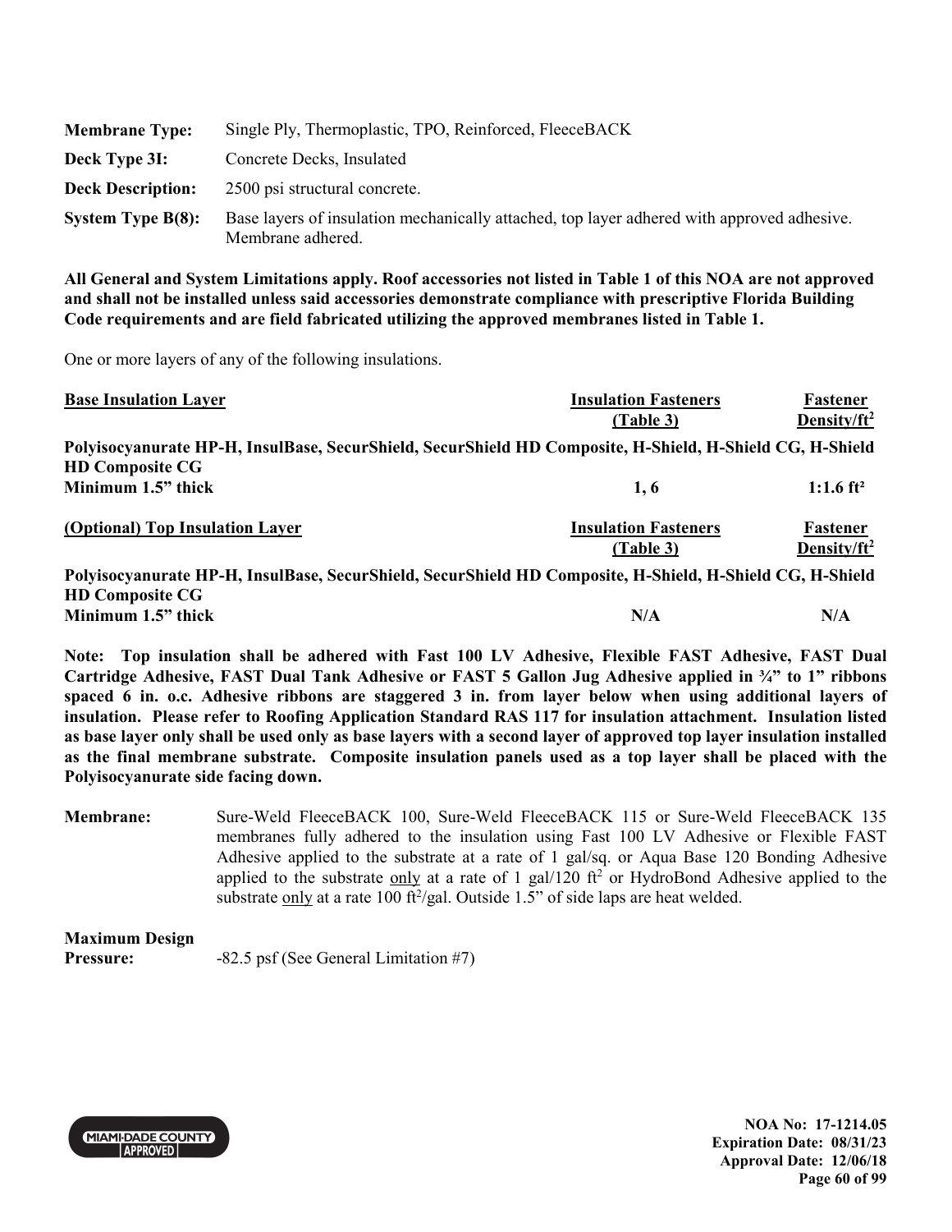| | |
|---|---|
| **Membrane Type:** | Single Ply, Thermoplastic, TPO, Reinforced, FleeceBACK |
| **Deck Type 3I:** | Concrete Decks, Insulated |
| **Deck Description:** | 2500 psi structural concrete. |
| **System Type B(8):** | Base layers of insulation mechanically attached, top layer adhered with approved adhesive. Membrane adhered. |

**All General and System Limitations apply. Roof accessories not listed in Table 1 of this NOA are not approved and shall not be installed unless said accessories demonstrate compliance with prescriptive Florida Building Code requirements and are field fabricated utilizing the approved membranes listed in Table 1.**

One or more layers of any of the following insulations.

| <u>Base Insulation Layer</u> | <u>Insulation Fasteners (Table 3)</u> | <u>Fastener Density/ft²</u> |
|---|---|---|
| **Polyisocyanurate HP-H, InsulBase, SecurShield, SecurShield HD Composite, H-Shield, H-Shield CG, H-Shield HD Composite CG** | | |
| **Minimum 1.5" thick** | **1, 6** | **1:1.6 ft²** |
| <u>**(Optional) Top Insulation Layer**</u> | <u>**Insulation Fasteners (Table 3)**</u> | <u>**Fastener Density/ft²**</u> |
| **Polyisocyanurate HP-H, InsulBase, SecurShield, SecurShield HD Composite, H-Shield, H-Shield CG, H-Shield HD Composite CG** | | |
| **Minimum 1.5" thick** | **N/A** | **N/A** |

**Note: Top insulation shall be adhered with Fast 100 LV Adhesive, Flexible FAST Adhesive, FAST Dual Cartridge Adhesive, FAST Dual Tank Adhesive or FAST 5 Gallon Jug Adhesive applied in ¾" to 1" ribbons spaced 6 in. o.c. Adhesive ribbons are staggered 3 in. from layer below when using additional layers of insulation. Please refer to Roofing Application Standard RAS 117 for insulation attachment. Insulation listed as base layer only shall be used only as base layers with a second layer of approved top layer insulation installed as the final membrane substrate. Composite insulation panels used as a top layer shall be placed with the Polyisocyanurate side facing down.**

**Membrane:** Sure-Weld FleeceBACK 100, Sure-Weld FleeceBACK 115 or Sure-Weld FleeceBACK 135 membranes fully adhered to the insulation using Fast 100 LV Adhesive or Flexible FAST Adhesive applied to the substrate at a rate of 1 gal/sq. or Aqua Base 120 Bonding Adhesive applied to the substrate <u>only</u> at a rate of 1 gal/120 ft² or HydroBond Adhesive applied to the substrate <u>only</u> at a rate 100 ft²/gal. Outside 1.5" of side laps are heat welded.

**Maximum Design Pressure:** -82.5 psf (See General Limitation #7)

NOA No: 17-1214.05
Expiration Date: 08/31/23
Approval Date: 12/06/18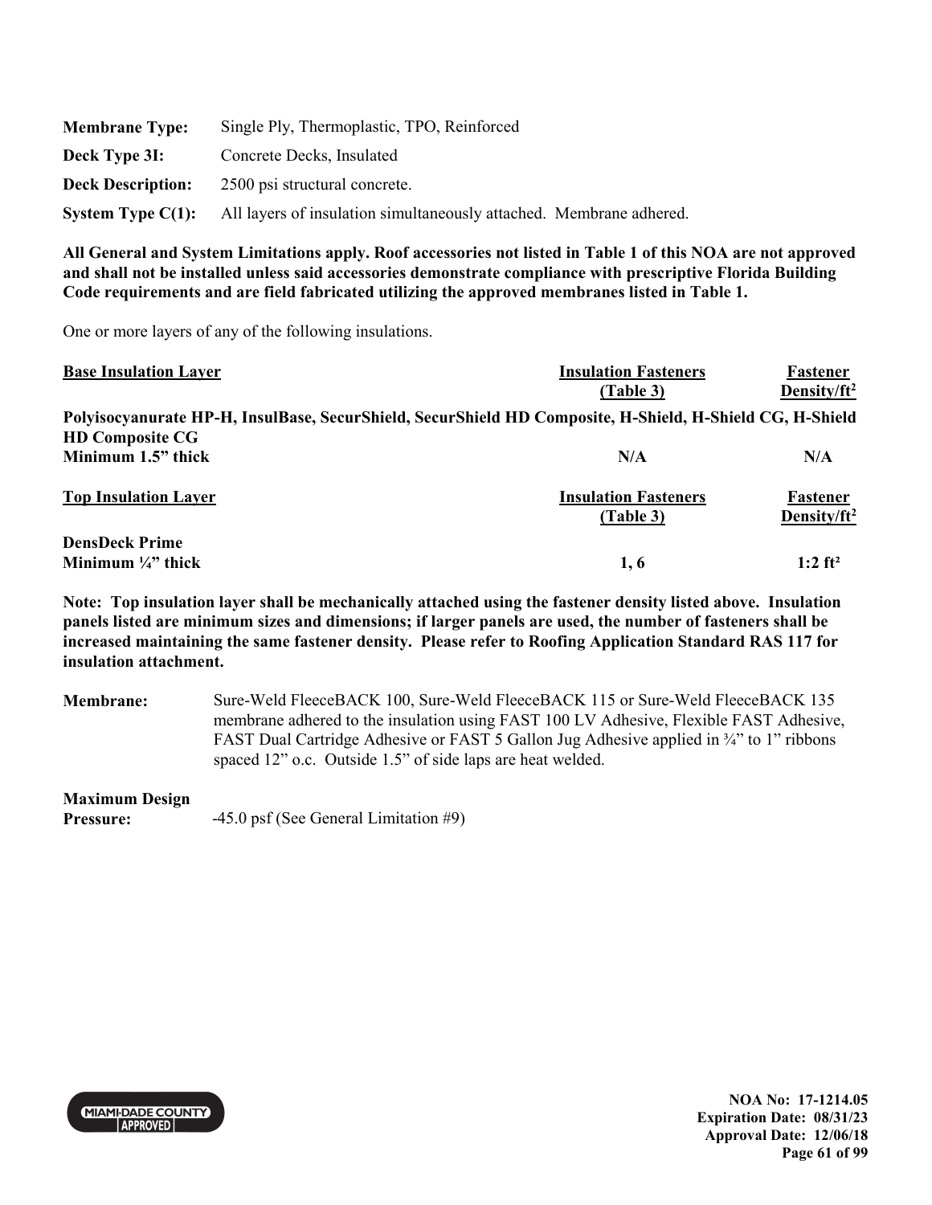| | |
|---|---|
| **Membrane Type:** | Single Ply, Thermoplastic, TPO, Reinforced |
| **Deck Type 3I:** | Concrete Decks, Insulated |
| **Deck Description:** | 2500 psi structural concrete. |
| **System Type C(1):** | All layers of insulation simultaneously attached. Membrane adhered. |

**All General and System Limitations apply. Roof accessories not listed in Table 1 of this NOA are not approved and shall not be installed unless said accessories demonstrate compliance with prescriptive Florida Building Code requirements and are field fabricated utilizing the approved membranes listed in Table 1.**

One or more layers of any of the following insulations.

| Base Insulation Layer | Insulation Fasteners (Table 3) | Fastener Density/ft² |
|---|---|---|
| **Polyisocyanurate HP-H, InsulBase, SecurShield, SecurShield HD Composite, H-Shield, H-Shield CG, H-Shield HD Composite CG** | | |
| **Minimum 1.5" thick** | **N/A** | **N/A** |

| Top Insulation Layer | Insulation Fasteners (Table 3) | Fastener Density/ft² |
|---|---|---|
| **DensDeck Prime** | | |
| **Minimum ¼" thick** | **1, 6** | **1:2 ft²** |

**Note: Top insulation layer shall be mechanically attached using the fastener density listed above. Insulation panels listed are minimum sizes and dimensions; if larger panels are used, the number of fasteners shall be increased maintaining the same fastener density. Please refer to Roofing Application Standard RAS 117 for insulation attachment.**

**Membrane:** Sure-Weld FleeceBACK 100, Sure-Weld FleeceBACK 115 or Sure-Weld FleeceBACK 135 membrane adhered to the insulation using FAST 100 LV Adhesive, Flexible FAST Adhesive, FAST Dual Cartridge Adhesive or FAST 5 Gallon Jug Adhesive applied in ¾" to 1" ribbons spaced 12" o.c. Outside 1.5" of side laps are heat welded.

**Maximum Design Pressure:** -45.0 psf (See General Limitation #9)

NOA No: 17-1214.05
Expiration Date: 08/31/23
Approval Date: 12/06/18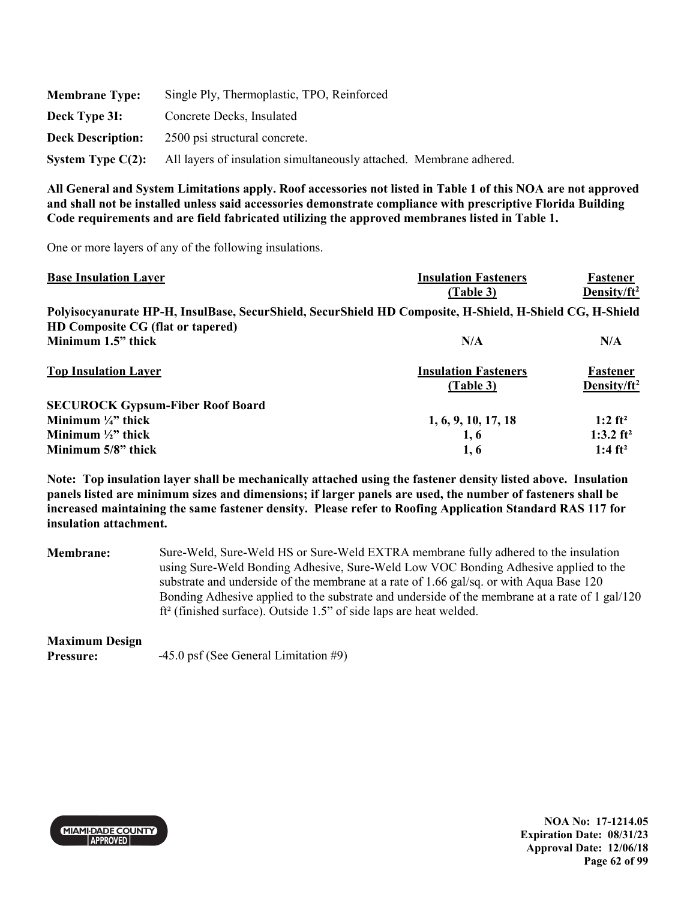**Membrane Type:** Single Ply, Thermoplastic, TPO, Reinforced

**Deck Type 3I:** Concrete Decks, Insulated

**Deck Description:** 2500 psi structural concrete.

**System Type C(2):** All layers of insulation simultaneously attached. Membrane adhered.

**All General and System Limitations apply. Roof accessories not listed in Table 1 of this NOA are not approved and shall not be installed unless said accessories demonstrate compliance with prescriptive Florida Building Code requirements and are field fabricated utilizing the approved membranes listed in Table 1.**

One or more layers of any of the following insulations.

| <u>**Base Insulation Layer**</u> | <u>**Insulation Fasteners (Table 3)**</u> | <u>**Fastener Density/ft²**</u> |
|---|---|---|
| **Polyisocyanurate HP-H, InsulBase, SecurShield, SecurShield HD Composite, H-Shield, H-Shield CG, H-Shield HD Composite CG (flat or tapered)** | | |
| **Minimum 1.5" thick** | **N/A** | **N/A** |

| <u>**Top Insulation Layer**</u> | <u>**Insulation Fasteners (Table 3)**</u> | <u>**Fastener Density/ft²**</u> |
|---|---|---|
| **SECUROCK Gypsum-Fiber Roof Board** | | |
| **Minimum ¼" thick** | **1, 6, 9, 10, 17, 18** | **1:2 ft²** |
| **Minimum ½" thick** | **1, 6** | **1:3.2 ft²** |
| **Minimum 5/8" thick** | **1, 6** | **1:4 ft²** |

**Note: Top insulation layer shall be mechanically attached using the fastener density listed above. Insulation panels listed are minimum sizes and dimensions; if larger panels are used, the number of fasteners shall be increased maintaining the same fastener density. Please refer to Roofing Application Standard RAS 117 for insulation attachment.**

**Membrane:** Sure-Weld, Sure-Weld HS or Sure-Weld EXTRA membrane fully adhered to the insulation using Sure-Weld Bonding Adhesive, Sure-Weld Low VOC Bonding Adhesive applied to the substrate and underside of the membrane at a rate of 1.66 gal/sq. or with Aqua Base 120 Bonding Adhesive applied to the substrate and underside of the membrane at a rate of 1 gal/120 ft² (finished surface). Outside 1.5" of side laps are heat welded.

**Maximum Design Pressure:** -45.0 psf (See General Limitation #9)

NOA No: 17-1214.05
Expiration Date: 08/31/23
Approval Date: 12/06/18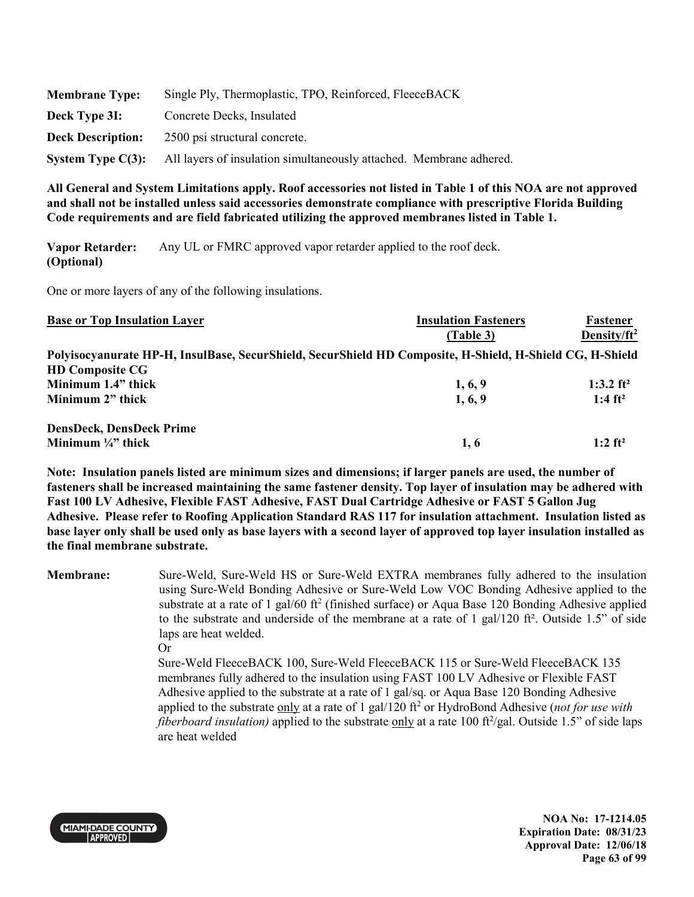| | |
|---|---|
| **Membrane Type:** | Single Ply, Thermoplastic, TPO, Reinforced, FleeceBACK |
| **Deck Type 3I:** | Concrete Decks, Insulated |
| **Deck Description:** | 2500 psi structural concrete. |
| **System Type C(3):** | All layers of insulation simultaneously attached. Membrane adhered. |

**All General and System Limitations apply. Roof accessories not listed in Table 1 of this NOA are not approved and shall not be installed unless said accessories demonstrate compliance with prescriptive Florida Building Code requirements and are field fabricated utilizing the approved membranes listed in Table 1.**

**Vapor Retarder: (Optional)** Any UL or FMRC approved vapor retarder applied to the roof deck.

One or more layers of any of the following insulations.

| Base or Top Insulation Layer | Insulation Fasteners (Table 3) | Fastener Density/ft² |
|---|---|---|
| **Polyisocyanurate HP-H, InsulBase, SecurShield, SecurShield HD Composite, H-Shield, H-Shield CG, H-Shield HD Composite CG** | | |
| **Minimum 1.4" thick** | **1, 6, 9** | **1:3.2 ft²** |
| **Minimum 2" thick** | **1, 6, 9** | **1:4 ft²** |
| **DensDeck, DensDeck Prime** | | |
| **Minimum ¼" thick** | **1, 6** | **1:2 ft²** |

**Note: Insulation panels listed are minimum sizes and dimensions; if larger panels are used, the number of fasteners shall be increased maintaining the same fastener density. Top layer of insulation may be adhered with Fast 100 LV Adhesive, Flexible FAST Adhesive, FAST Dual Cartridge Adhesive or FAST 5 Gallon Jug Adhesive. Please refer to Roofing Application Standard RAS 117 for insulation attachment. Insulation listed as base layer only shall be used only as base layers with a second layer of approved top layer insulation installed as the final membrane substrate.**

**Membrane:** Sure-Weld, Sure-Weld HS or Sure-Weld EXTRA membranes fully adhered to the insulation using Sure-Weld Bonding Adhesive or Sure-Weld Low VOC Bonding Adhesive applied to the substrate at a rate of 1 gal/60 ft² (finished surface) or Aqua Base 120 Bonding Adhesive applied to the substrate and underside of the membrane at a rate of 1 gal/120 ft². Outside 1.5" of side laps are heat welded.

Or

Sure-Weld FleeceBACK 100, Sure-Weld FleeceBACK 115 or Sure-Weld FleeceBACK 135 membranes fully adhered to the insulation using FAST 100 LV Adhesive or Flexible FAST Adhesive applied to the substrate at a rate of 1 gal/sq. or Aqua Base 120 Bonding Adhesive applied to the substrate only at a rate of 1 gal/120 ft² or HydroBond Adhesive (*not for use with fiberboard insulation)* applied to the substrate only at a rate 100 ft²/gal. Outside 1.5" of side laps are heat welded

NOA No: 17-1214.05
Expiration Date: 08/31/23
Approval Date: 12/06/18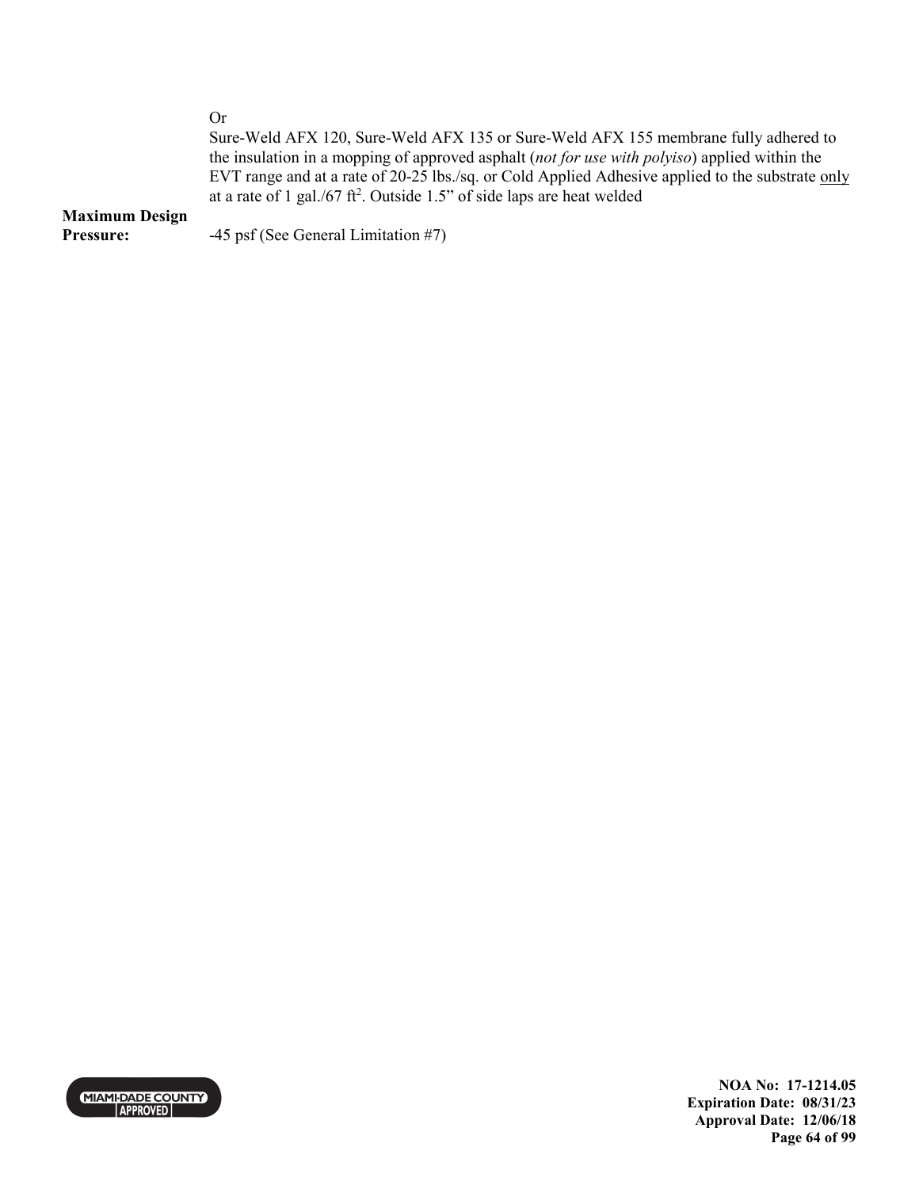Or

Sure-Weld AFX 120, Sure-Weld AFX 135 or Sure-Weld AFX 155 membrane fully adhered to the insulation in a mopping of approved asphalt (*not for use with polyiso*) applied within the EVT range and at a rate of 20-25 lbs./sq. or Cold Applied Adhesive applied to the substrate only at a rate of 1 gal./67 ft$^2$. Outside 1.5" of side laps are heat welded

**Maximum Design Pressure:** -45 psf (See General Limitation #7)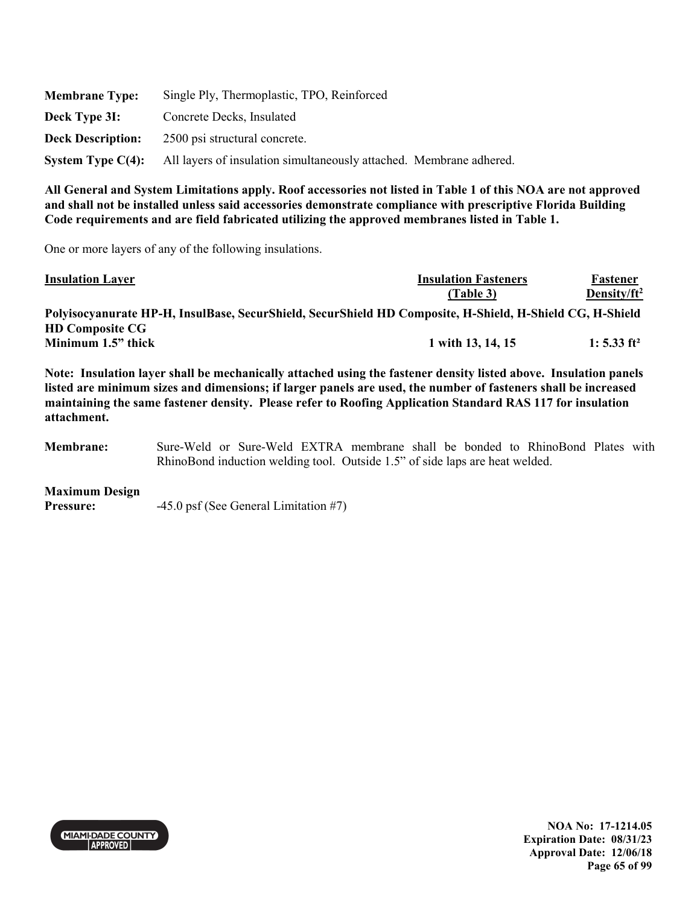**Membrane Type:** Single Ply, Thermoplastic, TPO, Reinforced

**Deck Type 3I:** Concrete Decks, Insulated

**Deck Description:** 2500 psi structural concrete.

**System Type C(4):** All layers of insulation simultaneously attached. Membrane adhered.

**All General and System Limitations apply. Roof accessories not listed in Table 1 of this NOA are not approved and shall not be installed unless said accessories demonstrate compliance with prescriptive Florida Building Code requirements and are field fabricated utilizing the approved membranes listed in Table 1.**

One or more layers of any of the following insulations.

| Insulation Layer | Insulation Fasteners (Table 3) | Fastener Density/ft² |
|---|---|---|
| **Polyisocyanurate HP-H, InsulBase, SecurShield, SecurShield HD Composite, H-Shield, H-Shield CG, H-Shield HD Composite CG** | | |
| **Minimum 1.5" thick** | **1 with 13, 14, 15** | **1: 5.33 ft²** |

**Note: Insulation layer shall be mechanically attached using the fastener density listed above. Insulation panels listed are minimum sizes and dimensions; if larger panels are used, the number of fasteners shall be increased maintaining the same fastener density. Please refer to Roofing Application Standard RAS 117 for insulation attachment.**

**Membrane:** Sure-Weld or Sure-Weld EXTRA membrane shall be bonded to RhinoBond Plates with RhinoBond induction welding tool. Outside 1.5" of side laps are heat welded.

**Maximum Design Pressure:** -45.0 psf (See General Limitation #7)

NOA No: 17-1214.05
Expiration Date: 08/31/23
Approval Date: 12/06/18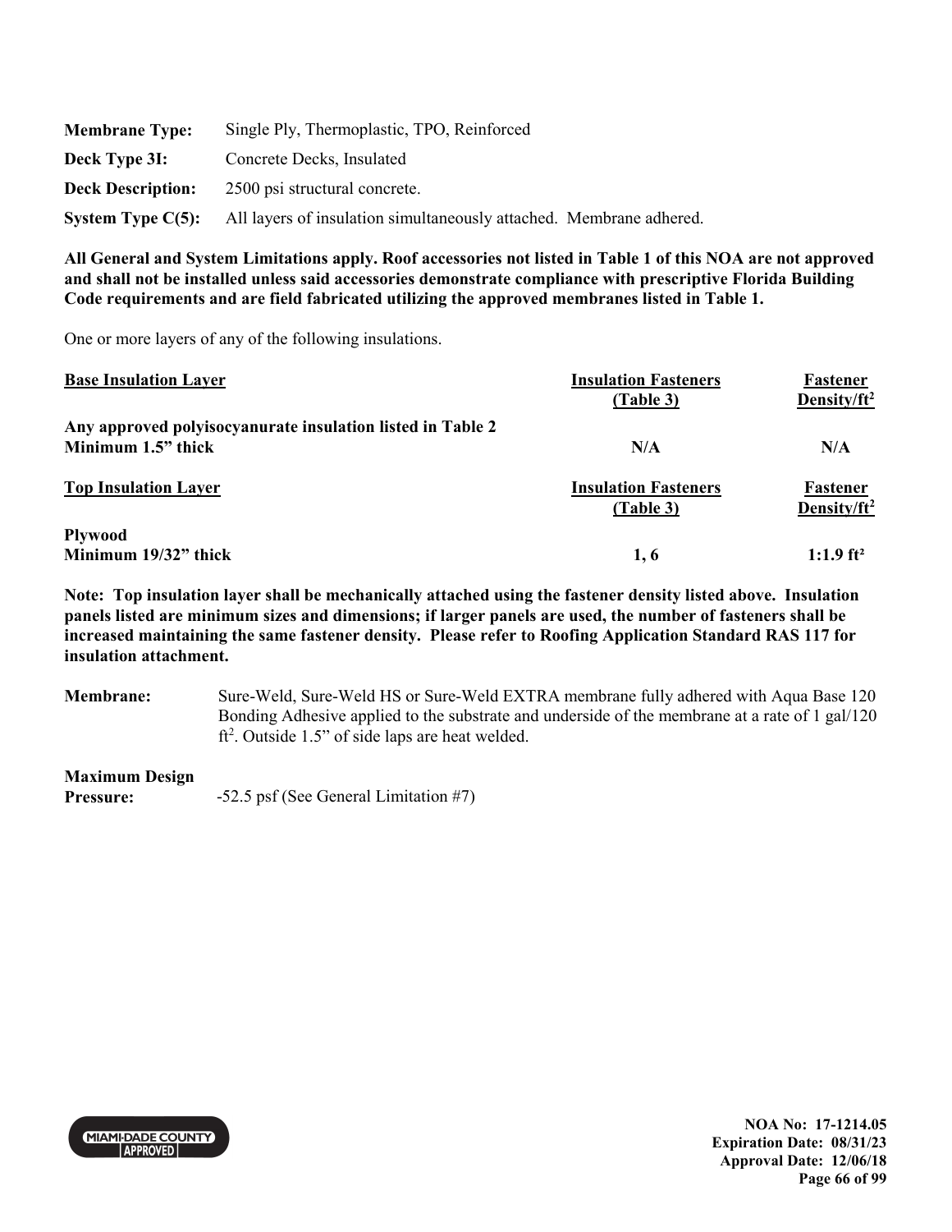**Membrane Type:** Single Ply, Thermoplastic, TPO, Reinforced

**Deck Type 3I:** Concrete Decks, Insulated

**Deck Description:** 2500 psi structural concrete.

**System Type C(5):** All layers of insulation simultaneously attached. Membrane adhered.

**All General and System Limitations apply. Roof accessories not listed in Table 1 of this NOA are not approved and shall not be installed unless said accessories demonstrate compliance with prescriptive Florida Building Code requirements and are field fabricated utilizing the approved membranes listed in Table 1.**

One or more layers of any of the following insulations.

| Base Insulation Layer | Insulation Fasteners (Table 3) | Fastener Density/ft$^2$ |
|---|---|---|
| **Any approved polyisocyanurate insulation listed in Table 2 Minimum 1.5" thick** | **N/A** | **N/A** |

| Top Insulation Layer | Insulation Fasteners (Table 3) | Fastener Density/ft$^2$ |
|---|---|---|
| **Plywood Minimum 19/32" thick** | **1, 6** | **1:1.9 ft²** |

**Note: Top insulation layer shall be mechanically attached using the fastener density listed above. Insulation panels listed are minimum sizes and dimensions; if larger panels are used, the number of fasteners shall be increased maintaining the same fastener density. Please refer to Roofing Application Standard RAS 117 for insulation attachment.**

**Membrane:** Sure-Weld, Sure-Weld HS or Sure-Weld EXTRA membrane fully adhered with Aqua Base 120 Bonding Adhesive applied to the substrate and underside of the membrane at a rate of 1 gal/120 ft$^2$. Outside 1.5" of side laps are heat welded.

**Maximum Design Pressure:** -52.5 psf (See General Limitation #7)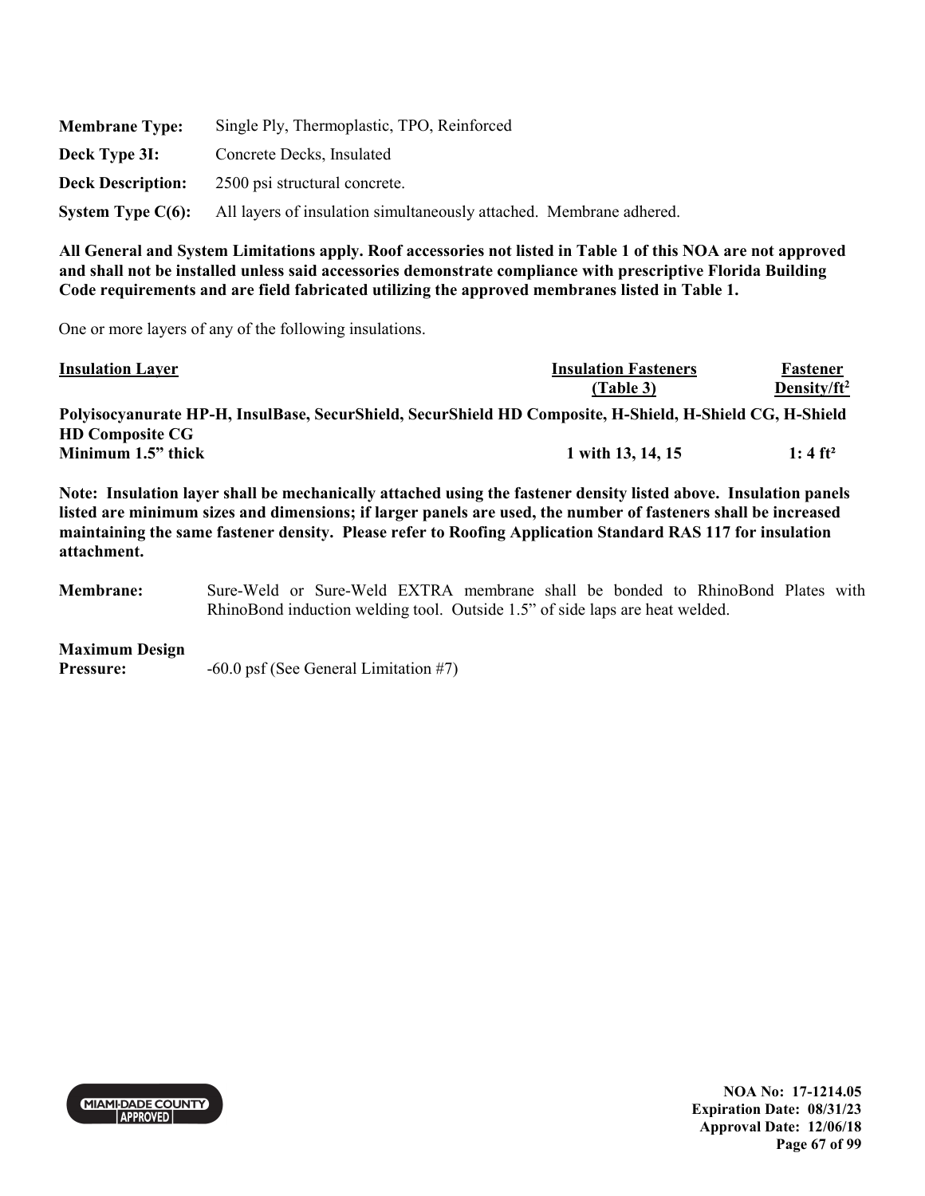**Membrane Type:** Single Ply, Thermoplastic, TPO, Reinforced

**Deck Type 3I:** Concrete Decks, Insulated

**Deck Description:** 2500 psi structural concrete.

**System Type C(6):** All layers of insulation simultaneously attached. Membrane adhered.

**All General and System Limitations apply. Roof accessories not listed in Table 1 of this NOA are not approved and shall not be installed unless said accessories demonstrate compliance with prescriptive Florida Building Code requirements and are field fabricated utilizing the approved membranes listed in Table 1.**

One or more layers of any of the following insulations.

| Insulation Layer | Insulation Fasteners (Table 3) | Fastener Density/ft$^2$ |
|---|---|---|
| **Polyisocyanurate HP-H, InsulBase, SecurShield, SecurShield HD Composite, H-Shield, H-Shield CG, H-Shield HD Composite CG** | | |
| **Minimum 1.5" thick** | **1 with 13, 14, 15** | **1: 4 ft²** |

**Note: Insulation layer shall be mechanically attached using the fastener density listed above. Insulation panels listed are minimum sizes and dimensions; if larger panels are used, the number of fasteners shall be increased maintaining the same fastener density. Please refer to Roofing Application Standard RAS 117 for insulation attachment.**

**Membrane:** Sure-Weld or Sure-Weld EXTRA membrane shall be bonded to RhinoBond Plates with RhinoBond induction welding tool. Outside 1.5" of side laps are heat welded.

**Maximum Design Pressure:** -60.0 psf (See General Limitation #7)

NOA No: 17-1214.05
Expiration Date: 08/31/23
Approval Date: 12/06/18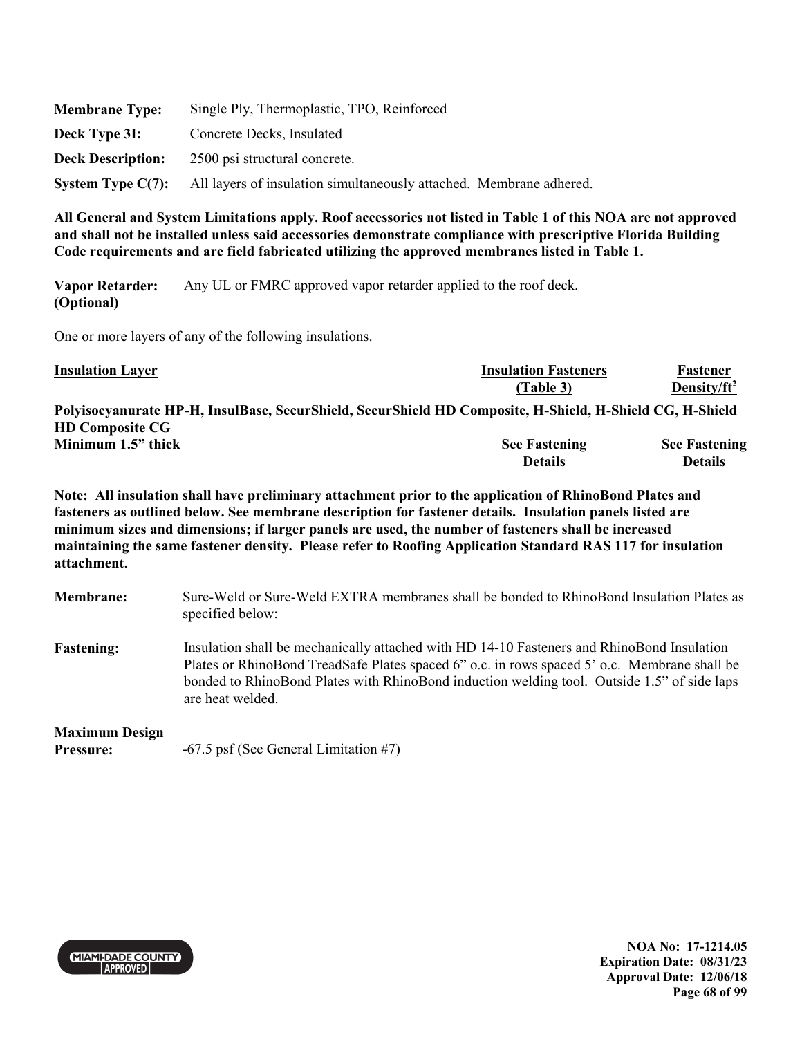**Membrane Type:** Single Ply, Thermoplastic, TPO, Reinforced

**Deck Type 3I:** Concrete Decks, Insulated

**Deck Description:** 2500 psi structural concrete.

**System Type C(7):** All layers of insulation simultaneously attached. Membrane adhered.

**All General and System Limitations apply. Roof accessories not listed in Table 1 of this NOA are not approved and shall not be installed unless said accessories demonstrate compliance with prescriptive Florida Building Code requirements and are field fabricated utilizing the approved membranes listed in Table 1.**

**Vapor Retarder: (Optional)** Any UL or FMRC approved vapor retarder applied to the roof deck.

One or more layers of any of the following insulations.

| Insulation Layer | Insulation Fasteners (Table 3) | Fastener Density/ft$^2$ |
|---|---|---|
| **Polyisocyanurate HP-H, InsulBase, SecurShield, SecurShield HD Composite, H-Shield, H-Shield CG, H-Shield HD Composite CG** | | |
| **Minimum 1.5" thick** | **See Fastening Details** | **See Fastening Details** |

**Note: All insulation shall have preliminary attachment prior to the application of RhinoBond Plates and fasteners as outlined below. See membrane description for fastener details. Insulation panels listed are minimum sizes and dimensions; if larger panels are used, the number of fasteners shall be increased maintaining the same fastener density. Please refer to Roofing Application Standard RAS 117 for insulation attachment.**

**Membrane:** Sure-Weld or Sure-Weld EXTRA membranes shall be bonded to RhinoBond Insulation Plates as specified below:

**Fastening:** Insulation shall be mechanically attached with HD 14-10 Fasteners and RhinoBond Insulation Plates or RhinoBond TreadSafe Plates spaced 6" o.c. in rows spaced 5' o.c. Membrane shall be bonded to RhinoBond Plates with RhinoBond induction welding tool. Outside 1.5" of side laps are heat welded.

**Maximum Design Pressure:** -67.5 psf (See General Limitation #7)

NOA No: 17-1214.05
Expiration Date: 08/31/23
Approval Date: 12/06/18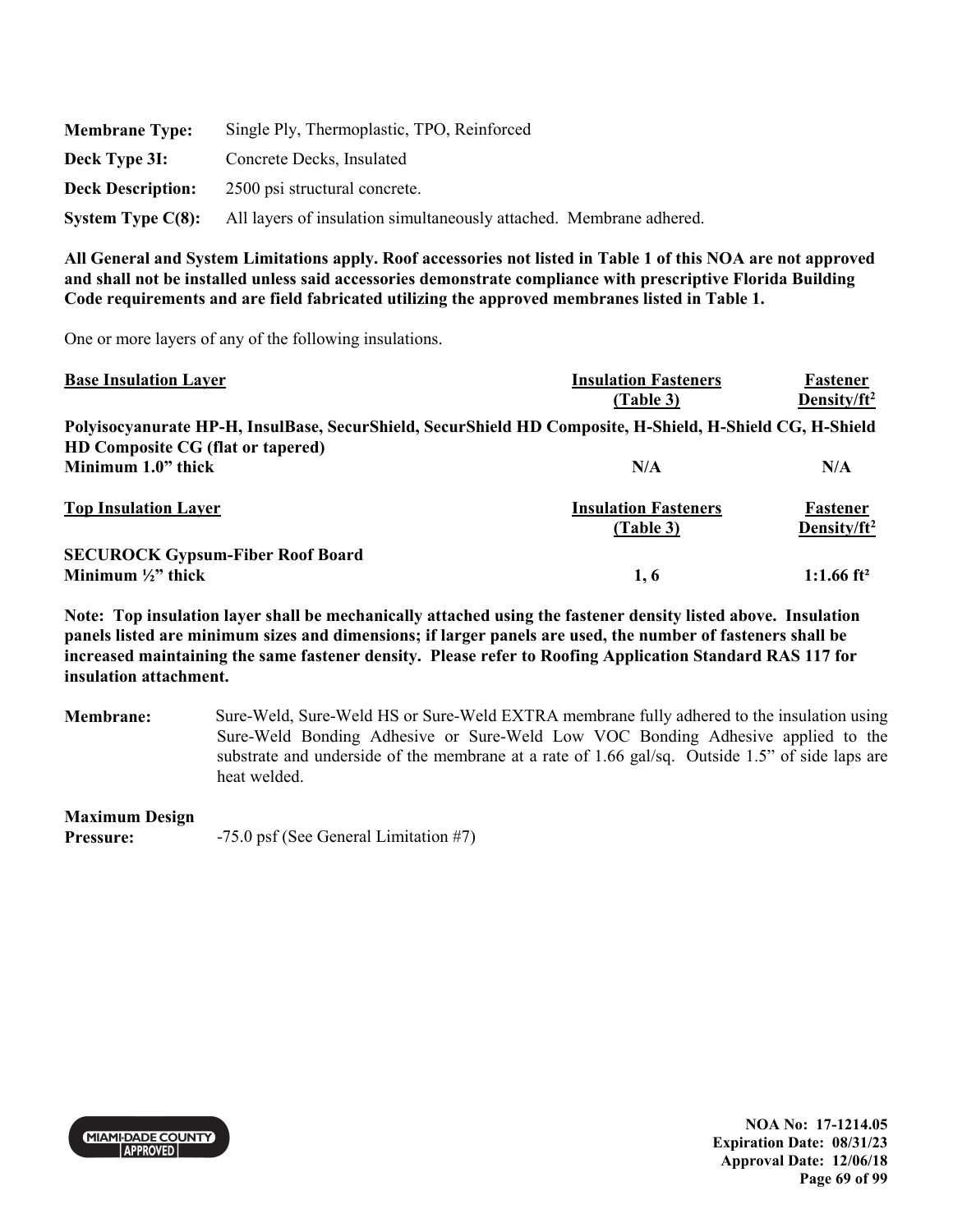| | |
|---|---|
| **Membrane Type:** | Single Ply, Thermoplastic, TPO, Reinforced |
| **Deck Type 3I:** | Concrete Decks, Insulated |
| **Deck Description:** | 2500 psi structural concrete. |
| **System Type C(8):** | All layers of insulation simultaneously attached. Membrane adhered. |

**All General and System Limitations apply. Roof accessories not listed in Table 1 of this NOA are not approved and shall not be installed unless said accessories demonstrate compliance with prescriptive Florida Building Code requirements and are field fabricated utilizing the approved membranes listed in Table 1.**

One or more layers of any of the following insulations.

| Base Insulation Layer | Insulation Fasteners (Table 3) | Fastener Density/ft$^2$ |
|---|---|---|
| **Polyisocyanurate HP-H, InsulBase, SecurShield, SecurShield HD Composite, H-Shield, H-Shield CG, H-Shield HD Composite CG (flat or tapered)** | | |
| **Minimum 1.0" thick** | **N/A** | **N/A** |

| Top Insulation Layer | Insulation Fasteners (Table 3) | Fastener Density/ft$^2$ |
|---|---|---|
| **SECUROCK Gypsum-Fiber Roof Board** | | |
| **Minimum ½" thick** | **1, 6** | **1:1.66 ft²** |

**Note: Top insulation layer shall be mechanically attached using the fastener density listed above. Insulation panels listed are minimum sizes and dimensions; if larger panels are used, the number of fasteners shall be increased maintaining the same fastener density. Please refer to Roofing Application Standard RAS 117 for insulation attachment.**

**Membrane:** Sure-Weld, Sure-Weld HS or Sure-Weld EXTRA membrane fully adhered to the insulation using Sure-Weld Bonding Adhesive or Sure-Weld Low VOC Bonding Adhesive applied to the substrate and underside of the membrane at a rate of 1.66 gal/sq. Outside 1.5" of side laps are heat welded.

**Maximum Design Pressure:** -75.0 psf (See General Limitation #7)

**NOA No: 17-1214.05**
**Expiration Date: 08/31/23**
**Approval Date: 12/06/18**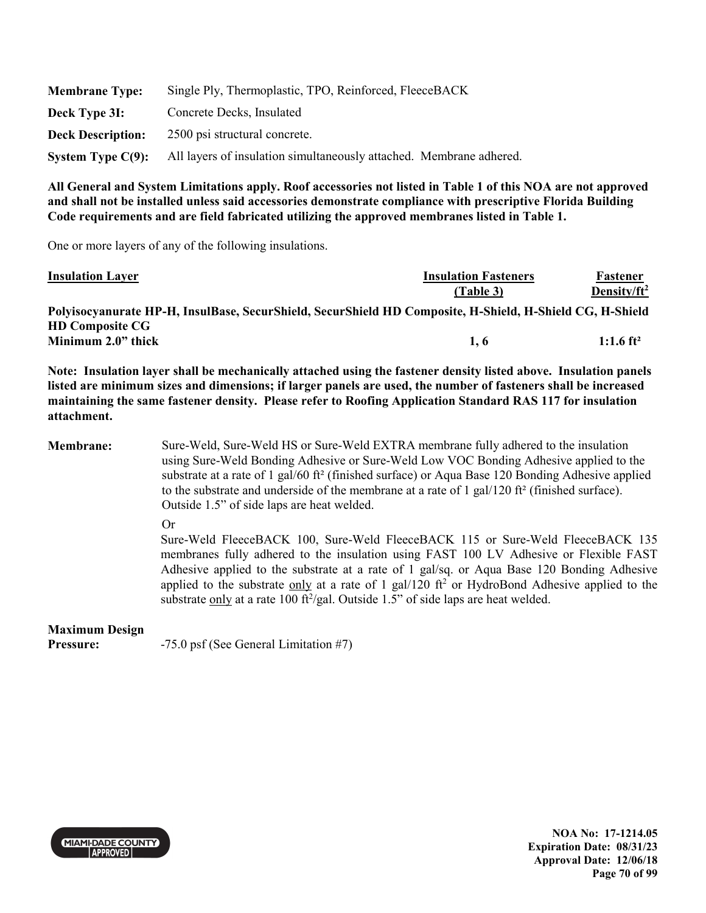**Membrane Type:** Single Ply, Thermoplastic, TPO, Reinforced, FleeceBACK

**Deck Type 3I:** Concrete Decks, Insulated

**Deck Description:** 2500 psi structural concrete.

**System Type C(9):** All layers of insulation simultaneously attached. Membrane adhered.

**All General and System Limitations apply. Roof accessories not listed in Table 1 of this NOA are not approved and shall not be installed unless said accessories demonstrate compliance with prescriptive Florida Building Code requirements and are field fabricated utilizing the approved membranes listed in Table 1.**

One or more layers of any of the following insulations.

| Insulation Layer | Insulation Fasteners (Table 3) | Fastener Density/ft² |
|---|---|---|
| **Polyisocyanurate HP-H, InsulBase, SecurShield, SecurShield HD Composite, H-Shield, H-Shield CG, H-Shield HD Composite CG** | | |
| **Minimum 2.0" thick** | **1, 6** | **1:1.6 ft²** |

**Note: Insulation layer shall be mechanically attached using the fastener density listed above. Insulation panels listed are minimum sizes and dimensions; if larger panels are used, the number of fasteners shall be increased maintaining the same fastener density. Please refer to Roofing Application Standard RAS 117 for insulation attachment.**

**Membrane:** Sure-Weld, Sure-Weld HS or Sure-Weld EXTRA membrane fully adhered to the insulation using Sure-Weld Bonding Adhesive or Sure-Weld Low VOC Bonding Adhesive applied to the substrate at a rate of 1 gal/60 ft² (finished surface) or Aqua Base 120 Bonding Adhesive applied to the substrate and underside of the membrane at a rate of 1 gal/120 ft² (finished surface). Outside 1.5" of side laps are heat welded.

Or

Sure-Weld FleeceBACK 100, Sure-Weld FleeceBACK 115 or Sure-Weld FleeceBACK 135 membranes fully adhered to the insulation using FAST 100 LV Adhesive or Flexible FAST Adhesive applied to the substrate at a rate of 1 gal/sq. or Aqua Base 120 Bonding Adhesive applied to the substrate only at a rate of 1 gal/120 ft² or HydroBond Adhesive applied to the substrate only at a rate 100 ft²/gal. Outside 1.5" of side laps are heat welded.

**Maximum Design Pressure:** -75.0 psf (See General Limitation #7)

NOA No: 17-1214.05
Expiration Date: 08/31/23
Approval Date: 12/06/18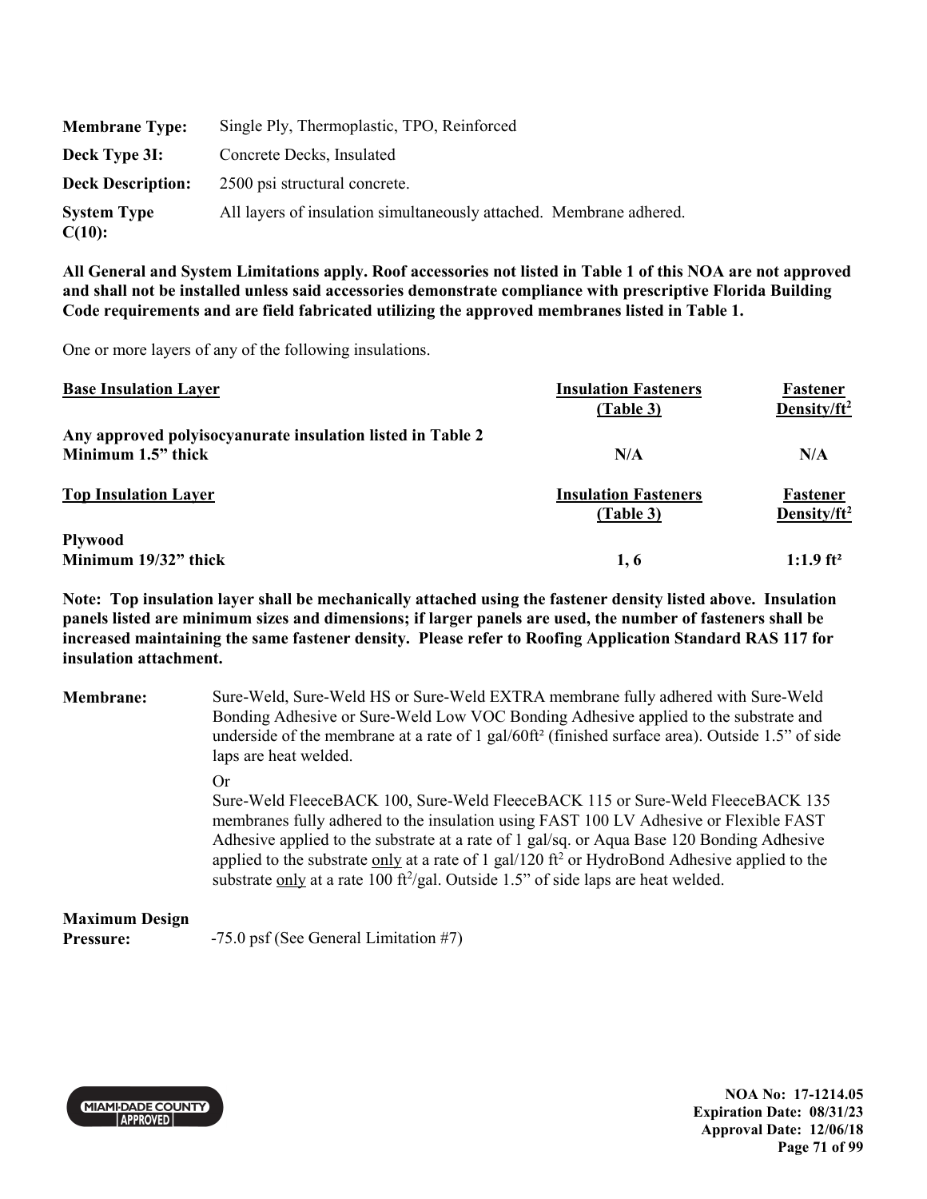| | |
|---|---|
| **Membrane Type:** | Single Ply, Thermoplastic, TPO, Reinforced |
| **Deck Type 3I:** | Concrete Decks, Insulated |
| **Deck Description:** | 2500 psi structural concrete. |
| **System Type C(10):** | All layers of insulation simultaneously attached. Membrane adhered. |

**All General and System Limitations apply. Roof accessories not listed in Table 1 of this NOA are not approved and shall not be installed unless said accessories demonstrate compliance with prescriptive Florida Building Code requirements and are field fabricated utilizing the approved membranes listed in Table 1.**

One or more layers of any of the following insulations.

| **Base Insulation Layer** | **Insulation Fasteners (Table 3)** | **Fastener Density/ft²** |
|---|---|---|
| **Any approved polyisocyanurate insulation listed in Table 2 Minimum 1.5" thick** | **N/A** | **N/A** |
| **Top Insulation Layer** | **Insulation Fasteners (Table 3)** | **Fastener Density/ft²** |
| **Plywood Minimum 19/32" thick** | **1, 6** | **1:1.9 ft²** |

**Note: Top insulation layer shall be mechanically attached using the fastener density listed above. Insulation panels listed are minimum sizes and dimensions; if larger panels are used, the number of fasteners shall be increased maintaining the same fastener density. Please refer to Roofing Application Standard RAS 117 for insulation attachment.**

**Membrane:** Sure-Weld, Sure-Weld HS or Sure-Weld EXTRA membrane fully adhered with Sure-Weld Bonding Adhesive or Sure-Weld Low VOC Bonding Adhesive applied to the substrate and underside of the membrane at a rate of 1 gal/60ft² (finished surface area). Outside 1.5" of side laps are heat welded.

Or

Sure-Weld FleeceBACK 100, Sure-Weld FleeceBACK 115 or Sure-Weld FleeceBACK 135 membranes fully adhered to the insulation using FAST 100 LV Adhesive or Flexible FAST Adhesive applied to the substrate at a rate of 1 gal/sq. or Aqua Base 120 Bonding Adhesive applied to the substrate only at a rate of 1 gal/120 ft² or HydroBond Adhesive applied to the substrate only at a rate 100 ft²/gal. Outside 1.5" of side laps are heat welded.

**Maximum Design Pressure:** -75.0 psf (See General Limitation #7)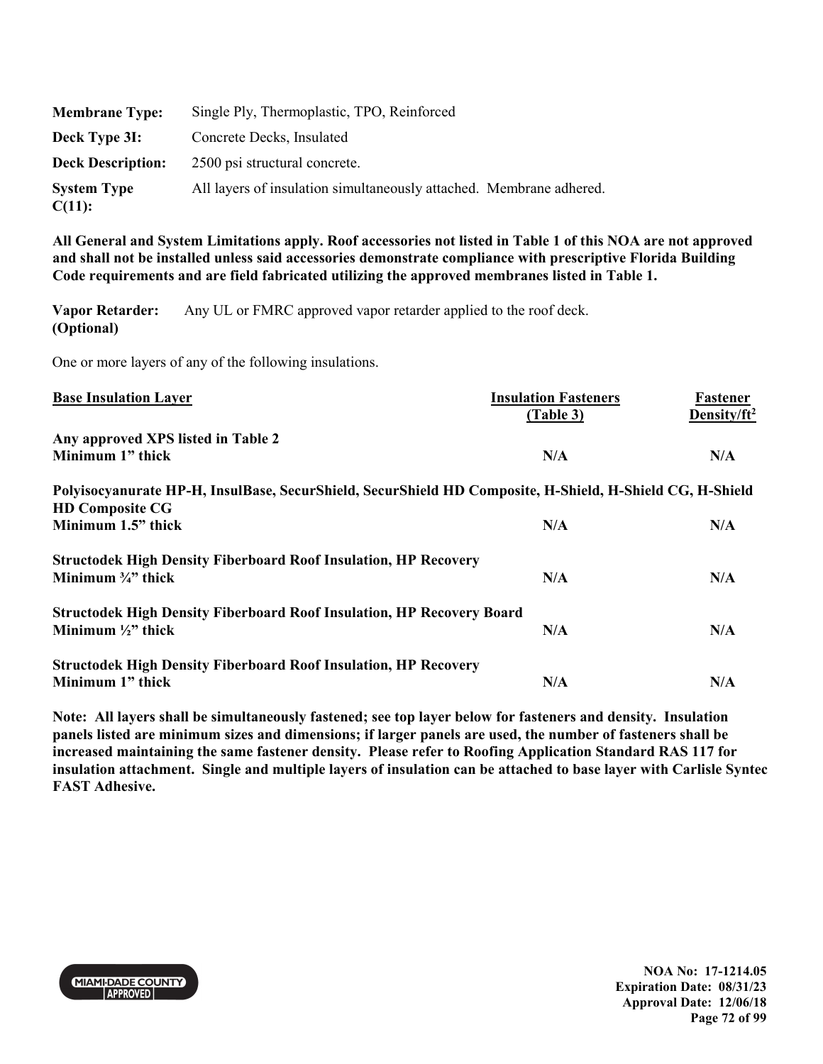| | |
|---|---|
| **Membrane Type:** | Single Ply, Thermoplastic, TPO, Reinforced |
| **Deck Type 3I:** | Concrete Decks, Insulated |
| **Deck Description:** | 2500 psi structural concrete. |
| **System Type C(11):** | All layers of insulation simultaneously attached. Membrane adhered. |

**All General and System Limitations apply. Roof accessories not listed in Table 1 of this NOA are not approved and shall not be installed unless said accessories demonstrate compliance with prescriptive Florida Building Code requirements and are field fabricated utilizing the approved membranes listed in Table 1.**

**Vapor Retarder: (Optional)** Any UL or FMRC approved vapor retarder applied to the roof deck.

One or more layers of any of the following insulations.

| Base Insulation Layer | Insulation Fasteners (Table 3) | Fastener Density/ft² |
|---|---|---|
| **Any approved XPS listed in Table 2 Minimum 1" thick** | **N/A** | **N/A** |
| **Polyisocyanurate HP-H, InsulBase, SecurShield, SecurShield HD Composite, H-Shield, H-Shield CG, H-Shield HD Composite CG Minimum 1.5" thick** | **N/A** | **N/A** |
| **Structodek High Density Fiberboard Roof Insulation, HP Recovery Minimum ¾" thick** | **N/A** | **N/A** |
| **Structodek High Density Fiberboard Roof Insulation, HP Recovery Board Minimum ½" thick** | **N/A** | **N/A** |
| **Structodek High Density Fiberboard Roof Insulation, HP Recovery Minimum 1" thick** | **N/A** | **N/A** |

**Note: All layers shall be simultaneously fastened; see top layer below for fasteners and density. Insulation panels listed are minimum sizes and dimensions; if larger panels are used, the number of fasteners shall be increased maintaining the same fastener density. Please refer to Roofing Application Standard RAS 117 for insulation attachment. Single and multiple layers of insulation can be attached to base layer with Carlisle Syntec FAST Adhesive.**

**NOA No: 17-1214.05**
**Expiration Date: 08/31/23**
**Approval Date: 12/06/18**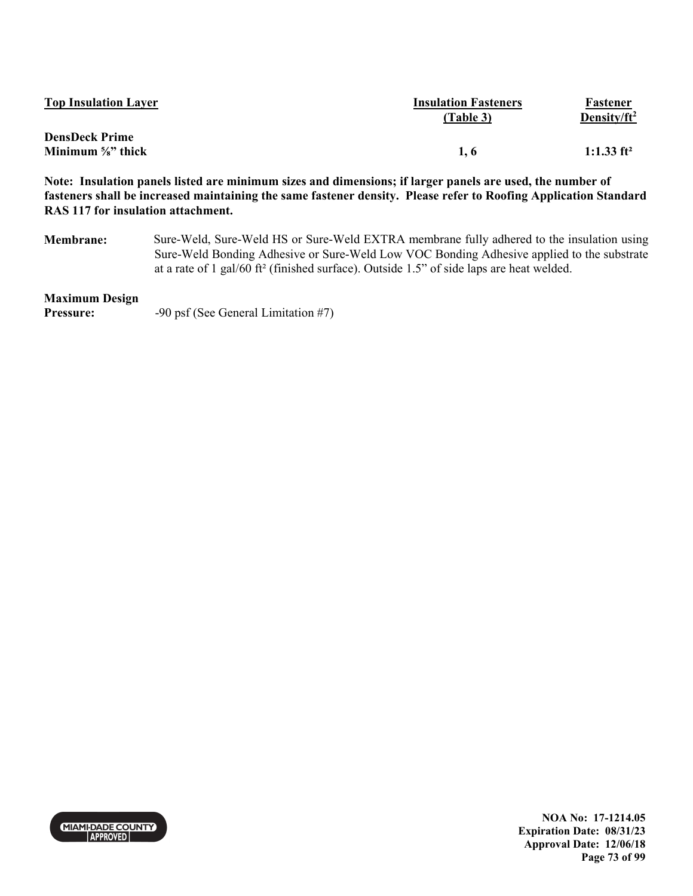| Top Insulation Layer | Insulation Fasteners (Table 3) | Fastener Density/ft$^2$ |
|---|---|---|
| **DensDeck Prime Minimum ⅝" thick** | **1, 6** | **1:1.33 ft²** |

**Note: Insulation panels listed are minimum sizes and dimensions; if larger panels are used, the number of fasteners shall be increased maintaining the same fastener density. Please refer to Roofing Application Standard RAS 117 for insulation attachment.**

**Membrane:** Sure-Weld, Sure-Weld HS or Sure-Weld EXTRA membrane fully adhered to the insulation using Sure-Weld Bonding Adhesive or Sure-Weld Low VOC Bonding Adhesive applied to the substrate at a rate of 1 gal/60 ft² (finished surface). Outside 1.5" of side laps are heat welded.

**Maximum Design Pressure:** -90 psf (See General Limitation #7)

**NOA No: 17-1214.05**
**Expiration Date: 08/31/23**
**Approval Date: 12/06/18**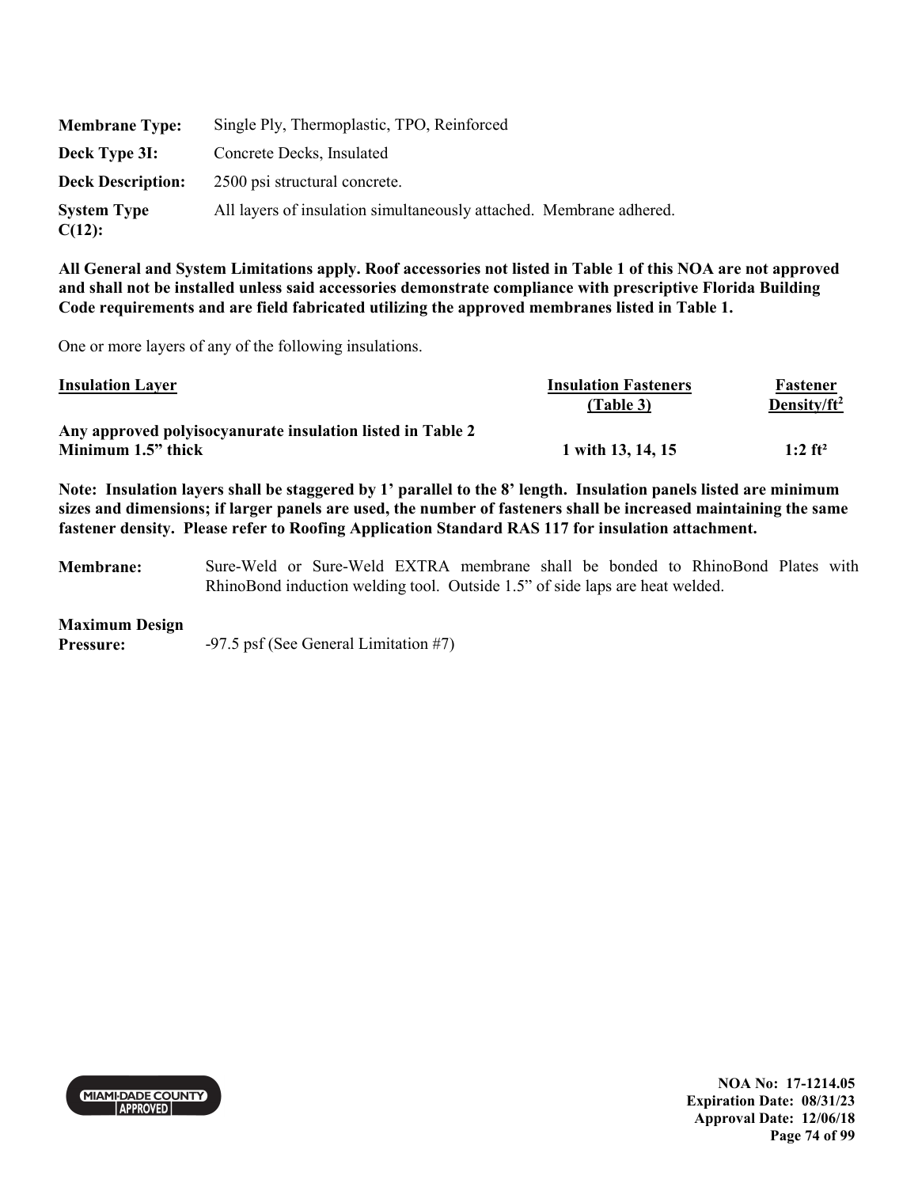| | |
|---|---|
| **Membrane Type:** | Single Ply, Thermoplastic, TPO, Reinforced |
| **Deck Type 3I:** | Concrete Decks, Insulated |
| **Deck Description:** | 2500 psi structural concrete. |
| **System Type C(12):** | All layers of insulation simultaneously attached. Membrane adhered. |

**All General and System Limitations apply. Roof accessories not listed in Table 1 of this NOA are not approved and shall not be installed unless said accessories demonstrate compliance with prescriptive Florida Building Code requirements and are field fabricated utilizing the approved membranes listed in Table 1.**

One or more layers of any of the following insulations.

| Insulation Layer | Insulation Fasteners (Table 3) | Fastener Density/ft² |
|---|---|---|
| **Any approved polyisocyanurate insulation listed in Table 2 Minimum 1.5" thick** | **1 with 13, 14, 15** | **1:2 ft²** |

**Note: Insulation layers shall be staggered by 1' parallel to the 8' length. Insulation panels listed are minimum sizes and dimensions; if larger panels are used, the number of fasteners shall be increased maintaining the same fastener density. Please refer to Roofing Application Standard RAS 117 for insulation attachment.**

**Membrane:** Sure-Weld or Sure-Weld EXTRA membrane shall be bonded to RhinoBond Plates with RhinoBond induction welding tool. Outside 1.5" of side laps are heat welded.

**Maximum Design Pressure:** -97.5 psf (See General Limitation #7)

MIAMI-DADE COUNTY APPROVED

**NOA No: 17-1214.05**
**Expiration Date: 08/31/23**
**Approval Date: 12/06/18**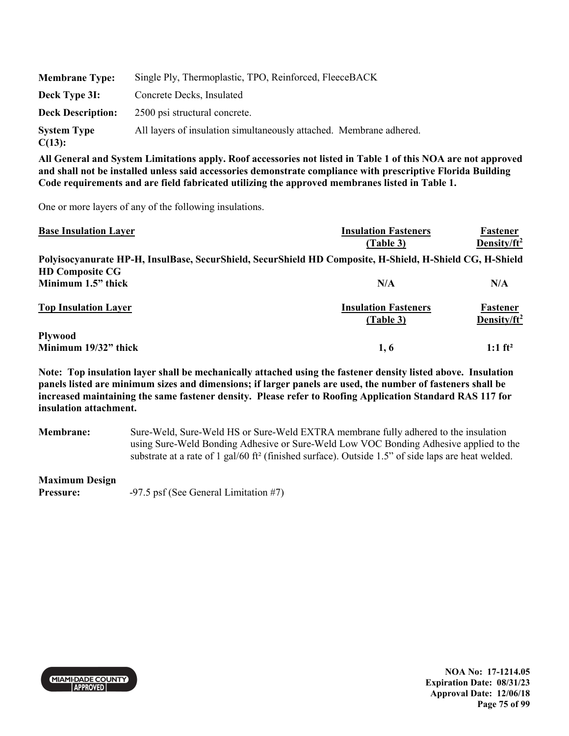| | |
|---|---|
| **Membrane Type:** | Single Ply, Thermoplastic, TPO, Reinforced, FleeceBACK |
| **Deck Type 3I:** | Concrete Decks, Insulated |
| **Deck Description:** | 2500 psi structural concrete. |
| **System Type C(13):** | All layers of insulation simultaneously attached. Membrane adhered. |

**All General and System Limitations apply. Roof accessories not listed in Table 1 of this NOA are not approved and shall not be installed unless said accessories demonstrate compliance with prescriptive Florida Building Code requirements and are field fabricated utilizing the approved membranes listed in Table 1.**

One or more layers of any of the following insulations.

| Base Insulation Layer | Insulation Fasteners (Table 3) | Fastener Density/ft² |
|---|---|---|
| **Polyisocyanurate HP-H, InsulBase, SecurShield, SecurShield HD Composite, H-Shield, H-Shield CG, H-Shield HD Composite CG** | | |
| **Minimum 1.5" thick** | **N/A** | **N/A** |

| Top Insulation Layer | Insulation Fasteners (Table 3) | Fastener Density/ft² |
|---|---|---|
| **Plywood** | | |
| **Minimum 19/32" thick** | **1, 6** | **1:1 ft²** |

**Note: Top insulation layer shall be mechanically attached using the fastener density listed above. Insulation panels listed are minimum sizes and dimensions; if larger panels are used, the number of fasteners shall be increased maintaining the same fastener density. Please refer to Roofing Application Standard RAS 117 for insulation attachment.**

**Membrane:** Sure-Weld, Sure-Weld HS or Sure-Weld EXTRA membrane fully adhered to the insulation using Sure-Weld Bonding Adhesive or Sure-Weld Low VOC Bonding Adhesive applied to the substrate at a rate of 1 gal/60 ft² (finished surface). Outside 1.5" of side laps are heat welded.

**Maximum Design Pressure:** -97.5 psf (See General Limitation #7)

NOA No: 17-1214.05
Expiration Date: 08/31/23
Approval Date: 12/06/18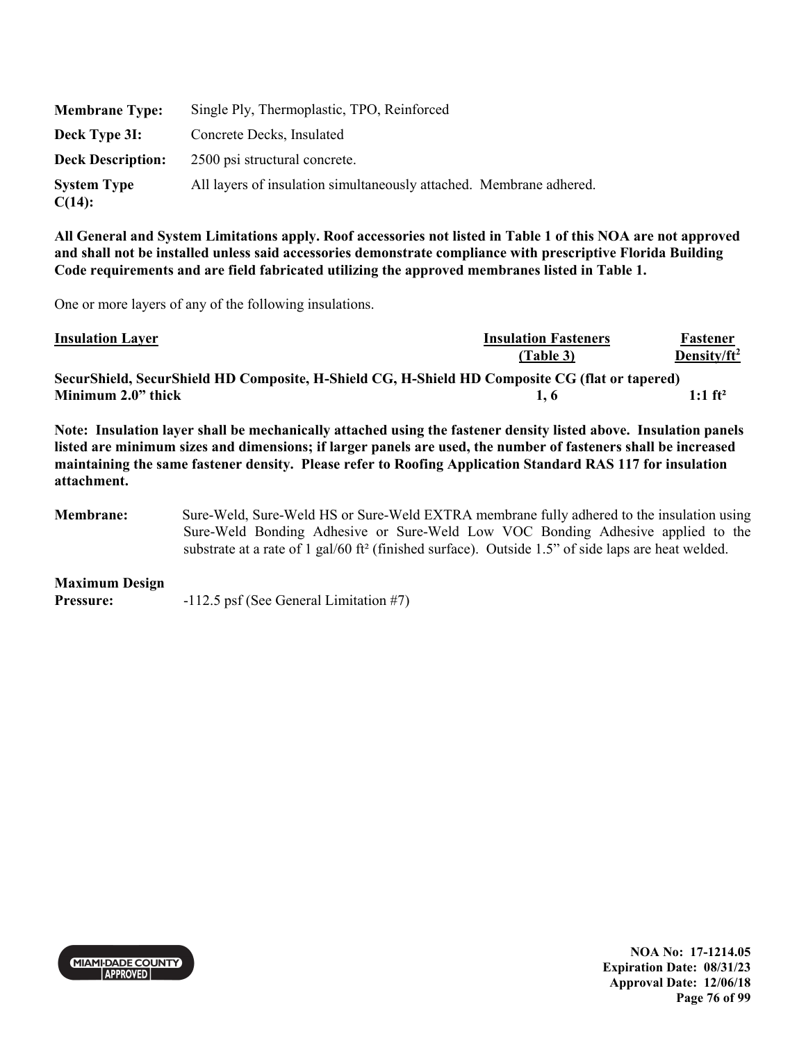**Membrane Type:** Single Ply, Thermoplastic, TPO, Reinforced

**Deck Type 3I:** Concrete Decks, Insulated

**Deck Description:** 2500 psi structural concrete.

**System Type C(14):** All layers of insulation simultaneously attached. Membrane adhered.

**All General and System Limitations apply. Roof accessories not listed in Table 1 of this NOA are not approved and shall not be installed unless said accessories demonstrate compliance with prescriptive Florida Building Code requirements and are field fabricated utilizing the approved membranes listed in Table 1.**

One or more layers of any of the following insulations.

| Insulation Layer | Insulation Fasteners (Table 3) | Fastener Density/ft$^2$ |
|---|---|---|
| **SecurShield, SecurShield HD Composite, H-Shield CG, H-Shield HD Composite CG (flat or tapered)** | | |
| **Minimum 2.0" thick** | **1, 6** | **1:1 ft²** |

**Note: Insulation layer shall be mechanically attached using the fastener density listed above. Insulation panels listed are minimum sizes and dimensions; if larger panels are used, the number of fasteners shall be increased maintaining the same fastener density. Please refer to Roofing Application Standard RAS 117 for insulation attachment.**

**Membrane:** Sure-Weld, Sure-Weld HS or Sure-Weld EXTRA membrane fully adhered to the insulation using Sure-Weld Bonding Adhesive or Sure-Weld Low VOC Bonding Adhesive applied to the substrate at a rate of 1 gal/60 ft² (finished surface). Outside 1.5" of side laps are heat welded.

**Maximum Design Pressure:** -112.5 psf (See General Limitation #7)

NOA No: 17-1214.05
Expiration Date: 08/31/23
Approval Date: 12/06/18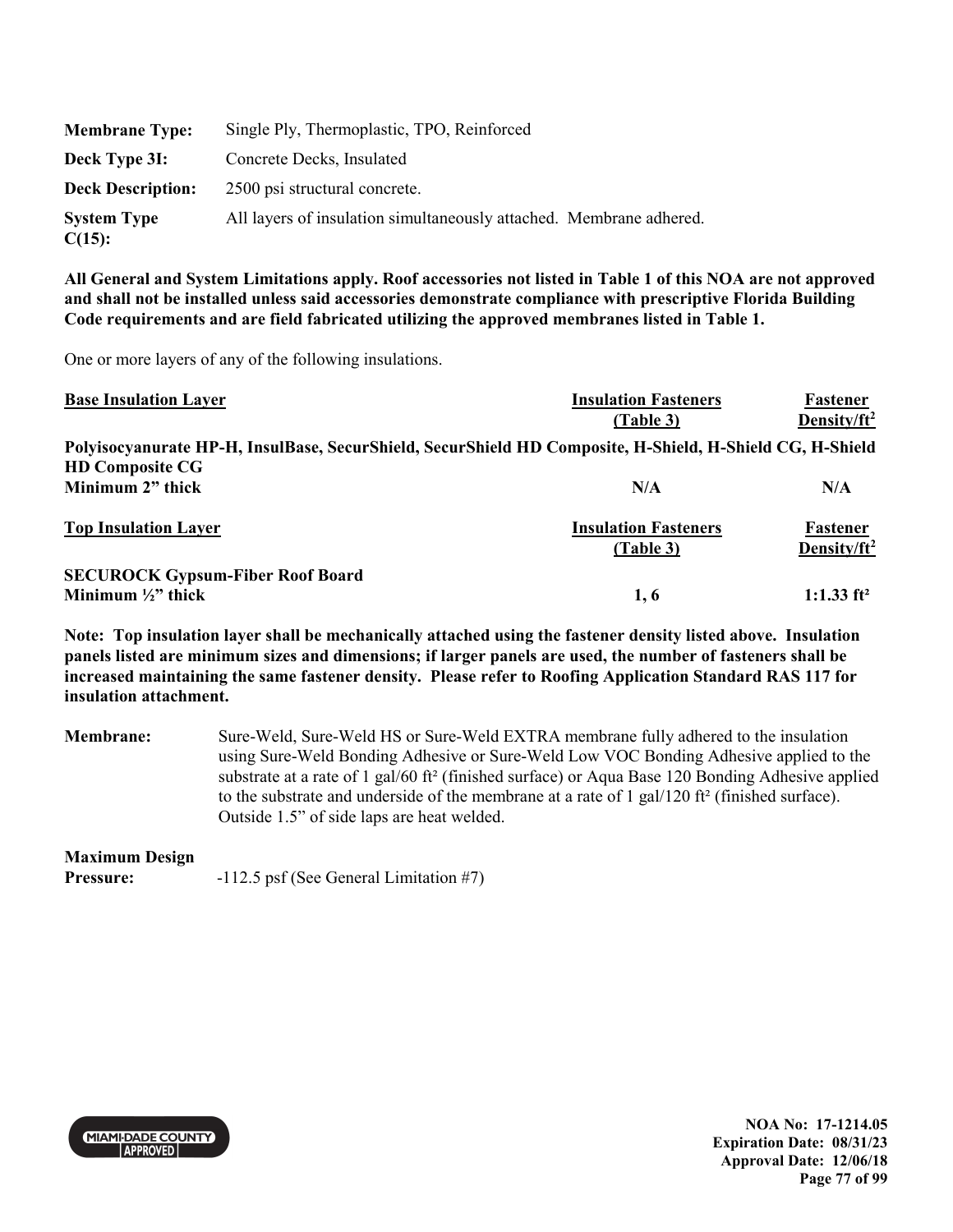| | |
|---|---|
| **Membrane Type:** | Single Ply, Thermoplastic, TPO, Reinforced |
| **Deck Type 3I:** | Concrete Decks, Insulated |
| **Deck Description:** | 2500 psi structural concrete. |
| **System Type C(15):** | All layers of insulation simultaneously attached. Membrane adhered. |

**All General and System Limitations apply. Roof accessories not listed in Table 1 of this NOA are not approved and shall not be installed unless said accessories demonstrate compliance with prescriptive Florida Building Code requirements and are field fabricated utilizing the approved membranes listed in Table 1.**

One or more layers of any of the following insulations.

| Base Insulation Layer | Insulation Fasteners (Table 3) | Fastener Density/ft$^2$ |
|---|---|---|
| **Polyisocyanurate HP-H, InsulBase, SecurShield, SecurShield HD Composite, H-Shield, H-Shield CG, H-Shield HD Composite CG** | | |
| **Minimum 2" thick** | **N/A** | **N/A** |

| Top Insulation Layer | Insulation Fasteners (Table 3) | Fastener Density/ft$^2$ |
|---|---|---|
| **SECUROCK Gypsum-Fiber Roof Board** | | |
| **Minimum ½" thick** | **1, 6** | **1:1.33 ft²** |

**Note: Top insulation layer shall be mechanically attached using the fastener density listed above. Insulation panels listed are minimum sizes and dimensions; if larger panels are used, the number of fasteners shall be increased maintaining the same fastener density. Please refer to Roofing Application Standard RAS 117 for insulation attachment.**

**Membrane:** Sure-Weld, Sure-Weld HS or Sure-Weld EXTRA membrane fully adhered to the insulation using Sure-Weld Bonding Adhesive or Sure-Weld Low VOC Bonding Adhesive applied to the substrate at a rate of 1 gal/60 ft² (finished surface) or Aqua Base 120 Bonding Adhesive applied to the substrate and underside of the membrane at a rate of 1 gal/120 ft² (finished surface). Outside 1.5" of side laps are heat welded.

**Maximum Design Pressure:** -112.5 psf (See General Limitation #7)

NOA No: 17-1214.05
Expiration Date: 08/31/23
Approval Date: 12/06/18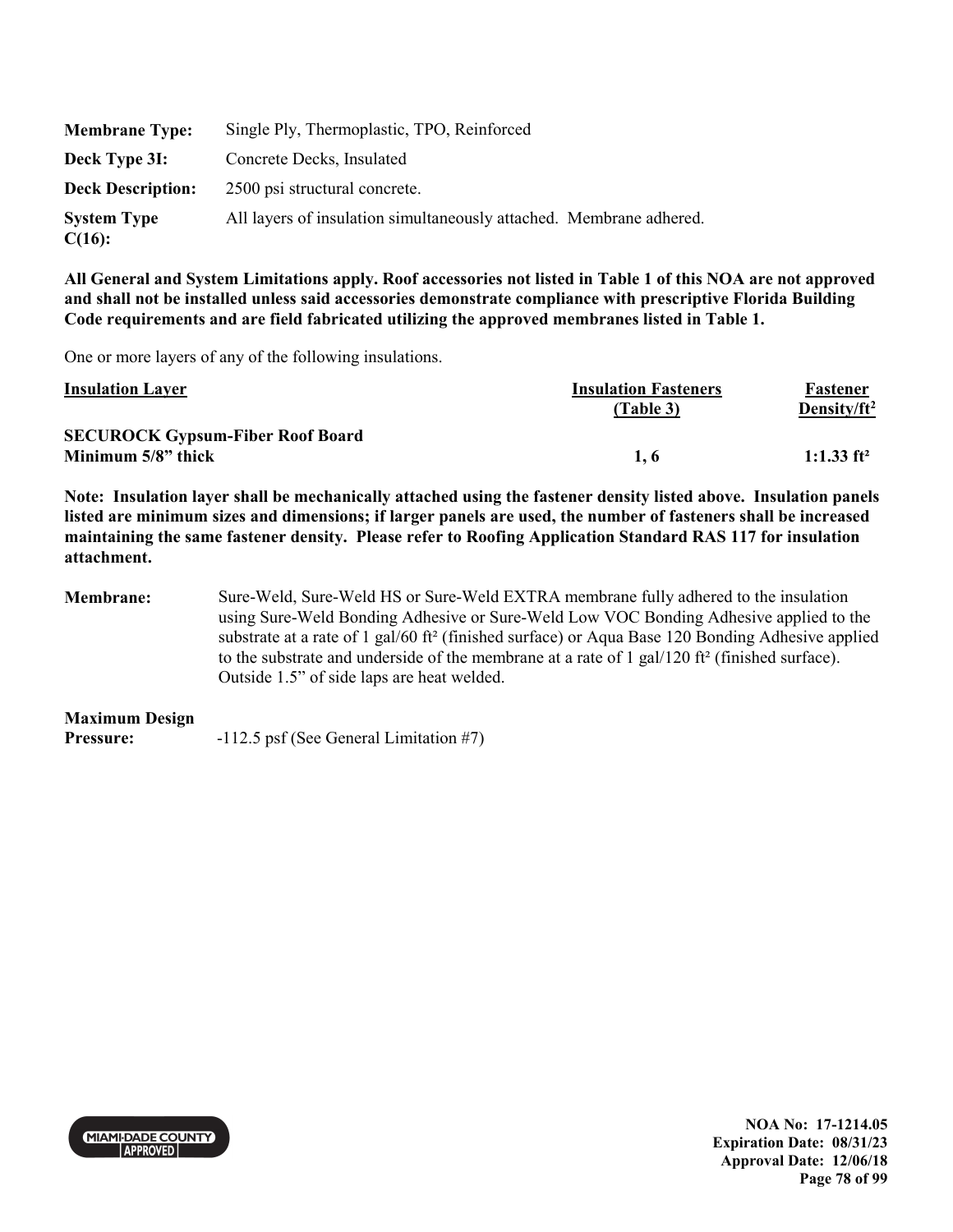**Membrane Type:** Single Ply, Thermoplastic, TPO, Reinforced

**Deck Type 3I:** Concrete Decks, Insulated

**Deck Description:** 2500 psi structural concrete.

**System Type C(16):** All layers of insulation simultaneously attached. Membrane adhered.

**All General and System Limitations apply. Roof accessories not listed in Table 1 of this NOA are not approved and shall not be installed unless said accessories demonstrate compliance with prescriptive Florida Building Code requirements and are field fabricated utilizing the approved membranes listed in Table 1.**

One or more layers of any of the following insulations.

| Insulation Layer | Insulation Fasteners (Table 3) | Fastener Density/ft² |
|---|---|---|
| **SECUROCK Gypsum-Fiber Roof Board Minimum 5/8" thick** | **1, 6** | **1:1.33 ft²** |

**Note: Insulation layer shall be mechanically attached using the fastener density listed above. Insulation panels listed are minimum sizes and dimensions; if larger panels are used, the number of fasteners shall be increased maintaining the same fastener density. Please refer to Roofing Application Standard RAS 117 for insulation attachment.**

**Membrane:** Sure-Weld, Sure-Weld HS or Sure-Weld EXTRA membrane fully adhered to the insulation using Sure-Weld Bonding Adhesive or Sure-Weld Low VOC Bonding Adhesive applied to the substrate at a rate of 1 gal/60 ft² (finished surface) or Aqua Base 120 Bonding Adhesive applied to the substrate and underside of the membrane at a rate of 1 gal/120 ft² (finished surface). Outside 1.5" of side laps are heat welded.

**Maximum Design Pressure:** -112.5 psf (See General Limitation #7)

NOA No: 17-1214.05
Expiration Date: 08/31/23
Approval Date: 12/06/18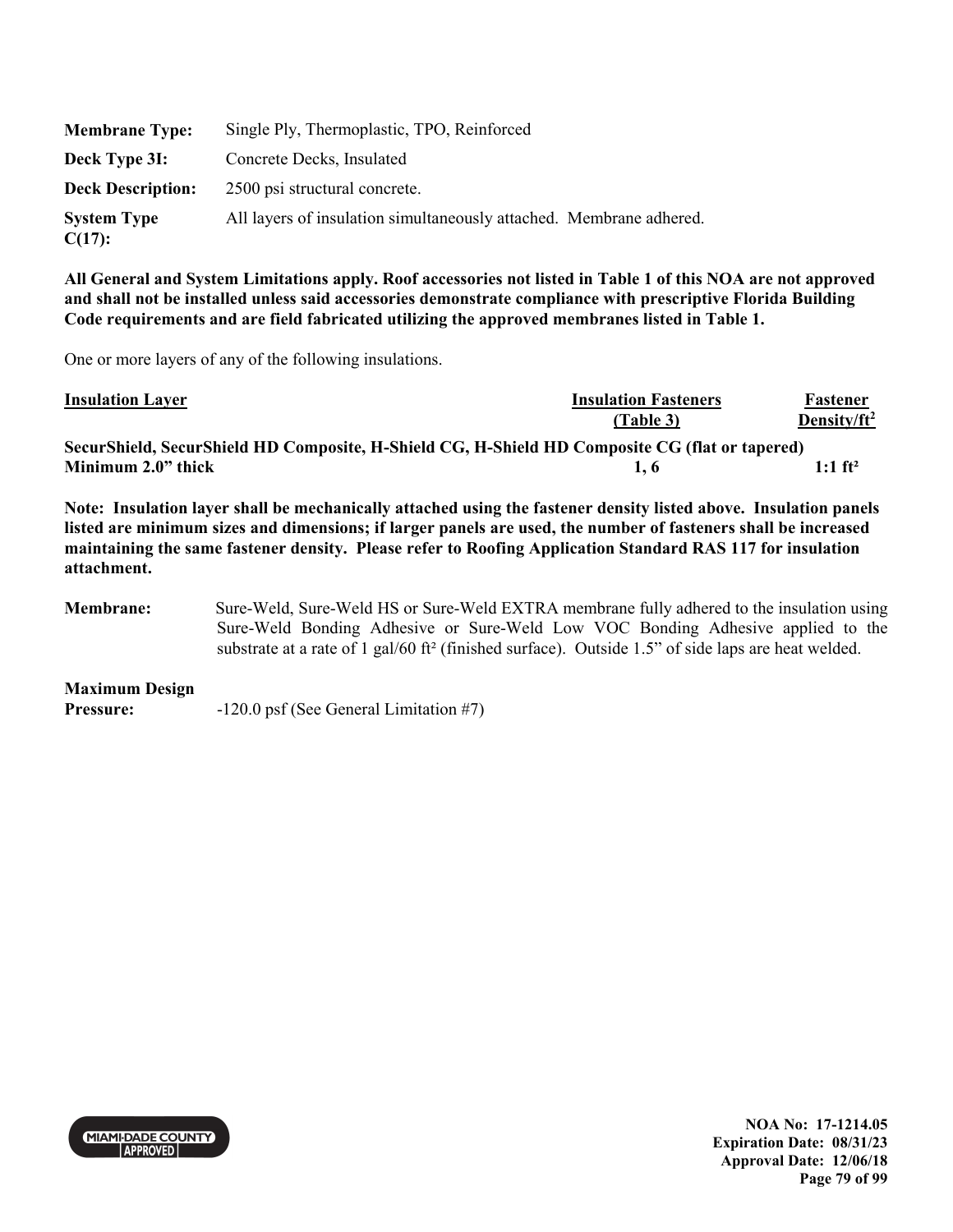**Membrane Type:** Single Ply, Thermoplastic, TPO, Reinforced

**Deck Type 3I:** Concrete Decks, Insulated

**Deck Description:** 2500 psi structural concrete.

**System Type C(17):** All layers of insulation simultaneously attached. Membrane adhered.

**All General and System Limitations apply. Roof accessories not listed in Table 1 of this NOA are not approved and shall not be installed unless said accessories demonstrate compliance with prescriptive Florida Building Code requirements and are field fabricated utilizing the approved membranes listed in Table 1.**

One or more layers of any of the following insulations.

| Insulation Layer | Insulation Fasteners (Table 3) | Fastener Density/ft$^2$ |
|---|---|---|
| **SecurShield, SecurShield HD Composite, H-Shield CG, H-Shield HD Composite CG (flat or tapered)** | | |
| **Minimum 2.0" thick** | **1, 6** | **1:1 ft²** |

**Note: Insulation layer shall be mechanically attached using the fastener density listed above. Insulation panels listed are minimum sizes and dimensions; if larger panels are used, the number of fasteners shall be increased maintaining the same fastener density. Please refer to Roofing Application Standard RAS 117 for insulation attachment.**

**Membrane:** Sure-Weld, Sure-Weld HS or Sure-Weld EXTRA membrane fully adhered to the insulation using Sure-Weld Bonding Adhesive or Sure-Weld Low VOC Bonding Adhesive applied to the substrate at a rate of 1 gal/60 ft² (finished surface). Outside 1.5" of side laps are heat welded.

**Maximum Design Pressure:** -120.0 psf (See General Limitation #7)

NOA No: 17-1214.05
Expiration Date: 08/31/23
Approval Date: 12/06/18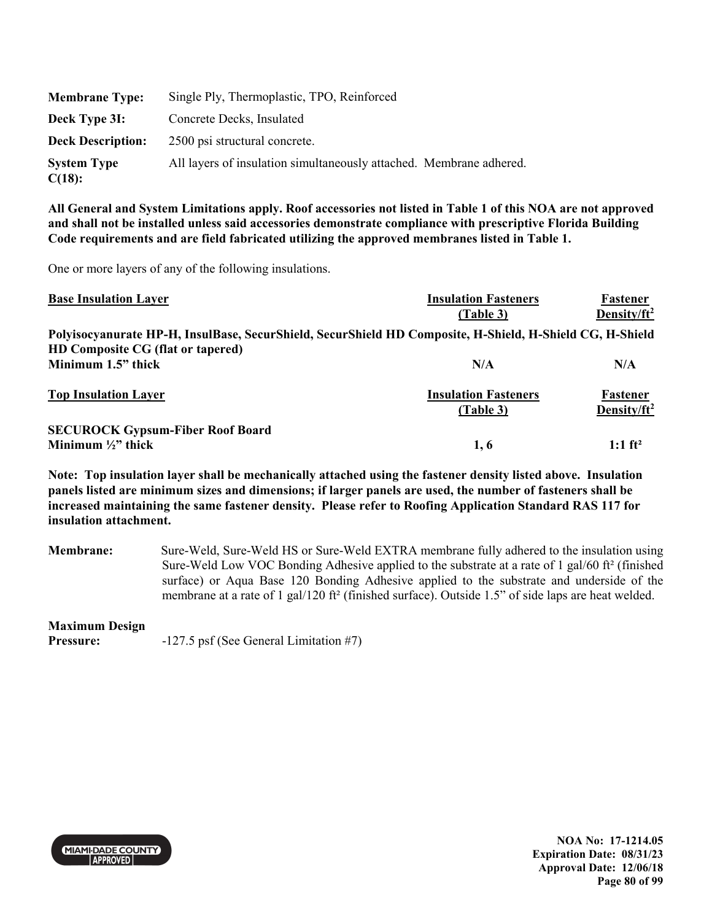**Membrane Type:** Single Ply, Thermoplastic, TPO, Reinforced

**Deck Type 3I:** Concrete Decks, Insulated

**Deck Description:** 2500 psi structural concrete.

**System Type C(18):** All layers of insulation simultaneously attached. Membrane adhered.

**All General and System Limitations apply. Roof accessories not listed in Table 1 of this NOA are not approved and shall not be installed unless said accessories demonstrate compliance with prescriptive Florida Building Code requirements and are field fabricated utilizing the approved membranes listed in Table 1.**

One or more layers of any of the following insulations.

| Base Insulation Layer | Insulation Fasteners (Table 3) | Fastener Density/ft$^2$ |
|---|---|---|
| **Polyisocyanurate HP-H, InsulBase, SecurShield, SecurShield HD Composite, H-Shield, H-Shield CG, H-Shield HD Composite CG (flat or tapered)** | | |
| **Minimum 1.5" thick** | **N/A** | **N/A** |

| Top Insulation Layer | Insulation Fasteners (Table 3) | Fastener Density/ft$^2$ |
|---|---|---|
| **SECUROCK Gypsum-Fiber Roof Board** | | |
| **Minimum ½" thick** | **1, 6** | **1:1 ft²** |

**Note: Top insulation layer shall be mechanically attached using the fastener density listed above. Insulation panels listed are minimum sizes and dimensions; if larger panels are used, the number of fasteners shall be increased maintaining the same fastener density. Please refer to Roofing Application Standard RAS 117 for insulation attachment.**

**Membrane:** Sure-Weld, Sure-Weld HS or Sure-Weld EXTRA membrane fully adhered to the insulation using Sure-Weld Low VOC Bonding Adhesive applied to the substrate at a rate of 1 gal/60 ft² (finished surface) or Aqua Base 120 Bonding Adhesive applied to the substrate and underside of the membrane at a rate of 1 gal/120 ft² (finished surface). Outside 1.5" of side laps are heat welded.

**Maximum Design Pressure:** -127.5 psf (See General Limitation #7)

NOA No: 17-1214.05
Expiration Date: 08/31/23
Approval Date: 12/06/18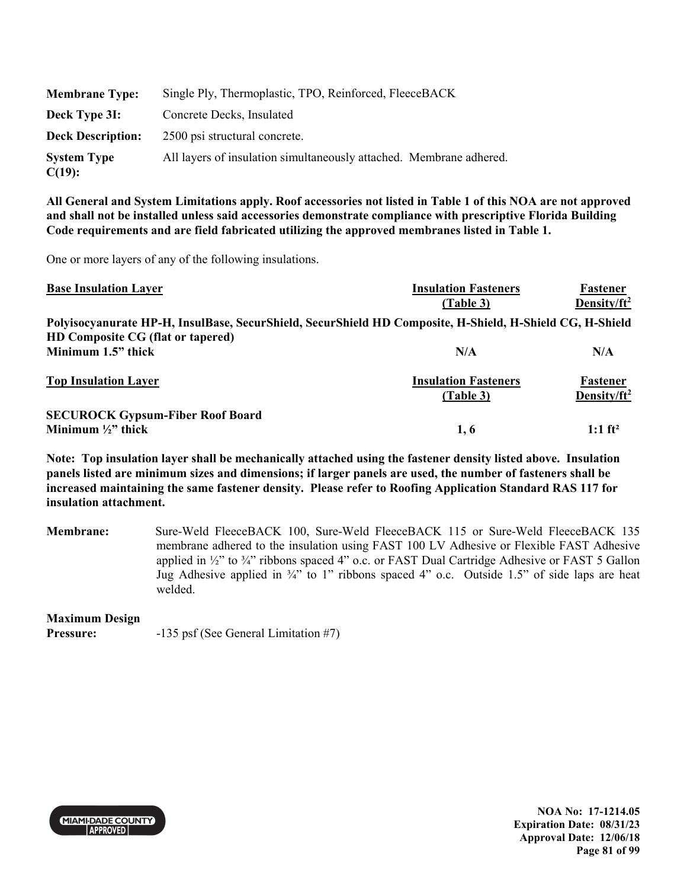**Membrane Type:** Single Ply, Thermoplastic, TPO, Reinforced, FleeceBACK

**Deck Type 3I:** Concrete Decks, Insulated

**Deck Description:** 2500 psi structural concrete.

**System Type C(19):** All layers of insulation simultaneously attached. Membrane adhered.

**All General and System Limitations apply. Roof accessories not listed in Table 1 of this NOA are not approved and shall not be installed unless said accessories demonstrate compliance with prescriptive Florida Building Code requirements and are field fabricated utilizing the approved membranes listed in Table 1.**

One or more layers of any of the following insulations.

| **Base Insulation Layer** | **Insulation Fasteners (Table 3)** | **Fastener Density/ft$^2$** |
|---|---|---|
| **Polyisocyanurate HP-H, InsulBase, SecurShield, SecurShield HD Composite, H-Shield, H-Shield CG, H-Shield HD Composite CG (flat or tapered)** | | |
| **Minimum 1.5" thick** | **N/A** | **N/A** |

| **Top Insulation Layer** | **Insulation Fasteners (Table 3)** | **Fastener Density/ft$^2$** |
|---|---|---|
| **SECUROCK Gypsum-Fiber Roof Board** | | |
| **Minimum ½" thick** | **1, 6** | **1:1 ft²** |

**Note: Top insulation layer shall be mechanically attached using the fastener density listed above. Insulation panels listed are minimum sizes and dimensions; if larger panels are used, the number of fasteners shall be increased maintaining the same fastener density. Please refer to Roofing Application Standard RAS 117 for insulation attachment.**

**Membrane:** Sure-Weld FleeceBACK 100, Sure-Weld FleeceBACK 115 or Sure-Weld FleeceBACK 135 membrane adhered to the insulation using FAST 100 LV Adhesive or Flexible FAST Adhesive applied in ½" to ¾" ribbons spaced 4" o.c. or FAST Dual Cartridge Adhesive or FAST 5 Gallon Jug Adhesive applied in ¾" to 1" ribbons spaced 4" o.c. Outside 1.5" of side laps are heat welded.

**Maximum Design Pressure:** -135 psf (See General Limitation #7)

NOA No: 17-1214.05
Expiration Date: 08/31/23
Approval Date: 12/06/18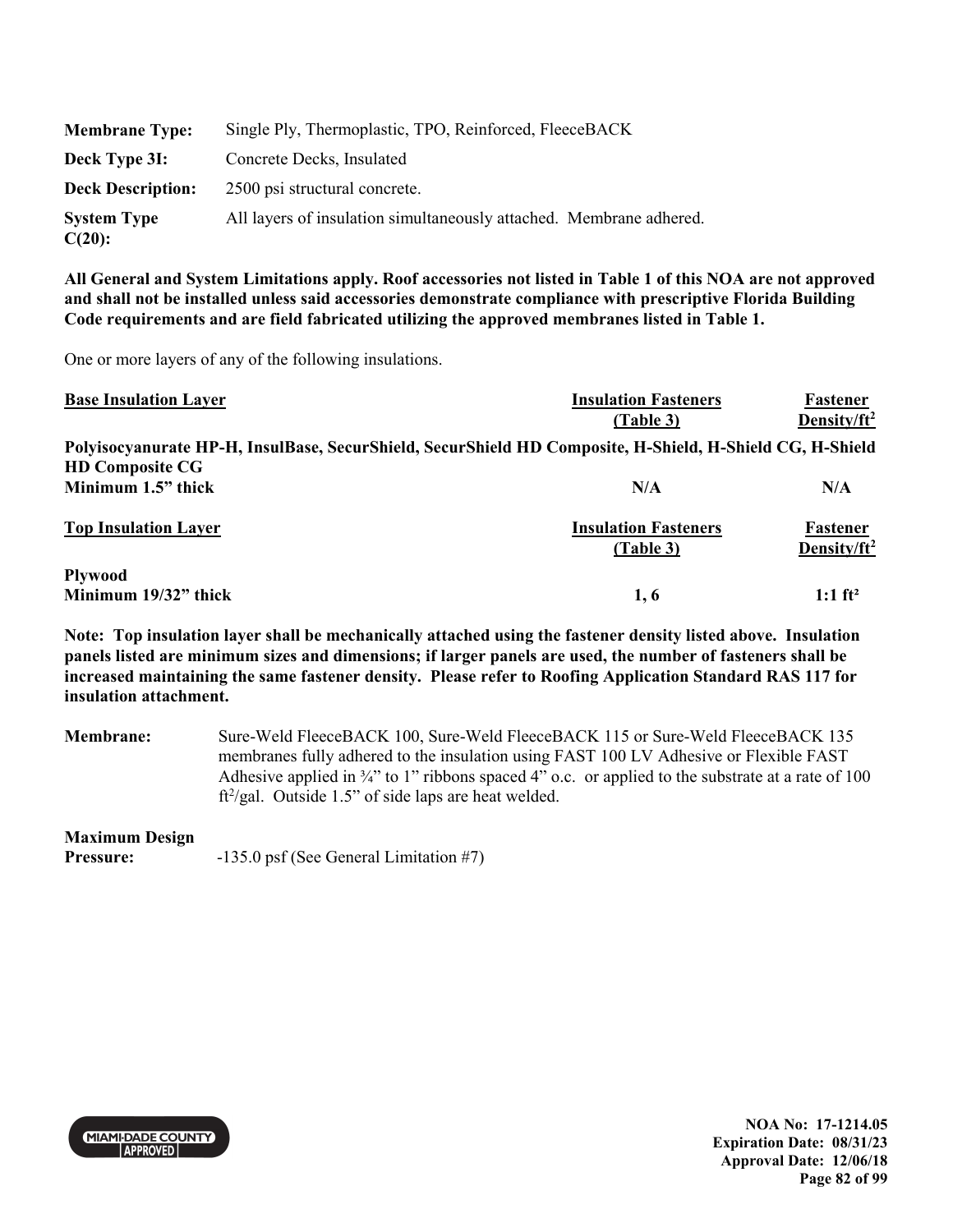| | |
|---|---|
| **Membrane Type:** | Single Ply, Thermoplastic, TPO, Reinforced, FleeceBACK |
| **Deck Type 3I:** | Concrete Decks, Insulated |
| **Deck Description:** | 2500 psi structural concrete. |
| **System Type C(20):** | All layers of insulation simultaneously attached. Membrane adhered. |

**All General and System Limitations apply. Roof accessories not listed in Table 1 of this NOA are not approved and shall not be installed unless said accessories demonstrate compliance with prescriptive Florida Building Code requirements and are field fabricated utilizing the approved membranes listed in Table 1.**

One or more layers of any of the following insulations.

| Base Insulation Layer | Insulation Fasteners (Table 3) | Fastener Density/ft$^2$ |
|---|---|---|
| **Polyisocyanurate HP-H, InsulBase, SecurShield, SecurShield HD Composite, H-Shield, H-Shield CG, H-Shield HD Composite CG** | | |
| **Minimum 1.5" thick** | **N/A** | **N/A** |

| Top Insulation Layer | Insulation Fasteners (Table 3) | Fastener Density/ft$^2$ |
|---|---|---|
| **Plywood** | | |
| **Minimum 19/32" thick** | **1, 6** | **1:1 ft²** |

**Note: Top insulation layer shall be mechanically attached using the fastener density listed above. Insulation panels listed are minimum sizes and dimensions; if larger panels are used, the number of fasteners shall be increased maintaining the same fastener density. Please refer to Roofing Application Standard RAS 117 for insulation attachment.**

**Membrane:** Sure-Weld FleeceBACK 100, Sure-Weld FleeceBACK 115 or Sure-Weld FleeceBACK 135 membranes fully adhered to the insulation using FAST 100 LV Adhesive or Flexible FAST Adhesive applied in ¾" to 1" ribbons spaced 4" o.c. or applied to the substrate at a rate of 100 ft$^2$/gal. Outside 1.5" of side laps are heat welded.

**Maximum Design Pressure:** -135.0 psf (See General Limitation #7)

**NOA No: 17-1214.05**
**Expiration Date: 08/31/23**
**Approval Date: 12/06/18**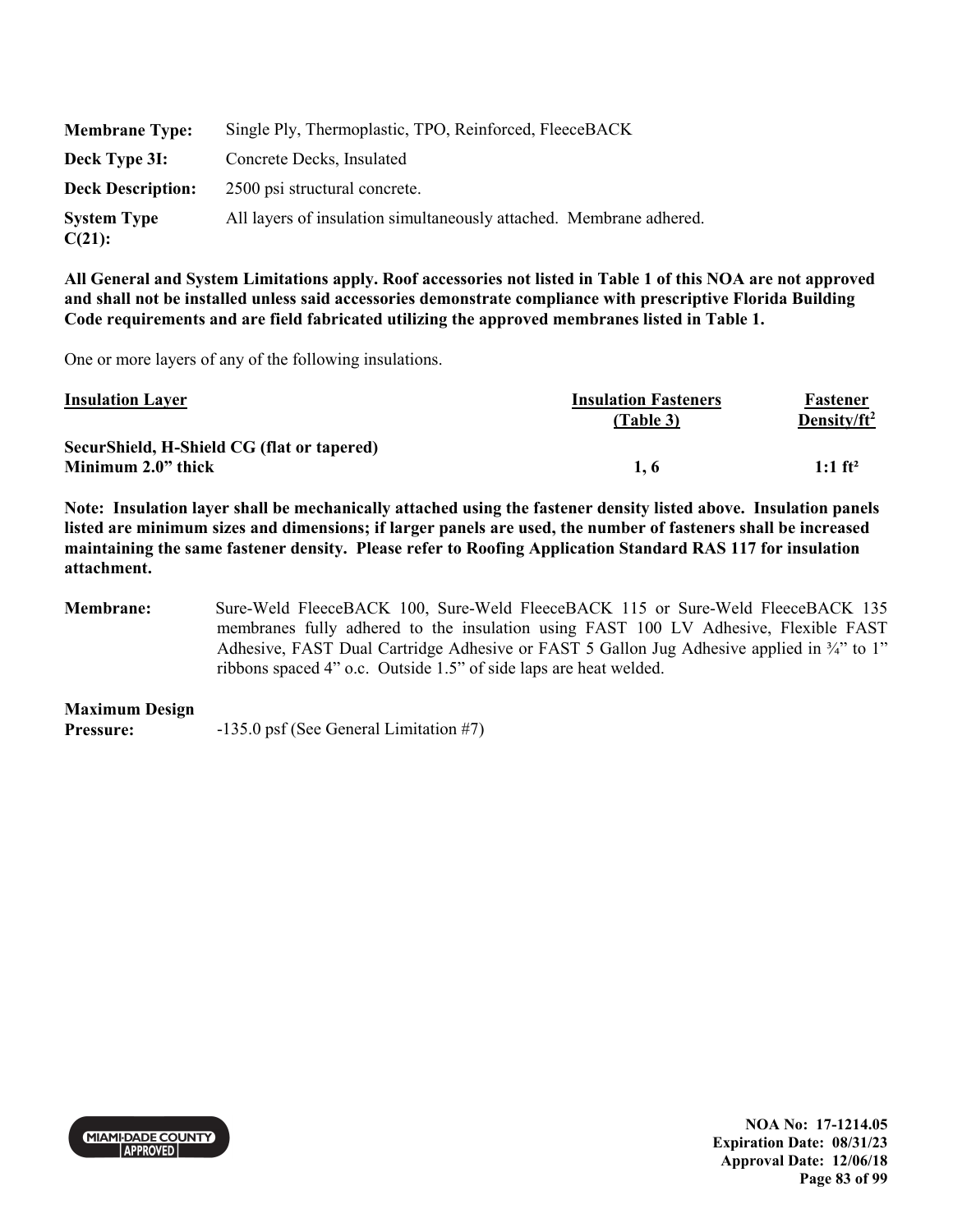**Membrane Type:** Single Ply, Thermoplastic, TPO, Reinforced, FleeceBACK

**Deck Type 3I:** Concrete Decks, Insulated

**Deck Description:** 2500 psi structural concrete.

**System Type C(21):** All layers of insulation simultaneously attached. Membrane adhered.

**All General and System Limitations apply. Roof accessories not listed in Table 1 of this NOA are not approved and shall not be installed unless said accessories demonstrate compliance with prescriptive Florida Building Code requirements and are field fabricated utilizing the approved membranes listed in Table 1.**

One or more layers of any of the following insulations.

| Insulation Layer | Insulation Fasteners (Table 3) | Fastener Density/ft² |
|---|---|---|
| **SecurShield, H-Shield CG (flat or tapered) Minimum 2.0" thick** | **1, 6** | **1:1 ft²** |

**Note: Insulation layer shall be mechanically attached using the fastener density listed above. Insulation panels listed are minimum sizes and dimensions; if larger panels are used, the number of fasteners shall be increased maintaining the same fastener density. Please refer to Roofing Application Standard RAS 117 for insulation attachment.**

**Membrane:** Sure-Weld FleeceBACK 100, Sure-Weld FleeceBACK 115 or Sure-Weld FleeceBACK 135 membranes fully adhered to the insulation using FAST 100 LV Adhesive, Flexible FAST Adhesive, FAST Dual Cartridge Adhesive or FAST 5 Gallon Jug Adhesive applied in ¾" to 1" ribbons spaced 4" o.c. Outside 1.5" of side laps are heat welded.

**Maximum Design Pressure:** -135.0 psf (See General Limitation #7)

NOA No: 17-1214.05
Expiration Date: 08/31/23
Approval Date: 12/06/18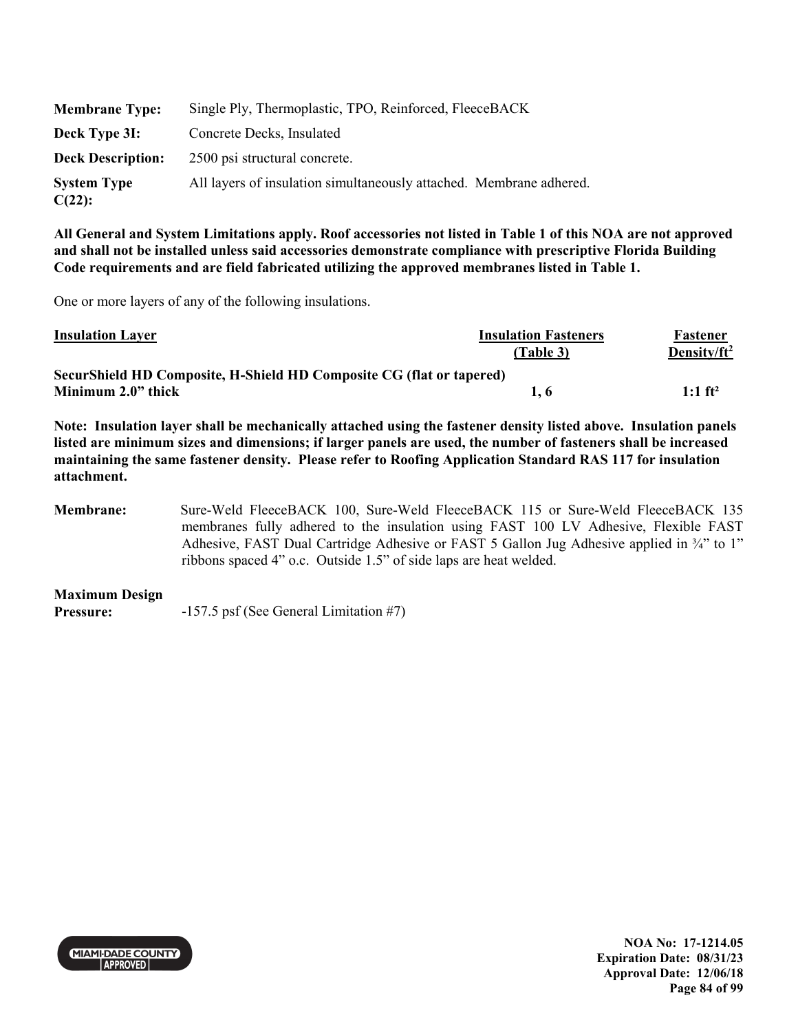| | |
|---|---|
| **Membrane Type:** | Single Ply, Thermoplastic, TPO, Reinforced, FleeceBACK |
| **Deck Type 3I:** | Concrete Decks, Insulated |
| **Deck Description:** | 2500 psi structural concrete. |
| **System Type C(22):** | All layers of insulation simultaneously attached. Membrane adhered. |

**All General and System Limitations apply. Roof accessories not listed in Table 1 of this NOA are not approved and shall not be installed unless said accessories demonstrate compliance with prescriptive Florida Building Code requirements and are field fabricated utilizing the approved membranes listed in Table 1.**

One or more layers of any of the following insulations.

| Insulation Layer | Insulation Fasteners (Table 3) | Fastener Density/ft$^2$ |
|---|---|---|
| **SecurShield HD Composite, H-Shield HD Composite CG (flat or tapered) Minimum 2.0" thick** | **1, 6** | **1:1 ft²** |

**Note: Insulation layer shall be mechanically attached using the fastener density listed above. Insulation panels listed are minimum sizes and dimensions; if larger panels are used, the number of fasteners shall be increased maintaining the same fastener density. Please refer to Roofing Application Standard RAS 117 for insulation attachment.**

**Membrane:** Sure-Weld FleeceBACK 100, Sure-Weld FleeceBACK 115 or Sure-Weld FleeceBACK 135 membranes fully adhered to the insulation using FAST 100 LV Adhesive, Flexible FAST Adhesive, FAST Dual Cartridge Adhesive or FAST 5 Gallon Jug Adhesive applied in ¾" to 1" ribbons spaced 4" o.c. Outside 1.5" of side laps are heat welded.

**Maximum Design Pressure:** -157.5 psf (See General Limitation #7)

NOA No: 17-1214.05
Expiration Date: 08/31/23
Approval Date: 12/06/18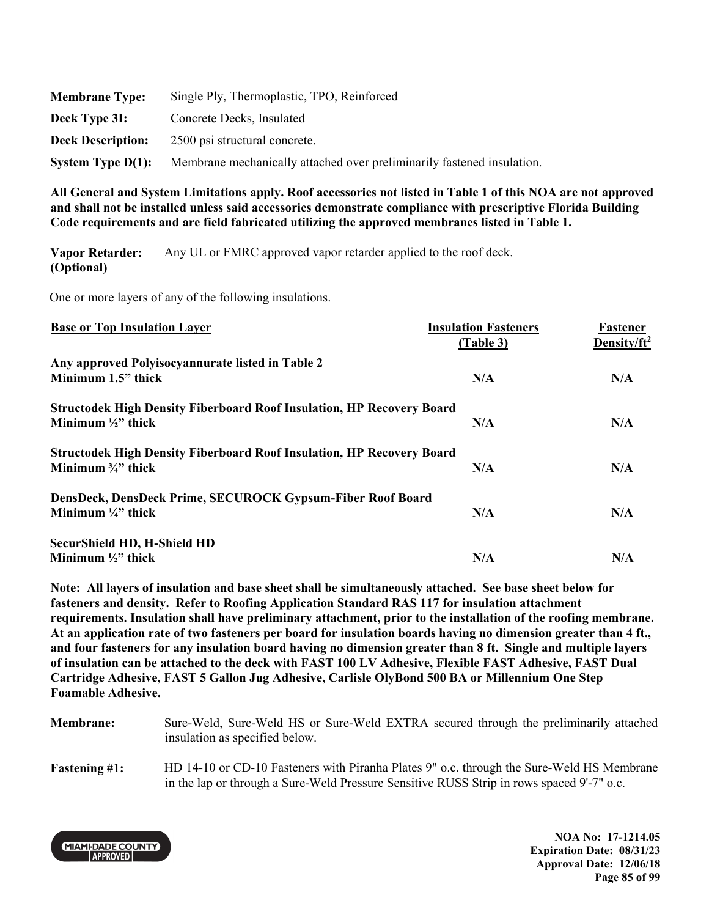**Membrane Type:** Single Ply, Thermoplastic, TPO, Reinforced

**Deck Type 3I:** Concrete Decks, Insulated

**Deck Description:** 2500 psi structural concrete.

**System Type D(1):** Membrane mechanically attached over preliminarily fastened insulation.

**All General and System Limitations apply. Roof accessories not listed in Table 1 of this NOA are not approved and shall not be installed unless said accessories demonstrate compliance with prescriptive Florida Building Code requirements and are field fabricated utilizing the approved membranes listed in Table 1.**

**Vapor Retarder: (Optional)** Any UL or FMRC approved vapor retarder applied to the roof deck.

One or more layers of any of the following insulations.

| Base or Top Insulation Layer | Insulation Fasteners (Table 3) | Fastener Density/ft² |
|---|---|---|
| **Any approved Polyisocyannurate listed in Table 2 Minimum 1.5" thick** | **N/A** | **N/A** |
| **Structodek High Density Fiberboard Roof Insulation, HP Recovery Board Minimum ½" thick** | **N/A** | **N/A** |
| **Structodek High Density Fiberboard Roof Insulation, HP Recovery Board Minimum ¾" thick** | **N/A** | **N/A** |
| **DensDeck, DensDeck Prime, SECUROCK Gypsum-Fiber Roof Board Minimum ¼" thick** | **N/A** | **N/A** |
| **SecurShield HD, H-Shield HD Minimum ½" thick** | **N/A** | **N/A** |

**Note: All layers of insulation and base sheet shall be simultaneously attached. See base sheet below for fasteners and density. Refer to Roofing Application Standard RAS 117 for insulation attachment requirements. Insulation shall have preliminary attachment, prior to the installation of the roofing membrane. At an application rate of two fasteners per board for insulation boards having no dimension greater than 4 ft., and four fasteners for any insulation board having no dimension greater than 8 ft. Single and multiple layers of insulation can be attached to the deck with FAST 100 LV Adhesive, Flexible FAST Adhesive, FAST Dual Cartridge Adhesive, FAST 5 Gallon Jug Adhesive, Carlisle OlyBond 500 BA or Millennium One Step Foamable Adhesive.**

**Membrane:** Sure-Weld, Sure-Weld HS or Sure-Weld EXTRA secured through the preliminarily attached insulation as specified below.

**Fastening #1:** HD 14-10 or CD-10 Fasteners with Piranha Plates 9" o.c. through the Sure-Weld HS Membrane in the lap or through a Sure-Weld Pressure Sensitive RUSS Strip in rows spaced 9'-7" o.c.

**NOA No: 17-1214.05**
**Expiration Date: 08/31/23**
**Approval Date: 12/06/18**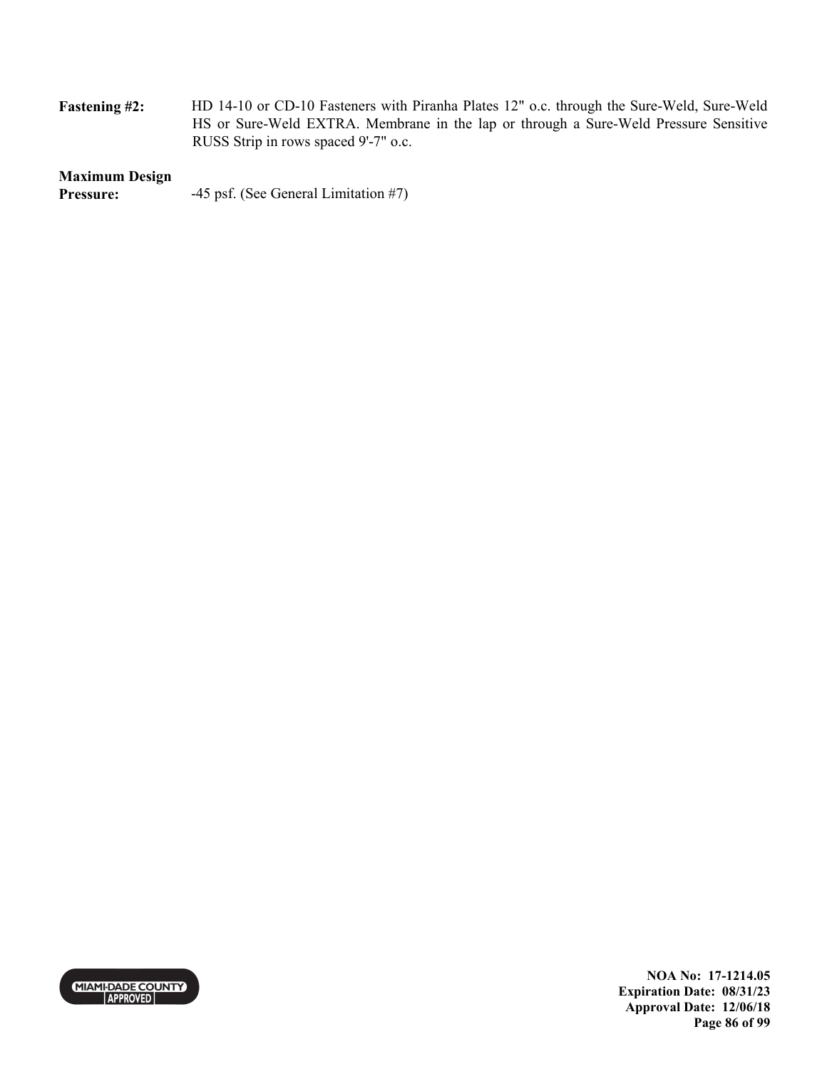**Fastening #2:** HD 14-10 or CD-10 Fasteners with Piranha Plates 12" o.c. through the Sure-Weld, Sure-Weld HS or Sure-Weld EXTRA. Membrane in the lap or through a Sure-Weld Pressure Sensitive RUSS Strip in rows spaced 9'-7" o.c.

**Maximum Design Pressure:** -45 psf. (See General Limitation #7)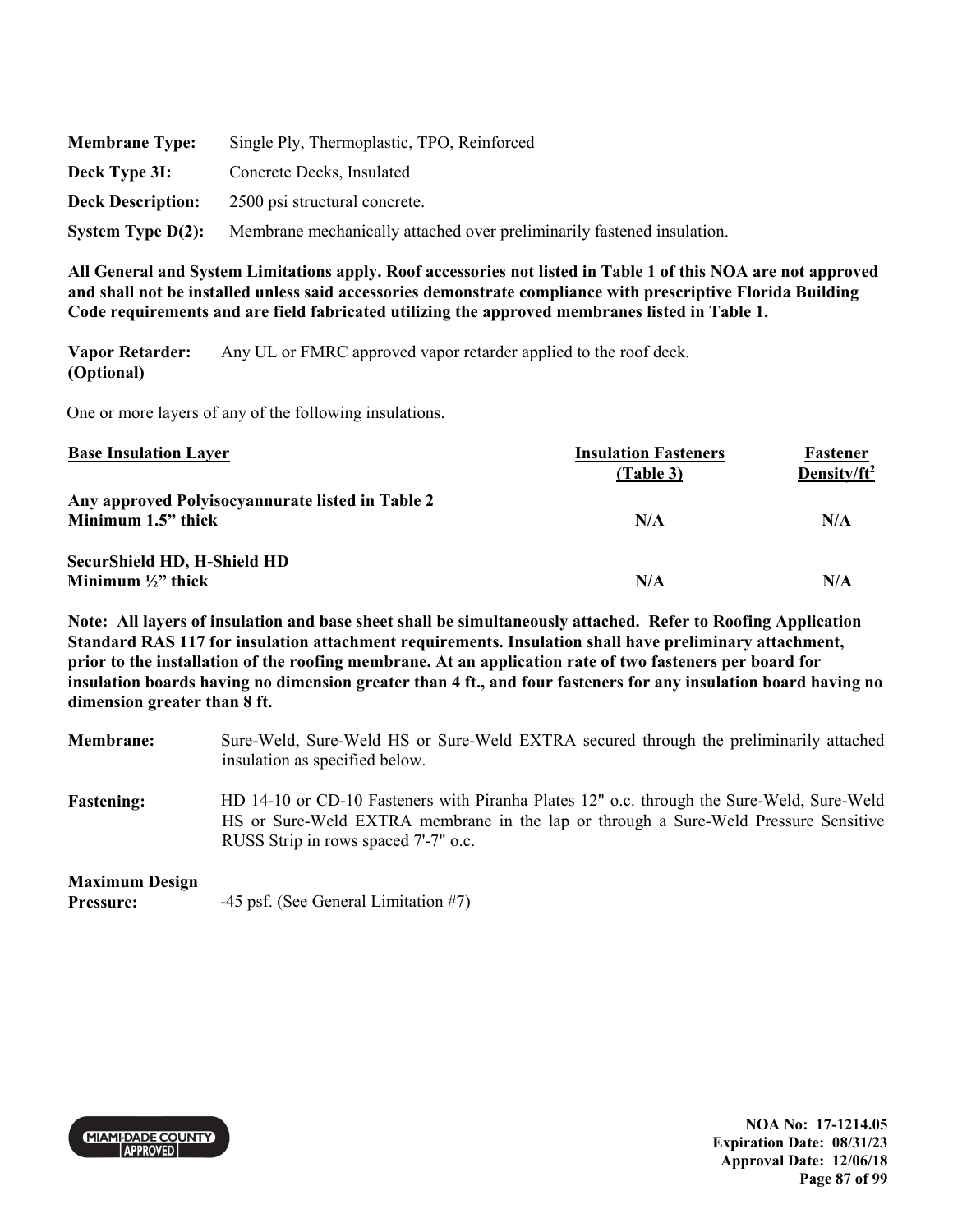| | |
|---|---|
| **Membrane Type:** | Single Ply, Thermoplastic, TPO, Reinforced |
| **Deck Type 3I:** | Concrete Decks, Insulated |
| **Deck Description:** | 2500 psi structural concrete. |
| **System Type D(2):** | Membrane mechanically attached over preliminarily fastened insulation. |

**All General and System Limitations apply. Roof accessories not listed in Table 1 of this NOA are not approved and shall not be installed unless said accessories demonstrate compliance with prescriptive Florida Building Code requirements and are field fabricated utilizing the approved membranes listed in Table 1.**

**Vapor Retarder: (Optional)** Any UL or FMRC approved vapor retarder applied to the roof deck.

One or more layers of any of the following insulations.

| Base Insulation Layer | Insulation Fasteners (Table 3) | Fastener Density/ft$^2$ |
|---|---|---|
| **Any approved Polyisocyannurate listed in Table 2 Minimum 1.5" thick** | **N/A** | **N/A** |
| **SecurShield HD, H-Shield HD Minimum ½" thick** | **N/A** | **N/A** |

**Note: All layers of insulation and base sheet shall be simultaneously attached. Refer to Roofing Application Standard RAS 117 for insulation attachment requirements. Insulation shall have preliminary attachment, prior to the installation of the roofing membrane. At an application rate of two fasteners per board for insulation boards having no dimension greater than 4 ft., and four fasteners for any insulation board having no dimension greater than 8 ft.**

**Membrane:** Sure-Weld, Sure-Weld HS or Sure-Weld EXTRA secured through the preliminarily attached insulation as specified below.

**Fastening:** HD 14-10 or CD-10 Fasteners with Piranha Plates 12" o.c. through the Sure-Weld, Sure-Weld HS or Sure-Weld EXTRA membrane in the lap or through a Sure-Weld Pressure Sensitive RUSS Strip in rows spaced 7'-7" o.c.

**Maximum Design Pressure:** -45 psf. (See General Limitation #7)

**NOA No: 17-1214.05**
**Expiration Date: 08/31/23**
**Approval Date: 12/06/18**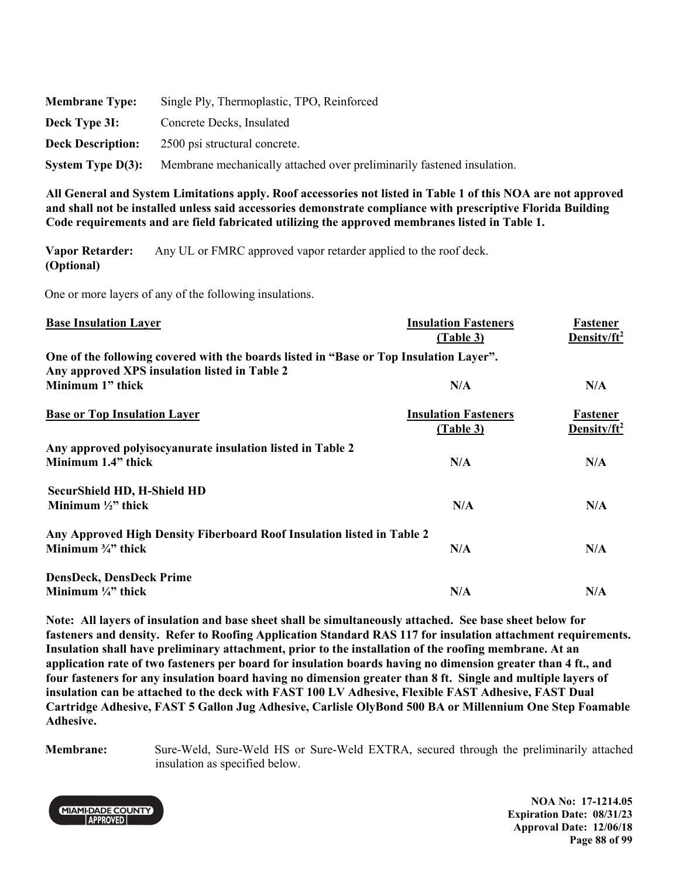**Membrane Type:** Single Ply, Thermoplastic, TPO, Reinforced

**Deck Type 3I:** Concrete Decks, Insulated

**Deck Description:** 2500 psi structural concrete.

**System Type D(3):** Membrane mechanically attached over preliminarily fastened insulation.

**All General and System Limitations apply. Roof accessories not listed in Table 1 of this NOA are not approved and shall not be installed unless said accessories demonstrate compliance with prescriptive Florida Building Code requirements and are field fabricated utilizing the approved membranes listed in Table 1.**

**Vapor Retarder: (Optional)** Any UL or FMRC approved vapor retarder applied to the roof deck.

One or more layers of any of the following insulations.

| Base Insulation Layer | Insulation Fasteners (Table 3) | Fastener Density/ft$^2$ |
|---|---|---|
| **One of the following covered with the boards listed in "Base or Top Insulation Layer". Any approved XPS insulation listed in Table 2 Minimum 1" thick** | **N/A** | **N/A** |

| Base or Top Insulation Layer | Insulation Fasteners (Table 3) | Fastener Density/ft$^2$ |
|---|---|---|
| **Any approved polyisocyanurate insulation listed in Table 2 Minimum 1.4" thick** | **N/A** | **N/A** |
| **SecurShield HD, H-Shield HD Minimum ½" thick** | **N/A** | **N/A** |
| **Any Approved High Density Fiberboard Roof Insulation listed in Table 2 Minimum ¾" thick** | **N/A** | **N/A** |
| **DensDeck, DensDeck Prime Minimum ¼" thick** | **N/A** | **N/A** |

**Note: All layers of insulation and base sheet shall be simultaneously attached. See base sheet below for fasteners and density. Refer to Roofing Application Standard RAS 117 for insulation attachment requirements. Insulation shall have preliminary attachment, prior to the installation of the roofing membrane. At an application rate of two fasteners per board for insulation boards having no dimension greater than 4 ft., and four fasteners for any insulation board having no dimension greater than 8 ft. Single and multiple layers of insulation can be attached to the deck with FAST 100 LV Adhesive, Flexible FAST Adhesive, FAST Dual Cartridge Adhesive, FAST 5 Gallon Jug Adhesive, Carlisle OlyBond 500 BA or Millennium One Step Foamable Adhesive.**

**Membrane:** Sure-Weld, Sure-Weld HS or Sure-Weld EXTRA, secured through the preliminarily attached insulation as specified below.

**NOA No: 17-1214.05**
**Expiration Date: 08/31/23**
**Approval Date: 12/06/18**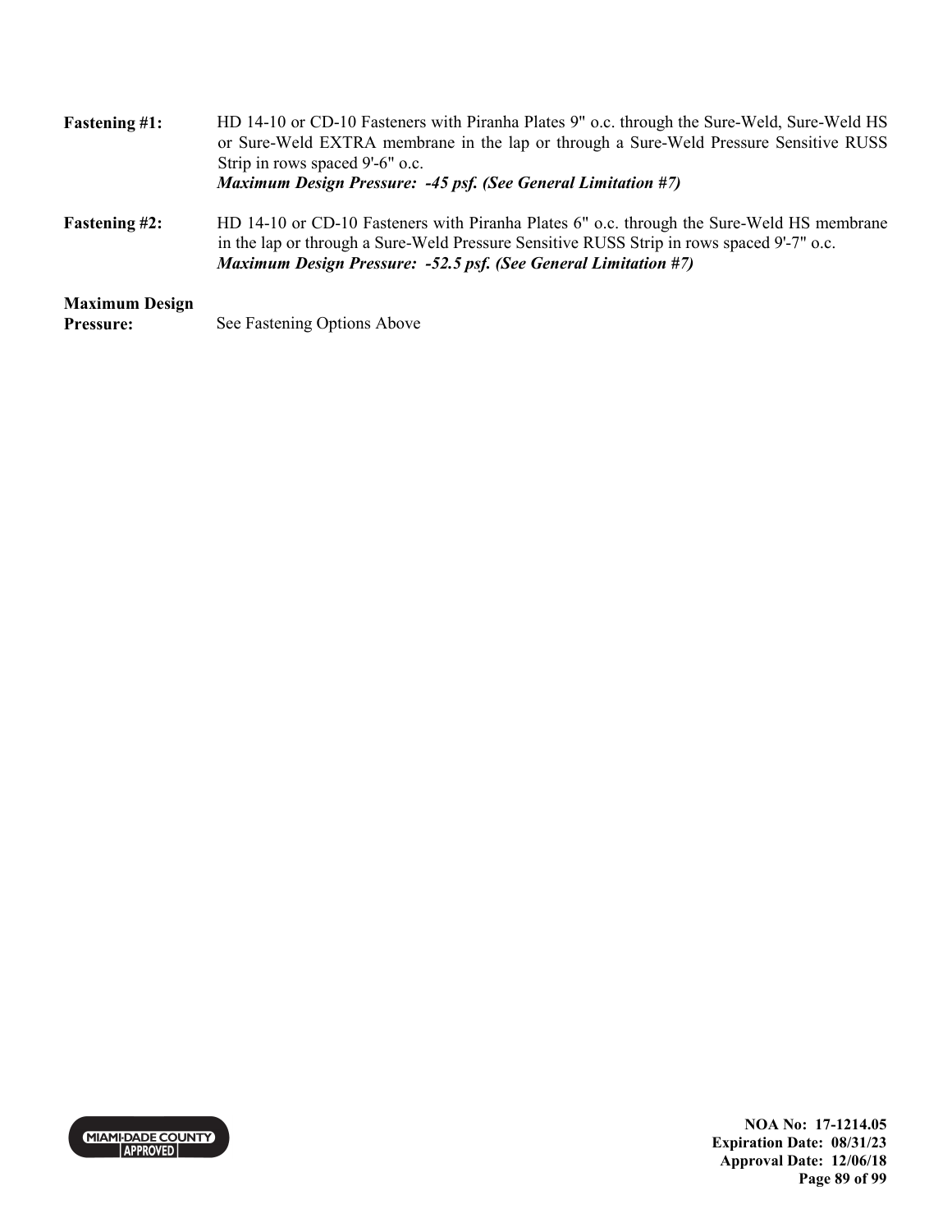**Fastening #1:** HD 14-10 or CD-10 Fasteners with Piranha Plates 9" o.c. through the Sure-Weld, Sure-Weld HS or Sure-Weld EXTRA membrane in the lap or through a Sure-Weld Pressure Sensitive RUSS Strip in rows spaced 9'-6" o.c.
***Maximum Design Pressure: -45 psf. (See General Limitation #7)***

**Fastening #2:** HD 14-10 or CD-10 Fasteners with Piranha Plates 6" o.c. through the Sure-Weld HS membrane in the lap or through a Sure-Weld Pressure Sensitive RUSS Strip in rows spaced 9'-7" o.c.
***Maximum Design Pressure: -52.5 psf. (See General Limitation #7)***

**Maximum Design Pressure:** See Fastening Options Above

**NOA No: 17-1214.05**
**Expiration Date: 08/31/23**
**Approval Date: 12/06/18**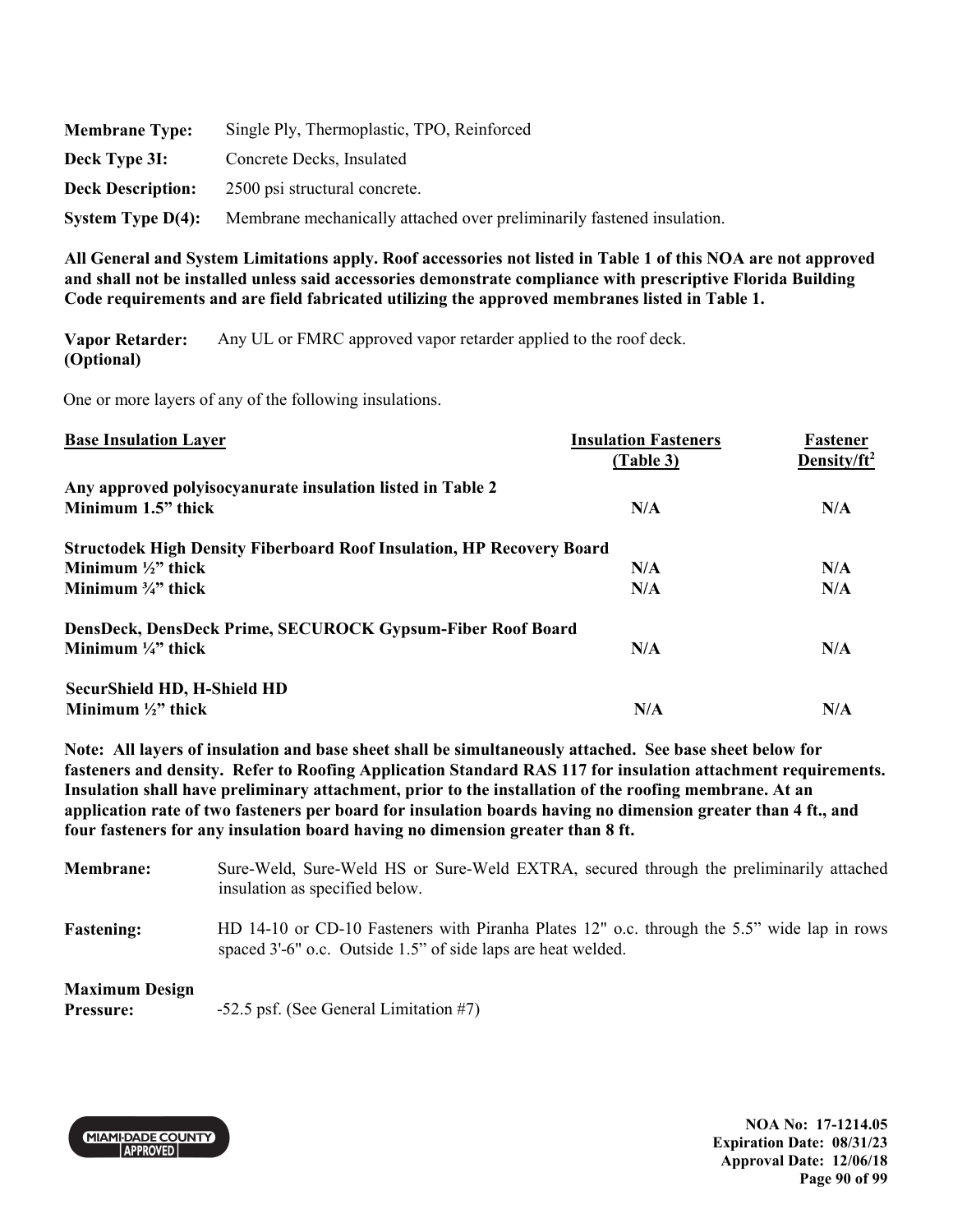| | |
|---|---|
| **Membrane Type:** | Single Ply, Thermoplastic, TPO, Reinforced |
| **Deck Type 3I:** | Concrete Decks, Insulated |
| **Deck Description:** | 2500 psi structural concrete. |
| **System Type D(4):** | Membrane mechanically attached over preliminarily fastened insulation. |

**All General and System Limitations apply. Roof accessories not listed in Table 1 of this NOA are not approved and shall not be installed unless said accessories demonstrate compliance with prescriptive Florida Building Code requirements and are field fabricated utilizing the approved membranes listed in Table 1.**

**Vapor Retarder: (Optional)** Any UL or FMRC approved vapor retarder applied to the roof deck.

One or more layers of any of the following insulations.

| Base Insulation Layer | Insulation Fasteners (Table 3) | Fastener Density/ft$^2$ |
|---|---|---|
| **Any approved polyisocyanurate insulation listed in Table 2** | | |
| **Minimum 1.5" thick** | **N/A** | **N/A** |
| **Structodek High Density Fiberboard Roof Insulation, HP Recovery Board** | | |
| **Minimum ½" thick** | **N/A** | **N/A** |
| **Minimum ¾" thick** | **N/A** | **N/A** |
| **DensDeck, DensDeck Prime, SECUROCK Gypsum-Fiber Roof Board** | | |
| **Minimum ¼" thick** | **N/A** | **N/A** |
| **SecurShield HD, H-Shield HD** | | |
| **Minimum ½" thick** | **N/A** | **N/A** |

**Note: All layers of insulation and base sheet shall be simultaneously attached. See base sheet below for fasteners and density. Refer to Roofing Application Standard RAS 117 for insulation attachment requirements. Insulation shall have preliminary attachment, prior to the installation of the roofing membrane. At an application rate of two fasteners per board for insulation boards having no dimension greater than 4 ft., and four fasteners for any insulation board having no dimension greater than 8 ft.**

| | |
|---|---|
| **Membrane:** | Sure-Weld, Sure-Weld HS or Sure-Weld EXTRA, secured through the preliminarily attached insulation as specified below. |
| **Fastening:** | HD 14-10 or CD-10 Fasteners with Piranha Plates 12" o.c. through the 5.5" wide lap in rows spaced 3'-6" o.c. Outside 1.5" of side laps are heat welded. |
| **Maximum Design Pressure:** | -52.5 psf. (See General Limitation #7) |

**NOA No: 17-1214.05**
**Expiration Date: 08/31/23**
**Approval Date: 12/06/18**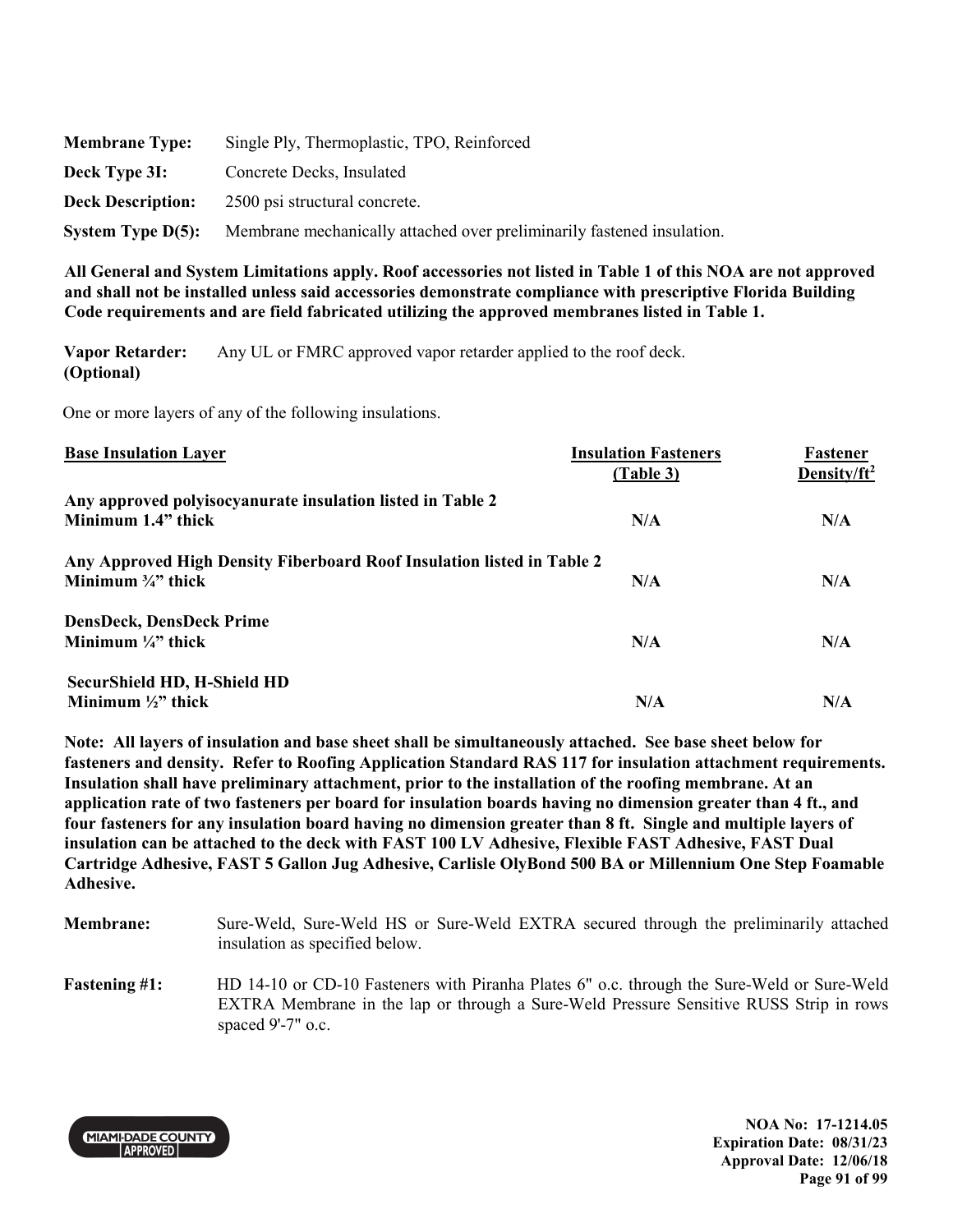**Membrane Type:** Single Ply, Thermoplastic, TPO, Reinforced

**Deck Type 3I:** Concrete Decks, Insulated

**Deck Description:** 2500 psi structural concrete.

**System Type D(5):** Membrane mechanically attached over preliminarily fastened insulation.

**All General and System Limitations apply. Roof accessories not listed in Table 1 of this NOA are not approved and shall not be installed unless said accessories demonstrate compliance with prescriptive Florida Building Code requirements and are field fabricated utilizing the approved membranes listed in Table 1.**

**Vapor Retarder: (Optional)** Any UL or FMRC approved vapor retarder applied to the roof deck.

One or more layers of any of the following insulations.

| Base Insulation Layer | Insulation Fasteners (Table 3) | Fastener Density/ft$^2$ |
|---|---|---|
| **Any approved polyisocyanurate insulation listed in Table 2 Minimum 1.4" thick** | **N/A** | **N/A** |
| **Any Approved High Density Fiberboard Roof Insulation listed in Table 2 Minimum ¾" thick** | **N/A** | **N/A** |
| **DensDeck, DensDeck Prime Minimum ¼" thick** | **N/A** | **N/A** |
| **SecurShield HD, H-Shield HD Minimum ½" thick** | **N/A** | **N/A** |

**Note: All layers of insulation and base sheet shall be simultaneously attached. See base sheet below for fasteners and density. Refer to Roofing Application Standard RAS 117 for insulation attachment requirements. Insulation shall have preliminary attachment, prior to the installation of the roofing membrane. At an application rate of two fasteners per board for insulation boards having no dimension greater than 4 ft., and four fasteners for any insulation board having no dimension greater than 8 ft. Single and multiple layers of insulation can be attached to the deck with FAST 100 LV Adhesive, Flexible FAST Adhesive, FAST Dual Cartridge Adhesive, FAST 5 Gallon Jug Adhesive, Carlisle OlyBond 500 BA or Millennium One Step Foamable Adhesive.**

**Membrane:** Sure-Weld, Sure-Weld HS or Sure-Weld EXTRA secured through the preliminarily attached insulation as specified below.

**Fastening #1:** HD 14-10 or CD-10 Fasteners with Piranha Plates 6" o.c. through the Sure-Weld or Sure-Weld EXTRA Membrane in the lap or through a Sure-Weld Pressure Sensitive RUSS Strip in rows spaced 9'-7" o.c.

**NOA No: 17-1214.05**
**Expiration Date: 08/31/23**
**Approval Date: 12/06/18**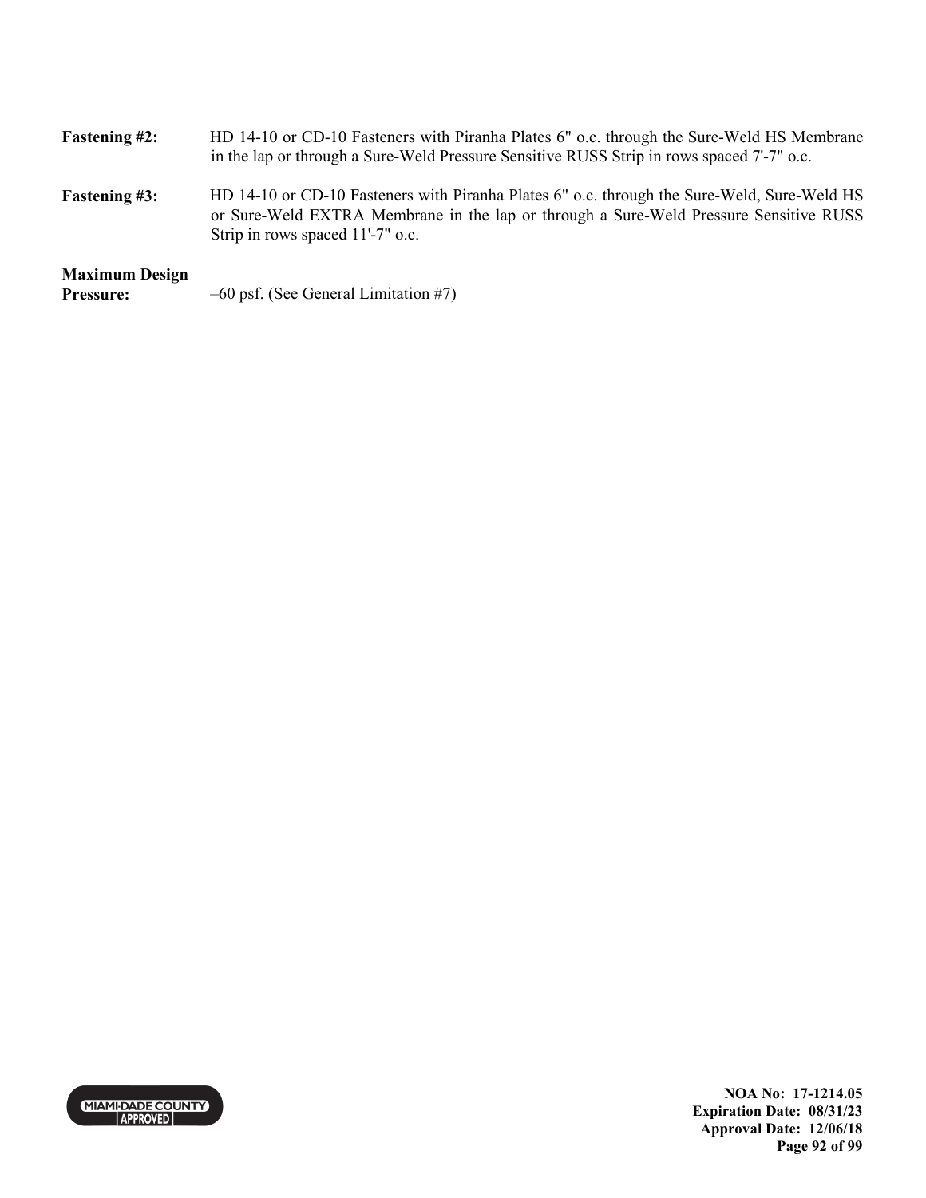**Fastening #2:** HD 14-10 or CD-10 Fasteners with Piranha Plates 6" o.c. through the Sure-Weld HS Membrane in the lap or through a Sure-Weld Pressure Sensitive RUSS Strip in rows spaced 7'-7" o.c.

**Fastening #3:** HD 14-10 or CD-10 Fasteners with Piranha Plates 6" o.c. through the Sure-Weld, Sure-Weld HS or Sure-Weld EXTRA Membrane in the lap or through a Sure-Weld Pressure Sensitive RUSS Strip in rows spaced 11'-7" o.c.

**Maximum Design Pressure:** –60 psf. (See General Limitation #7)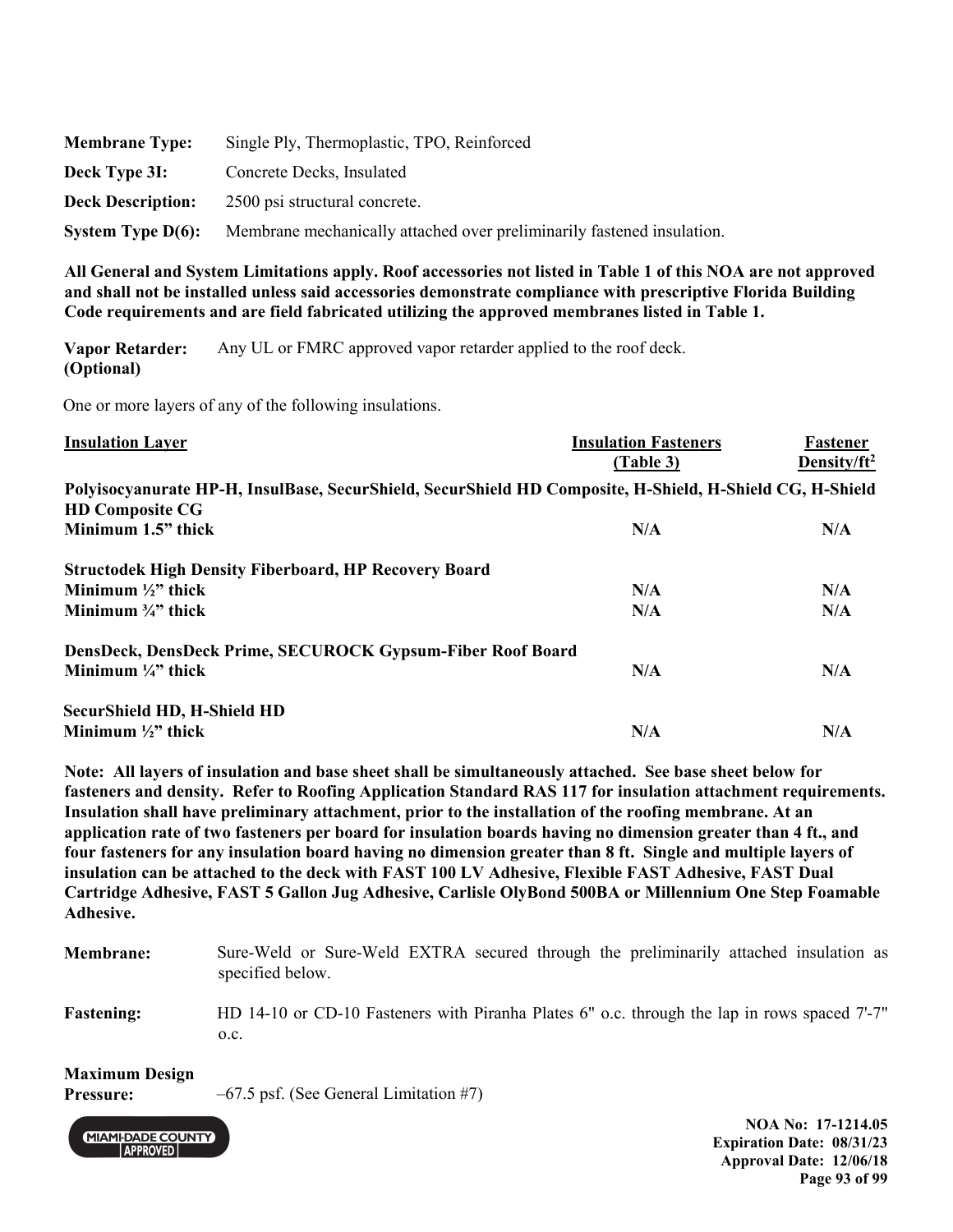**Membrane Type:** Single Ply, Thermoplastic, TPO, Reinforced

**Deck Type 3I:** Concrete Decks, Insulated

**Deck Description:** 2500 psi structural concrete.

**System Type D(6):** Membrane mechanically attached over preliminarily fastened insulation.

**All General and System Limitations apply. Roof accessories not listed in Table 1 of this NOA are not approved and shall not be installed unless said accessories demonstrate compliance with prescriptive Florida Building Code requirements and are field fabricated utilizing the approved membranes listed in Table 1.**

**Vapor Retarder: (Optional)** Any UL or FMRC approved vapor retarder applied to the roof deck.

One or more layers of any of the following insulations.

| Insulation Layer | Insulation Fasteners (Table 3) | Fastener Density/ft² |
|---|---|---|
| **Polyisocyanurate HP-H, InsulBase, SecurShield, SecurShield HD Composite, H-Shield, H-Shield CG, H-Shield HD Composite CG** | | |
| **Minimum 1.5" thick** | **N/A** | **N/A** |
| **Structodek High Density Fiberboard, HP Recovery Board** | | |
| **Minimum ½" thick** | **N/A** | **N/A** |
| **Minimum ¾" thick** | **N/A** | **N/A** |
| **DensDeck, DensDeck Prime, SECUROCK Gypsum-Fiber Roof Board** | | |
| **Minimum ¼" thick** | **N/A** | **N/A** |
| **SecurShield HD, H-Shield HD** | | |
| **Minimum ½" thick** | **N/A** | **N/A** |

**Note: All layers of insulation and base sheet shall be simultaneously attached. See base sheet below for fasteners and density. Refer to Roofing Application Standard RAS 117 for insulation attachment requirements. Insulation shall have preliminary attachment, prior to the installation of the roofing membrane. At an application rate of two fasteners per board for insulation boards having no dimension greater than 4 ft., and four fasteners for any insulation board having no dimension greater than 8 ft. Single and multiple layers of insulation can be attached to the deck with FAST 100 LV Adhesive, Flexible FAST Adhesive, FAST Dual Cartridge Adhesive, FAST 5 Gallon Jug Adhesive, Carlisle OlyBond 500BA or Millennium One Step Foamable Adhesive.**

**Membrane:** Sure-Weld or Sure-Weld EXTRA secured through the preliminarily attached insulation as specified below.

**Fastening:** HD 14-10 or CD-10 Fasteners with Piranha Plates 6" o.c. through the lap in rows spaced 7'-7" o.c.

**Maximum Design Pressure:** –67.5 psf. (See General Limitation #7)

**NOA No: 17-1214.05**
**Expiration Date: 08/31/23**
**Approval Date: 12/06/18**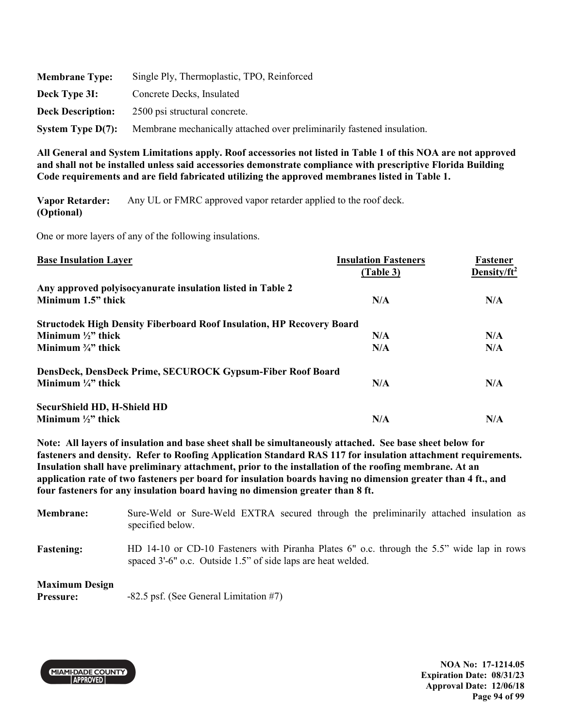| | |
|---|---|
| **Membrane Type:** | Single Ply, Thermoplastic, TPO, Reinforced |
| **Deck Type 3I:** | Concrete Decks, Insulated |
| **Deck Description:** | 2500 psi structural concrete. |
| **System Type D(7):** | Membrane mechanically attached over preliminarily fastened insulation. |

**All General and System Limitations apply. Roof accessories not listed in Table 1 of this NOA are not approved and shall not be installed unless said accessories demonstrate compliance with prescriptive Florida Building Code requirements and are field fabricated utilizing the approved membranes listed in Table 1.**

**Vapor Retarder: (Optional)** Any UL or FMRC approved vapor retarder applied to the roof deck.

One or more layers of any of the following insulations.

| Base Insulation Layer | Insulation Fasteners (Table 3) | Fastener Density/ft² |
|---|---|---|
| **Any approved polyisocyanurate insulation listed in Table 2** | | |
| **Minimum 1.5" thick** | **N/A** | **N/A** |
| **Structodek High Density Fiberboard Roof Insulation, HP Recovery Board** | | |
| **Minimum ½" thick** | **N/A** | **N/A** |
| **Minimum ¾" thick** | **N/A** | **N/A** |
| **DensDeck, DensDeck Prime, SECUROCK Gypsum-Fiber Roof Board** | | |
| **Minimum ¼" thick** | **N/A** | **N/A** |
| **SecurShield HD, H-Shield HD** | | |
| **Minimum ½" thick** | **N/A** | **N/A** |

**Note: All layers of insulation and base sheet shall be simultaneously attached. See base sheet below for fasteners and density. Refer to Roofing Application Standard RAS 117 for insulation attachment requirements. Insulation shall have preliminary attachment, prior to the installation of the roofing membrane. At an application rate of two fasteners per board for insulation boards having no dimension greater than 4 ft., and four fasteners for any insulation board having no dimension greater than 8 ft.**

| | |
|---|---|
| **Membrane:** | Sure-Weld or Sure-Weld EXTRA secured through the preliminarily attached insulation as specified below. |
| **Fastening:** | HD 14-10 or CD-10 Fasteners with Piranha Plates 6" o.c. through the 5.5" wide lap in rows spaced 3'-6" o.c. Outside 1.5" of side laps are heat welded. |
| **Maximum Design Pressure:** | -82.5 psf. (See General Limitation #7) |

**NOA No: 17-1214.05**
**Expiration Date: 08/31/23**
**Approval Date: 12/06/18**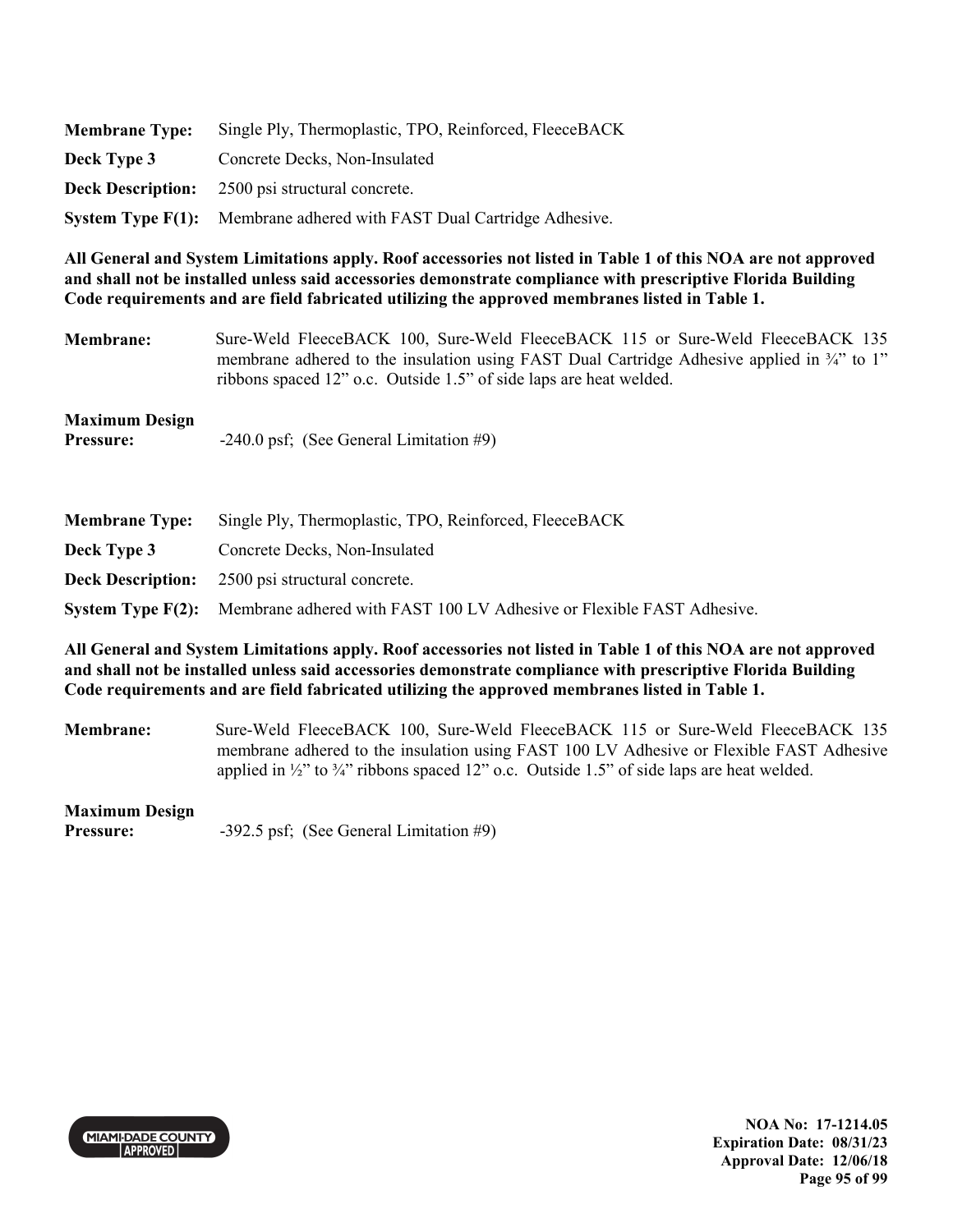**Membrane Type:** Single Ply, Thermoplastic, TPO, Reinforced, FleeceBACK

**Deck Type 3** Concrete Decks, Non-Insulated

**Deck Description:** 2500 psi structural concrete.

**System Type F(1):** Membrane adhered with FAST Dual Cartridge Adhesive.

**All General and System Limitations apply. Roof accessories not listed in Table 1 of this NOA are not approved and shall not be installed unless said accessories demonstrate compliance with prescriptive Florida Building Code requirements and are field fabricated utilizing the approved membranes listed in Table 1.**

**Membrane:** Sure-Weld FleeceBACK 100, Sure-Weld FleeceBACK 115 or Sure-Weld FleeceBACK 135 membrane adhered to the insulation using FAST Dual Cartridge Adhesive applied in ¾" to 1" ribbons spaced 12" o.c. Outside 1.5" of side laps are heat welded.

**Maximum Design Pressure:** -240.0 psf; (See General Limitation #9)

**Membrane Type:** Single Ply, Thermoplastic, TPO, Reinforced, FleeceBACK

**Deck Type 3** Concrete Decks, Non-Insulated

**Deck Description:** 2500 psi structural concrete.

**System Type F(2):** Membrane adhered with FAST 100 LV Adhesive or Flexible FAST Adhesive.

**All General and System Limitations apply. Roof accessories not listed in Table 1 of this NOA are not approved and shall not be installed unless said accessories demonstrate compliance with prescriptive Florida Building Code requirements and are field fabricated utilizing the approved membranes listed in Table 1.**

**Membrane:** Sure-Weld FleeceBACK 100, Sure-Weld FleeceBACK 115 or Sure-Weld FleeceBACK 135 membrane adhered to the insulation using FAST 100 LV Adhesive or Flexible FAST Adhesive applied in ½" to ¾" ribbons spaced 12" o.c. Outside 1.5" of side laps are heat welded.

**Maximum Design Pressure:** -392.5 psf; (See General Limitation #9)

**NOA No: 17-1214.05**
**Expiration Date: 08/31/23**
**Approval Date: 12/06/18**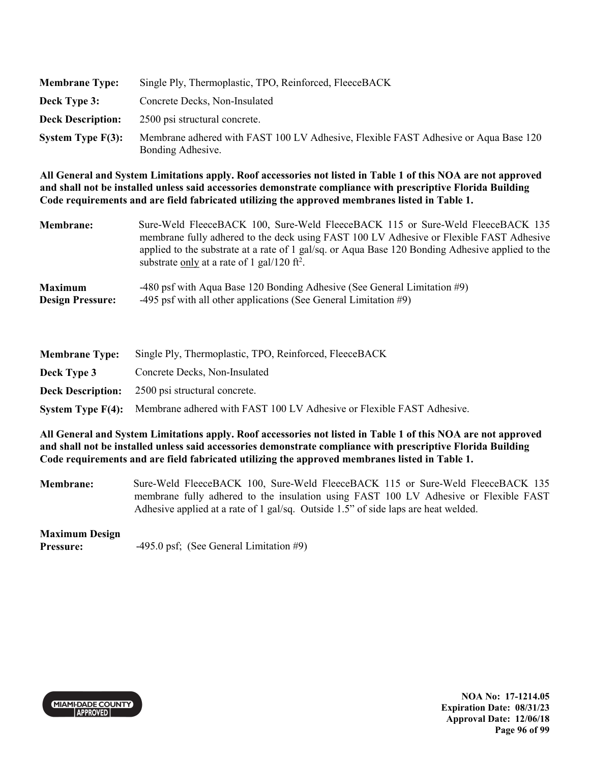**Membrane Type:** Single Ply, Thermoplastic, TPO, Reinforced, FleeceBACK

**Deck Type 3:** Concrete Decks, Non-Insulated

**Deck Description:** 2500 psi structural concrete.

**System Type F(3):** Membrane adhered with FAST 100 LV Adhesive, Flexible FAST Adhesive or Aqua Base 120 Bonding Adhesive.

**All General and System Limitations apply. Roof accessories not listed in Table 1 of this NOA are not approved and shall not be installed unless said accessories demonstrate compliance with prescriptive Florida Building Code requirements and are field fabricated utilizing the approved membranes listed in Table 1.**

**Membrane:** Sure-Weld FleeceBACK 100, Sure-Weld FleeceBACK 115 or Sure-Weld FleeceBACK 135 membrane fully adhered to the deck using FAST 100 LV Adhesive or Flexible FAST Adhesive applied to the substrate at a rate of 1 gal/sq. or Aqua Base 120 Bonding Adhesive applied to the substrate only at a rate of 1 gal/120 ft$^2$.

**Maximum Design Pressure:** -480 psf with Aqua Base 120 Bonding Adhesive (See General Limitation #9)
-495 psf with all other applications (See General Limitation #9)

**Membrane Type:** Single Ply, Thermoplastic, TPO, Reinforced, FleeceBACK

**Deck Type 3** Concrete Decks, Non-Insulated

**Deck Description:** 2500 psi structural concrete.

**System Type F(4):** Membrane adhered with FAST 100 LV Adhesive or Flexible FAST Adhesive.

**All General and System Limitations apply. Roof accessories not listed in Table 1 of this NOA are not approved and shall not be installed unless said accessories demonstrate compliance with prescriptive Florida Building Code requirements and are field fabricated utilizing the approved membranes listed in Table 1.**

**Membrane:** Sure-Weld FleeceBACK 100, Sure-Weld FleeceBACK 115 or Sure-Weld FleeceBACK 135 membrane fully adhered to the insulation using FAST 100 LV Adhesive or Flexible FAST Adhesive applied at a rate of 1 gal/sq. Outside 1.5" of side laps are heat welded.

**Maximum Design Pressure:** -495.0 psf; (See General Limitation #9)

NOA No: 17-1214.05
Expiration Date: 08/31/23
Approval Date: 12/06/18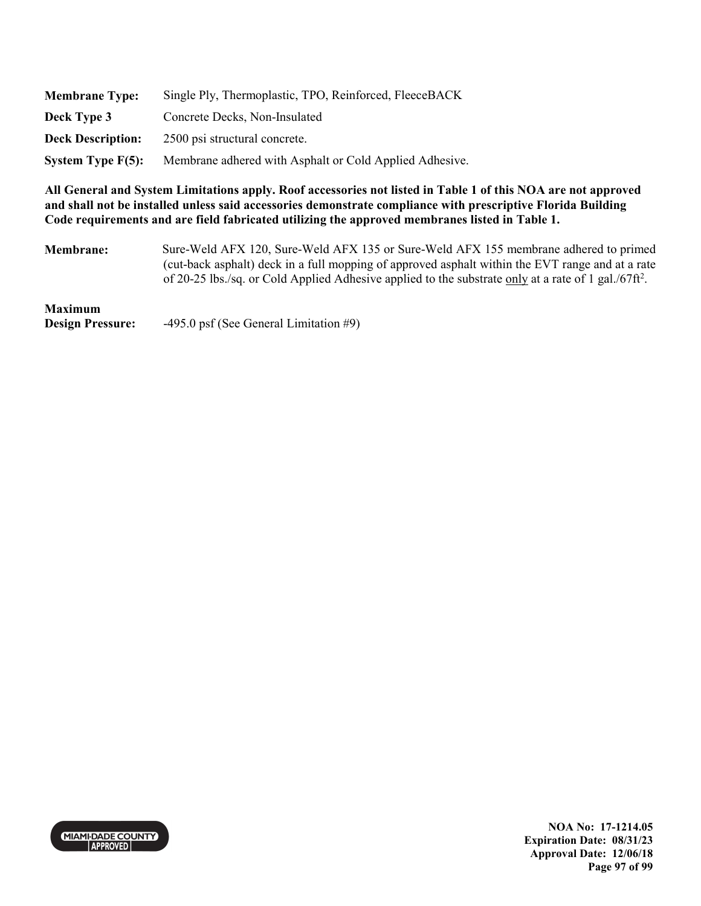**Membrane Type:** Single Ply, Thermoplastic, TPO, Reinforced, FleeceBACK

**Deck Type 3** Concrete Decks, Non-Insulated

**Deck Description:** 2500 psi structural concrete.

**System Type F(5):** Membrane adhered with Asphalt or Cold Applied Adhesive.

**All General and System Limitations apply. Roof accessories not listed in Table 1 of this NOA are not approved and shall not be installed unless said accessories demonstrate compliance with prescriptive Florida Building Code requirements and are field fabricated utilizing the approved membranes listed in Table 1.**

**Membrane:** Sure-Weld AFX 120, Sure-Weld AFX 135 or Sure-Weld AFX 155 membrane adhered to primed (cut-back asphalt) deck in a full mopping of approved asphalt within the EVT range and at a rate of 20-25 lbs./sq. or Cold Applied Adhesive applied to the substrate only at a rate of 1 gal./67ft$^2$.

**Maximum Design Pressure:** -495.0 psf (See General Limitation #9)

NOA No: 17-1214.05
Expiration Date: 08/31/23
Approval Date: 12/06/18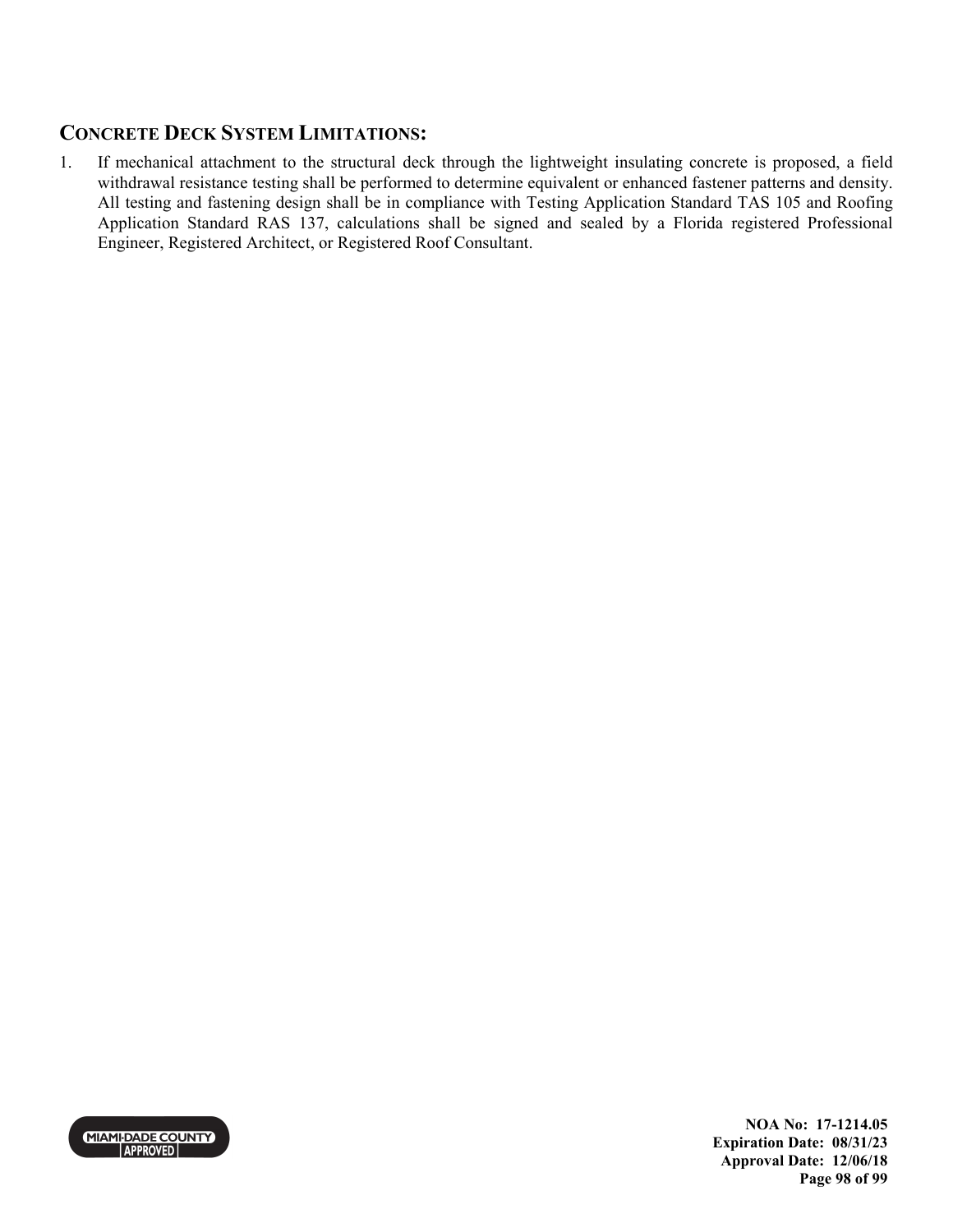## CONCRETE DECK SYSTEM LIMITATIONS:

1. If mechanical attachment to the structural deck through the lightweight insulating concrete is proposed, a field withdrawal resistance testing shall be performed to determine equivalent or enhanced fastener patterns and density. All testing and fastening design shall be in compliance with Testing Application Standard TAS 105 and Roofing Application Standard RAS 137, calculations shall be signed and sealed by a Florida registered Professional Engineer, Registered Architect, or Registered Roof Consultant.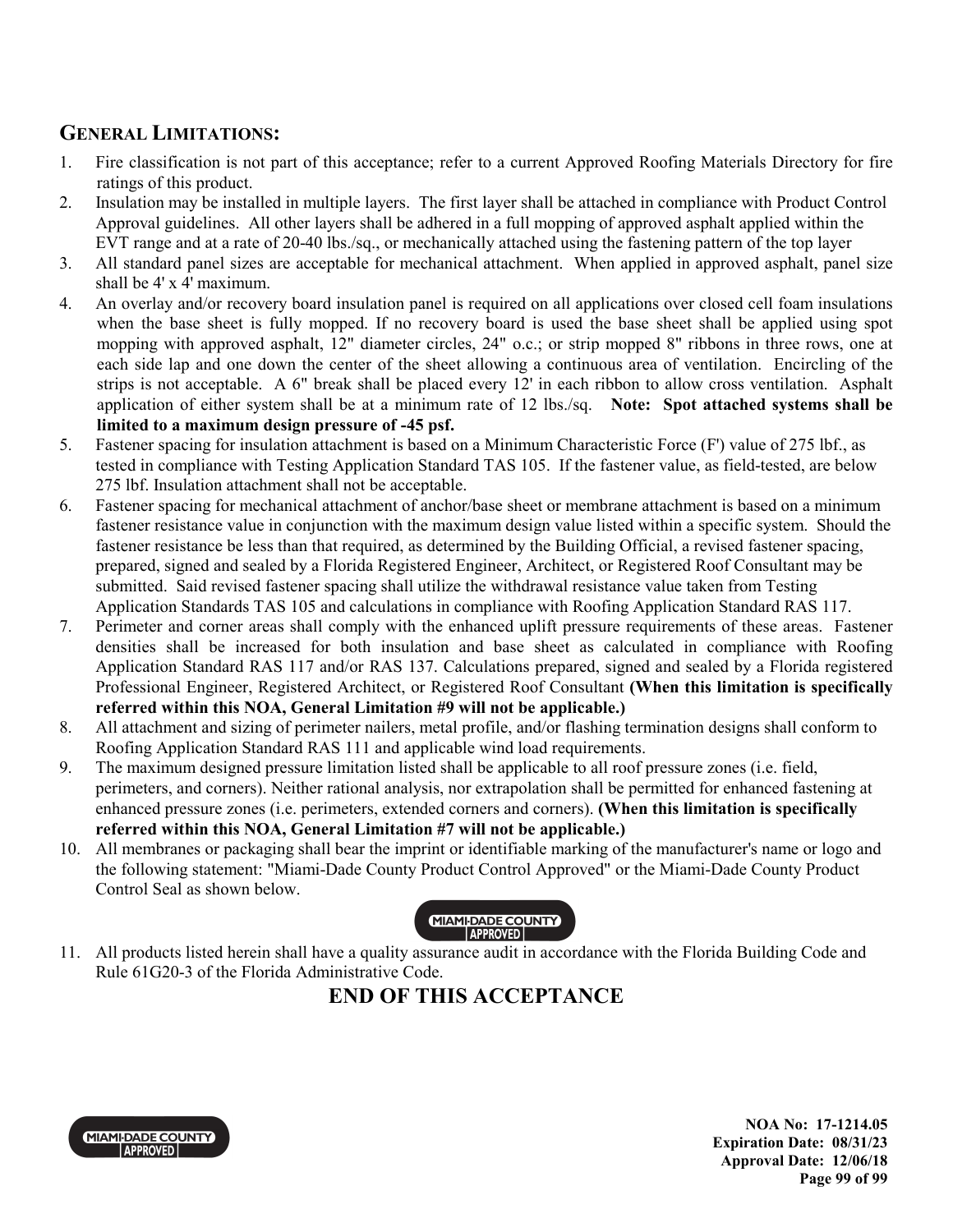## GENERAL LIMITATIONS:

1. Fire classification is not part of this acceptance; refer to a current Approved Roofing Materials Directory for fire ratings of this product.
2. Insulation may be installed in multiple layers. The first layer shall be attached in compliance with Product Control Approval guidelines. All other layers shall be adhered in a full mopping of approved asphalt applied within the EVT range and at a rate of 20-40 lbs./sq., or mechanically attached using the fastening pattern of the top layer
3. All standard panel sizes are acceptable for mechanical attachment. When applied in approved asphalt, panel size shall be 4' x 4' maximum.
4. An overlay and/or recovery board insulation panel is required on all applications over closed cell foam insulations when the base sheet is fully mopped. If no recovery board is used the base sheet shall be applied using spot mopping with approved asphalt, 12" diameter circles, 24" o.c.; or strip mopped 8" ribbons in three rows, one at each side lap and one down the center of the sheet allowing a continuous area of ventilation. Encircling of the strips is not acceptable. A 6" break shall be placed every 12' in each ribbon to allow cross ventilation. Asphalt application of either system shall be at a minimum rate of 12 lbs./sq. **Note: Spot attached systems shall be limited to a maximum design pressure of -45 psf.**
5. Fastener spacing for insulation attachment is based on a Minimum Characteristic Force (F') value of 275 lbf., as tested in compliance with Testing Application Standard TAS 105. If the fastener value, as field-tested, are below 275 lbf. Insulation attachment shall not be acceptable.
6. Fastener spacing for mechanical attachment of anchor/base sheet or membrane attachment is based on a minimum fastener resistance value in conjunction with the maximum design value listed within a specific system. Should the fastener resistance be less than that required, as determined by the Building Official, a revised fastener spacing, prepared, signed and sealed by a Florida Registered Engineer, Architect, or Registered Roof Consultant may be submitted. Said revised fastener spacing shall utilize the withdrawal resistance value taken from Testing Application Standards TAS 105 and calculations in compliance with Roofing Application Standard RAS 117.
7. Perimeter and corner areas shall comply with the enhanced uplift pressure requirements of these areas. Fastener densities shall be increased for both insulation and base sheet as calculated in compliance with Roofing Application Standard RAS 117 and/or RAS 137. Calculations prepared, signed and sealed by a Florida registered Professional Engineer, Registered Architect, or Registered Roof Consultant **(When this limitation is specifically referred within this NOA, General Limitation #9 will not be applicable.)**
8. All attachment and sizing of perimeter nailers, metal profile, and/or flashing termination designs shall conform to Roofing Application Standard RAS 111 and applicable wind load requirements.
9. The maximum designed pressure limitation listed shall be applicable to all roof pressure zones (i.e. field, perimeters, and corners). Neither rational analysis, nor extrapolation shall be permitted for enhanced fastening at enhanced pressure zones (i.e. perimeters, extended corners and corners). **(When this limitation is specifically referred within this NOA, General Limitation #7 will not be applicable.)**
10. All membranes or packaging shall bear the imprint or identifiable marking of the manufacturer's name or logo and the following statement: "Miami-Dade County Product Control Approved" or the Miami-Dade County Product Control Seal as shown below.

MIAMI-DADE COUNTY APPROVED

11. All products listed herein shall have a quality assurance audit in accordance with the Florida Building Code and Rule 61G20-3 of the Florida Administrative Code.

# END OF THIS ACCEPTANCE

**NOA No: 17-1214.05**
**Expiration Date: 08/31/23**
**Approval Date: 12/06/18**